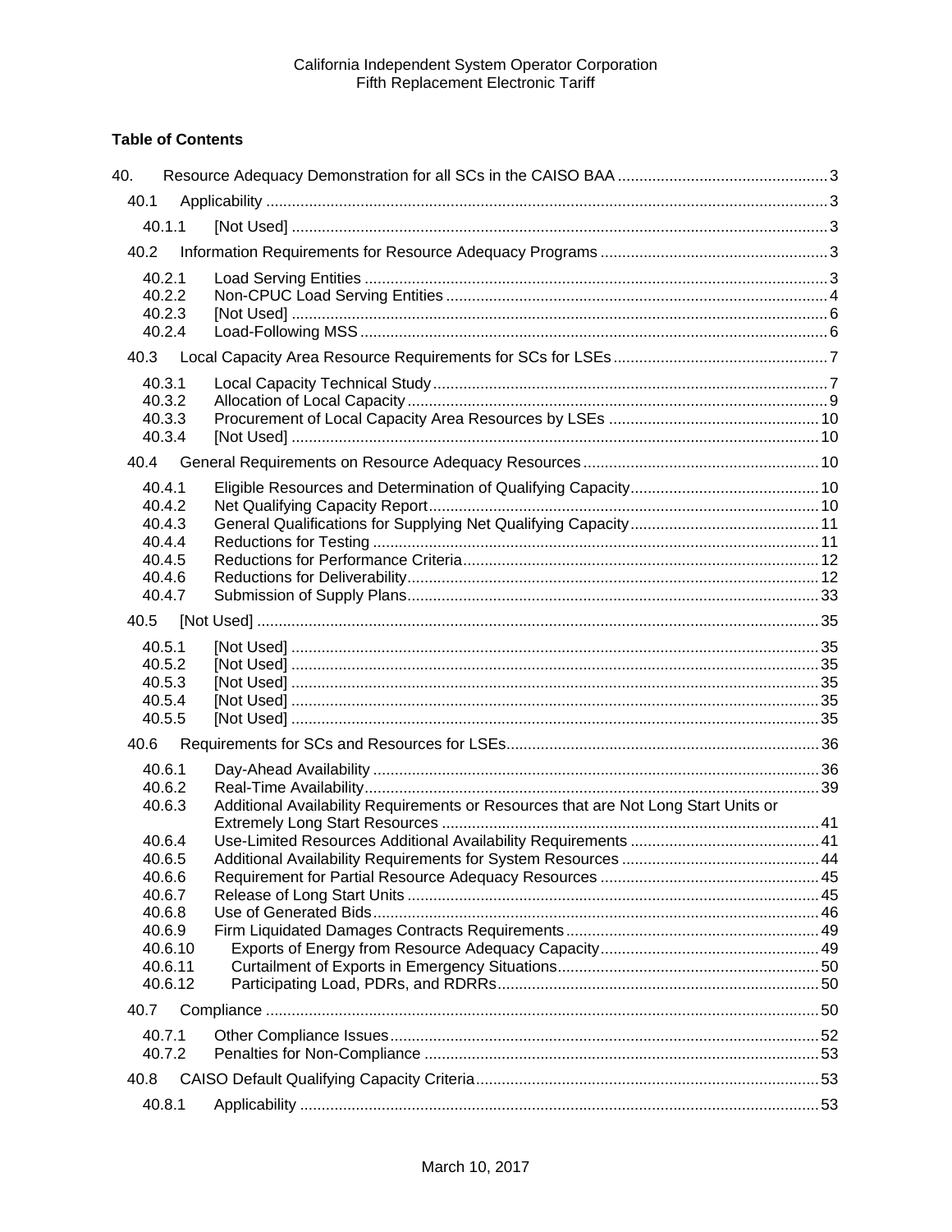California Independent System Operator Corporation
Fifth Replacement Electronic Tariff

**Table of Contents**

40. Resource Adequacy Demonstration for all SCs in the CAISO BAA ..... 3
 40.1 Applicability ..... 3
  40.1.1 [Not Used] ..... 3
 40.2 Information Requirements for Resource Adequacy Programs ..... 3
  40.2.1 Load Serving Entities ..... 3
  40.2.2 Non-CPUC Load Serving Entities ..... 4
  40.2.3 [Not Used] ..... 6
  40.2.4 Load-Following MSS ..... 6
 40.3 Local Capacity Area Resource Requirements for SCs for LSEs ..... 7
  40.3.1 Local Capacity Technical Study ..... 7
  40.3.2 Allocation of Local Capacity ..... 9
  40.3.3 Procurement of Local Capacity Area Resources by LSEs ..... 10
  40.3.4 [Not Used] ..... 10
 40.4 General Requirements on Resource Adequacy Resources ..... 10
  40.4.1 Eligible Resources and Determination of Qualifying Capacity ..... 10
  40.4.2 Net Qualifying Capacity Report ..... 10
  40.4.3 General Qualifications for Supplying Net Qualifying Capacity ..... 11
  40.4.4 Reductions for Testing ..... 11
  40.4.5 Reductions for Performance Criteria ..... 12
  40.4.6 Reductions for Deliverability ..... 12
  40.4.7 Submission of Supply Plans ..... 33
 40.5 [Not Used] ..... 35
  40.5.1 [Not Used] ..... 35
  40.5.2 [Not Used] ..... 35
  40.5.3 [Not Used] ..... 35
  40.5.4 [Not Used] ..... 35
  40.5.5 [Not Used] ..... 35
 40.6 Requirements for SCs and Resources for LSEs ..... 36
  40.6.1 Day-Ahead Availability ..... 36
  40.6.2 Real-Time Availability ..... 39
  40.6.3 Additional Availability Requirements or Resources that are Not Long Start Units or Extremely Long Start Resources ..... 41
  40.6.4 Use-Limited Resources Additional Availability Requirements ..... 41
  40.6.5 Additional Availability Requirements for System Resources ..... 44
  40.6.6 Requirement for Partial Resource Adequacy Resources ..... 45
  40.6.7 Release of Long Start Units ..... 45
  40.6.8 Use of Generated Bids ..... 46
  40.6.9 Firm Liquidated Damages Contracts Requirements ..... 49
  40.6.10 Exports of Energy from Resource Adequacy Capacity ..... 49
  40.6.11 Curtailment of Exports in Emergency Situations ..... 50
  40.6.12 Participating Load, PDRs, and RDRRs ..... 50
 40.7 Compliance ..... 50
  40.7.1 Other Compliance Issues ..... 52
  40.7.2 Penalties for Non-Compliance ..... 53
 40.8 CAISO Default Qualifying Capacity Criteria ..... 53
  40.8.1 Applicability ..... 53

March 10, 2017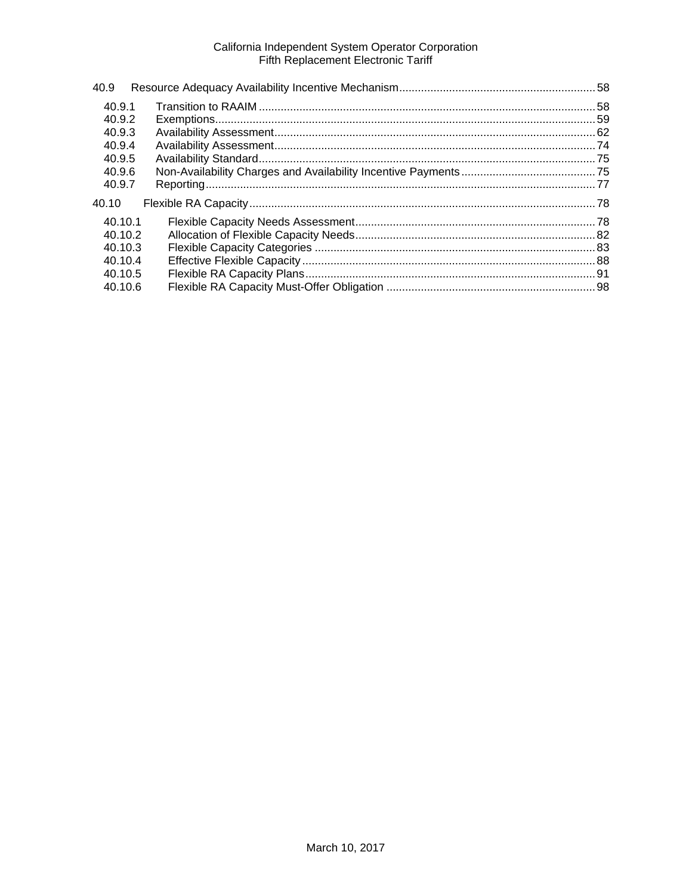40.9 Resource Adequacy Availability Incentive Mechanism ..... 58

- 40.9.1 Transition to RAAIM ..... 58
- 40.9.2 Exemptions ..... 59
- 40.9.3 Availability Assessment ..... 62
- 40.9.4 Availability Assessment ..... 74
- 40.9.5 Availability Standard ..... 75
- 40.9.6 Non-Availability Charges and Availability Incentive Payments ..... 75
- 40.9.7 Reporting ..... 77

40.10 Flexible RA Capacity ..... 78

- 40.10.1 Flexible Capacity Needs Assessment ..... 78
- 40.10.2 Allocation of Flexible Capacity Needs ..... 82
- 40.10.3 Flexible Capacity Categories ..... 83
- 40.10.4 Effective Flexible Capacity ..... 88
- 40.10.5 Flexible RA Capacity Plans ..... 91
- 40.10.6 Flexible RA Capacity Must-Offer Obligation ..... 98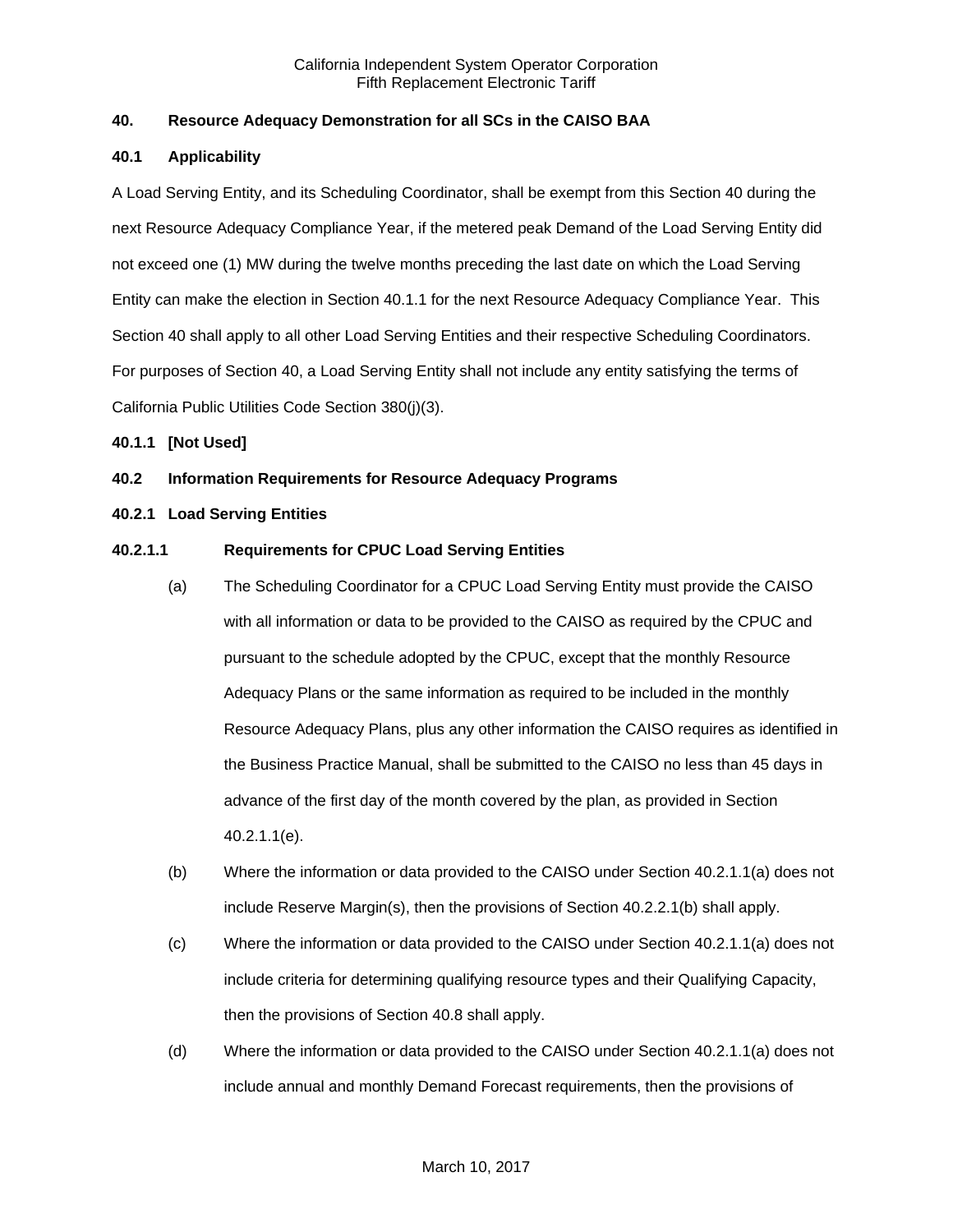## 40. Resource Adequacy Demonstration for all SCs in the CAISO BAA

### 40.1 Applicability

A Load Serving Entity, and its Scheduling Coordinator, shall be exempt from this Section 40 during the next Resource Adequacy Compliance Year, if the metered peak Demand of the Load Serving Entity did not exceed one (1) MW during the twelve months preceding the last date on which the Load Serving Entity can make the election in Section 40.1.1 for the next Resource Adequacy Compliance Year. This Section 40 shall apply to all other Load Serving Entities and their respective Scheduling Coordinators. For purposes of Section 40, a Load Serving Entity shall not include any entity satisfying the terms of California Public Utilities Code Section 380(j)(3).

#### 40.1.1 [Not Used]

### 40.2 Information Requirements for Resource Adequacy Programs

#### 40.2.1 Load Serving Entities

##### 40.2.1.1 Requirements for CPUC Load Serving Entities

(a) The Scheduling Coordinator for a CPUC Load Serving Entity must provide the CAISO with all information or data to be provided to the CAISO as required by the CPUC and pursuant to the schedule adopted by the CPUC, except that the monthly Resource Adequacy Plans or the same information as required to be included in the monthly Resource Adequacy Plans, plus any other information the CAISO requires as identified in the Business Practice Manual, shall be submitted to the CAISO no less than 45 days in advance of the first day of the month covered by the plan, as provided in Section 40.2.1.1(e).

(b) Where the information or data provided to the CAISO under Section 40.2.1.1(a) does not include Reserve Margin(s), then the provisions of Section 40.2.2.1(b) shall apply.

(c) Where the information or data provided to the CAISO under Section 40.2.1.1(a) does not include criteria for determining qualifying resource types and their Qualifying Capacity, then the provisions of Section 40.8 shall apply.

(d) Where the information or data provided to the CAISO under Section 40.2.1.1(a) does not include annual and monthly Demand Forecast requirements, then the provisions of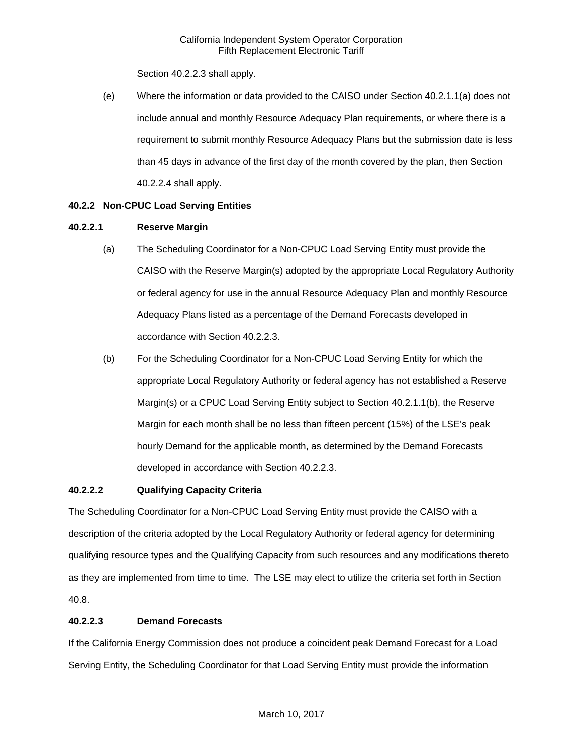Section 40.2.2.3 shall apply.

(e) Where the information or data provided to the CAISO under Section 40.2.1.1(a) does not include annual and monthly Resource Adequacy Plan requirements, or where there is a requirement to submit monthly Resource Adequacy Plans but the submission date is less than 45 days in advance of the first day of the month covered by the plan, then Section 40.2.2.4 shall apply.

**40.2.2 Non-CPUC Load Serving Entities**

**40.2.2.1 Reserve Margin**

(a) The Scheduling Coordinator for a Non-CPUC Load Serving Entity must provide the CAISO with the Reserve Margin(s) adopted by the appropriate Local Regulatory Authority or federal agency for use in the annual Resource Adequacy Plan and monthly Resource Adequacy Plans listed as a percentage of the Demand Forecasts developed in accordance with Section 40.2.2.3.

(b) For the Scheduling Coordinator for a Non-CPUC Load Serving Entity for which the appropriate Local Regulatory Authority or federal agency has not established a Reserve Margin(s) or a CPUC Load Serving Entity subject to Section 40.2.1.1(b), the Reserve Margin for each month shall be no less than fifteen percent (15%) of the LSE's peak hourly Demand for the applicable month, as determined by the Demand Forecasts developed in accordance with Section 40.2.2.3.

**40.2.2.2 Qualifying Capacity Criteria**

The Scheduling Coordinator for a Non-CPUC Load Serving Entity must provide the CAISO with a description of the criteria adopted by the Local Regulatory Authority or federal agency for determining qualifying resource types and the Qualifying Capacity from such resources and any modifications thereto as they are implemented from time to time. The LSE may elect to utilize the criteria set forth in Section 40.8.

**40.2.2.3 Demand Forecasts**

If the California Energy Commission does not produce a coincident peak Demand Forecast for a Load Serving Entity, the Scheduling Coordinator for that Load Serving Entity must provide the information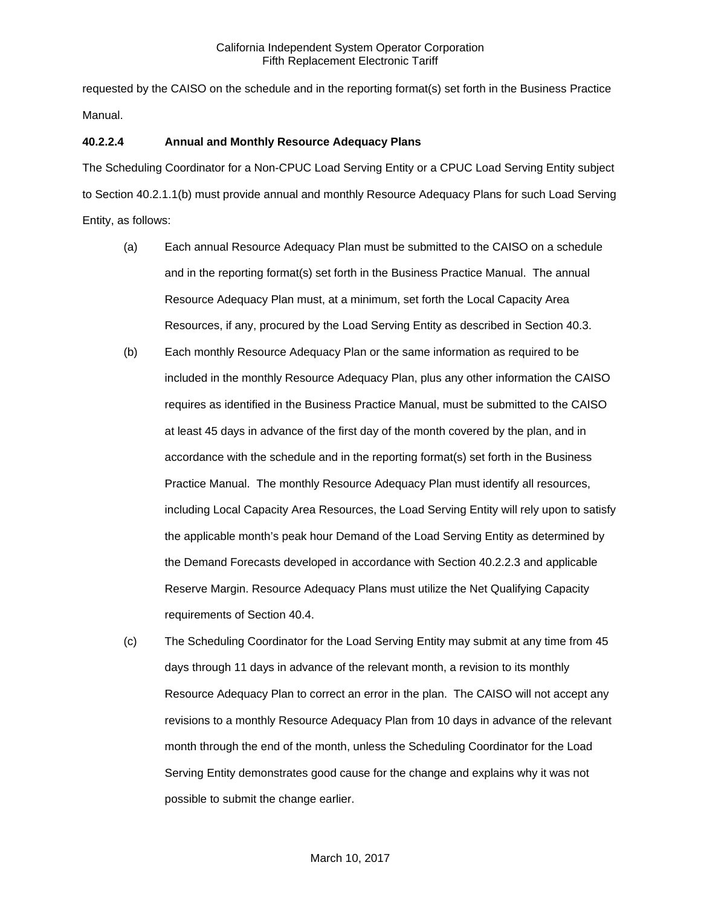requested by the CAISO on the schedule and in the reporting format(s) set forth in the Business Practice Manual.

**40.2.2.4 Annual and Monthly Resource Adequacy Plans**

The Scheduling Coordinator for a Non-CPUC Load Serving Entity or a CPUC Load Serving Entity subject to Section 40.2.1.1(b) must provide annual and monthly Resource Adequacy Plans for such Load Serving Entity, as follows:

(a) Each annual Resource Adequacy Plan must be submitted to the CAISO on a schedule and in the reporting format(s) set forth in the Business Practice Manual. The annual Resource Adequacy Plan must, at a minimum, set forth the Local Capacity Area Resources, if any, procured by the Load Serving Entity as described in Section 40.3.

(b) Each monthly Resource Adequacy Plan or the same information as required to be included in the monthly Resource Adequacy Plan, plus any other information the CAISO requires as identified in the Business Practice Manual, must be submitted to the CAISO at least 45 days in advance of the first day of the month covered by the plan, and in accordance with the schedule and in the reporting format(s) set forth in the Business Practice Manual. The monthly Resource Adequacy Plan must identify all resources, including Local Capacity Area Resources, the Load Serving Entity will rely upon to satisfy the applicable month's peak hour Demand of the Load Serving Entity as determined by the Demand Forecasts developed in accordance with Section 40.2.2.3 and applicable Reserve Margin. Resource Adequacy Plans must utilize the Net Qualifying Capacity requirements of Section 40.4.

(c) The Scheduling Coordinator for the Load Serving Entity may submit at any time from 45 days through 11 days in advance of the relevant month, a revision to its monthly Resource Adequacy Plan to correct an error in the plan. The CAISO will not accept any revisions to a monthly Resource Adequacy Plan from 10 days in advance of the relevant month through the end of the month, unless the Scheduling Coordinator for the Load Serving Entity demonstrates good cause for the change and explains why it was not possible to submit the change earlier.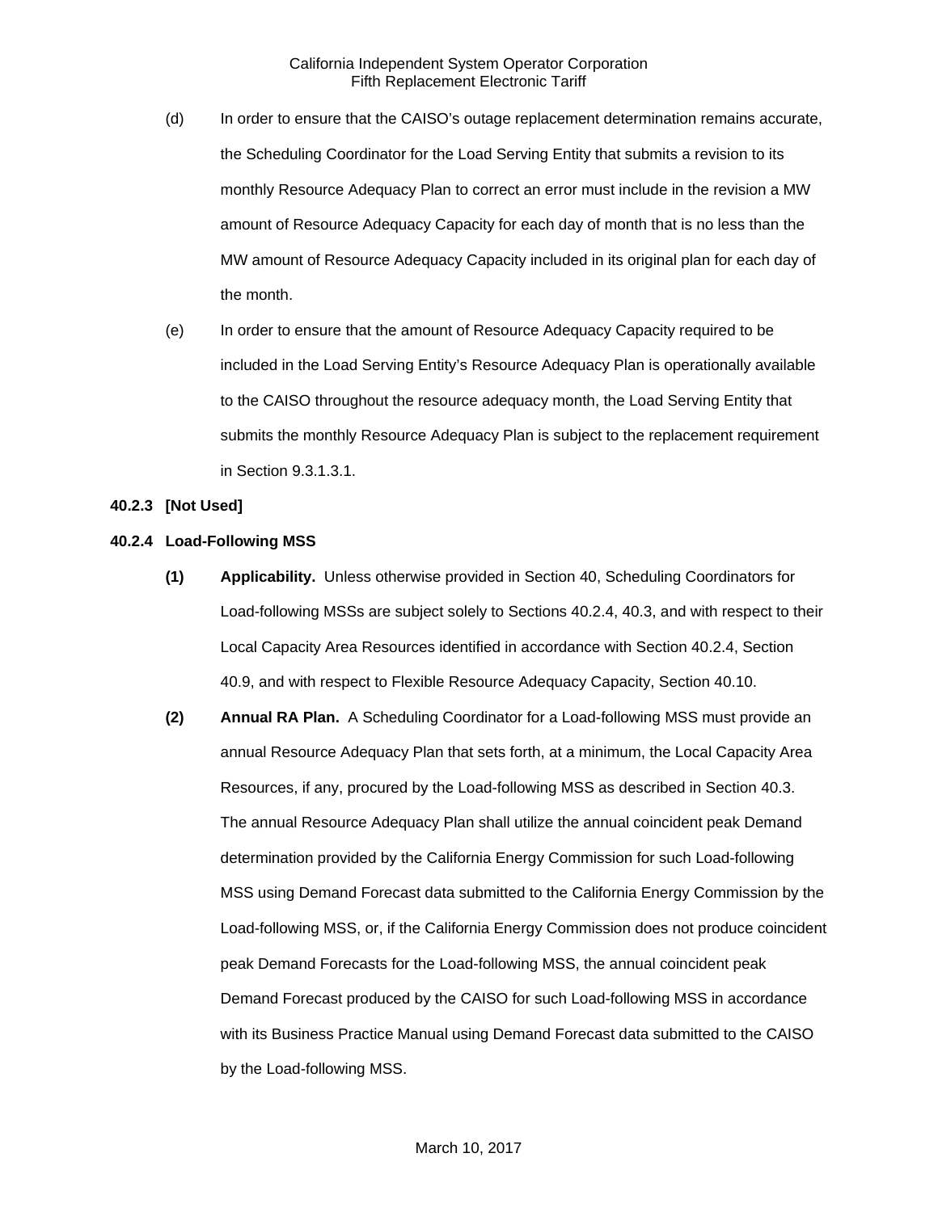(d) In order to ensure that the CAISO's outage replacement determination remains accurate, the Scheduling Coordinator for the Load Serving Entity that submits a revision to its monthly Resource Adequacy Plan to correct an error must include in the revision a MW amount of Resource Adequacy Capacity for each day of month that is no less than the MW amount of Resource Adequacy Capacity included in its original plan for each day of the month.

(e) In order to ensure that the amount of Resource Adequacy Capacity required to be included in the Load Serving Entity's Resource Adequacy Plan is operationally available to the CAISO throughout the resource adequacy month, the Load Serving Entity that submits the monthly Resource Adequacy Plan is subject to the replacement requirement in Section 9.3.1.3.1.

**40.2.3 [Not Used]**

**40.2.4 Load-Following MSS**

**(1) Applicability.** Unless otherwise provided in Section 40, Scheduling Coordinators for Load-following MSSs are subject solely to Sections 40.2.4, 40.3, and with respect to their Local Capacity Area Resources identified in accordance with Section 40.2.4, Section 40.9, and with respect to Flexible Resource Adequacy Capacity, Section 40.10.

**(2) Annual RA Plan.** A Scheduling Coordinator for a Load-following MSS must provide an annual Resource Adequacy Plan that sets forth, at a minimum, the Local Capacity Area Resources, if any, procured by the Load-following MSS as described in Section 40.3. The annual Resource Adequacy Plan shall utilize the annual coincident peak Demand determination provided by the California Energy Commission for such Load-following MSS using Demand Forecast data submitted to the California Energy Commission by the Load-following MSS, or, if the California Energy Commission does not produce coincident peak Demand Forecasts for the Load-following MSS, the annual coincident peak Demand Forecast produced by the CAISO for such Load-following MSS in accordance with its Business Practice Manual using Demand Forecast data submitted to the CAISO by the Load-following MSS.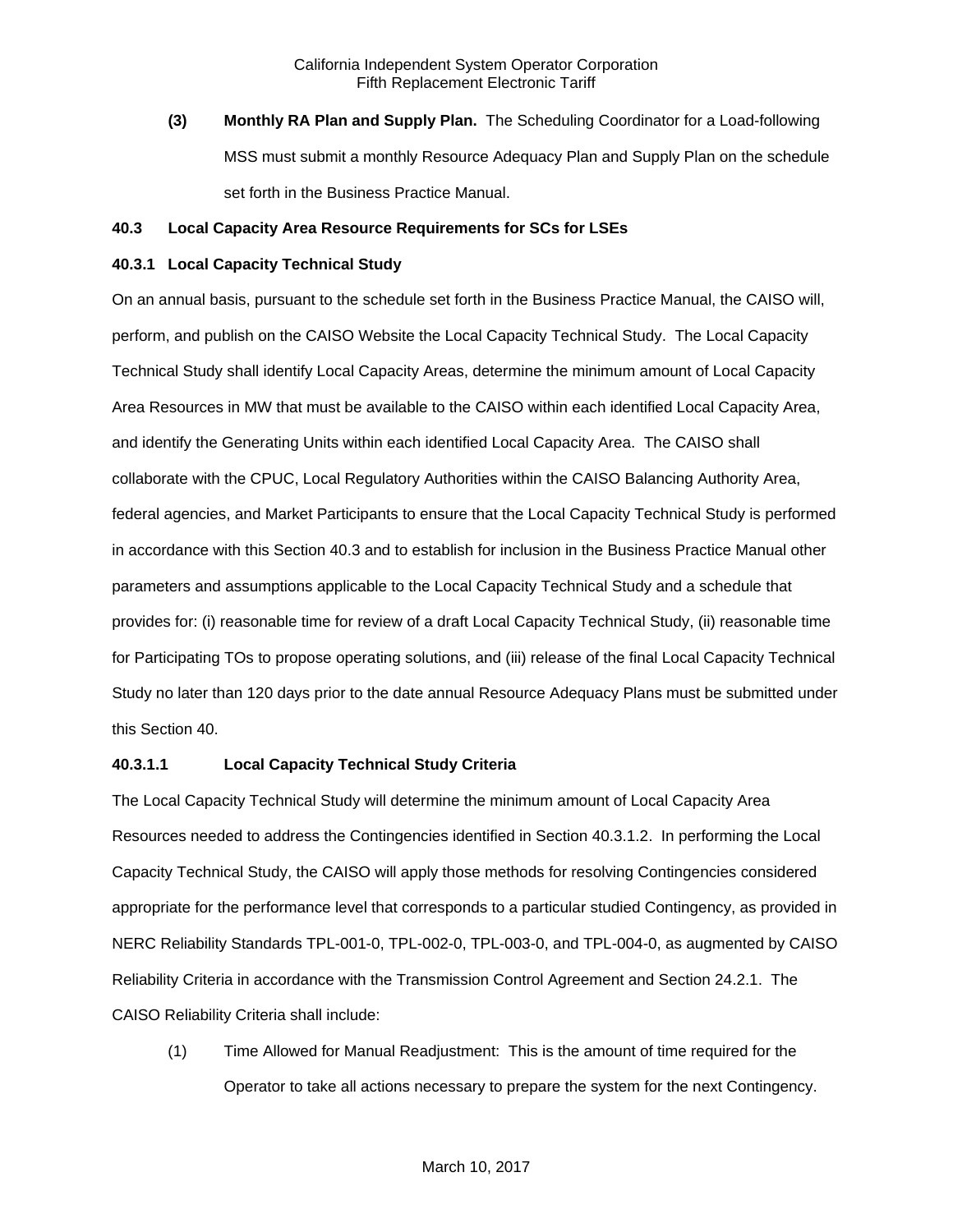**(3) Monthly RA Plan and Supply Plan.** The Scheduling Coordinator for a Load-following MSS must submit a monthly Resource Adequacy Plan and Supply Plan on the schedule set forth in the Business Practice Manual.

**40.3 Local Capacity Area Resource Requirements for SCs for LSEs**

**40.3.1 Local Capacity Technical Study**

On an annual basis, pursuant to the schedule set forth in the Business Practice Manual, the CAISO will, perform, and publish on the CAISO Website the Local Capacity Technical Study. The Local Capacity Technical Study shall identify Local Capacity Areas, determine the minimum amount of Local Capacity Area Resources in MW that must be available to the CAISO within each identified Local Capacity Area, and identify the Generating Units within each identified Local Capacity Area. The CAISO shall collaborate with the CPUC, Local Regulatory Authorities within the CAISO Balancing Authority Area, federal agencies, and Market Participants to ensure that the Local Capacity Technical Study is performed in accordance with this Section 40.3 and to establish for inclusion in the Business Practice Manual other parameters and assumptions applicable to the Local Capacity Technical Study and a schedule that provides for: (i) reasonable time for review of a draft Local Capacity Technical Study, (ii) reasonable time for Participating TOs to propose operating solutions, and (iii) release of the final Local Capacity Technical Study no later than 120 days prior to the date annual Resource Adequacy Plans must be submitted under this Section 40.

**40.3.1.1 Local Capacity Technical Study Criteria**

The Local Capacity Technical Study will determine the minimum amount of Local Capacity Area Resources needed to address the Contingencies identified in Section 40.3.1.2. In performing the Local Capacity Technical Study, the CAISO will apply those methods for resolving Contingencies considered appropriate for the performance level that corresponds to a particular studied Contingency, as provided in NERC Reliability Standards TPL-001-0, TPL-002-0, TPL-003-0, and TPL-004-0, as augmented by CAISO Reliability Criteria in accordance with the Transmission Control Agreement and Section 24.2.1. The CAISO Reliability Criteria shall include:

(1) Time Allowed for Manual Readjustment: This is the amount of time required for the Operator to take all actions necessary to prepare the system for the next Contingency.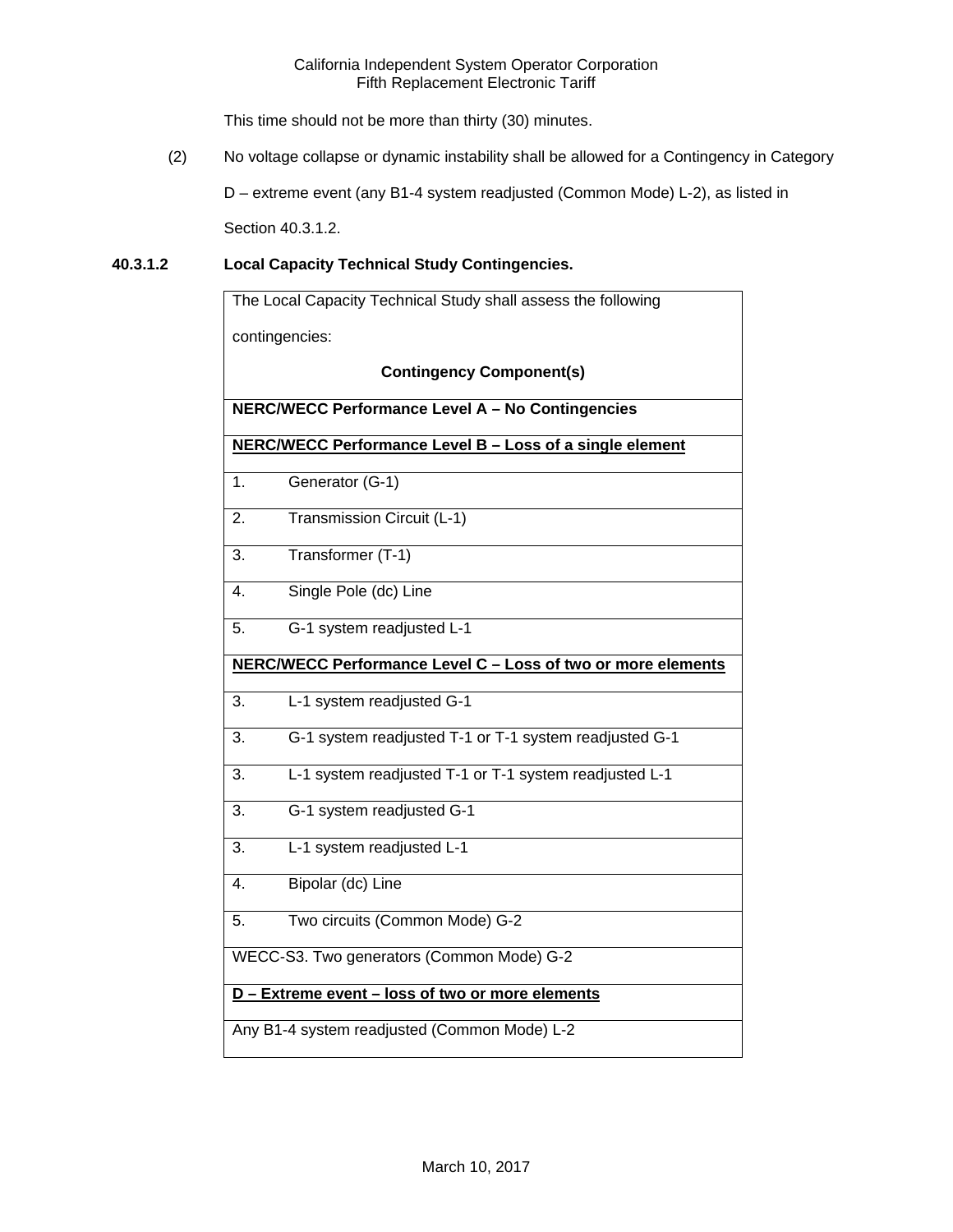This time should not be more than thirty (30) minutes.

(2) No voltage collapse or dynamic instability shall be allowed for a Contingency in Category D – extreme event (any B1-4 system readjusted (Common Mode) L-2), as listed in Section 40.3.1.2.

### 40.3.1.2 Local Capacity Technical Study Contingencies.

| | |
|---|---|
| The Local Capacity Technical Study shall assess the following contingencies: | |
| **Contingency Component(s)** | |
| **NERC/WECC Performance Level A – No Contingencies** | |
| **NERC/WECC Performance Level B – Loss of a single element** | |
| 1. | Generator (G-1) |
| 2. | Transmission Circuit (L-1) |
| 3. | Transformer (T-1) |
| 4. | Single Pole (dc) Line |
| 5. | G-1 system readjusted L-1 |
| **NERC/WECC Performance Level C – Loss of two or more elements** | |
| 3. | L-1 system readjusted G-1 |
| 3. | G-1 system readjusted T-1 or T-1 system readjusted G-1 |
| 3. | L-1 system readjusted T-1 or T-1 system readjusted L-1 |
| 3. | G-1 system readjusted G-1 |
| 3. | L-1 system readjusted L-1 |
| 4. | Bipolar (dc) Line |
| 5. | Two circuits (Common Mode) G-2 |
| WECC-S3. Two generators (Common Mode) G-2 | |
| **D – Extreme event – loss of two or more elements** | |
| Any B1-4 system readjusted (Common Mode) L-2 | |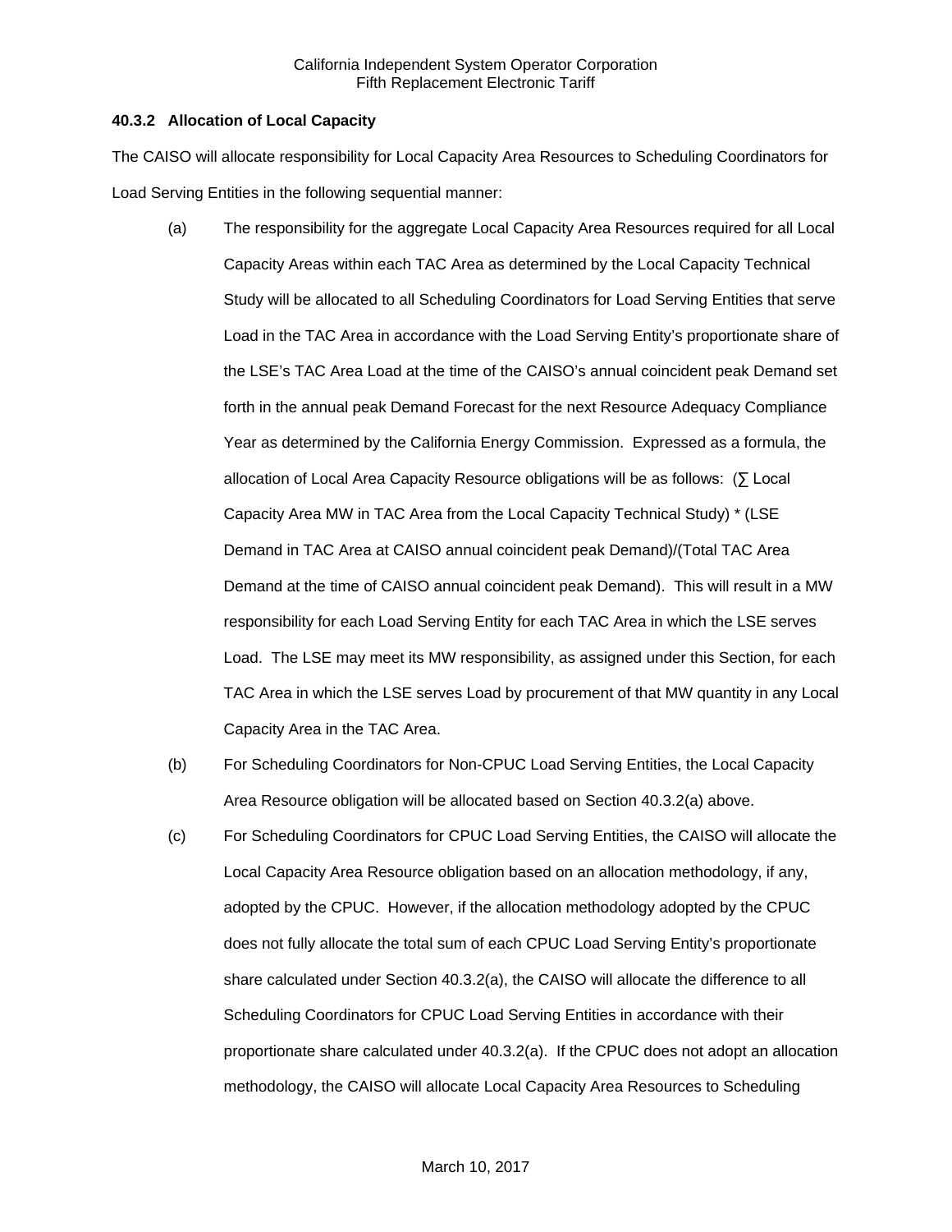### 40.3.2 Allocation of Local Capacity

The CAISO will allocate responsibility for Local Capacity Area Resources to Scheduling Coordinators for Load Serving Entities in the following sequential manner:

(a) The responsibility for the aggregate Local Capacity Area Resources required for all Local Capacity Areas within each TAC Area as determined by the Local Capacity Technical Study will be allocated to all Scheduling Coordinators for Load Serving Entities that serve Load in the TAC Area in accordance with the Load Serving Entity's proportionate share of the LSE's TAC Area Load at the time of the CAISO's annual coincident peak Demand set forth in the annual peak Demand Forecast for the next Resource Adequacy Compliance Year as determined by the California Energy Commission. Expressed as a formula, the allocation of Local Area Capacity Resource obligations will be as follows: (∑ Local Capacity Area MW in TAC Area from the Local Capacity Technical Study) * (LSE Demand in TAC Area at CAISO annual coincident peak Demand)/(Total TAC Area Demand at the time of CAISO annual coincident peak Demand). This will result in a MW responsibility for each Load Serving Entity for each TAC Area in which the LSE serves Load. The LSE may meet its MW responsibility, as assigned under this Section, for each TAC Area in which the LSE serves Load by procurement of that MW quantity in any Local Capacity Area in the TAC Area.

(b) For Scheduling Coordinators for Non-CPUC Load Serving Entities, the Local Capacity Area Resource obligation will be allocated based on Section 40.3.2(a) above.

(c) For Scheduling Coordinators for CPUC Load Serving Entities, the CAISO will allocate the Local Capacity Area Resource obligation based on an allocation methodology, if any, adopted by the CPUC. However, if the allocation methodology adopted by the CPUC does not fully allocate the total sum of each CPUC Load Serving Entity's proportionate share calculated under Section 40.3.2(a), the CAISO will allocate the difference to all Scheduling Coordinators for CPUC Load Serving Entities in accordance with their proportionate share calculated under 40.3.2(a). If the CPUC does not adopt an allocation methodology, the CAISO will allocate Local Capacity Area Resources to Scheduling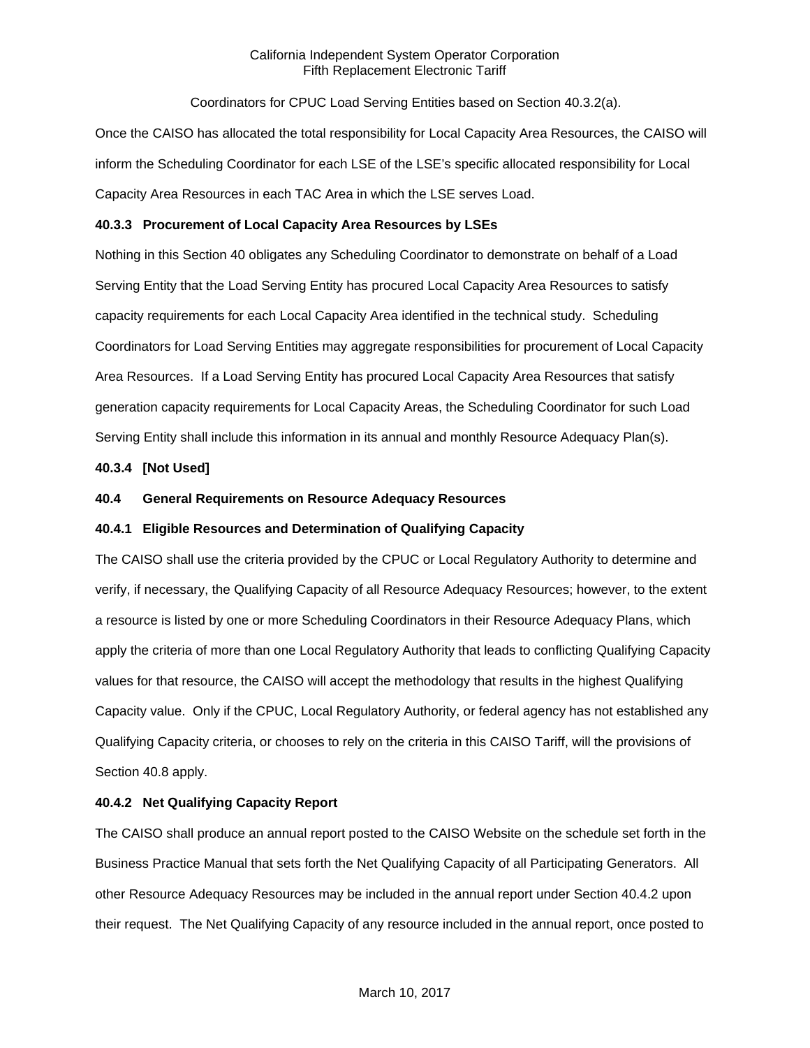Coordinators for CPUC Load Serving Entities based on Section 40.3.2(a).

Once the CAISO has allocated the total responsibility for Local Capacity Area Resources, the CAISO will inform the Scheduling Coordinator for each LSE of the LSE's specific allocated responsibility for Local Capacity Area Resources in each TAC Area in which the LSE serves Load.

**40.3.3 Procurement of Local Capacity Area Resources by LSEs**

Nothing in this Section 40 obligates any Scheduling Coordinator to demonstrate on behalf of a Load Serving Entity that the Load Serving Entity has procured Local Capacity Area Resources to satisfy capacity requirements for each Local Capacity Area identified in the technical study. Scheduling Coordinators for Load Serving Entities may aggregate responsibilities for procurement of Local Capacity Area Resources. If a Load Serving Entity has procured Local Capacity Area Resources that satisfy generation capacity requirements for Local Capacity Areas, the Scheduling Coordinator for such Load Serving Entity shall include this information in its annual and monthly Resource Adequacy Plan(s).

**40.3.4 [Not Used]**

**40.4 General Requirements on Resource Adequacy Resources**

**40.4.1 Eligible Resources and Determination of Qualifying Capacity**

The CAISO shall use the criteria provided by the CPUC or Local Regulatory Authority to determine and verify, if necessary, the Qualifying Capacity of all Resource Adequacy Resources; however, to the extent a resource is listed by one or more Scheduling Coordinators in their Resource Adequacy Plans, which apply the criteria of more than one Local Regulatory Authority that leads to conflicting Qualifying Capacity values for that resource, the CAISO will accept the methodology that results in the highest Qualifying Capacity value. Only if the CPUC, Local Regulatory Authority, or federal agency has not established any Qualifying Capacity criteria, or chooses to rely on the criteria in this CAISO Tariff, will the provisions of Section 40.8 apply.

**40.4.2 Net Qualifying Capacity Report**

The CAISO shall produce an annual report posted to the CAISO Website on the schedule set forth in the Business Practice Manual that sets forth the Net Qualifying Capacity of all Participating Generators. All other Resource Adequacy Resources may be included in the annual report under Section 40.4.2 upon their request. The Net Qualifying Capacity of any resource included in the annual report, once posted to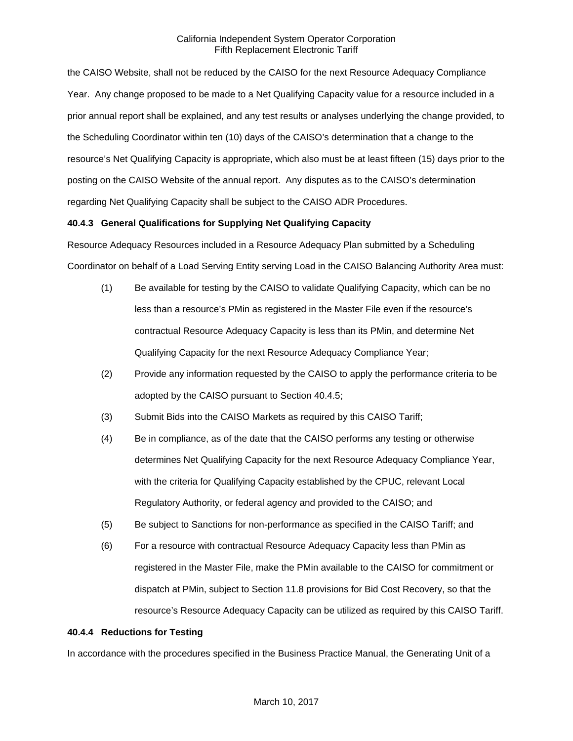the CAISO Website, shall not be reduced by the CAISO for the next Resource Adequacy Compliance Year. Any change proposed to be made to a Net Qualifying Capacity value for a resource included in a prior annual report shall be explained, and any test results or analyses underlying the change provided, to the Scheduling Coordinator within ten (10) days of the CAISO's determination that a change to the resource's Net Qualifying Capacity is appropriate, which also must be at least fifteen (15) days prior to the posting on the CAISO Website of the annual report. Any disputes as to the CAISO's determination regarding Net Qualifying Capacity shall be subject to the CAISO ADR Procedures.

**40.4.3 General Qualifications for Supplying Net Qualifying Capacity**

Resource Adequacy Resources included in a Resource Adequacy Plan submitted by a Scheduling Coordinator on behalf of a Load Serving Entity serving Load in the CAISO Balancing Authority Area must:

(1) Be available for testing by the CAISO to validate Qualifying Capacity, which can be no less than a resource's PMin as registered in the Master File even if the resource's contractual Resource Adequacy Capacity is less than its PMin, and determine Net Qualifying Capacity for the next Resource Adequacy Compliance Year;

(2) Provide any information requested by the CAISO to apply the performance criteria to be adopted by the CAISO pursuant to Section 40.4.5;

(3) Submit Bids into the CAISO Markets as required by this CAISO Tariff;

(4) Be in compliance, as of the date that the CAISO performs any testing or otherwise determines Net Qualifying Capacity for the next Resource Adequacy Compliance Year, with the criteria for Qualifying Capacity established by the CPUC, relevant Local Regulatory Authority, or federal agency and provided to the CAISO; and

(5) Be subject to Sanctions for non-performance as specified in the CAISO Tariff; and

(6) For a resource with contractual Resource Adequacy Capacity less than PMin as registered in the Master File, make the PMin available to the CAISO for commitment or dispatch at PMin, subject to Section 11.8 provisions for Bid Cost Recovery, so that the resource's Resource Adequacy Capacity can be utilized as required by this CAISO Tariff.

**40.4.4 Reductions for Testing**

In accordance with the procedures specified in the Business Practice Manual, the Generating Unit of a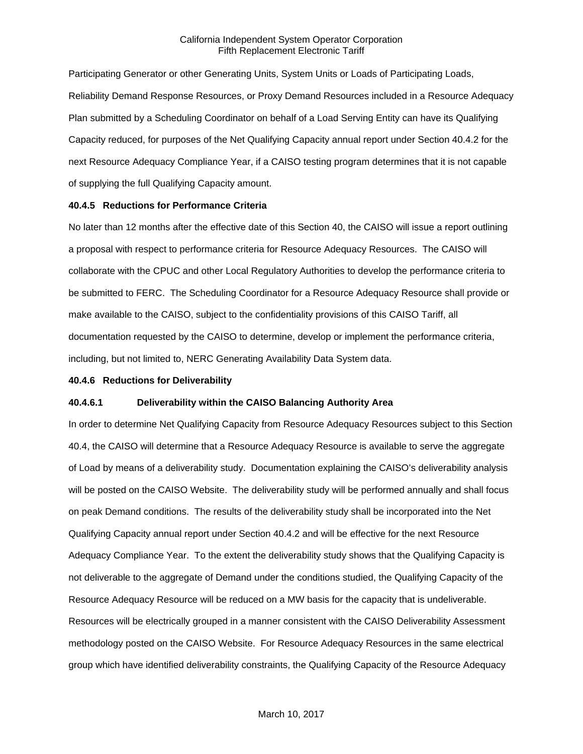Participating Generator or other Generating Units, System Units or Loads of Participating Loads, Reliability Demand Response Resources, or Proxy Demand Resources included in a Resource Adequacy Plan submitted by a Scheduling Coordinator on behalf of a Load Serving Entity can have its Qualifying Capacity reduced, for purposes of the Net Qualifying Capacity annual report under Section 40.4.2 for the next Resource Adequacy Compliance Year, if a CAISO testing program determines that it is not capable of supplying the full Qualifying Capacity amount.

**40.4.5 Reductions for Performance Criteria**

No later than 12 months after the effective date of this Section 40, the CAISO will issue a report outlining a proposal with respect to performance criteria for Resource Adequacy Resources. The CAISO will collaborate with the CPUC and other Local Regulatory Authorities to develop the performance criteria to be submitted to FERC. The Scheduling Coordinator for a Resource Adequacy Resource shall provide or make available to the CAISO, subject to the confidentiality provisions of this CAISO Tariff, all documentation requested by the CAISO to determine, develop or implement the performance criteria, including, but not limited to, NERC Generating Availability Data System data.

**40.4.6 Reductions for Deliverability**

**40.4.6.1 Deliverability within the CAISO Balancing Authority Area**

In order to determine Net Qualifying Capacity from Resource Adequacy Resources subject to this Section 40.4, the CAISO will determine that a Resource Adequacy Resource is available to serve the aggregate of Load by means of a deliverability study. Documentation explaining the CAISO's deliverability analysis will be posted on the CAISO Website. The deliverability study will be performed annually and shall focus on peak Demand conditions. The results of the deliverability study shall be incorporated into the Net Qualifying Capacity annual report under Section 40.4.2 and will be effective for the next Resource Adequacy Compliance Year. To the extent the deliverability study shows that the Qualifying Capacity is not deliverable to the aggregate of Demand under the conditions studied, the Qualifying Capacity of the Resource Adequacy Resource will be reduced on a MW basis for the capacity that is undeliverable. Resources will be electrically grouped in a manner consistent with the CAISO Deliverability Assessment methodology posted on the CAISO Website. For Resource Adequacy Resources in the same electrical group which have identified deliverability constraints, the Qualifying Capacity of the Resource Adequacy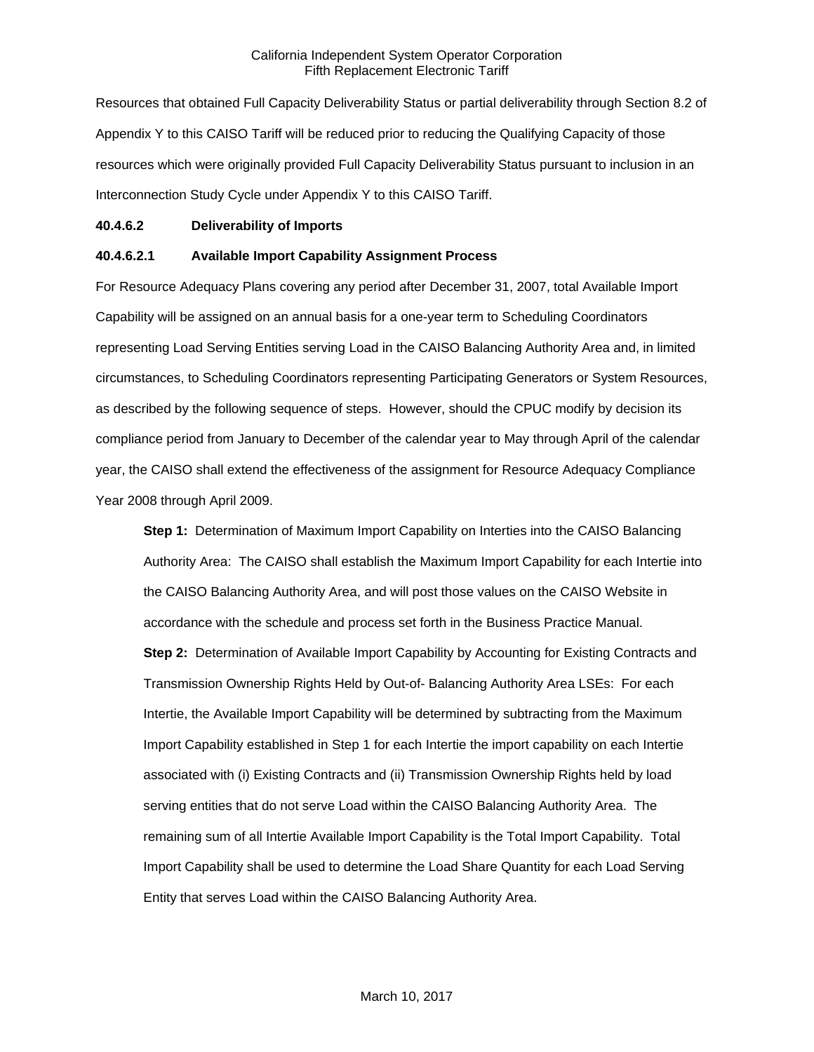Resources that obtained Full Capacity Deliverability Status or partial deliverability through Section 8.2 of Appendix Y to this CAISO Tariff will be reduced prior to reducing the Qualifying Capacity of those resources which were originally provided Full Capacity Deliverability Status pursuant to inclusion in an Interconnection Study Cycle under Appendix Y to this CAISO Tariff.

**40.4.6.2 Deliverability of Imports**

**40.4.6.2.1 Available Import Capability Assignment Process**

For Resource Adequacy Plans covering any period after December 31, 2007, total Available Import Capability will be assigned on an annual basis for a one-year term to Scheduling Coordinators representing Load Serving Entities serving Load in the CAISO Balancing Authority Area and, in limited circumstances, to Scheduling Coordinators representing Participating Generators or System Resources, as described by the following sequence of steps. However, should the CPUC modify by decision its compliance period from January to December of the calendar year to May through April of the calendar year, the CAISO shall extend the effectiveness of the assignment for Resource Adequacy Compliance Year 2008 through April 2009.

**Step 1:** Determination of Maximum Import Capability on Interties into the CAISO Balancing Authority Area: The CAISO shall establish the Maximum Import Capability for each Intertie into the CAISO Balancing Authority Area, and will post those values on the CAISO Website in accordance with the schedule and process set forth in the Business Practice Manual.

**Step 2:** Determination of Available Import Capability by Accounting for Existing Contracts and Transmission Ownership Rights Held by Out-of- Balancing Authority Area LSEs: For each Intertie, the Available Import Capability will be determined by subtracting from the Maximum Import Capability established in Step 1 for each Intertie the import capability on each Intertie associated with (i) Existing Contracts and (ii) Transmission Ownership Rights held by load serving entities that do not serve Load within the CAISO Balancing Authority Area. The remaining sum of all Intertie Available Import Capability is the Total Import Capability. Total Import Capability shall be used to determine the Load Share Quantity for each Load Serving Entity that serves Load within the CAISO Balancing Authority Area.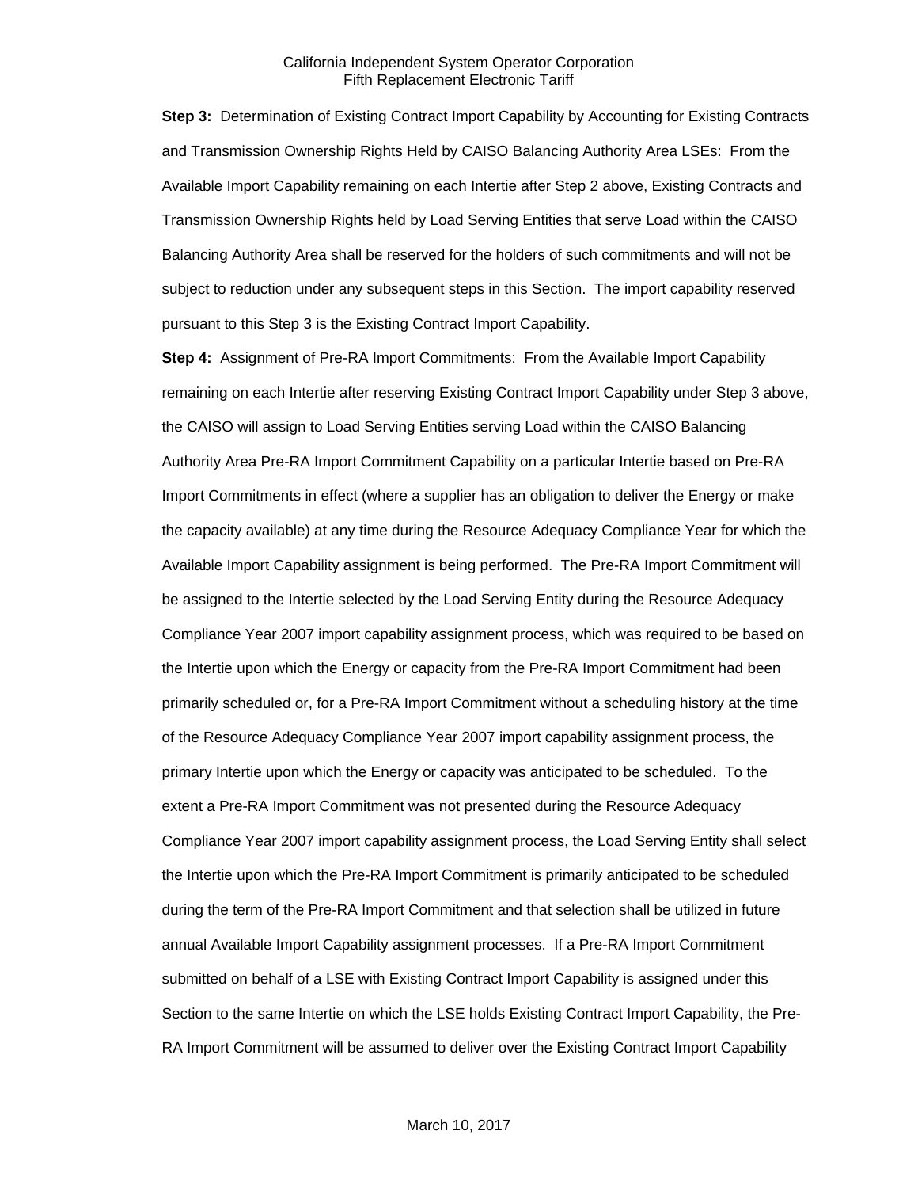**Step 3:** Determination of Existing Contract Import Capability by Accounting for Existing Contracts and Transmission Ownership Rights Held by CAISO Balancing Authority Area LSEs: From the Available Import Capability remaining on each Intertie after Step 2 above, Existing Contracts and Transmission Ownership Rights held by Load Serving Entities that serve Load within the CAISO Balancing Authority Area shall be reserved for the holders of such commitments and will not be subject to reduction under any subsequent steps in this Section. The import capability reserved pursuant to this Step 3 is the Existing Contract Import Capability.

**Step 4:** Assignment of Pre-RA Import Commitments: From the Available Import Capability remaining on each Intertie after reserving Existing Contract Import Capability under Step 3 above, the CAISO will assign to Load Serving Entities serving Load within the CAISO Balancing Authority Area Pre-RA Import Commitment Capability on a particular Intertie based on Pre-RA Import Commitments in effect (where a supplier has an obligation to deliver the Energy or make the capacity available) at any time during the Resource Adequacy Compliance Year for which the Available Import Capability assignment is being performed. The Pre-RA Import Commitment will be assigned to the Intertie selected by the Load Serving Entity during the Resource Adequacy Compliance Year 2007 import capability assignment process, which was required to be based on the Intertie upon which the Energy or capacity from the Pre-RA Import Commitment had been primarily scheduled or, for a Pre-RA Import Commitment without a scheduling history at the time of the Resource Adequacy Compliance Year 2007 import capability assignment process, the primary Intertie upon which the Energy or capacity was anticipated to be scheduled. To the extent a Pre-RA Import Commitment was not presented during the Resource Adequacy Compliance Year 2007 import capability assignment process, the Load Serving Entity shall select the Intertie upon which the Pre-RA Import Commitment is primarily anticipated to be scheduled during the term of the Pre-RA Import Commitment and that selection shall be utilized in future annual Available Import Capability assignment processes. If a Pre-RA Import Commitment submitted on behalf of a LSE with Existing Contract Import Capability is assigned under this Section to the same Intertie on which the LSE holds Existing Contract Import Capability, the Pre-RA Import Commitment will be assumed to deliver over the Existing Contract Import Capability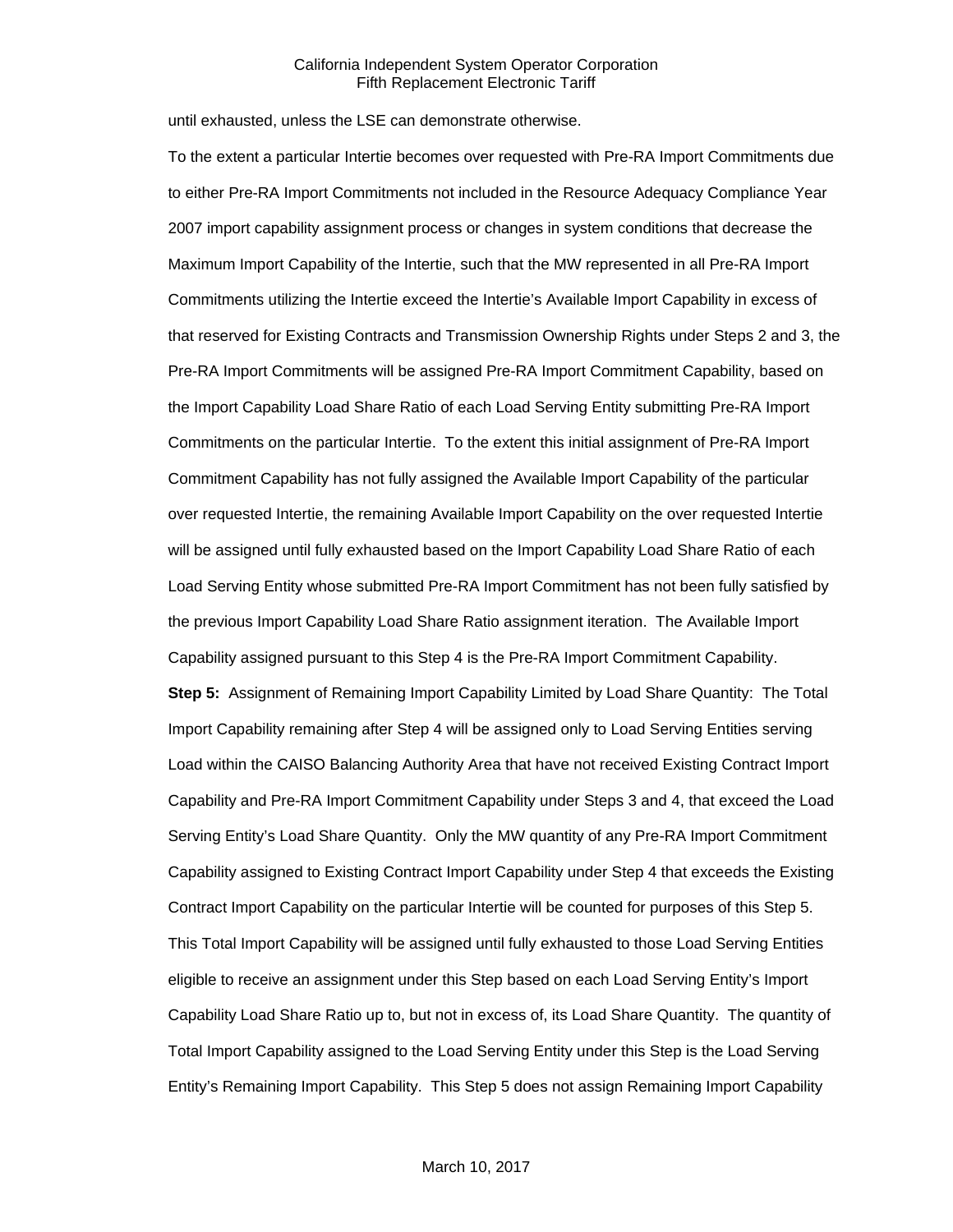until exhausted, unless the LSE can demonstrate otherwise.

To the extent a particular Intertie becomes over requested with Pre-RA Import Commitments due to either Pre-RA Import Commitments not included in the Resource Adequacy Compliance Year 2007 import capability assignment process or changes in system conditions that decrease the Maximum Import Capability of the Intertie, such that the MW represented in all Pre-RA Import Commitments utilizing the Intertie exceed the Intertie's Available Import Capability in excess of that reserved for Existing Contracts and Transmission Ownership Rights under Steps 2 and 3, the Pre-RA Import Commitments will be assigned Pre-RA Import Commitment Capability, based on the Import Capability Load Share Ratio of each Load Serving Entity submitting Pre-RA Import Commitments on the particular Intertie. To the extent this initial assignment of Pre-RA Import Commitment Capability has not fully assigned the Available Import Capability of the particular over requested Intertie, the remaining Available Import Capability on the over requested Intertie will be assigned until fully exhausted based on the Import Capability Load Share Ratio of each Load Serving Entity whose submitted Pre-RA Import Commitment has not been fully satisfied by the previous Import Capability Load Share Ratio assignment iteration. The Available Import Capability assigned pursuant to this Step 4 is the Pre-RA Import Commitment Capability.

**Step 5:** Assignment of Remaining Import Capability Limited by Load Share Quantity: The Total Import Capability remaining after Step 4 will be assigned only to Load Serving Entities serving Load within the CAISO Balancing Authority Area that have not received Existing Contract Import Capability and Pre-RA Import Commitment Capability under Steps 3 and 4, that exceed the Load Serving Entity's Load Share Quantity. Only the MW quantity of any Pre-RA Import Commitment Capability assigned to Existing Contract Import Capability under Step 4 that exceeds the Existing Contract Import Capability on the particular Intertie will be counted for purposes of this Step 5. This Total Import Capability will be assigned until fully exhausted to those Load Serving Entities eligible to receive an assignment under this Step based on each Load Serving Entity's Import Capability Load Share Ratio up to, but not in excess of, its Load Share Quantity. The quantity of Total Import Capability assigned to the Load Serving Entity under this Step is the Load Serving Entity's Remaining Import Capability. This Step 5 does not assign Remaining Import Capability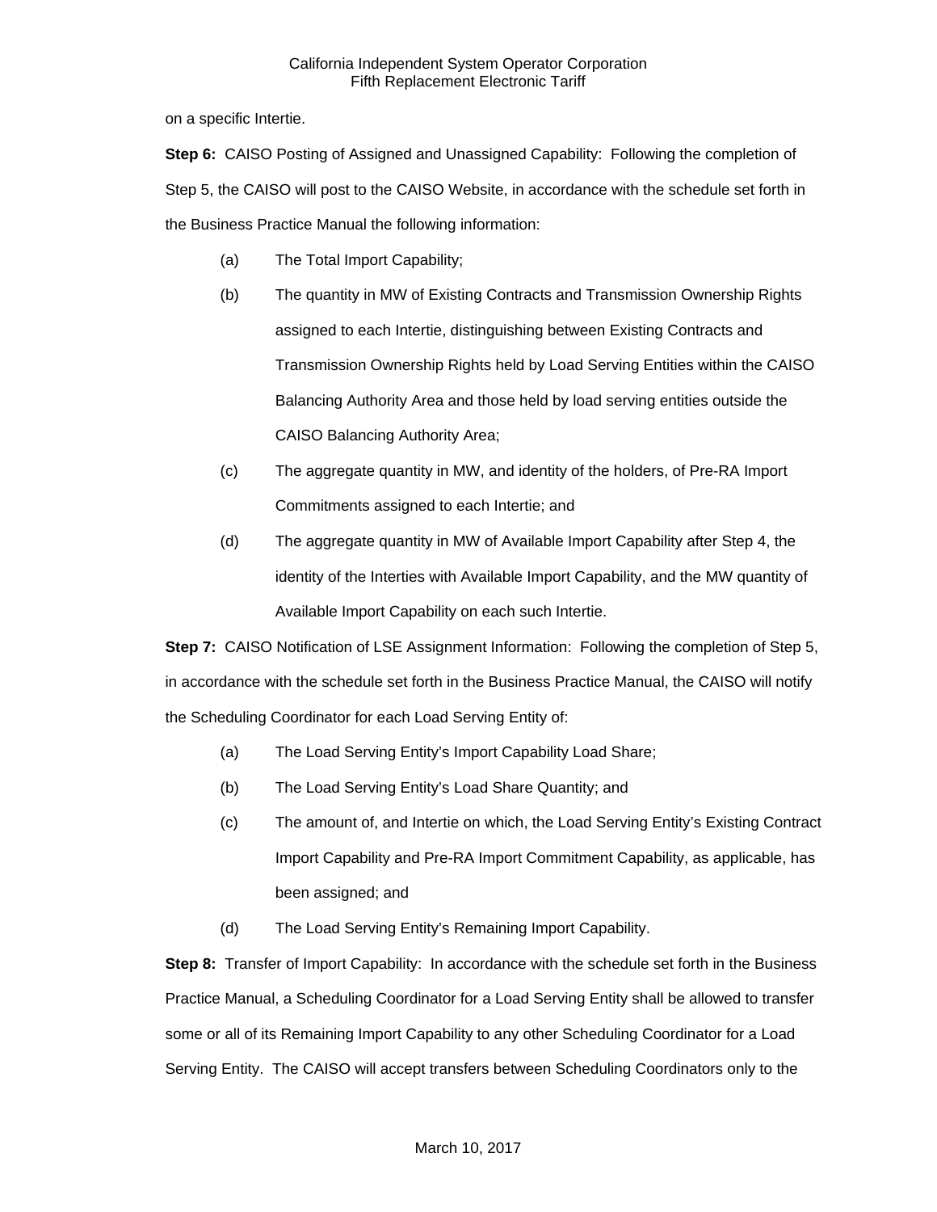on a specific Intertie.

**Step 6:** CAISO Posting of Assigned and Unassigned Capability: Following the completion of Step 5, the CAISO will post to the CAISO Website, in accordance with the schedule set forth in the Business Practice Manual the following information:

(a) The Total Import Capability;

(b) The quantity in MW of Existing Contracts and Transmission Ownership Rights assigned to each Intertie, distinguishing between Existing Contracts and Transmission Ownership Rights held by Load Serving Entities within the CAISO Balancing Authority Area and those held by load serving entities outside the CAISO Balancing Authority Area;

(c) The aggregate quantity in MW, and identity of the holders, of Pre-RA Import Commitments assigned to each Intertie; and

(d) The aggregate quantity in MW of Available Import Capability after Step 4, the identity of the Interties with Available Import Capability, and the MW quantity of Available Import Capability on each such Intertie.

**Step 7:** CAISO Notification of LSE Assignment Information: Following the completion of Step 5, in accordance with the schedule set forth in the Business Practice Manual, the CAISO will notify the Scheduling Coordinator for each Load Serving Entity of:

(a) The Load Serving Entity's Import Capability Load Share;

(b) The Load Serving Entity's Load Share Quantity; and

(c) The amount of, and Intertie on which, the Load Serving Entity's Existing Contract Import Capability and Pre-RA Import Commitment Capability, as applicable, has been assigned; and

(d) The Load Serving Entity's Remaining Import Capability.

**Step 8:** Transfer of Import Capability: In accordance with the schedule set forth in the Business Practice Manual, a Scheduling Coordinator for a Load Serving Entity shall be allowed to transfer some or all of its Remaining Import Capability to any other Scheduling Coordinator for a Load Serving Entity. The CAISO will accept transfers between Scheduling Coordinators only to the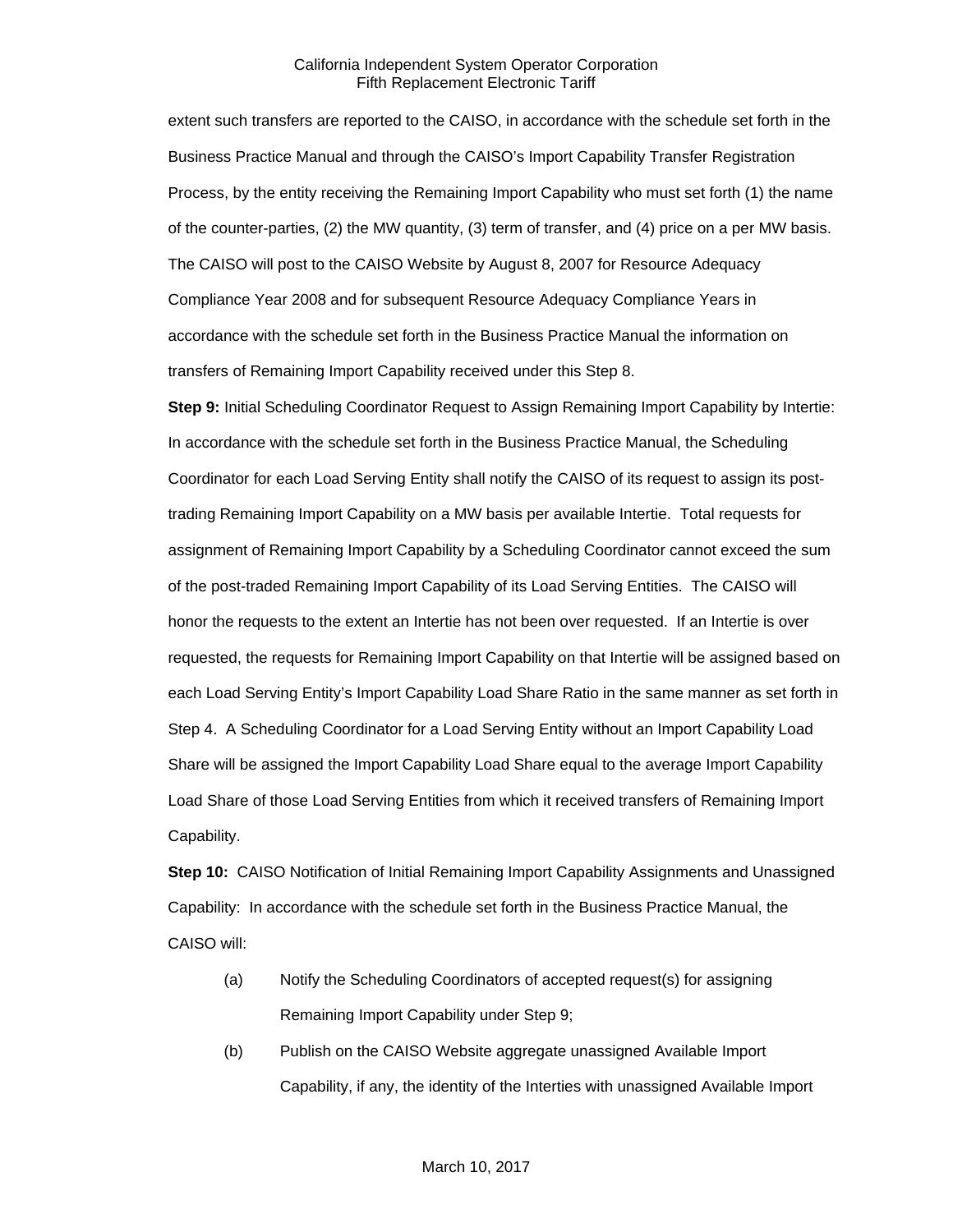extent such transfers are reported to the CAISO, in accordance with the schedule set forth in the Business Practice Manual and through the CAISO's Import Capability Transfer Registration Process, by the entity receiving the Remaining Import Capability who must set forth (1) the name of the counter-parties, (2) the MW quantity, (3) term of transfer, and (4) price on a per MW basis. The CAISO will post to the CAISO Website by August 8, 2007 for Resource Adequacy Compliance Year 2008 and for subsequent Resource Adequacy Compliance Years in accordance with the schedule set forth in the Business Practice Manual the information on transfers of Remaining Import Capability received under this Step 8.

**Step 9:** Initial Scheduling Coordinator Request to Assign Remaining Import Capability by Intertie: In accordance with the schedule set forth in the Business Practice Manual, the Scheduling Coordinator for each Load Serving Entity shall notify the CAISO of its request to assign its post-trading Remaining Import Capability on a MW basis per available Intertie. Total requests for assignment of Remaining Import Capability by a Scheduling Coordinator cannot exceed the sum of the post-traded Remaining Import Capability of its Load Serving Entities. The CAISO will honor the requests to the extent an Intertie has not been over requested. If an Intertie is over requested, the requests for Remaining Import Capability on that Intertie will be assigned based on each Load Serving Entity's Import Capability Load Share Ratio in the same manner as set forth in Step 4. A Scheduling Coordinator for a Load Serving Entity without an Import Capability Load Share will be assigned the Import Capability Load Share equal to the average Import Capability Load Share of those Load Serving Entities from which it received transfers of Remaining Import Capability.

**Step 10:** CAISO Notification of Initial Remaining Import Capability Assignments and Unassigned Capability: In accordance with the schedule set forth in the Business Practice Manual, the CAISO will:

(a) Notify the Scheduling Coordinators of accepted request(s) for assigning Remaining Import Capability under Step 9;

(b) Publish on the CAISO Website aggregate unassigned Available Import Capability, if any, the identity of the Interties with unassigned Available Import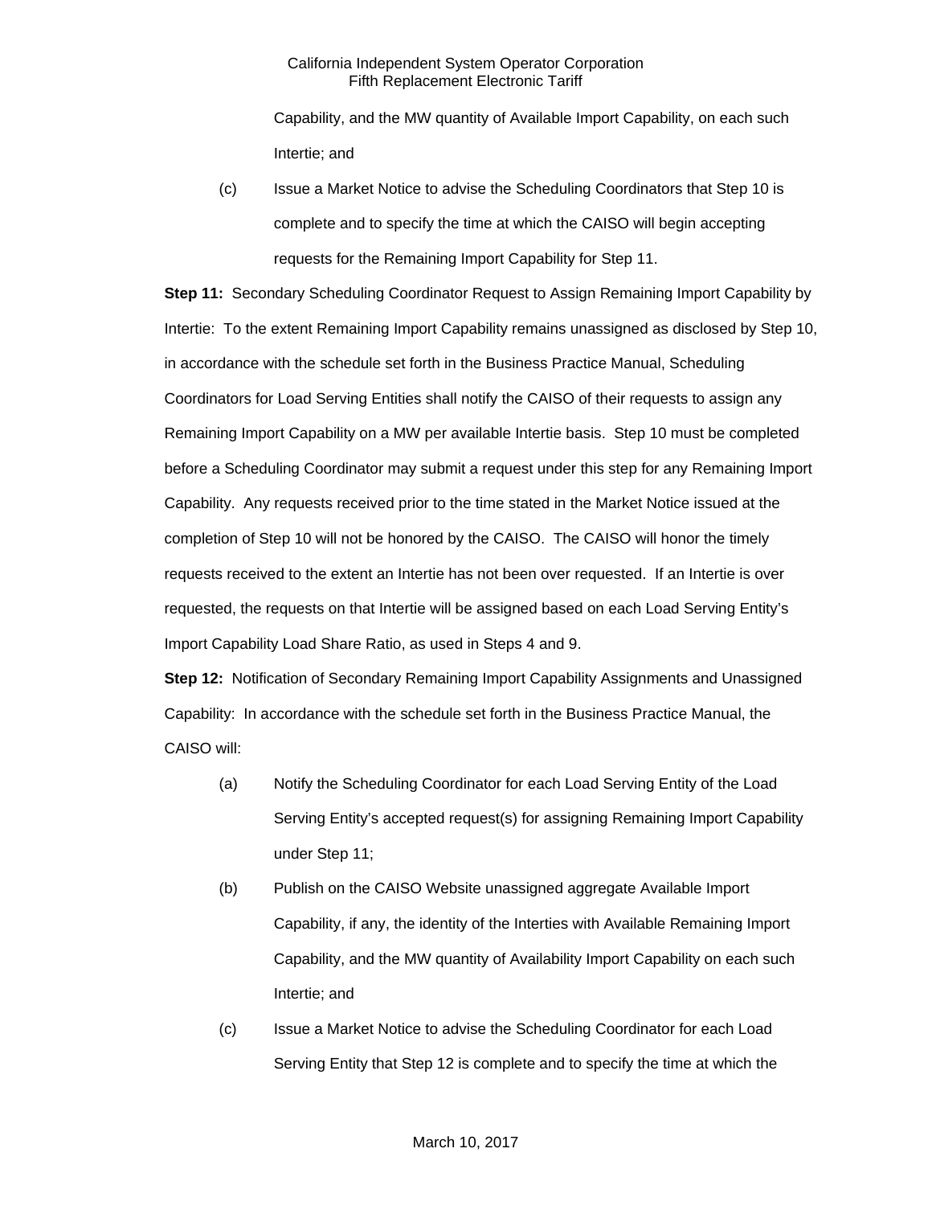Capability, and the MW quantity of Available Import Capability, on each such Intertie; and

(c) Issue a Market Notice to advise the Scheduling Coordinators that Step 10 is complete and to specify the time at which the CAISO will begin accepting requests for the Remaining Import Capability for Step 11.

**Step 11:** Secondary Scheduling Coordinator Request to Assign Remaining Import Capability by Intertie: To the extent Remaining Import Capability remains unassigned as disclosed by Step 10, in accordance with the schedule set forth in the Business Practice Manual, Scheduling Coordinators for Load Serving Entities shall notify the CAISO of their requests to assign any Remaining Import Capability on a MW per available Intertie basis. Step 10 must be completed before a Scheduling Coordinator may submit a request under this step for any Remaining Import Capability. Any requests received prior to the time stated in the Market Notice issued at the completion of Step 10 will not be honored by the CAISO. The CAISO will honor the timely requests received to the extent an Intertie has not been over requested. If an Intertie is over requested, the requests on that Intertie will be assigned based on each Load Serving Entity's Import Capability Load Share Ratio, as used in Steps 4 and 9.

**Step 12:** Notification of Secondary Remaining Import Capability Assignments and Unassigned Capability: In accordance with the schedule set forth in the Business Practice Manual, the CAISO will:

(a) Notify the Scheduling Coordinator for each Load Serving Entity of the Load Serving Entity's accepted request(s) for assigning Remaining Import Capability under Step 11;

(b) Publish on the CAISO Website unassigned aggregate Available Import Capability, if any, the identity of the Interties with Available Remaining Import Capability, and the MW quantity of Availability Import Capability on each such Intertie; and

(c) Issue a Market Notice to advise the Scheduling Coordinator for each Load Serving Entity that Step 12 is complete and to specify the time at which the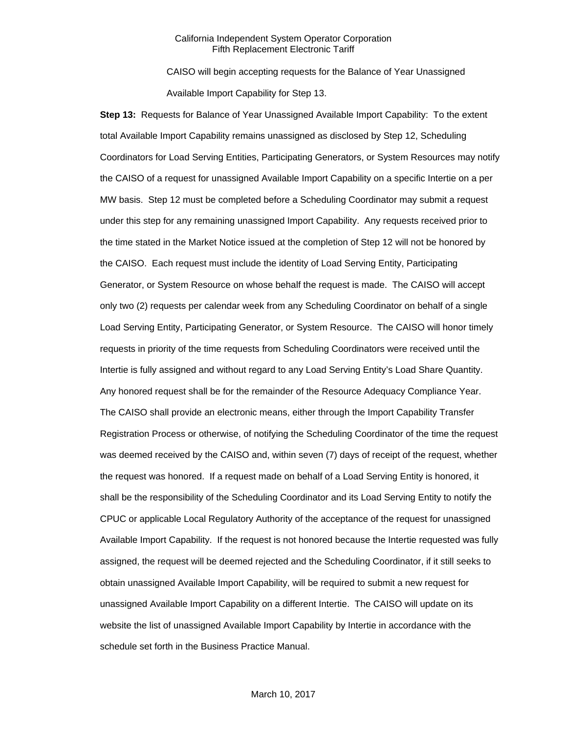CAISO will begin accepting requests for the Balance of Year Unassigned Available Import Capability for Step 13.

**Step 13:** Requests for Balance of Year Unassigned Available Import Capability: To the extent total Available Import Capability remains unassigned as disclosed by Step 12, Scheduling Coordinators for Load Serving Entities, Participating Generators, or System Resources may notify the CAISO of a request for unassigned Available Import Capability on a specific Intertie on a per MW basis. Step 12 must be completed before a Scheduling Coordinator may submit a request under this step for any remaining unassigned Import Capability. Any requests received prior to the time stated in the Market Notice issued at the completion of Step 12 will not be honored by the CAISO. Each request must include the identity of Load Serving Entity, Participating Generator, or System Resource on whose behalf the request is made. The CAISO will accept only two (2) requests per calendar week from any Scheduling Coordinator on behalf of a single Load Serving Entity, Participating Generator, or System Resource. The CAISO will honor timely requests in priority of the time requests from Scheduling Coordinators were received until the Intertie is fully assigned and without regard to any Load Serving Entity's Load Share Quantity. Any honored request shall be for the remainder of the Resource Adequacy Compliance Year. The CAISO shall provide an electronic means, either through the Import Capability Transfer Registration Process or otherwise, of notifying the Scheduling Coordinator of the time the request was deemed received by the CAISO and, within seven (7) days of receipt of the request, whether the request was honored. If a request made on behalf of a Load Serving Entity is honored, it shall be the responsibility of the Scheduling Coordinator and its Load Serving Entity to notify the CPUC or applicable Local Regulatory Authority of the acceptance of the request for unassigned Available Import Capability. If the request is not honored because the Intertie requested was fully assigned, the request will be deemed rejected and the Scheduling Coordinator, if it still seeks to obtain unassigned Available Import Capability, will be required to submit a new request for unassigned Available Import Capability on a different Intertie. The CAISO will update on its website the list of unassigned Available Import Capability by Intertie in accordance with the schedule set forth in the Business Practice Manual.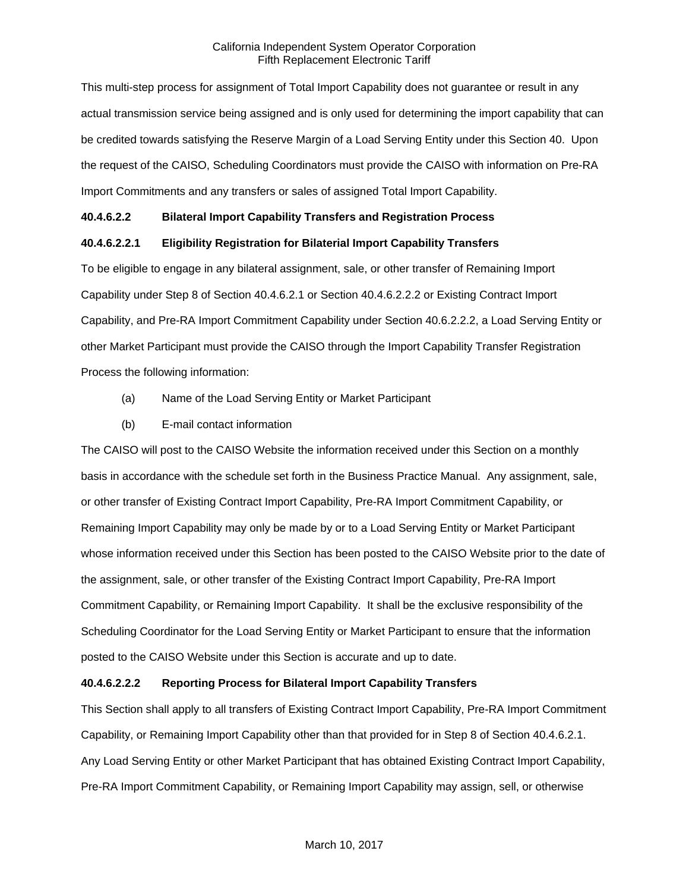This multi-step process for assignment of Total Import Capability does not guarantee or result in any actual transmission service being assigned and is only used for determining the import capability that can be credited towards satisfying the Reserve Margin of a Load Serving Entity under this Section 40. Upon the request of the CAISO, Scheduling Coordinators must provide the CAISO with information on Pre-RA Import Commitments and any transfers or sales of assigned Total Import Capability.

**40.4.6.2.2 Bilateral Import Capability Transfers and Registration Process**

**40.4.6.2.2.1 Eligibility Registration for Bilaterial Import Capability Transfers**

To be eligible to engage in any bilateral assignment, sale, or other transfer of Remaining Import Capability under Step 8 of Section 40.4.6.2.1 or Section 40.4.6.2.2.2 or Existing Contract Import Capability, and Pre-RA Import Commitment Capability under Section 40.6.2.2.2, a Load Serving Entity or other Market Participant must provide the CAISO through the Import Capability Transfer Registration Process the following information:

(a) Name of the Load Serving Entity or Market Participant

(b) E-mail contact information

The CAISO will post to the CAISO Website the information received under this Section on a monthly basis in accordance with the schedule set forth in the Business Practice Manual. Any assignment, sale, or other transfer of Existing Contract Import Capability, Pre-RA Import Commitment Capability, or Remaining Import Capability may only be made by or to a Load Serving Entity or Market Participant whose information received under this Section has been posted to the CAISO Website prior to the date of the assignment, sale, or other transfer of the Existing Contract Import Capability, Pre-RA Import Commitment Capability, or Remaining Import Capability. It shall be the exclusive responsibility of the Scheduling Coordinator for the Load Serving Entity or Market Participant to ensure that the information posted to the CAISO Website under this Section is accurate and up to date.

**40.4.6.2.2.2 Reporting Process for Bilateral Import Capability Transfers**

This Section shall apply to all transfers of Existing Contract Import Capability, Pre-RA Import Commitment Capability, or Remaining Import Capability other than that provided for in Step 8 of Section 40.4.6.2.1. Any Load Serving Entity or other Market Participant that has obtained Existing Contract Import Capability, Pre-RA Import Commitment Capability, or Remaining Import Capability may assign, sell, or otherwise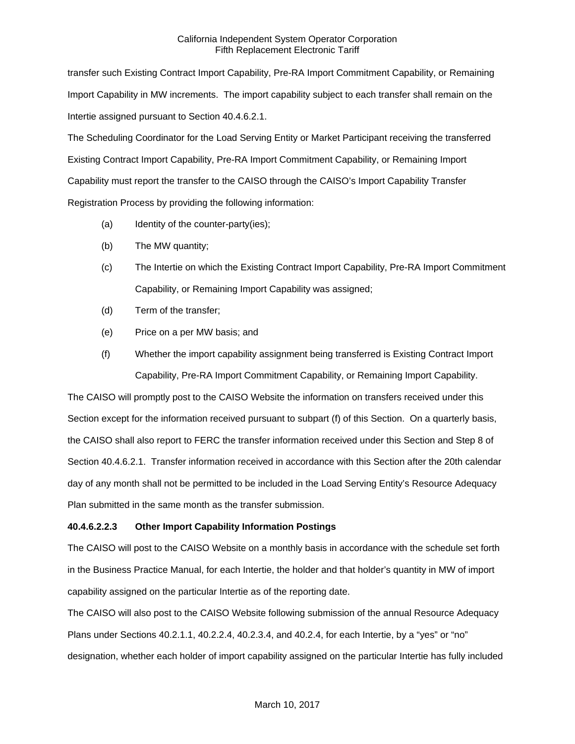transfer such Existing Contract Import Capability, Pre-RA Import Commitment Capability, or Remaining Import Capability in MW increments. The import capability subject to each transfer shall remain on the Intertie assigned pursuant to Section 40.4.6.2.1.

The Scheduling Coordinator for the Load Serving Entity or Market Participant receiving the transferred Existing Contract Import Capability, Pre-RA Import Commitment Capability, or Remaining Import Capability must report the transfer to the CAISO through the CAISO's Import Capability Transfer Registration Process by providing the following information:

(a) Identity of the counter-party(ies);

(b) The MW quantity;

(c) The Intertie on which the Existing Contract Import Capability, Pre-RA Import Commitment Capability, or Remaining Import Capability was assigned;

(d) Term of the transfer;

(e) Price on a per MW basis; and

(f) Whether the import capability assignment being transferred is Existing Contract Import Capability, Pre-RA Import Commitment Capability, or Remaining Import Capability.

The CAISO will promptly post to the CAISO Website the information on transfers received under this Section except for the information received pursuant to subpart (f) of this Section. On a quarterly basis, the CAISO shall also report to FERC the transfer information received under this Section and Step 8 of Section 40.4.6.2.1. Transfer information received in accordance with this Section after the 20th calendar day of any month shall not be permitted to be included in the Load Serving Entity's Resource Adequacy Plan submitted in the same month as the transfer submission.

**40.4.6.2.2.3 Other Import Capability Information Postings**

The CAISO will post to the CAISO Website on a monthly basis in accordance with the schedule set forth in the Business Practice Manual, for each Intertie, the holder and that holder's quantity in MW of import capability assigned on the particular Intertie as of the reporting date.

The CAISO will also post to the CAISO Website following submission of the annual Resource Adequacy Plans under Sections 40.2.1.1, 40.2.2.4, 40.2.3.4, and 40.2.4, for each Intertie, by a "yes" or "no" designation, whether each holder of import capability assigned on the particular Intertie has fully included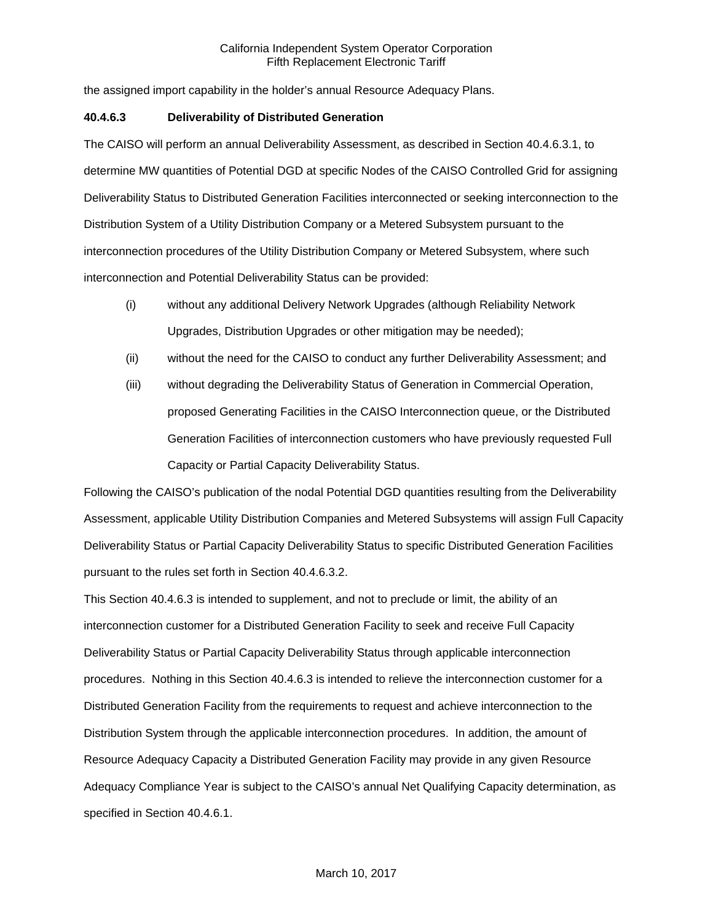the assigned import capability in the holder's annual Resource Adequacy Plans.

**40.4.6.3 Deliverability of Distributed Generation**

The CAISO will perform an annual Deliverability Assessment, as described in Section 40.4.6.3.1, to determine MW quantities of Potential DGD at specific Nodes of the CAISO Controlled Grid for assigning Deliverability Status to Distributed Generation Facilities interconnected or seeking interconnection to the Distribution System of a Utility Distribution Company or a Metered Subsystem pursuant to the interconnection procedures of the Utility Distribution Company or Metered Subsystem, where such interconnection and Potential Deliverability Status can be provided:

(i) without any additional Delivery Network Upgrades (although Reliability Network Upgrades, Distribution Upgrades or other mitigation may be needed);

(ii) without the need for the CAISO to conduct any further Deliverability Assessment; and

(iii) without degrading the Deliverability Status of Generation in Commercial Operation, proposed Generating Facilities in the CAISO Interconnection queue, or the Distributed Generation Facilities of interconnection customers who have previously requested Full Capacity or Partial Capacity Deliverability Status.

Following the CAISO's publication of the nodal Potential DGD quantities resulting from the Deliverability Assessment, applicable Utility Distribution Companies and Metered Subsystems will assign Full Capacity Deliverability Status or Partial Capacity Deliverability Status to specific Distributed Generation Facilities pursuant to the rules set forth in Section 40.4.6.3.2.

This Section 40.4.6.3 is intended to supplement, and not to preclude or limit, the ability of an interconnection customer for a Distributed Generation Facility to seek and receive Full Capacity Deliverability Status or Partial Capacity Deliverability Status through applicable interconnection procedures. Nothing in this Section 40.4.6.3 is intended to relieve the interconnection customer for a Distributed Generation Facility from the requirements to request and achieve interconnection to the Distribution System through the applicable interconnection procedures. In addition, the amount of Resource Adequacy Capacity a Distributed Generation Facility may provide in any given Resource Adequacy Compliance Year is subject to the CAISO's annual Net Qualifying Capacity determination, as specified in Section 40.4.6.1.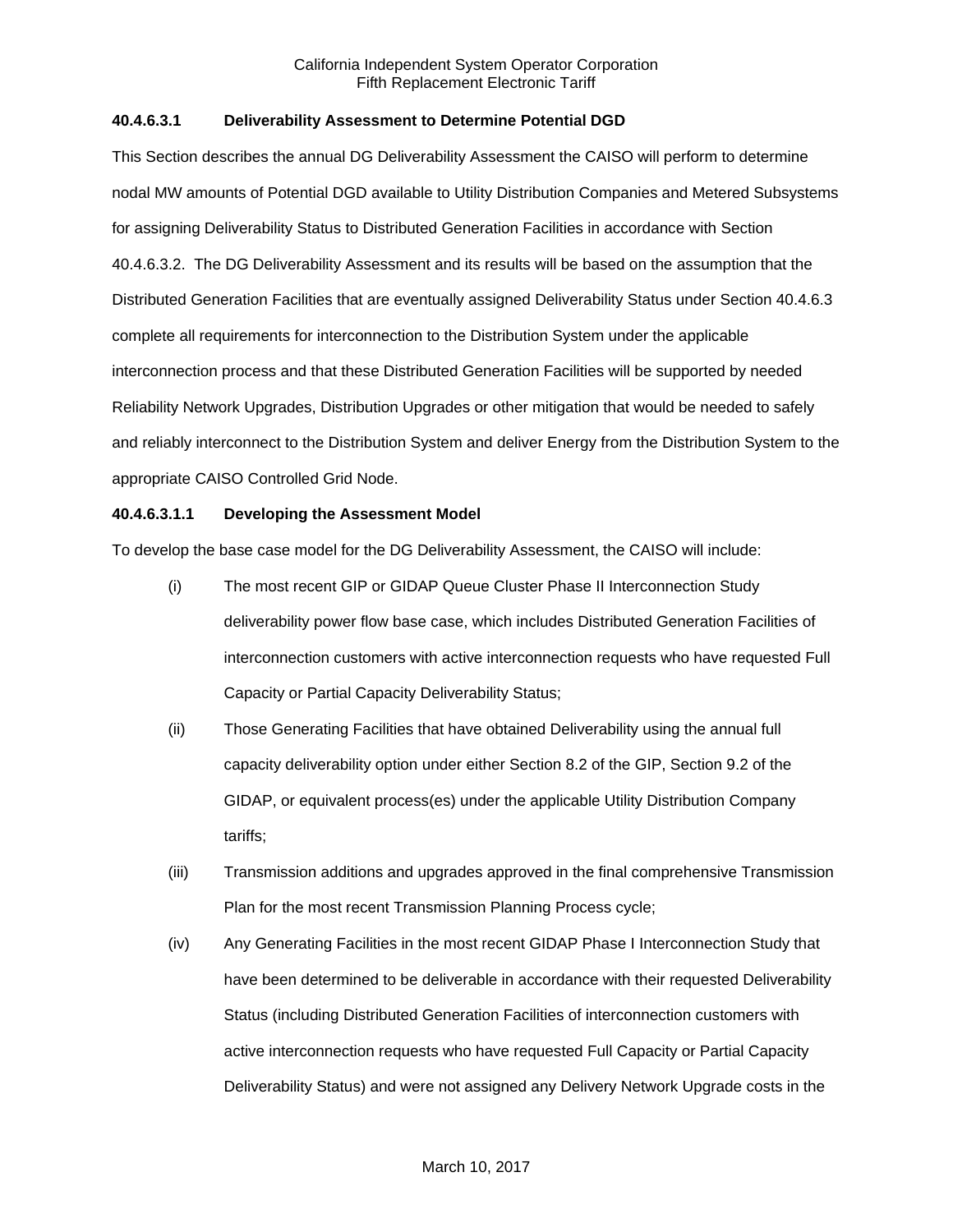**40.4.6.3.1 Deliverability Assessment to Determine Potential DGD**

This Section describes the annual DG Deliverability Assessment the CAISO will perform to determine nodal MW amounts of Potential DGD available to Utility Distribution Companies and Metered Subsystems for assigning Deliverability Status to Distributed Generation Facilities in accordance with Section 40.4.6.3.2. The DG Deliverability Assessment and its results will be based on the assumption that the Distributed Generation Facilities that are eventually assigned Deliverability Status under Section 40.4.6.3 complete all requirements for interconnection to the Distribution System under the applicable interconnection process and that these Distributed Generation Facilities will be supported by needed Reliability Network Upgrades, Distribution Upgrades or other mitigation that would be needed to safely and reliably interconnect to the Distribution System and deliver Energy from the Distribution System to the appropriate CAISO Controlled Grid Node.

**40.4.6.3.1.1 Developing the Assessment Model**

To develop the base case model for the DG Deliverability Assessment, the CAISO will include:

(i) The most recent GIP or GIDAP Queue Cluster Phase II Interconnection Study deliverability power flow base case, which includes Distributed Generation Facilities of interconnection customers with active interconnection requests who have requested Full Capacity or Partial Capacity Deliverability Status;

(ii) Those Generating Facilities that have obtained Deliverability using the annual full capacity deliverability option under either Section 8.2 of the GIP, Section 9.2 of the GIDAP, or equivalent process(es) under the applicable Utility Distribution Company tariffs;

(iii) Transmission additions and upgrades approved in the final comprehensive Transmission Plan for the most recent Transmission Planning Process cycle;

(iv) Any Generating Facilities in the most recent GIDAP Phase I Interconnection Study that have been determined to be deliverable in accordance with their requested Deliverability Status (including Distributed Generation Facilities of interconnection customers with active interconnection requests who have requested Full Capacity or Partial Capacity Deliverability Status) and were not assigned any Delivery Network Upgrade costs in the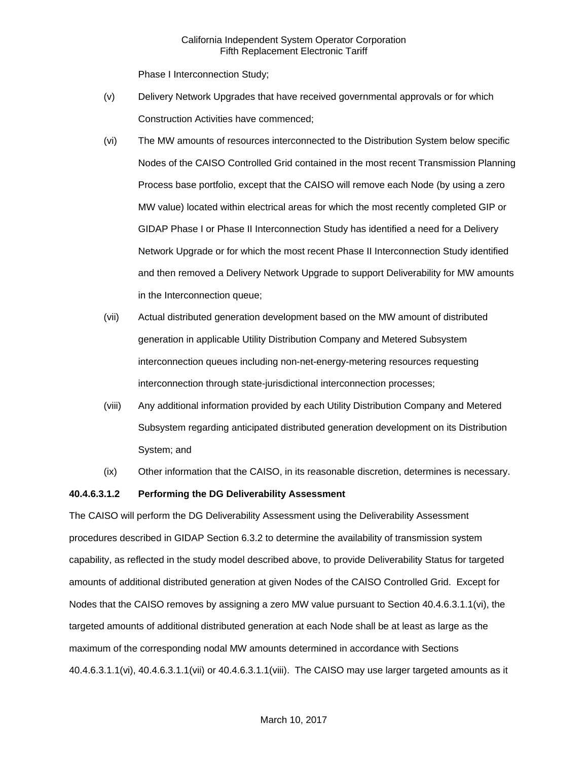Phase I Interconnection Study;

(v) Delivery Network Upgrades that have received governmental approvals or for which Construction Activities have commenced;

(vi) The MW amounts of resources interconnected to the Distribution System below specific Nodes of the CAISO Controlled Grid contained in the most recent Transmission Planning Process base portfolio, except that the CAISO will remove each Node (by using a zero MW value) located within electrical areas for which the most recently completed GIP or GIDAP Phase I or Phase II Interconnection Study has identified a need for a Delivery Network Upgrade or for which the most recent Phase II Interconnection Study identified and then removed a Delivery Network Upgrade to support Deliverability for MW amounts in the Interconnection queue;

(vii) Actual distributed generation development based on the MW amount of distributed generation in applicable Utility Distribution Company and Metered Subsystem interconnection queues including non-net-energy-metering resources requesting interconnection through state-jurisdictional interconnection processes;

(viii) Any additional information provided by each Utility Distribution Company and Metered Subsystem regarding anticipated distributed generation development on its Distribution System; and

(ix) Other information that the CAISO, in its reasonable discretion, determines is necessary.

**40.4.6.3.1.2 Performing the DG Deliverability Assessment**

The CAISO will perform the DG Deliverability Assessment using the Deliverability Assessment procedures described in GIDAP Section 6.3.2 to determine the availability of transmission system capability, as reflected in the study model described above, to provide Deliverability Status for targeted amounts of additional distributed generation at given Nodes of the CAISO Controlled Grid. Except for Nodes that the CAISO removes by assigning a zero MW value pursuant to Section 40.4.6.3.1.1(vi), the targeted amounts of additional distributed generation at each Node shall be at least as large as the maximum of the corresponding nodal MW amounts determined in accordance with Sections 40.4.6.3.1.1(vi), 40.4.6.3.1.1(vii) or 40.4.6.3.1.1(viii). The CAISO may use larger targeted amounts as it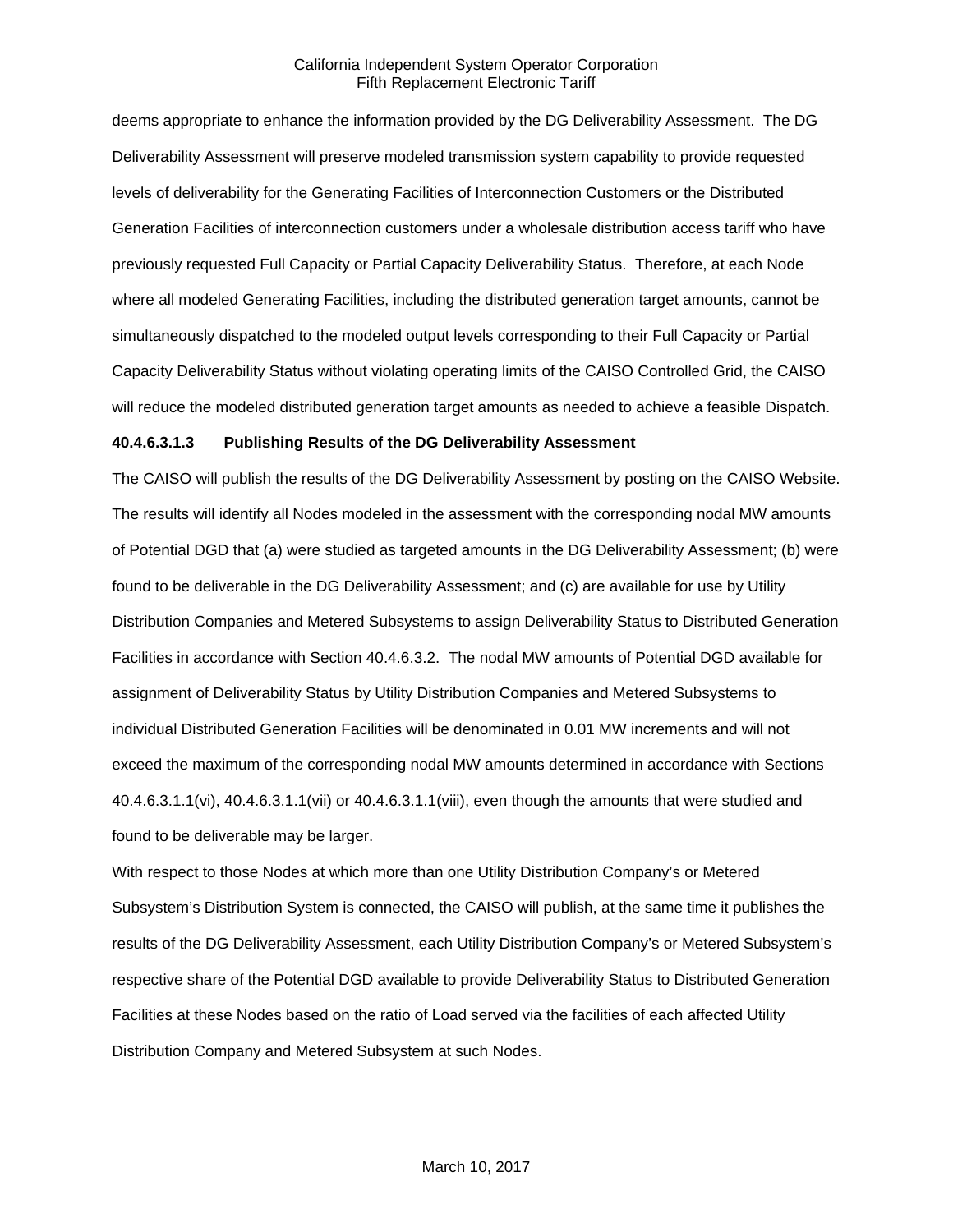deems appropriate to enhance the information provided by the DG Deliverability Assessment. The DG Deliverability Assessment will preserve modeled transmission system capability to provide requested levels of deliverability for the Generating Facilities of Interconnection Customers or the Distributed Generation Facilities of interconnection customers under a wholesale distribution access tariff who have previously requested Full Capacity or Partial Capacity Deliverability Status. Therefore, at each Node where all modeled Generating Facilities, including the distributed generation target amounts, cannot be simultaneously dispatched to the modeled output levels corresponding to their Full Capacity or Partial Capacity Deliverability Status without violating operating limits of the CAISO Controlled Grid, the CAISO will reduce the modeled distributed generation target amounts as needed to achieve a feasible Dispatch.

**40.4.6.3.1.3 Publishing Results of the DG Deliverability Assessment**

The CAISO will publish the results of the DG Deliverability Assessment by posting on the CAISO Website. The results will identify all Nodes modeled in the assessment with the corresponding nodal MW amounts of Potential DGD that (a) were studied as targeted amounts in the DG Deliverability Assessment; (b) were found to be deliverable in the DG Deliverability Assessment; and (c) are available for use by Utility Distribution Companies and Metered Subsystems to assign Deliverability Status to Distributed Generation Facilities in accordance with Section 40.4.6.3.2. The nodal MW amounts of Potential DGD available for assignment of Deliverability Status by Utility Distribution Companies and Metered Subsystems to individual Distributed Generation Facilities will be denominated in 0.01 MW increments and will not exceed the maximum of the corresponding nodal MW amounts determined in accordance with Sections 40.4.6.3.1.1(vi), 40.4.6.3.1.1(vii) or 40.4.6.3.1.1(viii), even though the amounts that were studied and found to be deliverable may be larger.

With respect to those Nodes at which more than one Utility Distribution Company's or Metered Subsystem's Distribution System is connected, the CAISO will publish, at the same time it publishes the results of the DG Deliverability Assessment, each Utility Distribution Company's or Metered Subsystem's respective share of the Potential DGD available to provide Deliverability Status to Distributed Generation Facilities at these Nodes based on the ratio of Load served via the facilities of each affected Utility Distribution Company and Metered Subsystem at such Nodes.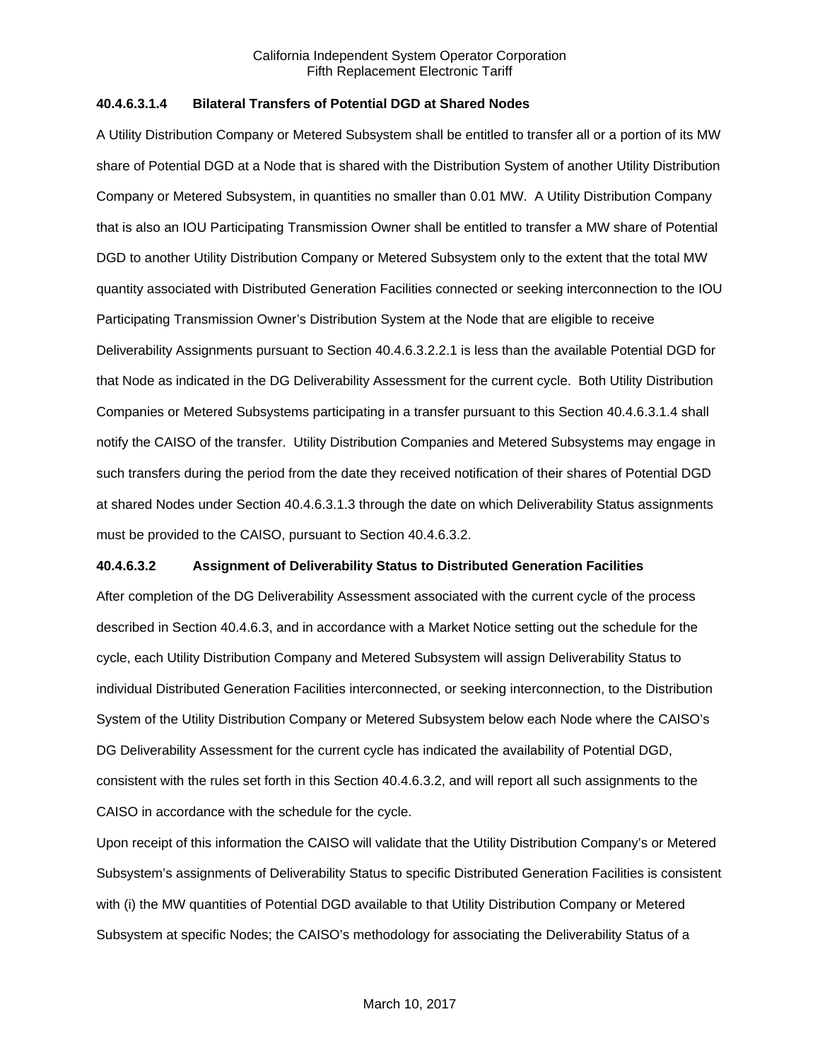**40.4.6.3.1.4 Bilateral Transfers of Potential DGD at Shared Nodes**

A Utility Distribution Company or Metered Subsystem shall be entitled to transfer all or a portion of its MW share of Potential DGD at a Node that is shared with the Distribution System of another Utility Distribution Company or Metered Subsystem, in quantities no smaller than 0.01 MW. A Utility Distribution Company that is also an IOU Participating Transmission Owner shall be entitled to transfer a MW share of Potential DGD to another Utility Distribution Company or Metered Subsystem only to the extent that the total MW quantity associated with Distributed Generation Facilities connected or seeking interconnection to the IOU Participating Transmission Owner's Distribution System at the Node that are eligible to receive Deliverability Assignments pursuant to Section 40.4.6.3.2.2.1 is less than the available Potential DGD for that Node as indicated in the DG Deliverability Assessment for the current cycle. Both Utility Distribution Companies or Metered Subsystems participating in a transfer pursuant to this Section 40.4.6.3.1.4 shall notify the CAISO of the transfer. Utility Distribution Companies and Metered Subsystems may engage in such transfers during the period from the date they received notification of their shares of Potential DGD at shared Nodes under Section 40.4.6.3.1.3 through the date on which Deliverability Status assignments must be provided to the CAISO, pursuant to Section 40.4.6.3.2.

**40.4.6.3.2 Assignment of Deliverability Status to Distributed Generation Facilities**

After completion of the DG Deliverability Assessment associated with the current cycle of the process described in Section 40.4.6.3, and in accordance with a Market Notice setting out the schedule for the cycle, each Utility Distribution Company and Metered Subsystem will assign Deliverability Status to individual Distributed Generation Facilities interconnected, or seeking interconnection, to the Distribution System of the Utility Distribution Company or Metered Subsystem below each Node where the CAISO's DG Deliverability Assessment for the current cycle has indicated the availability of Potential DGD, consistent with the rules set forth in this Section 40.4.6.3.2, and will report all such assignments to the CAISO in accordance with the schedule for the cycle.

Upon receipt of this information the CAISO will validate that the Utility Distribution Company's or Metered Subsystem's assignments of Deliverability Status to specific Distributed Generation Facilities is consistent with (i) the MW quantities of Potential DGD available to that Utility Distribution Company or Metered Subsystem at specific Nodes; the CAISO's methodology for associating the Deliverability Status of a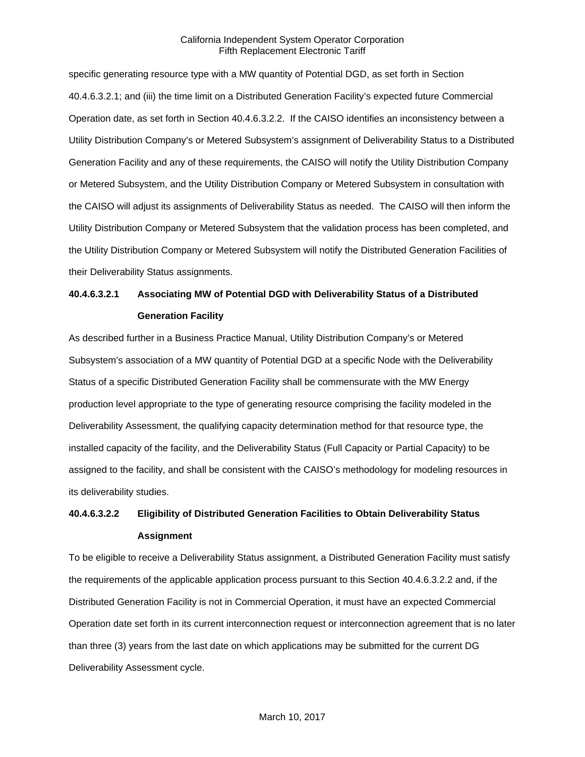specific generating resource type with a MW quantity of Potential DGD, as set forth in Section 40.4.6.3.2.1; and (iii) the time limit on a Distributed Generation Facility's expected future Commercial Operation date, as set forth in Section 40.4.6.3.2.2. If the CAISO identifies an inconsistency between a Utility Distribution Company's or Metered Subsystem's assignment of Deliverability Status to a Distributed Generation Facility and any of these requirements, the CAISO will notify the Utility Distribution Company or Metered Subsystem, and the Utility Distribution Company or Metered Subsystem in consultation with the CAISO will adjust its assignments of Deliverability Status as needed. The CAISO will then inform the Utility Distribution Company or Metered Subsystem that the validation process has been completed, and the Utility Distribution Company or Metered Subsystem will notify the Distributed Generation Facilities of their Deliverability Status assignments.

**40.4.6.3.2.1 Associating MW of Potential DGD with Deliverability Status of a Distributed Generation Facility**

As described further in a Business Practice Manual, Utility Distribution Company's or Metered Subsystem's association of a MW quantity of Potential DGD at a specific Node with the Deliverability Status of a specific Distributed Generation Facility shall be commensurate with the MW Energy production level appropriate to the type of generating resource comprising the facility modeled in the Deliverability Assessment, the qualifying capacity determination method for that resource type, the installed capacity of the facility, and the Deliverability Status (Full Capacity or Partial Capacity) to be assigned to the facility, and shall be consistent with the CAISO's methodology for modeling resources in its deliverability studies.

**40.4.6.3.2.2 Eligibility of Distributed Generation Facilities to Obtain Deliverability Status Assignment**

To be eligible to receive a Deliverability Status assignment, a Distributed Generation Facility must satisfy the requirements of the applicable application process pursuant to this Section 40.4.6.3.2.2 and, if the Distributed Generation Facility is not in Commercial Operation, it must have an expected Commercial Operation date set forth in its current interconnection request or interconnection agreement that is no later than three (3) years from the last date on which applications may be submitted for the current DG Deliverability Assessment cycle.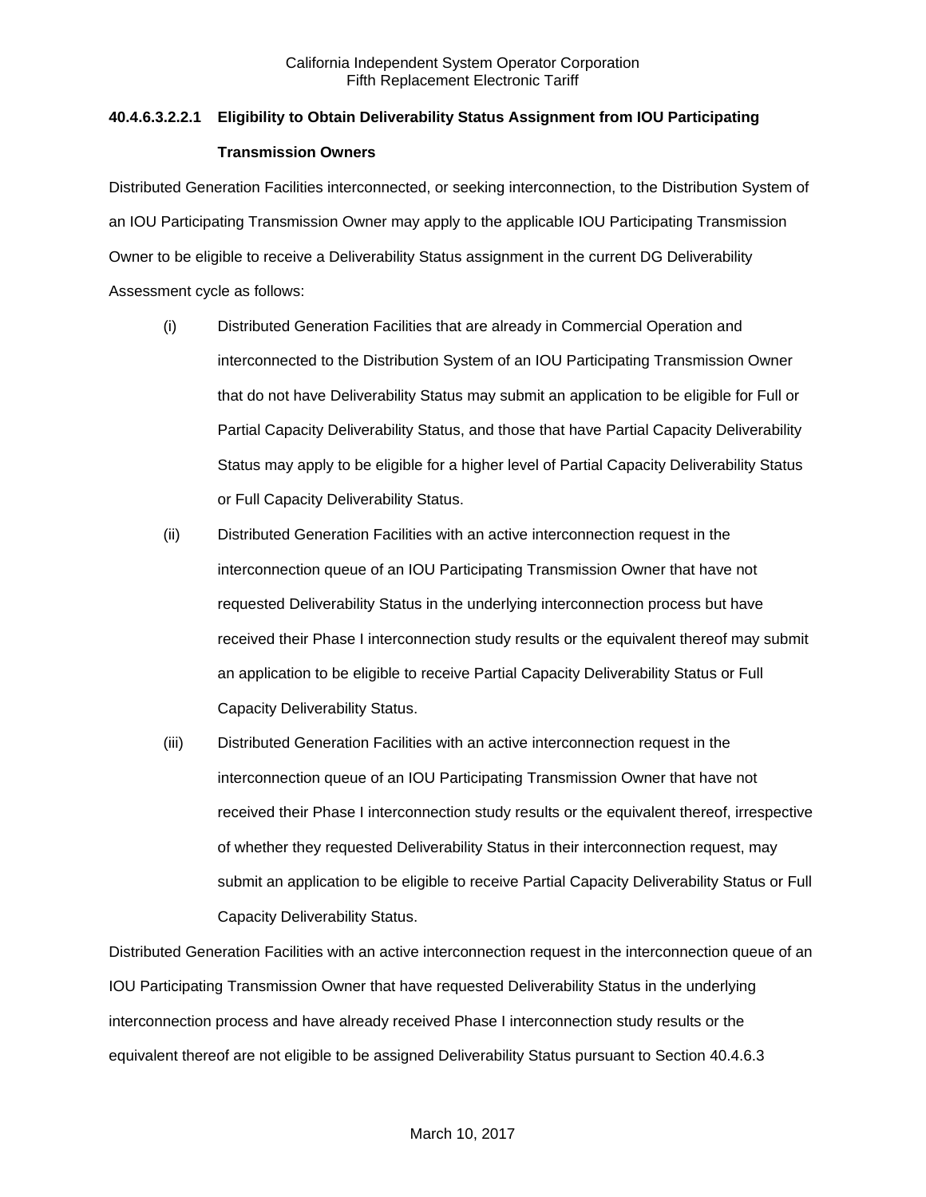**40.4.6.3.2.2.1 Eligibility to Obtain Deliverability Status Assignment from IOU Participating Transmission Owners**

Distributed Generation Facilities interconnected, or seeking interconnection, to the Distribution System of an IOU Participating Transmission Owner may apply to the applicable IOU Participating Transmission Owner to be eligible to receive a Deliverability Status assignment in the current DG Deliverability Assessment cycle as follows:

(i) Distributed Generation Facilities that are already in Commercial Operation and interconnected to the Distribution System of an IOU Participating Transmission Owner that do not have Deliverability Status may submit an application to be eligible for Full or Partial Capacity Deliverability Status, and those that have Partial Capacity Deliverability Status may apply to be eligible for a higher level of Partial Capacity Deliverability Status or Full Capacity Deliverability Status.

(ii) Distributed Generation Facilities with an active interconnection request in the interconnection queue of an IOU Participating Transmission Owner that have not requested Deliverability Status in the underlying interconnection process but have received their Phase I interconnection study results or the equivalent thereof may submit an application to be eligible to receive Partial Capacity Deliverability Status or Full Capacity Deliverability Status.

(iii) Distributed Generation Facilities with an active interconnection request in the interconnection queue of an IOU Participating Transmission Owner that have not received their Phase I interconnection study results or the equivalent thereof, irrespective of whether they requested Deliverability Status in their interconnection request, may submit an application to be eligible to receive Partial Capacity Deliverability Status or Full Capacity Deliverability Status.

Distributed Generation Facilities with an active interconnection request in the interconnection queue of an IOU Participating Transmission Owner that have requested Deliverability Status in the underlying interconnection process and have already received Phase I interconnection study results or the equivalent thereof are not eligible to be assigned Deliverability Status pursuant to Section 40.4.6.3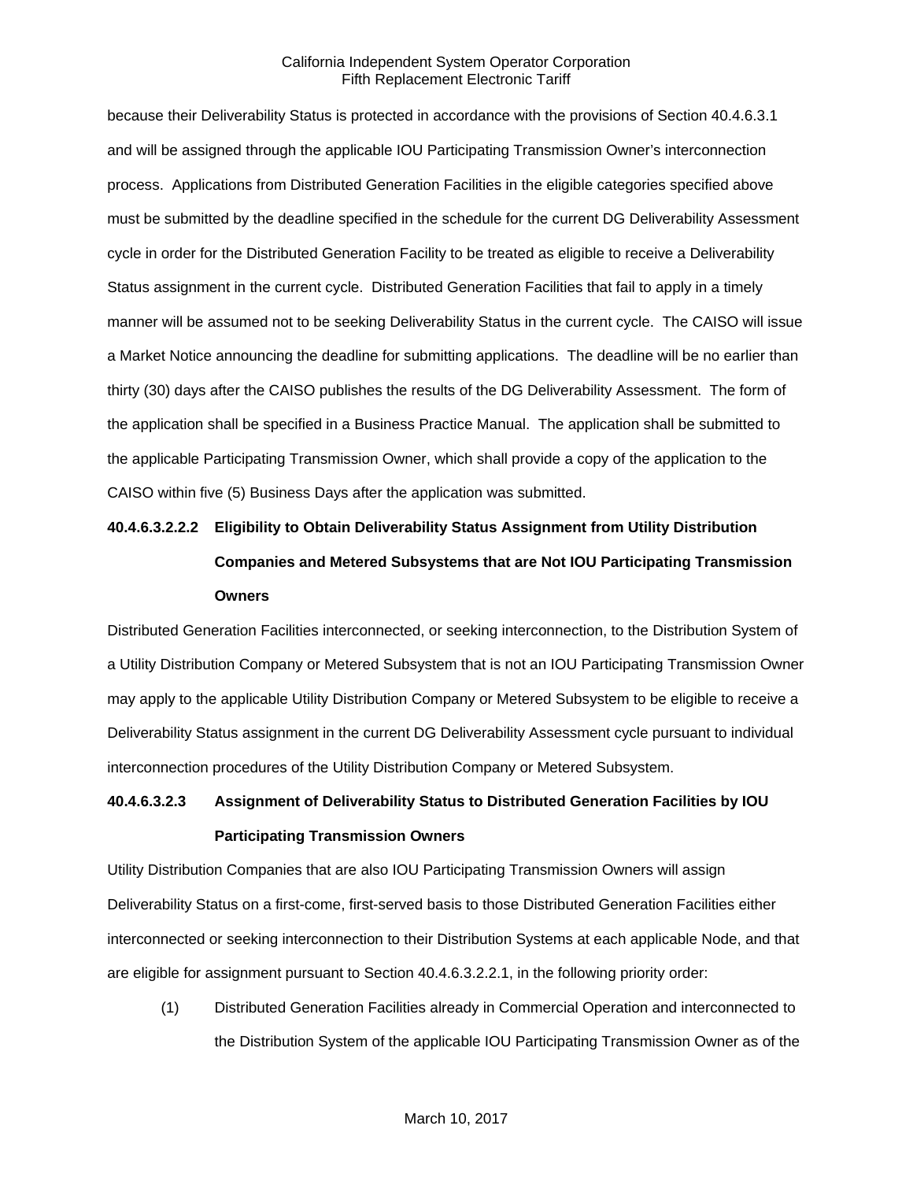because their Deliverability Status is protected in accordance with the provisions of Section 40.4.6.3.1 and will be assigned through the applicable IOU Participating Transmission Owner's interconnection process. Applications from Distributed Generation Facilities in the eligible categories specified above must be submitted by the deadline specified in the schedule for the current DG Deliverability Assessment cycle in order for the Distributed Generation Facility to be treated as eligible to receive a Deliverability Status assignment in the current cycle. Distributed Generation Facilities that fail to apply in a timely manner will be assumed not to be seeking Deliverability Status in the current cycle. The CAISO will issue a Market Notice announcing the deadline for submitting applications. The deadline will be no earlier than thirty (30) days after the CAISO publishes the results of the DG Deliverability Assessment. The form of the application shall be specified in a Business Practice Manual. The application shall be submitted to the applicable Participating Transmission Owner, which shall provide a copy of the application to the CAISO within five (5) Business Days after the application was submitted.

**40.4.6.3.2.2.2 Eligibility to Obtain Deliverability Status Assignment from Utility Distribution Companies and Metered Subsystems that are Not IOU Participating Transmission Owners**

Distributed Generation Facilities interconnected, or seeking interconnection, to the Distribution System of a Utility Distribution Company or Metered Subsystem that is not an IOU Participating Transmission Owner may apply to the applicable Utility Distribution Company or Metered Subsystem to be eligible to receive a Deliverability Status assignment in the current DG Deliverability Assessment cycle pursuant to individual interconnection procedures of the Utility Distribution Company or Metered Subsystem.

**40.4.6.3.2.3 Assignment of Deliverability Status to Distributed Generation Facilities by IOU Participating Transmission Owners**

Utility Distribution Companies that are also IOU Participating Transmission Owners will assign Deliverability Status on a first-come, first-served basis to those Distributed Generation Facilities either interconnected or seeking interconnection to their Distribution Systems at each applicable Node, and that are eligible for assignment pursuant to Section 40.4.6.3.2.2.1, in the following priority order:

(1) Distributed Generation Facilities already in Commercial Operation and interconnected to the Distribution System of the applicable IOU Participating Transmission Owner as of the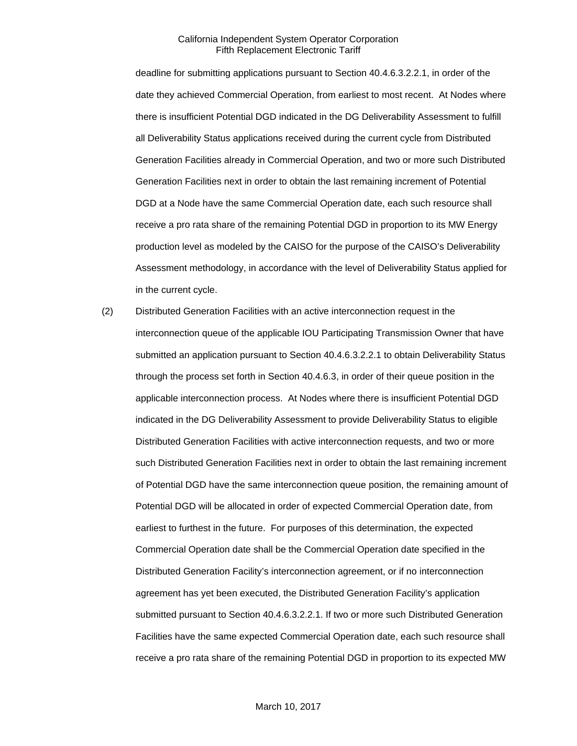deadline for submitting applications pursuant to Section 40.4.6.3.2.2.1, in order of the date they achieved Commercial Operation, from earliest to most recent. At Nodes where there is insufficient Potential DGD indicated in the DG Deliverability Assessment to fulfill all Deliverability Status applications received during the current cycle from Distributed Generation Facilities already in Commercial Operation, and two or more such Distributed Generation Facilities next in order to obtain the last remaining increment of Potential DGD at a Node have the same Commercial Operation date, each such resource shall receive a pro rata share of the remaining Potential DGD in proportion to its MW Energy production level as modeled by the CAISO for the purpose of the CAISO's Deliverability Assessment methodology, in accordance with the level of Deliverability Status applied for in the current cycle.

(2) Distributed Generation Facilities with an active interconnection request in the interconnection queue of the applicable IOU Participating Transmission Owner that have submitted an application pursuant to Section 40.4.6.3.2.2.1 to obtain Deliverability Status through the process set forth in Section 40.4.6.3, in order of their queue position in the applicable interconnection process. At Nodes where there is insufficient Potential DGD indicated in the DG Deliverability Assessment to provide Deliverability Status to eligible Distributed Generation Facilities with active interconnection requests, and two or more such Distributed Generation Facilities next in order to obtain the last remaining increment of Potential DGD have the same interconnection queue position, the remaining amount of Potential DGD will be allocated in order of expected Commercial Operation date, from earliest to furthest in the future. For purposes of this determination, the expected Commercial Operation date shall be the Commercial Operation date specified in the Distributed Generation Facility's interconnection agreement, or if no interconnection agreement has yet been executed, the Distributed Generation Facility's application submitted pursuant to Section 40.4.6.3.2.2.1. If two or more such Distributed Generation Facilities have the same expected Commercial Operation date, each such resource shall receive a pro rata share of the remaining Potential DGD in proportion to its expected MW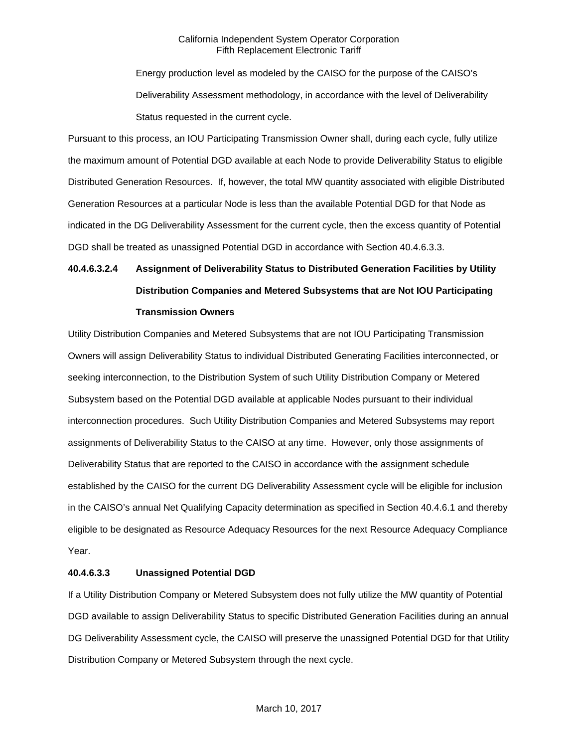Energy production level as modeled by the CAISO for the purpose of the CAISO's Deliverability Assessment methodology, in accordance with the level of Deliverability Status requested in the current cycle.

Pursuant to this process, an IOU Participating Transmission Owner shall, during each cycle, fully utilize the maximum amount of Potential DGD available at each Node to provide Deliverability Status to eligible Distributed Generation Resources. If, however, the total MW quantity associated with eligible Distributed Generation Resources at a particular Node is less than the available Potential DGD for that Node as indicated in the DG Deliverability Assessment for the current cycle, then the excess quantity of Potential DGD shall be treated as unassigned Potential DGD in accordance with Section 40.4.6.3.3.

**40.4.6.3.2.4 Assignment of Deliverability Status to Distributed Generation Facilities by Utility Distribution Companies and Metered Subsystems that are Not IOU Participating Transmission Owners**

Utility Distribution Companies and Metered Subsystems that are not IOU Participating Transmission Owners will assign Deliverability Status to individual Distributed Generating Facilities interconnected, or seeking interconnection, to the Distribution System of such Utility Distribution Company or Metered Subsystem based on the Potential DGD available at applicable Nodes pursuant to their individual interconnection procedures. Such Utility Distribution Companies and Metered Subsystems may report assignments of Deliverability Status to the CAISO at any time. However, only those assignments of Deliverability Status that are reported to the CAISO in accordance with the assignment schedule established by the CAISO for the current DG Deliverability Assessment cycle will be eligible for inclusion in the CAISO's annual Net Qualifying Capacity determination as specified in Section 40.4.6.1 and thereby eligible to be designated as Resource Adequacy Resources for the next Resource Adequacy Compliance Year.

**40.4.6.3.3 Unassigned Potential DGD**

If a Utility Distribution Company or Metered Subsystem does not fully utilize the MW quantity of Potential DGD available to assign Deliverability Status to specific Distributed Generation Facilities during an annual DG Deliverability Assessment cycle, the CAISO will preserve the unassigned Potential DGD for that Utility Distribution Company or Metered Subsystem through the next cycle.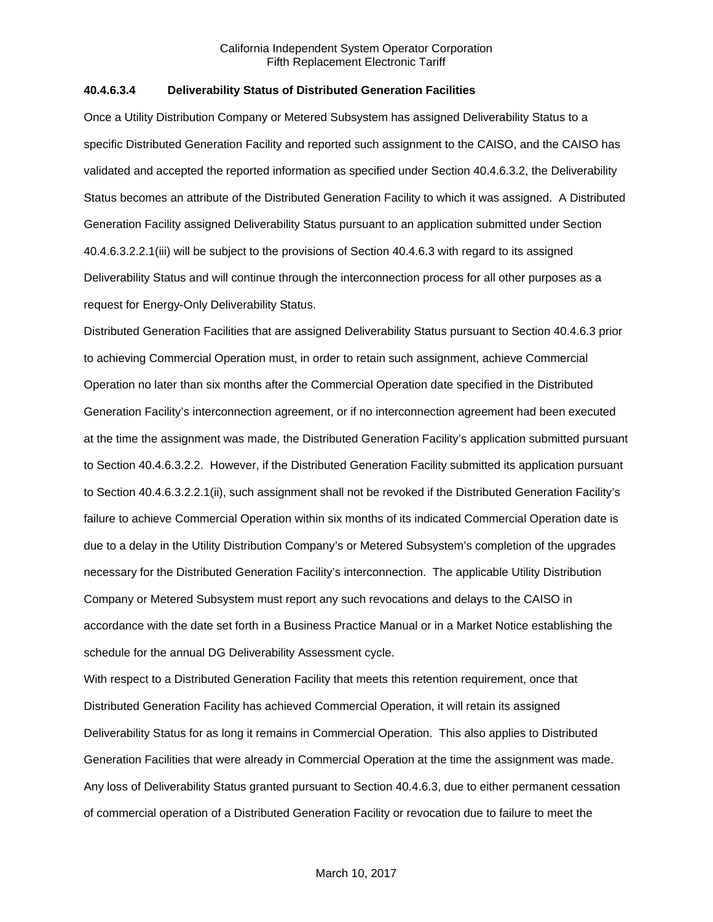**40.4.6.3.4 Deliverability Status of Distributed Generation Facilities**

Once a Utility Distribution Company or Metered Subsystem has assigned Deliverability Status to a specific Distributed Generation Facility and reported such assignment to the CAISO, and the CAISO has validated and accepted the reported information as specified under Section 40.4.6.3.2, the Deliverability Status becomes an attribute of the Distributed Generation Facility to which it was assigned. A Distributed Generation Facility assigned Deliverability Status pursuant to an application submitted under Section 40.4.6.3.2.2.1(iii) will be subject to the provisions of Section 40.4.6.3 with regard to its assigned Deliverability Status and will continue through the interconnection process for all other purposes as a request for Energy-Only Deliverability Status.

Distributed Generation Facilities that are assigned Deliverability Status pursuant to Section 40.4.6.3 prior to achieving Commercial Operation must, in order to retain such assignment, achieve Commercial Operation no later than six months after the Commercial Operation date specified in the Distributed Generation Facility's interconnection agreement, or if no interconnection agreement had been executed at the time the assignment was made, the Distributed Generation Facility's application submitted pursuant to Section 40.4.6.3.2.2. However, if the Distributed Generation Facility submitted its application pursuant to Section 40.4.6.3.2.2.1(ii), such assignment shall not be revoked if the Distributed Generation Facility's failure to achieve Commercial Operation within six months of its indicated Commercial Operation date is due to a delay in the Utility Distribution Company's or Metered Subsystem's completion of the upgrades necessary for the Distributed Generation Facility's interconnection. The applicable Utility Distribution Company or Metered Subsystem must report any such revocations and delays to the CAISO in accordance with the date set forth in a Business Practice Manual or in a Market Notice establishing the schedule for the annual DG Deliverability Assessment cycle.

With respect to a Distributed Generation Facility that meets this retention requirement, once that Distributed Generation Facility has achieved Commercial Operation, it will retain its assigned Deliverability Status for as long it remains in Commercial Operation. This also applies to Distributed Generation Facilities that were already in Commercial Operation at the time the assignment was made. Any loss of Deliverability Status granted pursuant to Section 40.4.6.3, due to either permanent cessation of commercial operation of a Distributed Generation Facility or revocation due to failure to meet the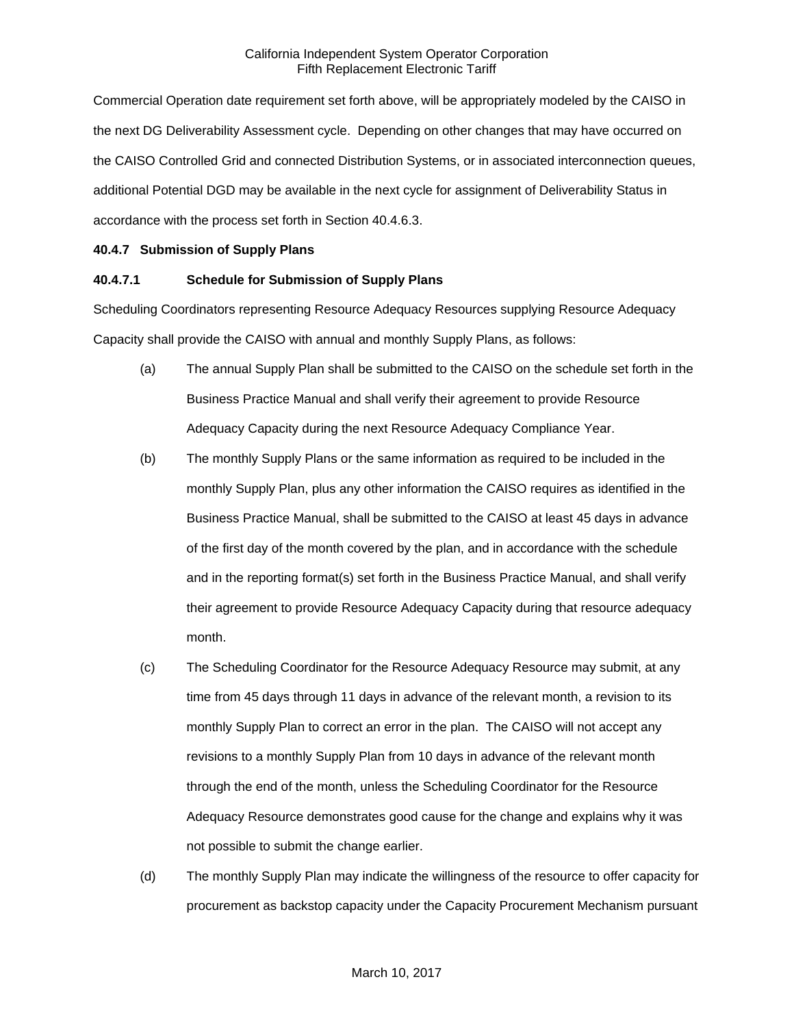Commercial Operation date requirement set forth above, will be appropriately modeled by the CAISO in the next DG Deliverability Assessment cycle. Depending on other changes that may have occurred on the CAISO Controlled Grid and connected Distribution Systems, or in associated interconnection queues, additional Potential DGD may be available in the next cycle for assignment of Deliverability Status in accordance with the process set forth in Section 40.4.6.3.

**40.4.7 Submission of Supply Plans**

**40.4.7.1 Schedule for Submission of Supply Plans**

Scheduling Coordinators representing Resource Adequacy Resources supplying Resource Adequacy Capacity shall provide the CAISO with annual and monthly Supply Plans, as follows:

(a) The annual Supply Plan shall be submitted to the CAISO on the schedule set forth in the Business Practice Manual and shall verify their agreement to provide Resource Adequacy Capacity during the next Resource Adequacy Compliance Year.

(b) The monthly Supply Plans or the same information as required to be included in the monthly Supply Plan, plus any other information the CAISO requires as identified in the Business Practice Manual, shall be submitted to the CAISO at least 45 days in advance of the first day of the month covered by the plan, and in accordance with the schedule and in the reporting format(s) set forth in the Business Practice Manual, and shall verify their agreement to provide Resource Adequacy Capacity during that resource adequacy month.

(c) The Scheduling Coordinator for the Resource Adequacy Resource may submit, at any time from 45 days through 11 days in advance of the relevant month, a revision to its monthly Supply Plan to correct an error in the plan. The CAISO will not accept any revisions to a monthly Supply Plan from 10 days in advance of the relevant month through the end of the month, unless the Scheduling Coordinator for the Resource Adequacy Resource demonstrates good cause for the change and explains why it was not possible to submit the change earlier.

(d) The monthly Supply Plan may indicate the willingness of the resource to offer capacity for procurement as backstop capacity under the Capacity Procurement Mechanism pursuant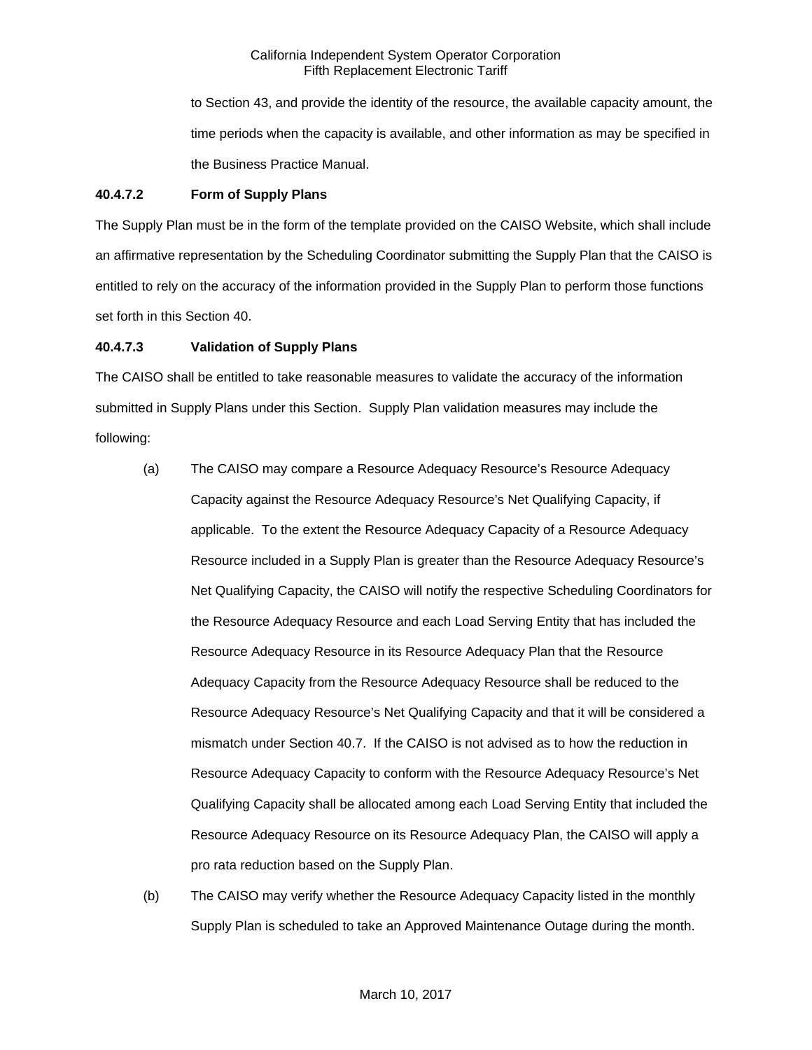to Section 43, and provide the identity of the resource, the available capacity amount, the time periods when the capacity is available, and other information as may be specified in the Business Practice Manual.

**40.4.7.2 Form of Supply Plans**

The Supply Plan must be in the form of the template provided on the CAISO Website, which shall include an affirmative representation by the Scheduling Coordinator submitting the Supply Plan that the CAISO is entitled to rely on the accuracy of the information provided in the Supply Plan to perform those functions set forth in this Section 40.

**40.4.7.3 Validation of Supply Plans**

The CAISO shall be entitled to take reasonable measures to validate the accuracy of the information submitted in Supply Plans under this Section. Supply Plan validation measures may include the following:

(a) The CAISO may compare a Resource Adequacy Resource's Resource Adequacy Capacity against the Resource Adequacy Resource's Net Qualifying Capacity, if applicable. To the extent the Resource Adequacy Capacity of a Resource Adequacy Resource included in a Supply Plan is greater than the Resource Adequacy Resource's Net Qualifying Capacity, the CAISO will notify the respective Scheduling Coordinators for the Resource Adequacy Resource and each Load Serving Entity that has included the Resource Adequacy Resource in its Resource Adequacy Plan that the Resource Adequacy Capacity from the Resource Adequacy Resource shall be reduced to the Resource Adequacy Resource's Net Qualifying Capacity and that it will be considered a mismatch under Section 40.7. If the CAISO is not advised as to how the reduction in Resource Adequacy Capacity to conform with the Resource Adequacy Resource's Net Qualifying Capacity shall be allocated among each Load Serving Entity that included the Resource Adequacy Resource on its Resource Adequacy Plan, the CAISO will apply a pro rata reduction based on the Supply Plan.

(b) The CAISO may verify whether the Resource Adequacy Capacity listed in the monthly Supply Plan is scheduled to take an Approved Maintenance Outage during the month.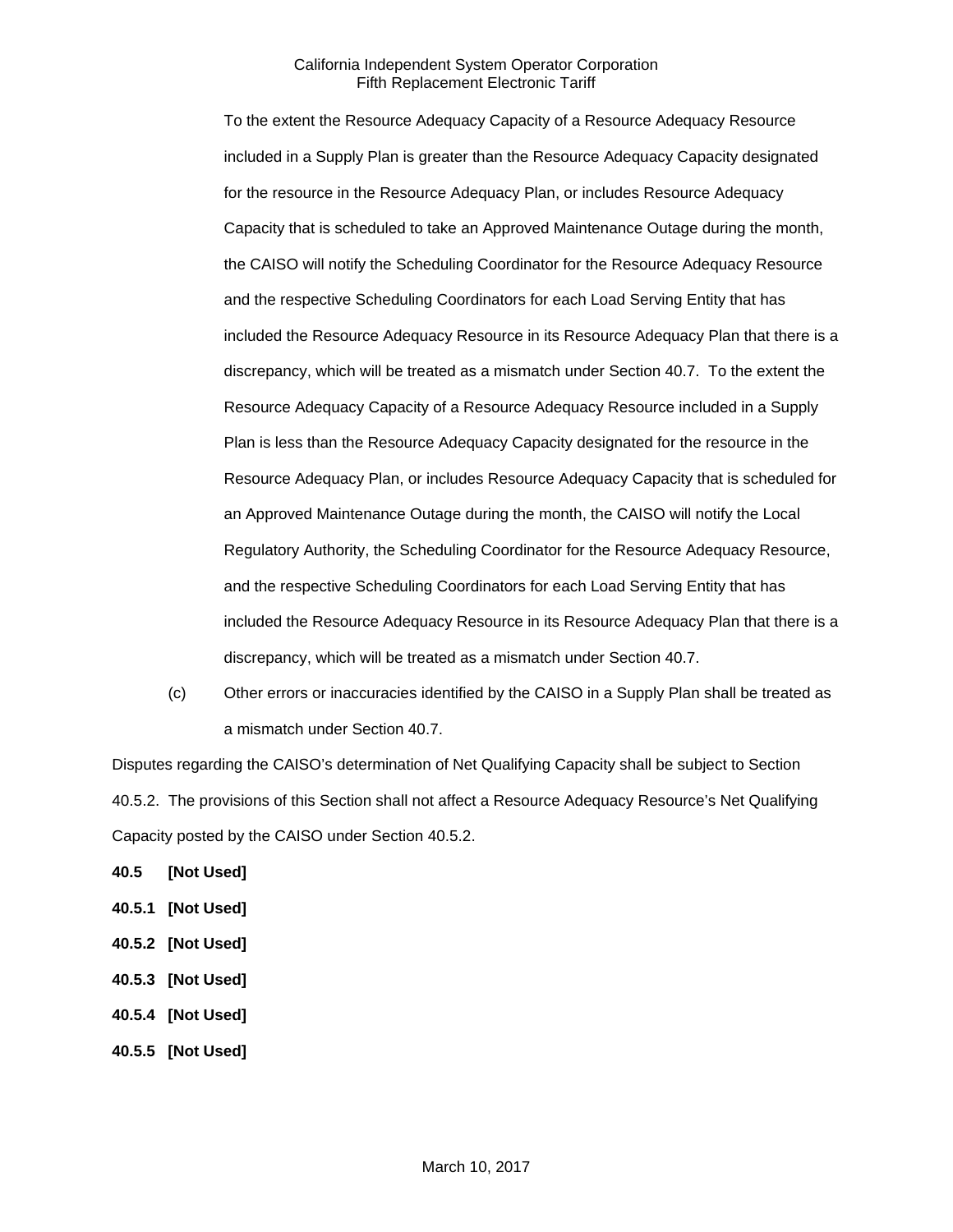To the extent the Resource Adequacy Capacity of a Resource Adequacy Resource included in a Supply Plan is greater than the Resource Adequacy Capacity designated for the resource in the Resource Adequacy Plan, or includes Resource Adequacy Capacity that is scheduled to take an Approved Maintenance Outage during the month, the CAISO will notify the Scheduling Coordinator for the Resource Adequacy Resource and the respective Scheduling Coordinators for each Load Serving Entity that has included the Resource Adequacy Resource in its Resource Adequacy Plan that there is a discrepancy, which will be treated as a mismatch under Section 40.7. To the extent the Resource Adequacy Capacity of a Resource Adequacy Resource included in a Supply Plan is less than the Resource Adequacy Capacity designated for the resource in the Resource Adequacy Plan, or includes Resource Adequacy Capacity that is scheduled for an Approved Maintenance Outage during the month, the CAISO will notify the Local Regulatory Authority, the Scheduling Coordinator for the Resource Adequacy Resource, and the respective Scheduling Coordinators for each Load Serving Entity that has included the Resource Adequacy Resource in its Resource Adequacy Plan that there is a discrepancy, which will be treated as a mismatch under Section 40.7.

(c) Other errors or inaccuracies identified by the CAISO in a Supply Plan shall be treated as a mismatch under Section 40.7.

Disputes regarding the CAISO's determination of Net Qualifying Capacity shall be subject to Section 40.5.2. The provisions of this Section shall not affect a Resource Adequacy Resource's Net Qualifying Capacity posted by the CAISO under Section 40.5.2.

**40.5 [Not Used]**

**40.5.1 [Not Used]**

**40.5.2 [Not Used]**

**40.5.3 [Not Used]**

**40.5.4 [Not Used]**

**40.5.5 [Not Used]**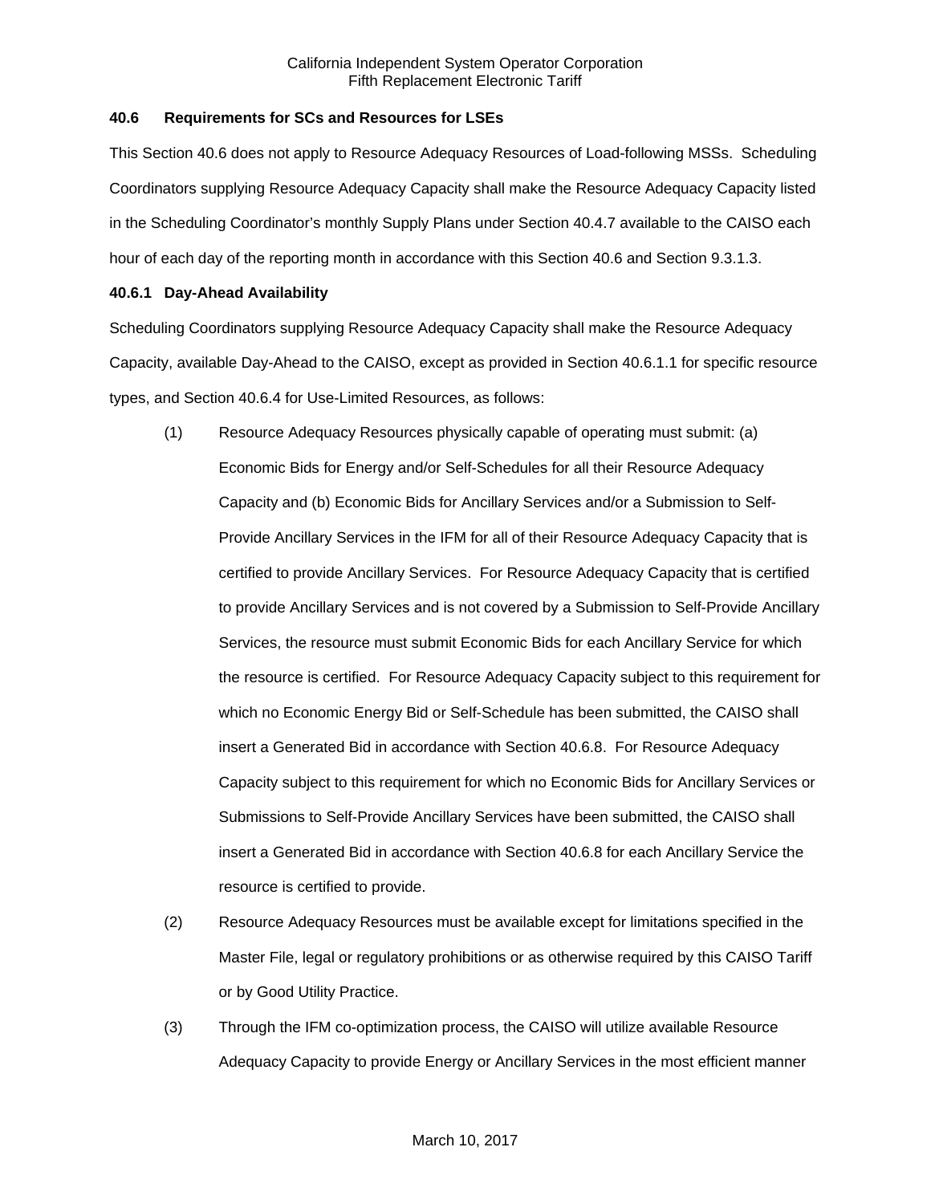### 40.6 Requirements for SCs and Resources for LSEs

This Section 40.6 does not apply to Resource Adequacy Resources of Load-following MSSs. Scheduling Coordinators supplying Resource Adequacy Capacity shall make the Resource Adequacy Capacity listed in the Scheduling Coordinator's monthly Supply Plans under Section 40.4.7 available to the CAISO each hour of each day of the reporting month in accordance with this Section 40.6 and Section 9.3.1.3.

#### 40.6.1 Day-Ahead Availability

Scheduling Coordinators supplying Resource Adequacy Capacity shall make the Resource Adequacy Capacity, available Day-Ahead to the CAISO, except as provided in Section 40.6.1.1 for specific resource types, and Section 40.6.4 for Use-Limited Resources, as follows:

(1) Resource Adequacy Resources physically capable of operating must submit: (a) Economic Bids for Energy and/or Self-Schedules for all their Resource Adequacy Capacity and (b) Economic Bids for Ancillary Services and/or a Submission to Self-Provide Ancillary Services in the IFM for all of their Resource Adequacy Capacity that is certified to provide Ancillary Services. For Resource Adequacy Capacity that is certified to provide Ancillary Services and is not covered by a Submission to Self-Provide Ancillary Services, the resource must submit Economic Bids for each Ancillary Service for which the resource is certified. For Resource Adequacy Capacity subject to this requirement for which no Economic Energy Bid or Self-Schedule has been submitted, the CAISO shall insert a Generated Bid in accordance with Section 40.6.8. For Resource Adequacy Capacity subject to this requirement for which no Economic Bids for Ancillary Services or Submissions to Self-Provide Ancillary Services have been submitted, the CAISO shall insert a Generated Bid in accordance with Section 40.6.8 for each Ancillary Service the resource is certified to provide.

(2) Resource Adequacy Resources must be available except for limitations specified in the Master File, legal or regulatory prohibitions or as otherwise required by this CAISO Tariff or by Good Utility Practice.

(3) Through the IFM co-optimization process, the CAISO will utilize available Resource Adequacy Capacity to provide Energy or Ancillary Services in the most efficient manner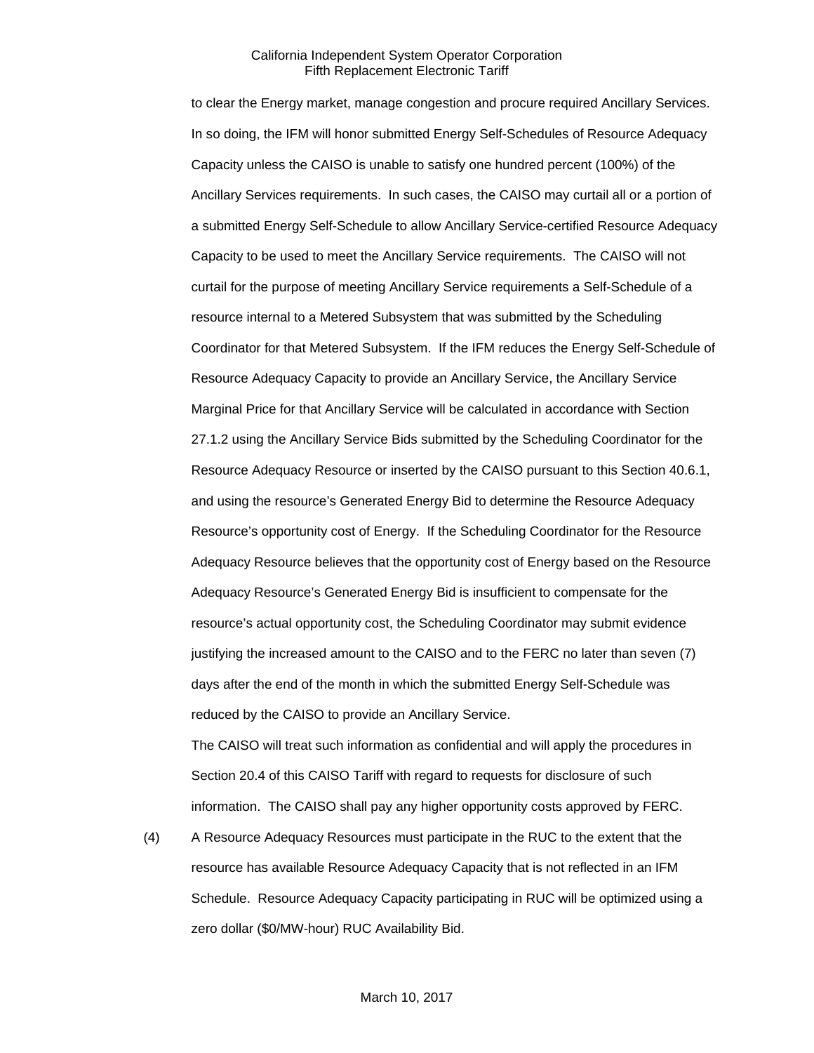to clear the Energy market, manage congestion and procure required Ancillary Services. In so doing, the IFM will honor submitted Energy Self-Schedules of Resource Adequacy Capacity unless the CAISO is unable to satisfy one hundred percent (100%) of the Ancillary Services requirements. In such cases, the CAISO may curtail all or a portion of a submitted Energy Self-Schedule to allow Ancillary Service-certified Resource Adequacy Capacity to be used to meet the Ancillary Service requirements. The CAISO will not curtail for the purpose of meeting Ancillary Service requirements a Self-Schedule of a resource internal to a Metered Subsystem that was submitted by the Scheduling Coordinator for that Metered Subsystem. If the IFM reduces the Energy Self-Schedule of Resource Adequacy Capacity to provide an Ancillary Service, the Ancillary Service Marginal Price for that Ancillary Service will be calculated in accordance with Section 27.1.2 using the Ancillary Service Bids submitted by the Scheduling Coordinator for the Resource Adequacy Resource or inserted by the CAISO pursuant to this Section 40.6.1, and using the resource's Generated Energy Bid to determine the Resource Adequacy Resource's opportunity cost of Energy. If the Scheduling Coordinator for the Resource Adequacy Resource believes that the opportunity cost of Energy based on the Resource Adequacy Resource's Generated Energy Bid is insufficient to compensate for the resource's actual opportunity cost, the Scheduling Coordinator may submit evidence justifying the increased amount to the CAISO and to the FERC no later than seven (7) days after the end of the month in which the submitted Energy Self-Schedule was reduced by the CAISO to provide an Ancillary Service.

The CAISO will treat such information as confidential and will apply the procedures in Section 20.4 of this CAISO Tariff with regard to requests for disclosure of such information. The CAISO shall pay any higher opportunity costs approved by FERC.

(4) A Resource Adequacy Resources must participate in the RUC to the extent that the resource has available Resource Adequacy Capacity that is not reflected in an IFM Schedule. Resource Adequacy Capacity participating in RUC will be optimized using a zero dollar ($0/MW-hour) RUC Availability Bid.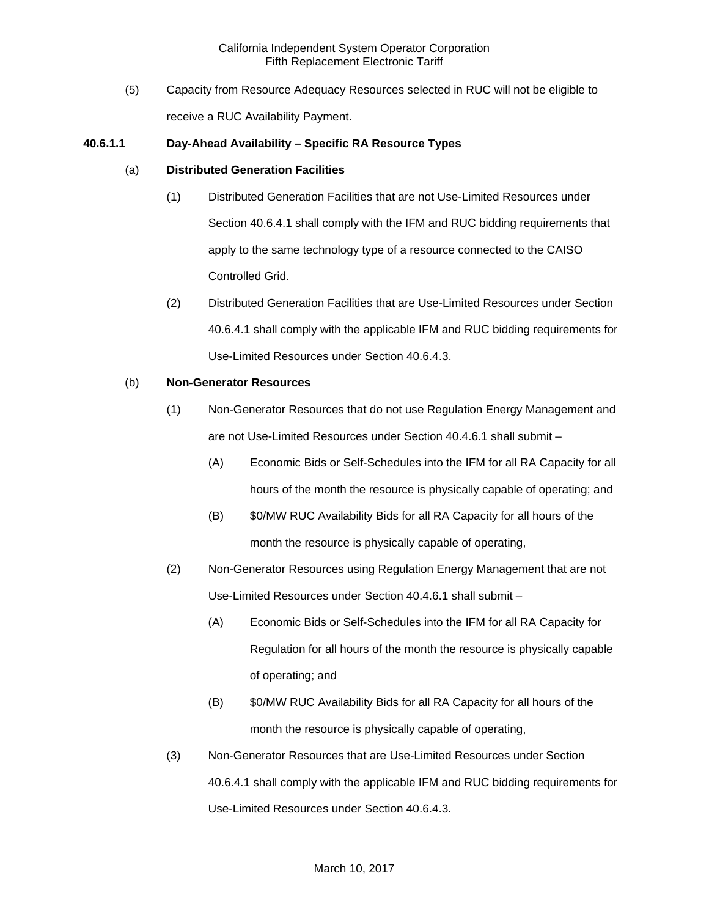(5) Capacity from Resource Adequacy Resources selected in RUC will not be eligible to receive a RUC Availability Payment.

**40.6.1.1 Day-Ahead Availability – Specific RA Resource Types**

(a) **Distributed Generation Facilities**

(1) Distributed Generation Facilities that are not Use-Limited Resources under Section 40.6.4.1 shall comply with the IFM and RUC bidding requirements that apply to the same technology type of a resource connected to the CAISO Controlled Grid.

(2) Distributed Generation Facilities that are Use-Limited Resources under Section 40.6.4.1 shall comply with the applicable IFM and RUC bidding requirements for Use-Limited Resources under Section 40.6.4.3.

(b) **Non-Generator Resources**

(1) Non-Generator Resources that do not use Regulation Energy Management and are not Use-Limited Resources under Section 40.4.6.1 shall submit –

(A) Economic Bids or Self-Schedules into the IFM for all RA Capacity for all hours of the month the resource is physically capable of operating; and

(B) $0/MW RUC Availability Bids for all RA Capacity for all hours of the month the resource is physically capable of operating,

(2) Non-Generator Resources using Regulation Energy Management that are not Use-Limited Resources under Section 40.4.6.1 shall submit –

(A) Economic Bids or Self-Schedules into the IFM for all RA Capacity for Regulation for all hours of the month the resource is physically capable of operating; and

(B) $0/MW RUC Availability Bids for all RA Capacity for all hours of the month the resource is physically capable of operating,

(3) Non-Generator Resources that are Use-Limited Resources under Section 40.6.4.1 shall comply with the applicable IFM and RUC bidding requirements for Use-Limited Resources under Section 40.6.4.3.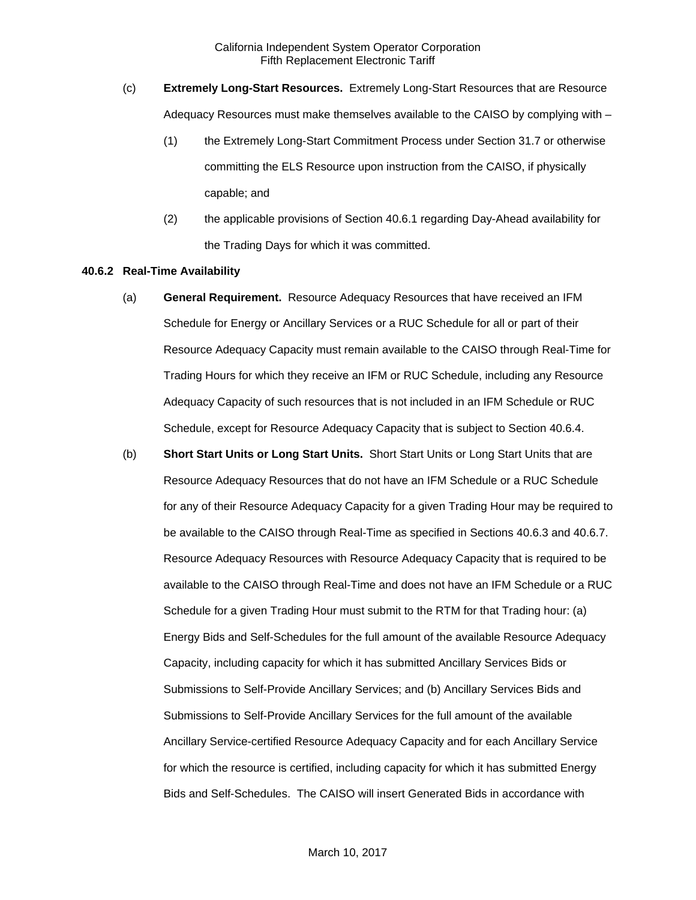(c) **Extremely Long-Start Resources.** Extremely Long-Start Resources that are Resource Adequacy Resources must make themselves available to the CAISO by complying with –

(1) the Extremely Long-Start Commitment Process under Section 31.7 or otherwise committing the ELS Resource upon instruction from the CAISO, if physically capable; and

(2) the applicable provisions of Section 40.6.1 regarding Day-Ahead availability for the Trading Days for which it was committed.

**40.6.2 Real-Time Availability**

(a) **General Requirement.** Resource Adequacy Resources that have received an IFM Schedule for Energy or Ancillary Services or a RUC Schedule for all or part of their Resource Adequacy Capacity must remain available to the CAISO through Real-Time for Trading Hours for which they receive an IFM or RUC Schedule, including any Resource Adequacy Capacity of such resources that is not included in an IFM Schedule or RUC Schedule, except for Resource Adequacy Capacity that is subject to Section 40.6.4.

(b) **Short Start Units or Long Start Units.** Short Start Units or Long Start Units that are Resource Adequacy Resources that do not have an IFM Schedule or a RUC Schedule for any of their Resource Adequacy Capacity for a given Trading Hour may be required to be available to the CAISO through Real-Time as specified in Sections 40.6.3 and 40.6.7. Resource Adequacy Resources with Resource Adequacy Capacity that is required to be available to the CAISO through Real-Time and does not have an IFM Schedule or a RUC Schedule for a given Trading Hour must submit to the RTM for that Trading hour: (a) Energy Bids and Self-Schedules for the full amount of the available Resource Adequacy Capacity, including capacity for which it has submitted Ancillary Services Bids or Submissions to Self-Provide Ancillary Services; and (b) Ancillary Services Bids and Submissions to Self-Provide Ancillary Services for the full amount of the available Ancillary Service-certified Resource Adequacy Capacity and for each Ancillary Service for which the resource is certified, including capacity for which it has submitted Energy Bids and Self-Schedules. The CAISO will insert Generated Bids in accordance with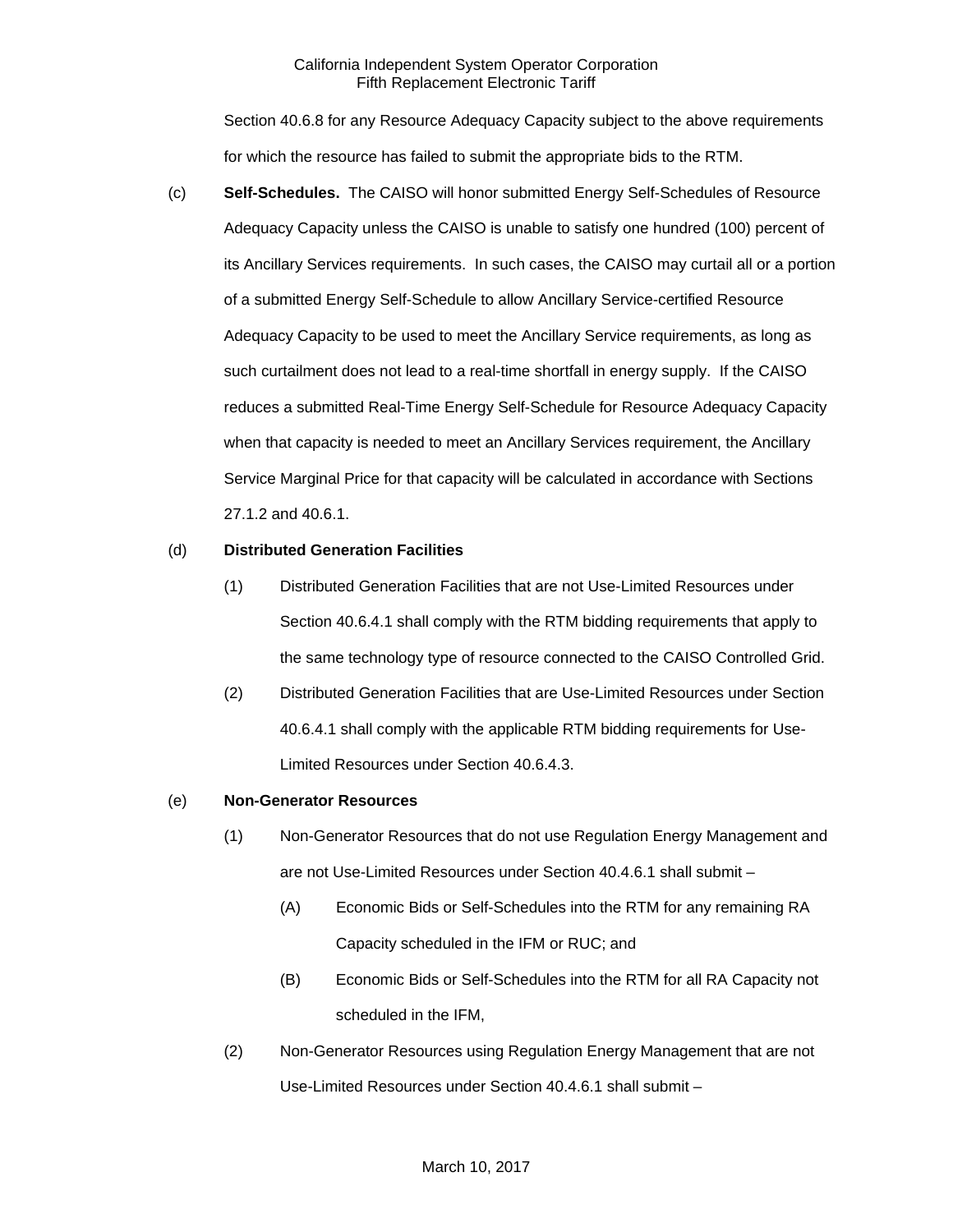Section 40.6.8 for any Resource Adequacy Capacity subject to the above requirements for which the resource has failed to submit the appropriate bids to the RTM.

(c) **Self-Schedules.** The CAISO will honor submitted Energy Self-Schedules of Resource Adequacy Capacity unless the CAISO is unable to satisfy one hundred (100) percent of its Ancillary Services requirements. In such cases, the CAISO may curtail all or a portion of a submitted Energy Self-Schedule to allow Ancillary Service-certified Resource Adequacy Capacity to be used to meet the Ancillary Service requirements, as long as such curtailment does not lead to a real-time shortfall in energy supply. If the CAISO reduces a submitted Real-Time Energy Self-Schedule for Resource Adequacy Capacity when that capacity is needed to meet an Ancillary Services requirement, the Ancillary Service Marginal Price for that capacity will be calculated in accordance with Sections 27.1.2 and 40.6.1.

(d) **Distributed Generation Facilities**

(1) Distributed Generation Facilities that are not Use-Limited Resources under Section 40.6.4.1 shall comply with the RTM bidding requirements that apply to the same technology type of resource connected to the CAISO Controlled Grid.

(2) Distributed Generation Facilities that are Use-Limited Resources under Section 40.6.4.1 shall comply with the applicable RTM bidding requirements for Use-Limited Resources under Section 40.6.4.3.

(e) **Non-Generator Resources**

(1) Non-Generator Resources that do not use Regulation Energy Management and are not Use-Limited Resources under Section 40.4.6.1 shall submit –

(A) Economic Bids or Self-Schedules into the RTM for any remaining RA Capacity scheduled in the IFM or RUC; and

(B) Economic Bids or Self-Schedules into the RTM for all RA Capacity not scheduled in the IFM,

(2) Non-Generator Resources using Regulation Energy Management that are not Use-Limited Resources under Section 40.4.6.1 shall submit –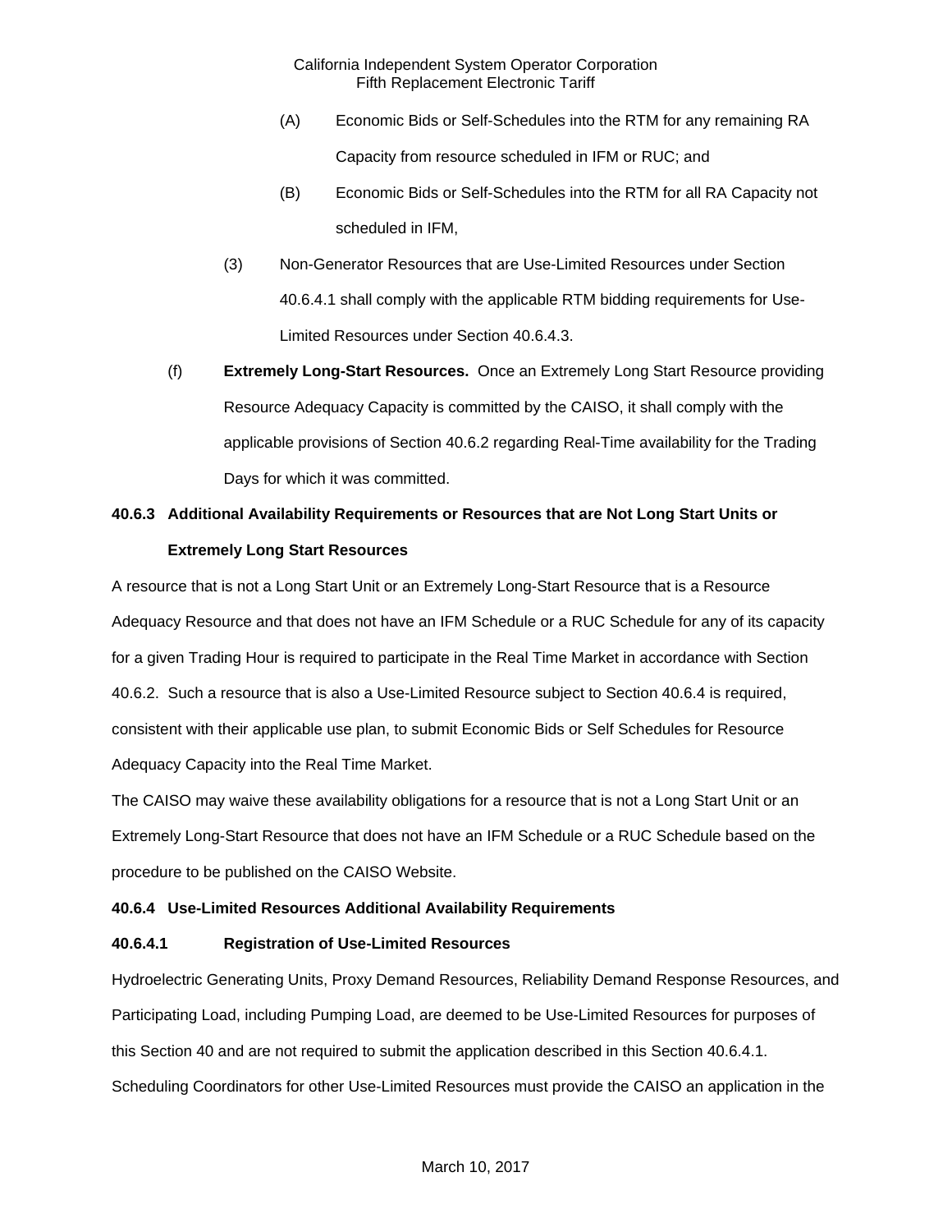(A) Economic Bids or Self-Schedules into the RTM for any remaining RA Capacity from resource scheduled in IFM or RUC; and

(B) Economic Bids or Self-Schedules into the RTM for all RA Capacity not scheduled in IFM,

(3) Non-Generator Resources that are Use-Limited Resources under Section 40.6.4.1 shall comply with the applicable RTM bidding requirements for Use-Limited Resources under Section 40.6.4.3.

(f) **Extremely Long-Start Resources.** Once an Extremely Long Start Resource providing Resource Adequacy Capacity is committed by the CAISO, it shall comply with the applicable provisions of Section 40.6.2 regarding Real-Time availability for the Trading Days for which it was committed.

**40.6.3 Additional Availability Requirements or Resources that are Not Long Start Units or Extremely Long Start Resources**

A resource that is not a Long Start Unit or an Extremely Long-Start Resource that is a Resource Adequacy Resource and that does not have an IFM Schedule or a RUC Schedule for any of its capacity for a given Trading Hour is required to participate in the Real Time Market in accordance with Section 40.6.2. Such a resource that is also a Use-Limited Resource subject to Section 40.6.4 is required, consistent with their applicable use plan, to submit Economic Bids or Self Schedules for Resource Adequacy Capacity into the Real Time Market.

The CAISO may waive these availability obligations for a resource that is not a Long Start Unit or an Extremely Long-Start Resource that does not have an IFM Schedule or a RUC Schedule based on the procedure to be published on the CAISO Website.

**40.6.4 Use-Limited Resources Additional Availability Requirements**

**40.6.4.1 Registration of Use-Limited Resources**

Hydroelectric Generating Units, Proxy Demand Resources, Reliability Demand Response Resources, and Participating Load, including Pumping Load, are deemed to be Use-Limited Resources for purposes of this Section 40 and are not required to submit the application described in this Section 40.6.4.1. Scheduling Coordinators for other Use-Limited Resources must provide the CAISO an application in the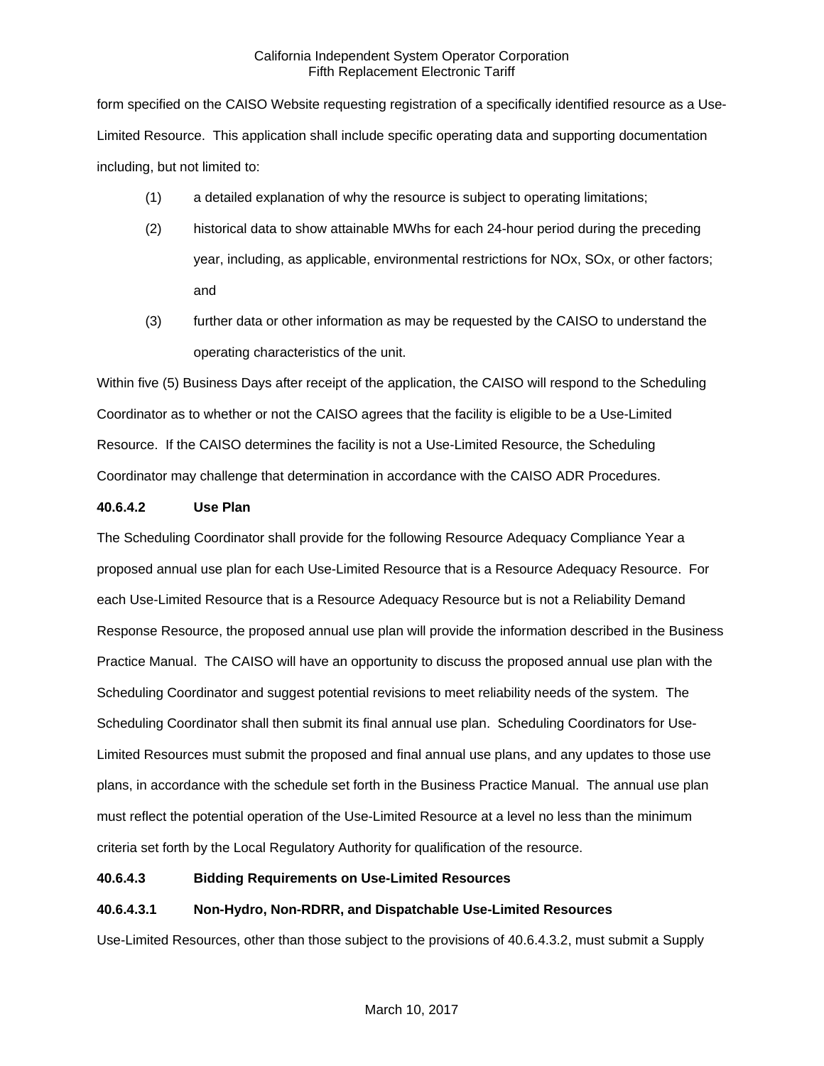form specified on the CAISO Website requesting registration of a specifically identified resource as a Use-Limited Resource. This application shall include specific operating data and supporting documentation including, but not limited to:

(1) a detailed explanation of why the resource is subject to operating limitations;

(2) historical data to show attainable MWhs for each 24-hour period during the preceding year, including, as applicable, environmental restrictions for NOx, SOx, or other factors; and

(3) further data or other information as may be requested by the CAISO to understand the operating characteristics of the unit.

Within five (5) Business Days after receipt of the application, the CAISO will respond to the Scheduling Coordinator as to whether or not the CAISO agrees that the facility is eligible to be a Use-Limited Resource. If the CAISO determines the facility is not a Use-Limited Resource, the Scheduling Coordinator may challenge that determination in accordance with the CAISO ADR Procedures.

**40.6.4.2 Use Plan**

The Scheduling Coordinator shall provide for the following Resource Adequacy Compliance Year a proposed annual use plan for each Use-Limited Resource that is a Resource Adequacy Resource. For each Use-Limited Resource that is a Resource Adequacy Resource but is not a Reliability Demand Response Resource, the proposed annual use plan will provide the information described in the Business Practice Manual. The CAISO will have an opportunity to discuss the proposed annual use plan with the Scheduling Coordinator and suggest potential revisions to meet reliability needs of the system. The Scheduling Coordinator shall then submit its final annual use plan. Scheduling Coordinators for Use-Limited Resources must submit the proposed and final annual use plans, and any updates to those use plans, in accordance with the schedule set forth in the Business Practice Manual. The annual use plan must reflect the potential operation of the Use-Limited Resource at a level no less than the minimum criteria set forth by the Local Regulatory Authority for qualification of the resource.

**40.6.4.3 Bidding Requirements on Use-Limited Resources**

**40.6.4.3.1 Non-Hydro, Non-RDRR, and Dispatchable Use-Limited Resources**

Use-Limited Resources, other than those subject to the provisions of 40.6.4.3.2, must submit a Supply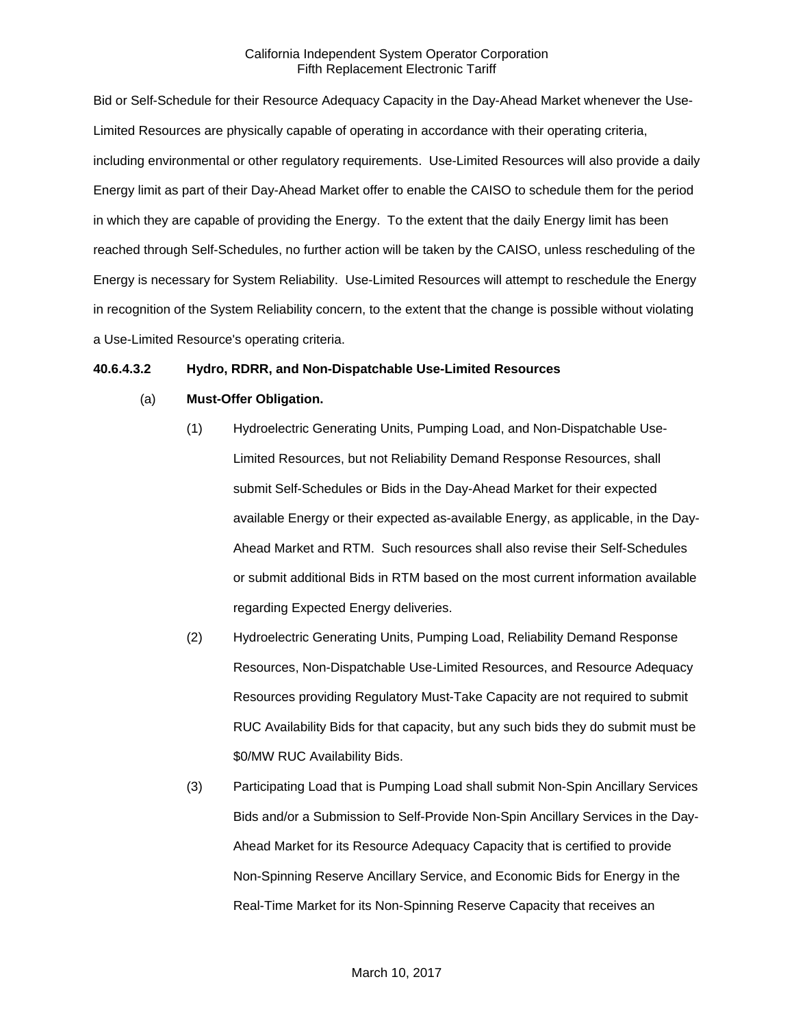Bid or Self-Schedule for their Resource Adequacy Capacity in the Day-Ahead Market whenever the Use-Limited Resources are physically capable of operating in accordance with their operating criteria, including environmental or other regulatory requirements. Use-Limited Resources will also provide a daily Energy limit as part of their Day-Ahead Market offer to enable the CAISO to schedule them for the period in which they are capable of providing the Energy. To the extent that the daily Energy limit has been reached through Self-Schedules, no further action will be taken by the CAISO, unless rescheduling of the Energy is necessary for System Reliability. Use-Limited Resources will attempt to reschedule the Energy in recognition of the System Reliability concern, to the extent that the change is possible without violating a Use-Limited Resource's operating criteria.

**40.6.4.3.2 Hydro, RDRR, and Non-Dispatchable Use-Limited Resources**

(a) **Must-Offer Obligation.**

(1) Hydroelectric Generating Units, Pumping Load, and Non-Dispatchable Use-Limited Resources, but not Reliability Demand Response Resources, shall submit Self-Schedules or Bids in the Day-Ahead Market for their expected available Energy or their expected as-available Energy, as applicable, in the Day-Ahead Market and RTM. Such resources shall also revise their Self-Schedules or submit additional Bids in RTM based on the most current information available regarding Expected Energy deliveries.

(2) Hydroelectric Generating Units, Pumping Load, Reliability Demand Response Resources, Non-Dispatchable Use-Limited Resources, and Resource Adequacy Resources providing Regulatory Must-Take Capacity are not required to submit RUC Availability Bids for that capacity, but any such bids they do submit must be $0/MW RUC Availability Bids.

(3) Participating Load that is Pumping Load shall submit Non-Spin Ancillary Services Bids and/or a Submission to Self-Provide Non-Spin Ancillary Services in the Day-Ahead Market for its Resource Adequacy Capacity that is certified to provide Non-Spinning Reserve Ancillary Service, and Economic Bids for Energy in the Real-Time Market for its Non-Spinning Reserve Capacity that receives an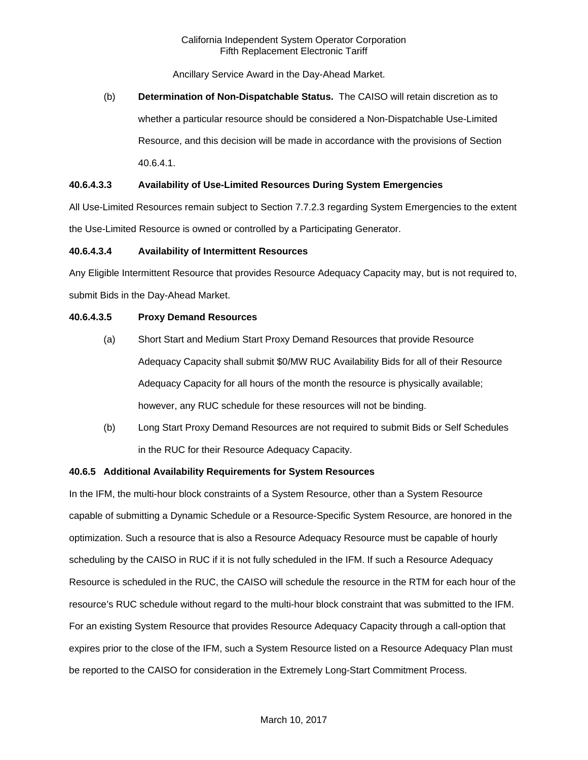Ancillary Service Award in the Day-Ahead Market.

(b) **Determination of Non-Dispatchable Status.** The CAISO will retain discretion as to whether a particular resource should be considered a Non-Dispatchable Use-Limited Resource, and this decision will be made in accordance with the provisions of Section 40.6.4.1.

**40.6.4.3.3 Availability of Use-Limited Resources During System Emergencies**

All Use-Limited Resources remain subject to Section 7.7.2.3 regarding System Emergencies to the extent the Use-Limited Resource is owned or controlled by a Participating Generator.

**40.6.4.3.4 Availability of Intermittent Resources**

Any Eligible Intermittent Resource that provides Resource Adequacy Capacity may, but is not required to, submit Bids in the Day-Ahead Market.

**40.6.4.3.5 Proxy Demand Resources**

(a) Short Start and Medium Start Proxy Demand Resources that provide Resource Adequacy Capacity shall submit $0/MW RUC Availability Bids for all of their Resource Adequacy Capacity for all hours of the month the resource is physically available; however, any RUC schedule for these resources will not be binding.

(b) Long Start Proxy Demand Resources are not required to submit Bids or Self Schedules in the RUC for their Resource Adequacy Capacity.

**40.6.5 Additional Availability Requirements for System Resources**

In the IFM, the multi-hour block constraints of a System Resource, other than a System Resource capable of submitting a Dynamic Schedule or a Resource-Specific System Resource, are honored in the optimization. Such a resource that is also a Resource Adequacy Resource must be capable of hourly scheduling by the CAISO in RUC if it is not fully scheduled in the IFM. If such a Resource Adequacy Resource is scheduled in the RUC, the CAISO will schedule the resource in the RTM for each hour of the resource's RUC schedule without regard to the multi-hour block constraint that was submitted to the IFM. For an existing System Resource that provides Resource Adequacy Capacity through a call-option that expires prior to the close of the IFM, such a System Resource listed on a Resource Adequacy Plan must be reported to the CAISO for consideration in the Extremely Long-Start Commitment Process.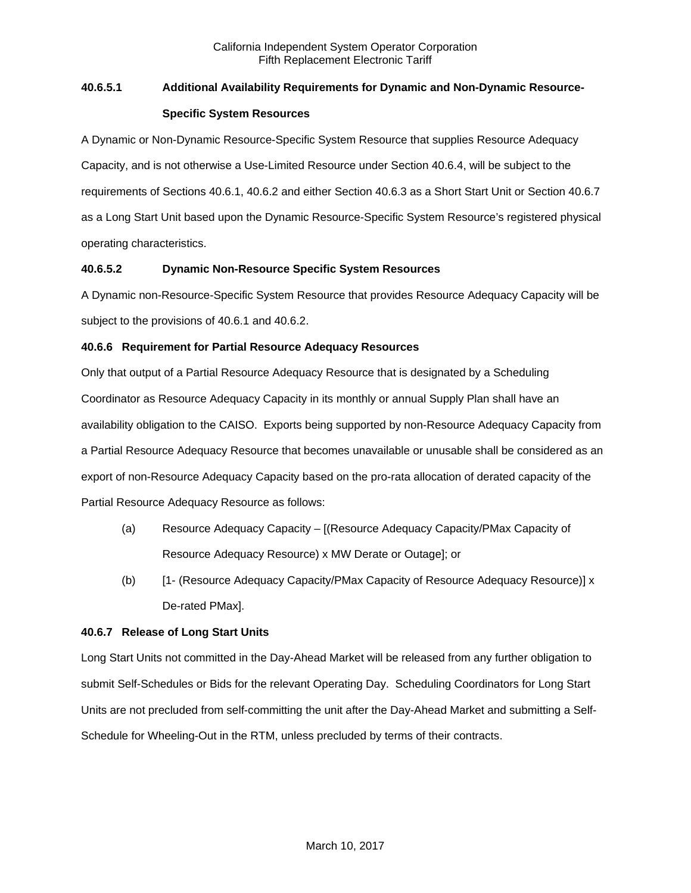**40.6.5.1 Additional Availability Requirements for Dynamic and Non-Dynamic Resource-Specific System Resources**

A Dynamic or Non-Dynamic Resource-Specific System Resource that supplies Resource Adequacy Capacity, and is not otherwise a Use-Limited Resource under Section 40.6.4, will be subject to the requirements of Sections 40.6.1, 40.6.2 and either Section 40.6.3 as a Short Start Unit or Section 40.6.7 as a Long Start Unit based upon the Dynamic Resource-Specific System Resource's registered physical operating characteristics.

**40.6.5.2 Dynamic Non-Resource Specific System Resources**

A Dynamic non-Resource-Specific System Resource that provides Resource Adequacy Capacity will be subject to the provisions of 40.6.1 and 40.6.2.

**40.6.6 Requirement for Partial Resource Adequacy Resources**

Only that output of a Partial Resource Adequacy Resource that is designated by a Scheduling Coordinator as Resource Adequacy Capacity in its monthly or annual Supply Plan shall have an availability obligation to the CAISO. Exports being supported by non-Resource Adequacy Capacity from a Partial Resource Adequacy Resource that becomes unavailable or unusable shall be considered as an export of non-Resource Adequacy Capacity based on the pro-rata allocation of derated capacity of the Partial Resource Adequacy Resource as follows:

(a) Resource Adequacy Capacity – [(Resource Adequacy Capacity/PMax Capacity of Resource Adequacy Resource) x MW Derate or Outage]; or

(b) [1- (Resource Adequacy Capacity/PMax Capacity of Resource Adequacy Resource)] x De-rated PMax].

**40.6.7 Release of Long Start Units**

Long Start Units not committed in the Day-Ahead Market will be released from any further obligation to submit Self-Schedules or Bids for the relevant Operating Day. Scheduling Coordinators for Long Start Units are not precluded from self-committing the unit after the Day-Ahead Market and submitting a Self-Schedule for Wheeling-Out in the RTM, unless precluded by terms of their contracts.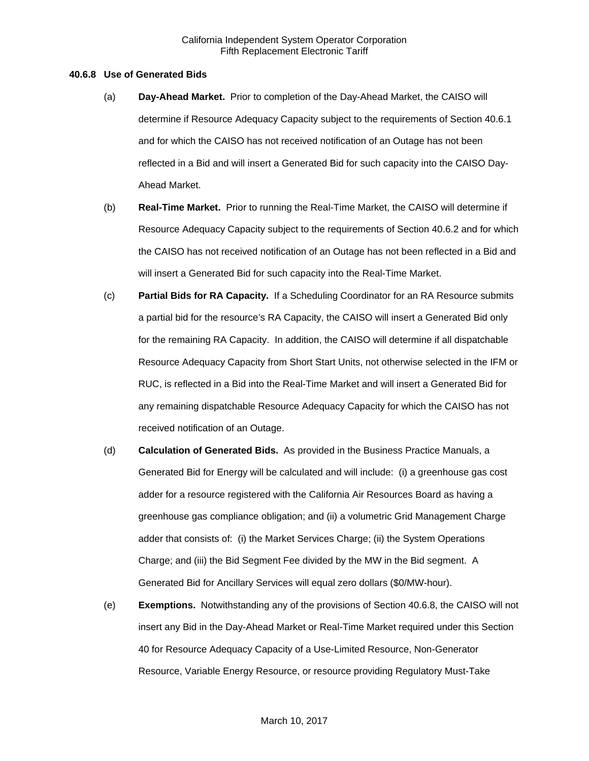### 40.6.8 Use of Generated Bids

(a) **Day-Ahead Market.** Prior to completion of the Day-Ahead Market, the CAISO will determine if Resource Adequacy Capacity subject to the requirements of Section 40.6.1 and for which the CAISO has not received notification of an Outage has not been reflected in a Bid and will insert a Generated Bid for such capacity into the CAISO Day-Ahead Market.

(b) **Real-Time Market.** Prior to running the Real-Time Market, the CAISO will determine if Resource Adequacy Capacity subject to the requirements of Section 40.6.2 and for which the CAISO has not received notification of an Outage has not been reflected in a Bid and will insert a Generated Bid for such capacity into the Real-Time Market.

(c) **Partial Bids for RA Capacity.** If a Scheduling Coordinator for an RA Resource submits a partial bid for the resource's RA Capacity, the CAISO will insert a Generated Bid only for the remaining RA Capacity. In addition, the CAISO will determine if all dispatchable Resource Adequacy Capacity from Short Start Units, not otherwise selected in the IFM or RUC, is reflected in a Bid into the Real-Time Market and will insert a Generated Bid for any remaining dispatchable Resource Adequacy Capacity for which the CAISO has not received notification of an Outage.

(d) **Calculation of Generated Bids.** As provided in the Business Practice Manuals, a Generated Bid for Energy will be calculated and will include: (i) a greenhouse gas cost adder for a resource registered with the California Air Resources Board as having a greenhouse gas compliance obligation; and (ii) a volumetric Grid Management Charge adder that consists of: (i) the Market Services Charge; (ii) the System Operations Charge; and (iii) the Bid Segment Fee divided by the MW in the Bid segment. A Generated Bid for Ancillary Services will equal zero dollars ($0/MW-hour).

(e) **Exemptions.** Notwithstanding any of the provisions of Section 40.6.8, the CAISO will not insert any Bid in the Day-Ahead Market or Real-Time Market required under this Section 40 for Resource Adequacy Capacity of a Use-Limited Resource, Non-Generator Resource, Variable Energy Resource, or resource providing Regulatory Must-Take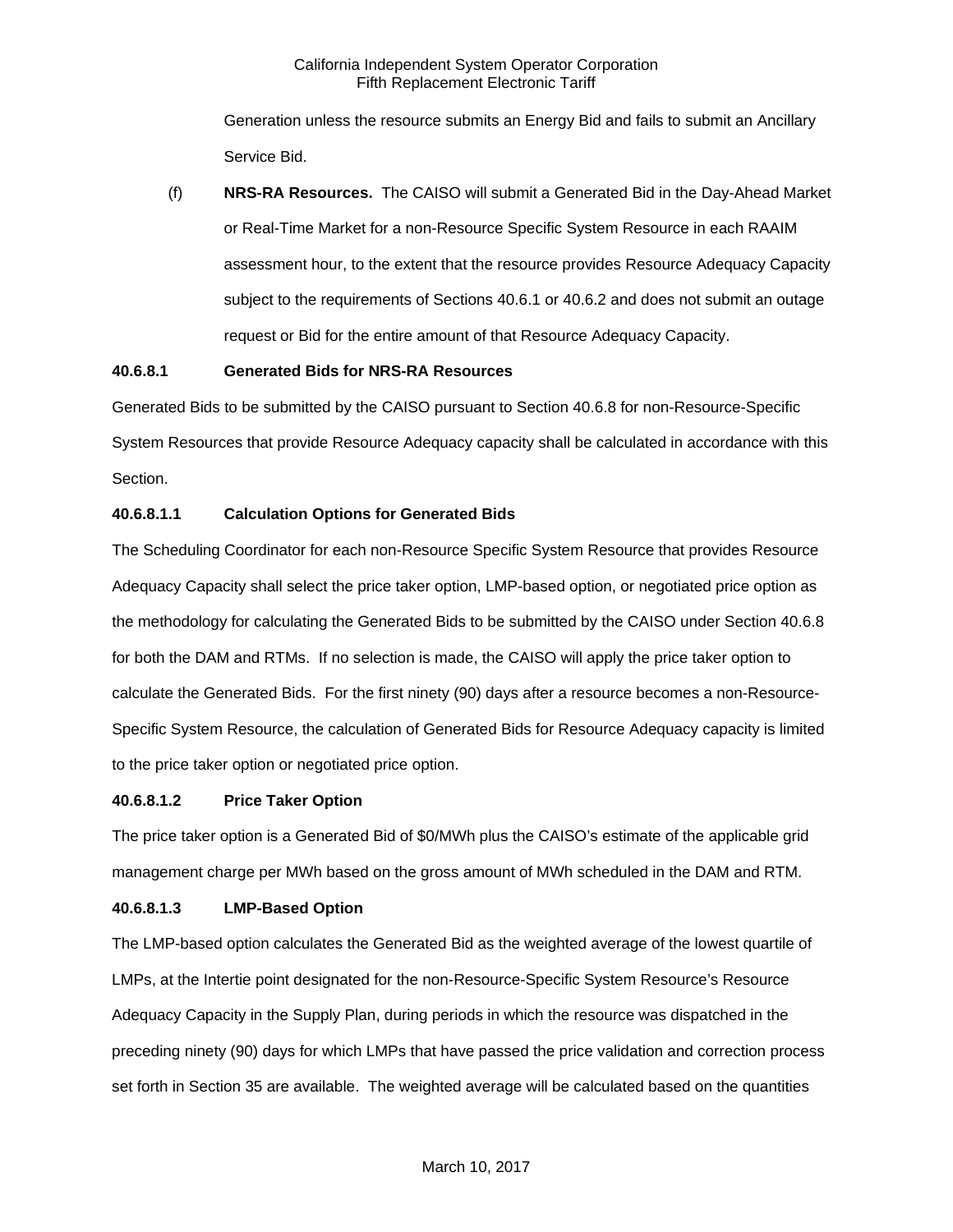Generation unless the resource submits an Energy Bid and fails to submit an Ancillary Service Bid.

(f) **NRS-RA Resources.** The CAISO will submit a Generated Bid in the Day-Ahead Market or Real-Time Market for a non-Resource Specific System Resource in each RAAIM assessment hour, to the extent that the resource provides Resource Adequacy Capacity subject to the requirements of Sections 40.6.1 or 40.6.2 and does not submit an outage request or Bid for the entire amount of that Resource Adequacy Capacity.

**40.6.8.1 Generated Bids for NRS-RA Resources**

Generated Bids to be submitted by the CAISO pursuant to Section 40.6.8 for non-Resource-Specific System Resources that provide Resource Adequacy capacity shall be calculated in accordance with this Section.

**40.6.8.1.1 Calculation Options for Generated Bids**

The Scheduling Coordinator for each non-Resource Specific System Resource that provides Resource Adequacy Capacity shall select the price taker option, LMP-based option, or negotiated price option as the methodology for calculating the Generated Bids to be submitted by the CAISO under Section 40.6.8 for both the DAM and RTMs. If no selection is made, the CAISO will apply the price taker option to calculate the Generated Bids. For the first ninety (90) days after a resource becomes a non-Resource-Specific System Resource, the calculation of Generated Bids for Resource Adequacy capacity is limited to the price taker option or negotiated price option.

**40.6.8.1.2 Price Taker Option**

The price taker option is a Generated Bid of $0/MWh plus the CAISO's estimate of the applicable grid management charge per MWh based on the gross amount of MWh scheduled in the DAM and RTM.

**40.6.8.1.3 LMP-Based Option**

The LMP-based option calculates the Generated Bid as the weighted average of the lowest quartile of LMPs, at the Intertie point designated for the non-Resource-Specific System Resource's Resource Adequacy Capacity in the Supply Plan, during periods in which the resource was dispatched in the preceding ninety (90) days for which LMPs that have passed the price validation and correction process set forth in Section 35 are available. The weighted average will be calculated based on the quantities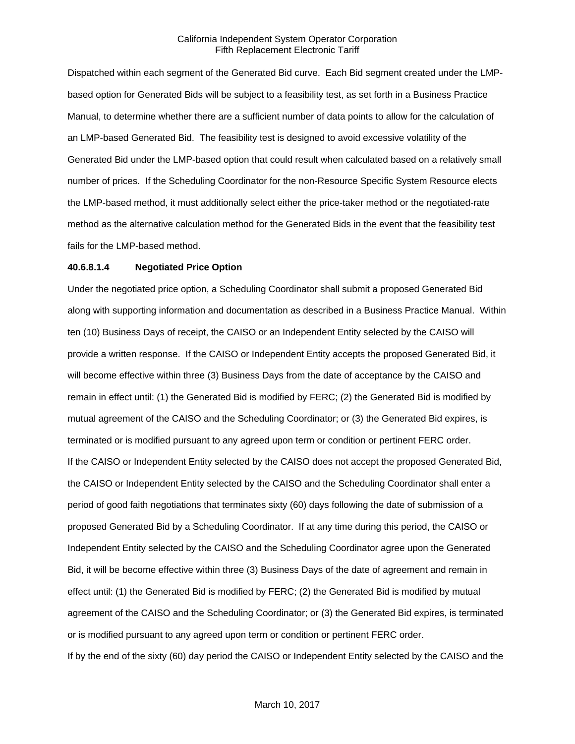Dispatched within each segment of the Generated Bid curve. Each Bid segment created under the LMP-based option for Generated Bids will be subject to a feasibility test, as set forth in a Business Practice Manual, to determine whether there are a sufficient number of data points to allow for the calculation of an LMP-based Generated Bid. The feasibility test is designed to avoid excessive volatility of the Generated Bid under the LMP-based option that could result when calculated based on a relatively small number of prices. If the Scheduling Coordinator for the non-Resource Specific System Resource elects the LMP-based method, it must additionally select either the price-taker method or the negotiated-rate method as the alternative calculation method for the Generated Bids in the event that the feasibility test fails for the LMP-based method.

**40.6.8.1.4 Negotiated Price Option**

Under the negotiated price option, a Scheduling Coordinator shall submit a proposed Generated Bid along with supporting information and documentation as described in a Business Practice Manual. Within ten (10) Business Days of receipt, the CAISO or an Independent Entity selected by the CAISO will provide a written response. If the CAISO or Independent Entity accepts the proposed Generated Bid, it will become effective within three (3) Business Days from the date of acceptance by the CAISO and remain in effect until: (1) the Generated Bid is modified by FERC; (2) the Generated Bid is modified by mutual agreement of the CAISO and the Scheduling Coordinator; or (3) the Generated Bid expires, is terminated or is modified pursuant to any agreed upon term or condition or pertinent FERC order.

If the CAISO or Independent Entity selected by the CAISO does not accept the proposed Generated Bid, the CAISO or Independent Entity selected by the CAISO and the Scheduling Coordinator shall enter a period of good faith negotiations that terminates sixty (60) days following the date of submission of a proposed Generated Bid by a Scheduling Coordinator. If at any time during this period, the CAISO or Independent Entity selected by the CAISO and the Scheduling Coordinator agree upon the Generated Bid, it will be become effective within three (3) Business Days of the date of agreement and remain in effect until: (1) the Generated Bid is modified by FERC; (2) the Generated Bid is modified by mutual agreement of the CAISO and the Scheduling Coordinator; or (3) the Generated Bid expires, is terminated or is modified pursuant to any agreed upon term or condition or pertinent FERC order.

If by the end of the sixty (60) day period the CAISO or Independent Entity selected by the CAISO and the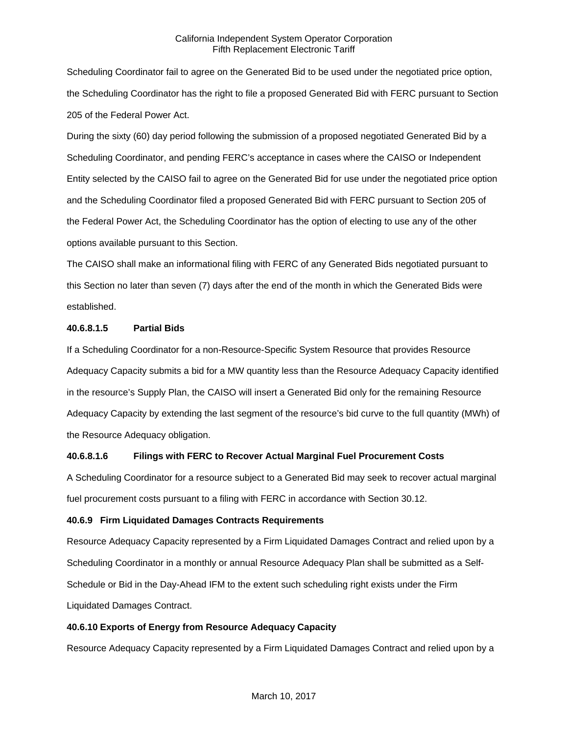Scheduling Coordinator fail to agree on the Generated Bid to be used under the negotiated price option, the Scheduling Coordinator has the right to file a proposed Generated Bid with FERC pursuant to Section 205 of the Federal Power Act.

During the sixty (60) day period following the submission of a proposed negotiated Generated Bid by a Scheduling Coordinator, and pending FERC's acceptance in cases where the CAISO or Independent Entity selected by the CAISO fail to agree on the Generated Bid for use under the negotiated price option and the Scheduling Coordinator filed a proposed Generated Bid with FERC pursuant to Section 205 of the Federal Power Act, the Scheduling Coordinator has the option of electing to use any of the other options available pursuant to this Section.

The CAISO shall make an informational filing with FERC of any Generated Bids negotiated pursuant to this Section no later than seven (7) days after the end of the month in which the Generated Bids were established.

#### 40.6.8.1.5 Partial Bids

If a Scheduling Coordinator for a non-Resource-Specific System Resource that provides Resource Adequacy Capacity submits a bid for a MW quantity less than the Resource Adequacy Capacity identified in the resource's Supply Plan, the CAISO will insert a Generated Bid only for the remaining Resource Adequacy Capacity by extending the last segment of the resource's bid curve to the full quantity (MWh) of the Resource Adequacy obligation.

#### 40.6.8.1.6 Filings with FERC to Recover Actual Marginal Fuel Procurement Costs

A Scheduling Coordinator for a resource subject to a Generated Bid may seek to recover actual marginal fuel procurement costs pursuant to a filing with FERC in accordance with Section 30.12.

### 40.6.9 Firm Liquidated Damages Contracts Requirements

Resource Adequacy Capacity represented by a Firm Liquidated Damages Contract and relied upon by a Scheduling Coordinator in a monthly or annual Resource Adequacy Plan shall be submitted as a Self-Schedule or Bid in the Day-Ahead IFM to the extent such scheduling right exists under the Firm Liquidated Damages Contract.

### 40.6.10 Exports of Energy from Resource Adequacy Capacity

Resource Adequacy Capacity represented by a Firm Liquidated Damages Contract and relied upon by a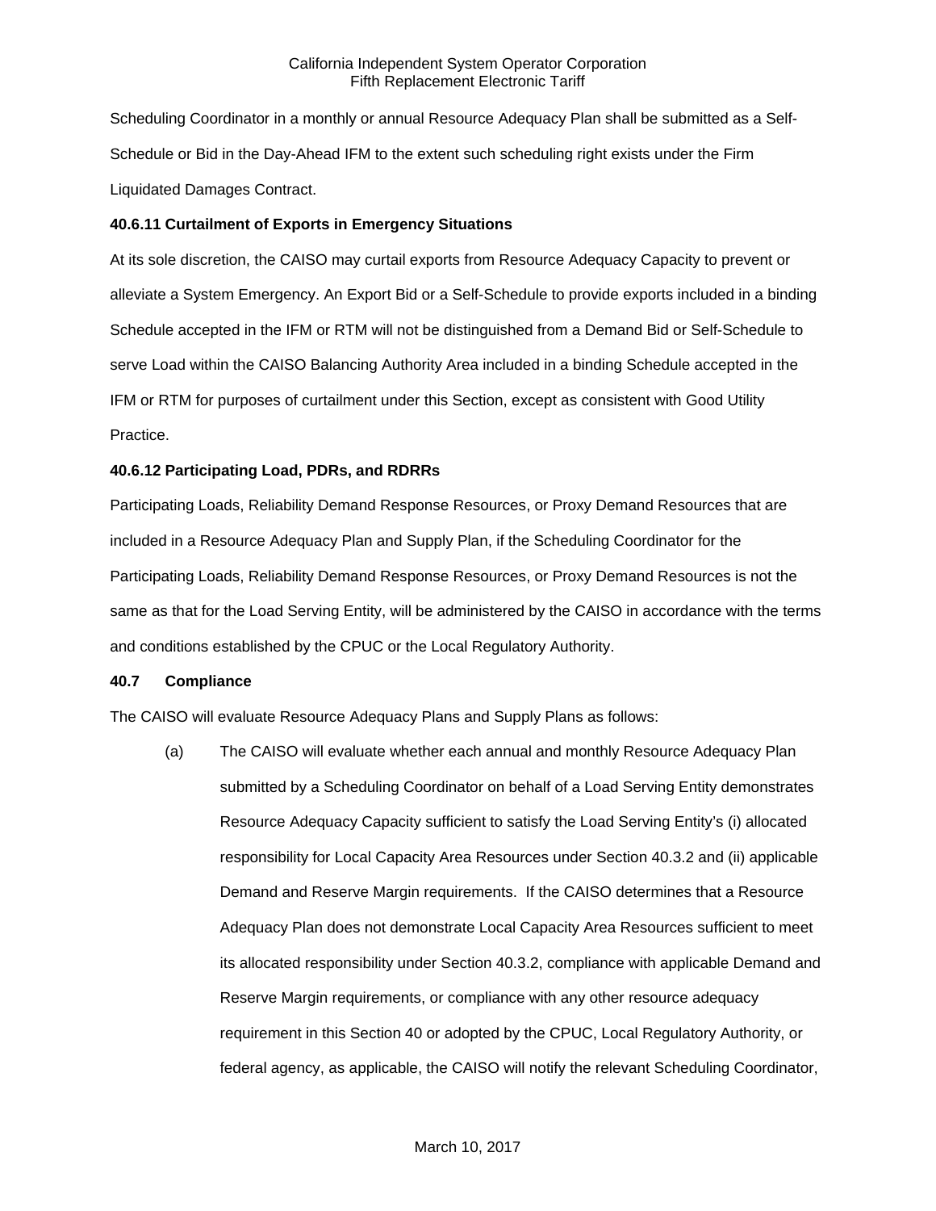Scheduling Coordinator in a monthly or annual Resource Adequacy Plan shall be submitted as a Self-Schedule or Bid in the Day-Ahead IFM to the extent such scheduling right exists under the Firm Liquidated Damages Contract.

**40.6.11 Curtailment of Exports in Emergency Situations**

At its sole discretion, the CAISO may curtail exports from Resource Adequacy Capacity to prevent or alleviate a System Emergency. An Export Bid or a Self-Schedule to provide exports included in a binding Schedule accepted in the IFM or RTM will not be distinguished from a Demand Bid or Self-Schedule to serve Load within the CAISO Balancing Authority Area included in a binding Schedule accepted in the IFM or RTM for purposes of curtailment under this Section, except as consistent with Good Utility Practice.

**40.6.12 Participating Load, PDRs, and RDRRs**

Participating Loads, Reliability Demand Response Resources, or Proxy Demand Resources that are included in a Resource Adequacy Plan and Supply Plan, if the Scheduling Coordinator for the Participating Loads, Reliability Demand Response Resources, or Proxy Demand Resources is not the same as that for the Load Serving Entity, will be administered by the CAISO in accordance with the terms and conditions established by the CPUC or the Local Regulatory Authority.

**40.7 Compliance**

The CAISO will evaluate Resource Adequacy Plans and Supply Plans as follows:

(a) The CAISO will evaluate whether each annual and monthly Resource Adequacy Plan submitted by a Scheduling Coordinator on behalf of a Load Serving Entity demonstrates Resource Adequacy Capacity sufficient to satisfy the Load Serving Entity's (i) allocated responsibility for Local Capacity Area Resources under Section 40.3.2 and (ii) applicable Demand and Reserve Margin requirements. If the CAISO determines that a Resource Adequacy Plan does not demonstrate Local Capacity Area Resources sufficient to meet its allocated responsibility under Section 40.3.2, compliance with applicable Demand and Reserve Margin requirements, or compliance with any other resource adequacy requirement in this Section 40 or adopted by the CPUC, Local Regulatory Authority, or federal agency, as applicable, the CAISO will notify the relevant Scheduling Coordinator,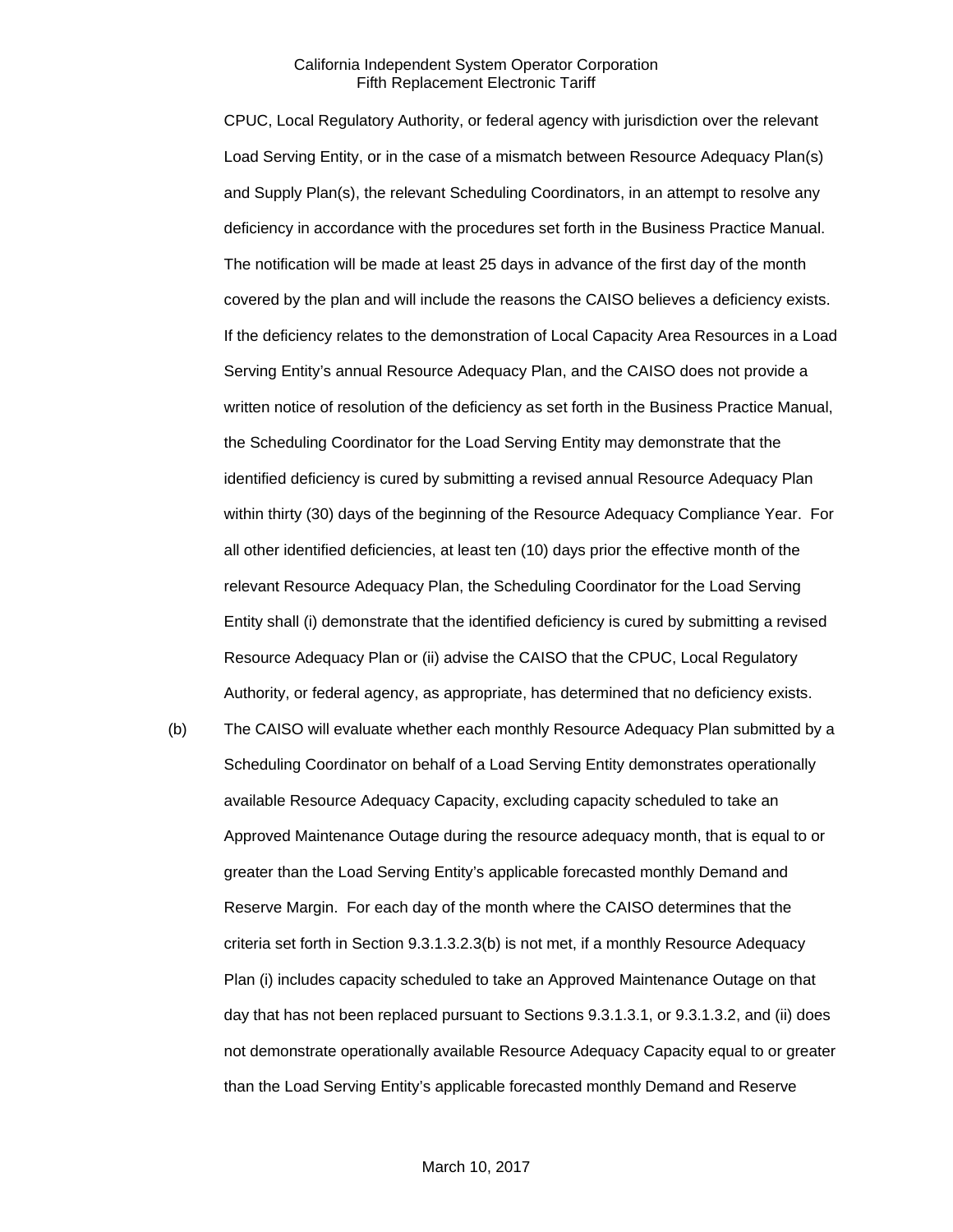CPUC, Local Regulatory Authority, or federal agency with jurisdiction over the relevant Load Serving Entity, or in the case of a mismatch between Resource Adequacy Plan(s) and Supply Plan(s), the relevant Scheduling Coordinators, in an attempt to resolve any deficiency in accordance with the procedures set forth in the Business Practice Manual. The notification will be made at least 25 days in advance of the first day of the month covered by the plan and will include the reasons the CAISO believes a deficiency exists. If the deficiency relates to the demonstration of Local Capacity Area Resources in a Load Serving Entity's annual Resource Adequacy Plan, and the CAISO does not provide a written notice of resolution of the deficiency as set forth in the Business Practice Manual, the Scheduling Coordinator for the Load Serving Entity may demonstrate that the identified deficiency is cured by submitting a revised annual Resource Adequacy Plan within thirty (30) days of the beginning of the Resource Adequacy Compliance Year. For all other identified deficiencies, at least ten (10) days prior the effective month of the relevant Resource Adequacy Plan, the Scheduling Coordinator for the Load Serving Entity shall (i) demonstrate that the identified deficiency is cured by submitting a revised Resource Adequacy Plan or (ii) advise the CAISO that the CPUC, Local Regulatory Authority, or federal agency, as appropriate, has determined that no deficiency exists.

(b) The CAISO will evaluate whether each monthly Resource Adequacy Plan submitted by a Scheduling Coordinator on behalf of a Load Serving Entity demonstrates operationally available Resource Adequacy Capacity, excluding capacity scheduled to take an Approved Maintenance Outage during the resource adequacy month, that is equal to or greater than the Load Serving Entity's applicable forecasted monthly Demand and Reserve Margin. For each day of the month where the CAISO determines that the criteria set forth in Section 9.3.1.3.2.3(b) is not met, if a monthly Resource Adequacy Plan (i) includes capacity scheduled to take an Approved Maintenance Outage on that day that has not been replaced pursuant to Sections 9.3.1.3.1, or 9.3.1.3.2, and (ii) does not demonstrate operationally available Resource Adequacy Capacity equal to or greater than the Load Serving Entity's applicable forecasted monthly Demand and Reserve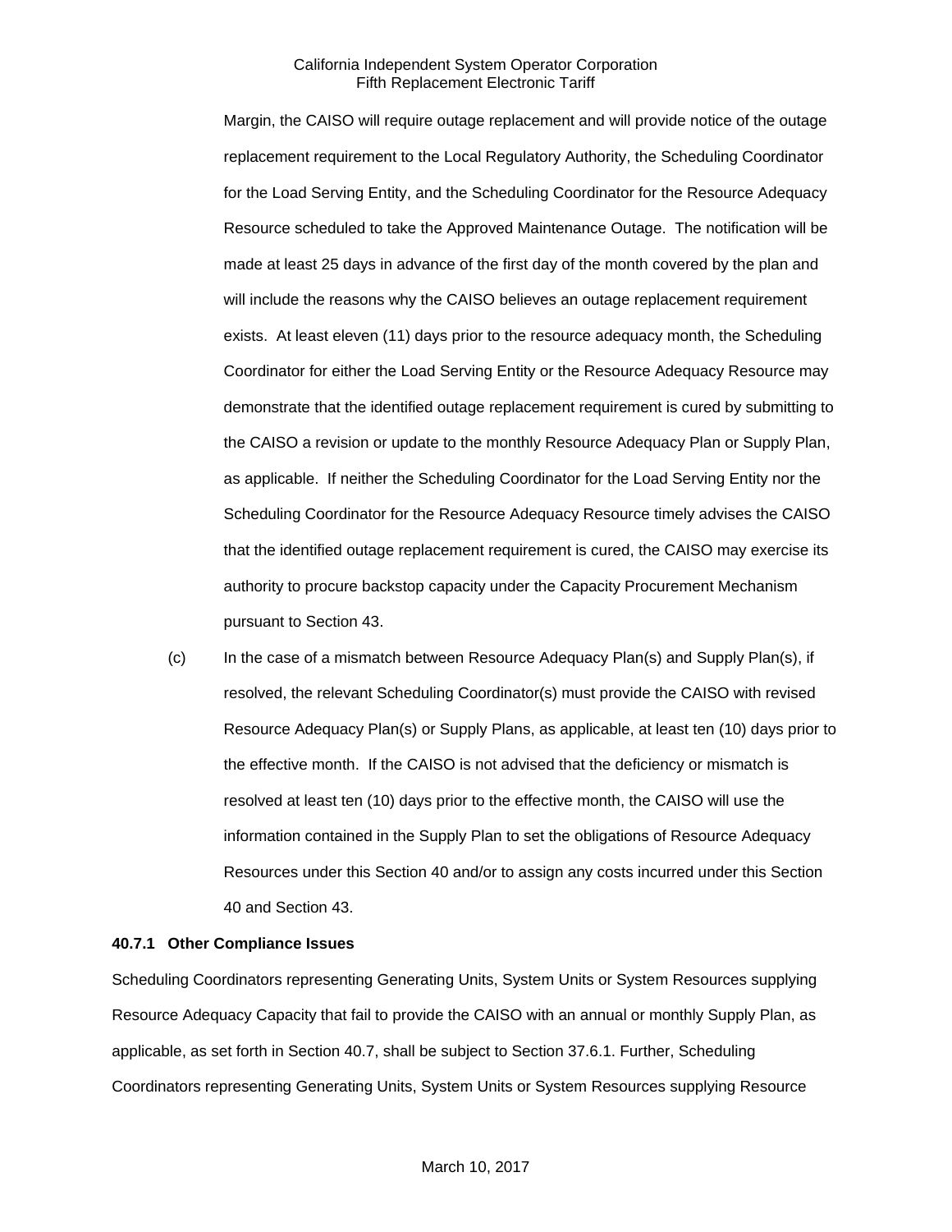Margin, the CAISO will require outage replacement and will provide notice of the outage replacement requirement to the Local Regulatory Authority, the Scheduling Coordinator for the Load Serving Entity, and the Scheduling Coordinator for the Resource Adequacy Resource scheduled to take the Approved Maintenance Outage. The notification will be made at least 25 days in advance of the first day of the month covered by the plan and will include the reasons why the CAISO believes an outage replacement requirement exists. At least eleven (11) days prior to the resource adequacy month, the Scheduling Coordinator for either the Load Serving Entity or the Resource Adequacy Resource may demonstrate that the identified outage replacement requirement is cured by submitting to the CAISO a revision or update to the monthly Resource Adequacy Plan or Supply Plan, as applicable. If neither the Scheduling Coordinator for the Load Serving Entity nor the Scheduling Coordinator for the Resource Adequacy Resource timely advises the CAISO that the identified outage replacement requirement is cured, the CAISO may exercise its authority to procure backstop capacity under the Capacity Procurement Mechanism pursuant to Section 43.

(c) In the case of a mismatch between Resource Adequacy Plan(s) and Supply Plan(s), if resolved, the relevant Scheduling Coordinator(s) must provide the CAISO with revised Resource Adequacy Plan(s) or Supply Plans, as applicable, at least ten (10) days prior to the effective month. If the CAISO is not advised that the deficiency or mismatch is resolved at least ten (10) days prior to the effective month, the CAISO will use the information contained in the Supply Plan to set the obligations of Resource Adequacy Resources under this Section 40 and/or to assign any costs incurred under this Section 40 and Section 43.

**40.7.1 Other Compliance Issues**

Scheduling Coordinators representing Generating Units, System Units or System Resources supplying Resource Adequacy Capacity that fail to provide the CAISO with an annual or monthly Supply Plan, as applicable, as set forth in Section 40.7, shall be subject to Section 37.6.1. Further, Scheduling Coordinators representing Generating Units, System Units or System Resources supplying Resource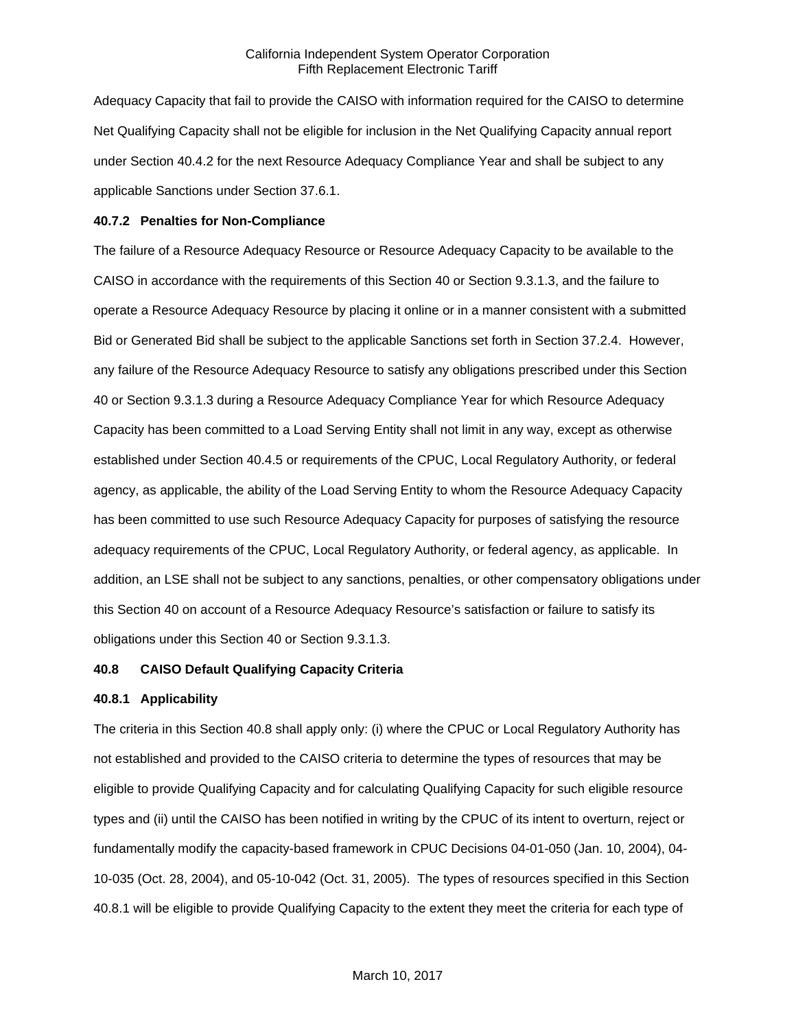Adequacy Capacity that fail to provide the CAISO with information required for the CAISO to determine Net Qualifying Capacity shall not be eligible for inclusion in the Net Qualifying Capacity annual report under Section 40.4.2 for the next Resource Adequacy Compliance Year and shall be subject to any applicable Sanctions under Section 37.6.1.

**40.7.2 Penalties for Non-Compliance**

The failure of a Resource Adequacy Resource or Resource Adequacy Capacity to be available to the CAISO in accordance with the requirements of this Section 40 or Section 9.3.1.3, and the failure to operate a Resource Adequacy Resource by placing it online or in a manner consistent with a submitted Bid or Generated Bid shall be subject to the applicable Sanctions set forth in Section 37.2.4. However, any failure of the Resource Adequacy Resource to satisfy any obligations prescribed under this Section 40 or Section 9.3.1.3 during a Resource Adequacy Compliance Year for which Resource Adequacy Capacity has been committed to a Load Serving Entity shall not limit in any way, except as otherwise established under Section 40.4.5 or requirements of the CPUC, Local Regulatory Authority, or federal agency, as applicable, the ability of the Load Serving Entity to whom the Resource Adequacy Capacity has been committed to use such Resource Adequacy Capacity for purposes of satisfying the resource adequacy requirements of the CPUC, Local Regulatory Authority, or federal agency, as applicable. In addition, an LSE shall not be subject to any sanctions, penalties, or other compensatory obligations under this Section 40 on account of a Resource Adequacy Resource's satisfaction or failure to satisfy its obligations under this Section 40 or Section 9.3.1.3.

**40.8 CAISO Default Qualifying Capacity Criteria**

**40.8.1 Applicability**

The criteria in this Section 40.8 shall apply only: (i) where the CPUC or Local Regulatory Authority has not established and provided to the CAISO criteria to determine the types of resources that may be eligible to provide Qualifying Capacity and for calculating Qualifying Capacity for such eligible resource types and (ii) until the CAISO has been notified in writing by the CPUC of its intent to overturn, reject or fundamentally modify the capacity-based framework in CPUC Decisions 04-01-050 (Jan. 10, 2004), 04-10-035 (Oct. 28, 2004), and 05-10-042 (Oct. 31, 2005). The types of resources specified in this Section 40.8.1 will be eligible to provide Qualifying Capacity to the extent they meet the criteria for each type of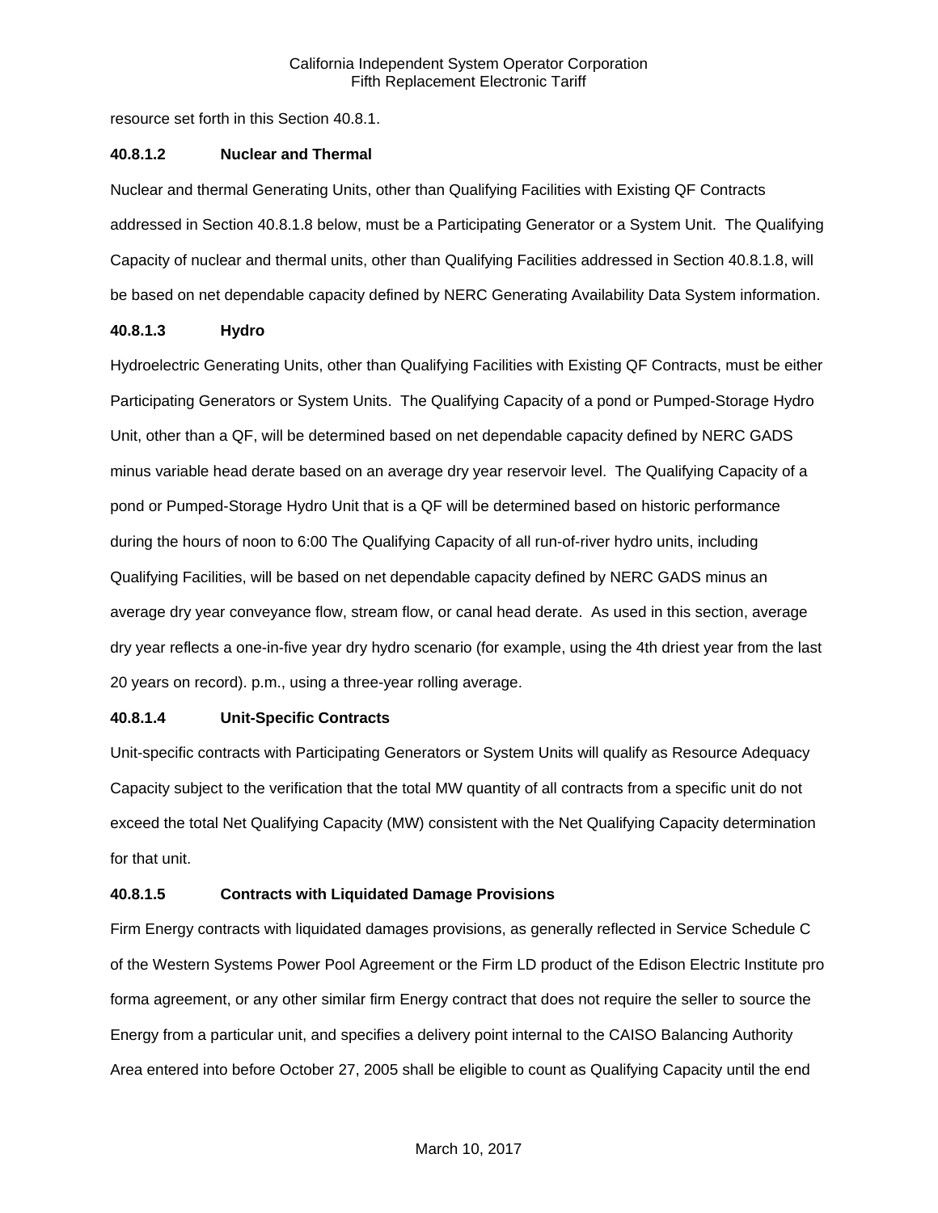resource set forth in this Section 40.8.1.

**40.8.1.2 Nuclear and Thermal**

Nuclear and thermal Generating Units, other than Qualifying Facilities with Existing QF Contracts addressed in Section 40.8.1.8 below, must be a Participating Generator or a System Unit. The Qualifying Capacity of nuclear and thermal units, other than Qualifying Facilities addressed in Section 40.8.1.8, will be based on net dependable capacity defined by NERC Generating Availability Data System information.

**40.8.1.3 Hydro**

Hydroelectric Generating Units, other than Qualifying Facilities with Existing QF Contracts, must be either Participating Generators or System Units. The Qualifying Capacity of a pond or Pumped-Storage Hydro Unit, other than a QF, will be determined based on net dependable capacity defined by NERC GADS minus variable head derate based on an average dry year reservoir level. The Qualifying Capacity of a pond or Pumped-Storage Hydro Unit that is a QF will be determined based on historic performance during the hours of noon to 6:00 The Qualifying Capacity of all run-of-river hydro units, including Qualifying Facilities, will be based on net dependable capacity defined by NERC GADS minus an average dry year conveyance flow, stream flow, or canal head derate. As used in this section, average dry year reflects a one-in-five year dry hydro scenario (for example, using the 4th driest year from the last 20 years on record). p.m., using a three-year rolling average.

**40.8.1.4 Unit-Specific Contracts**

Unit-specific contracts with Participating Generators or System Units will qualify as Resource Adequacy Capacity subject to the verification that the total MW quantity of all contracts from a specific unit do not exceed the total Net Qualifying Capacity (MW) consistent with the Net Qualifying Capacity determination for that unit.

**40.8.1.5 Contracts with Liquidated Damage Provisions**

Firm Energy contracts with liquidated damages provisions, as generally reflected in Service Schedule C of the Western Systems Power Pool Agreement or the Firm LD product of the Edison Electric Institute pro forma agreement, or any other similar firm Energy contract that does not require the seller to source the Energy from a particular unit, and specifies a delivery point internal to the CAISO Balancing Authority Area entered into before October 27, 2005 shall be eligible to count as Qualifying Capacity until the end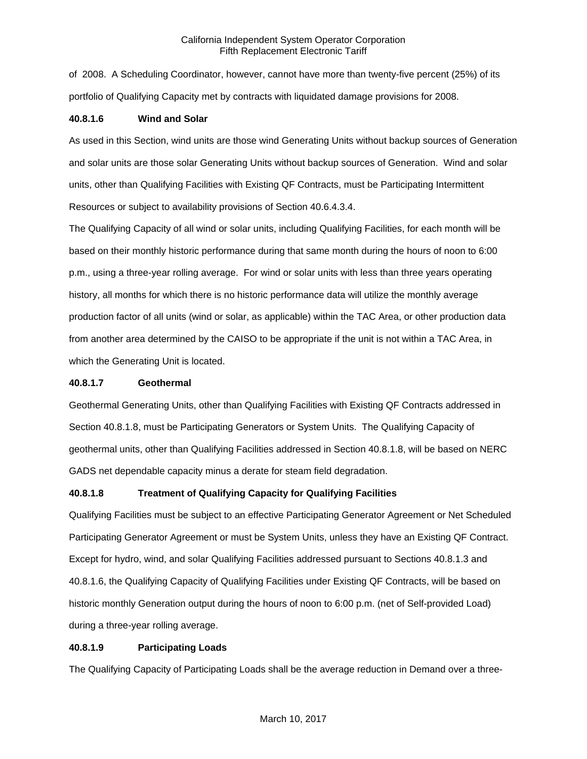of 2008. A Scheduling Coordinator, however, cannot have more than twenty-five percent (25%) of its portfolio of Qualifying Capacity met by contracts with liquidated damage provisions for 2008.

**40.8.1.6 Wind and Solar**

As used in this Section, wind units are those wind Generating Units without backup sources of Generation and solar units are those solar Generating Units without backup sources of Generation. Wind and solar units, other than Qualifying Facilities with Existing QF Contracts, must be Participating Intermittent Resources or subject to availability provisions of Section 40.6.4.3.4.

The Qualifying Capacity of all wind or solar units, including Qualifying Facilities, for each month will be based on their monthly historic performance during that same month during the hours of noon to 6:00 p.m., using a three-year rolling average. For wind or solar units with less than three years operating history, all months for which there is no historic performance data will utilize the monthly average production factor of all units (wind or solar, as applicable) within the TAC Area, or other production data from another area determined by the CAISO to be appropriate if the unit is not within a TAC Area, in which the Generating Unit is located.

**40.8.1.7 Geothermal**

Geothermal Generating Units, other than Qualifying Facilities with Existing QF Contracts addressed in Section 40.8.1.8, must be Participating Generators or System Units. The Qualifying Capacity of geothermal units, other than Qualifying Facilities addressed in Section 40.8.1.8, will be based on NERC GADS net dependable capacity minus a derate for steam field degradation.

**40.8.1.8 Treatment of Qualifying Capacity for Qualifying Facilities**

Qualifying Facilities must be subject to an effective Participating Generator Agreement or Net Scheduled Participating Generator Agreement or must be System Units, unless they have an Existing QF Contract. Except for hydro, wind, and solar Qualifying Facilities addressed pursuant to Sections 40.8.1.3 and 40.8.1.6, the Qualifying Capacity of Qualifying Facilities under Existing QF Contracts, will be based on historic monthly Generation output during the hours of noon to 6:00 p.m. (net of Self-provided Load) during a three-year rolling average.

**40.8.1.9 Participating Loads**

The Qualifying Capacity of Participating Loads shall be the average reduction in Demand over a three-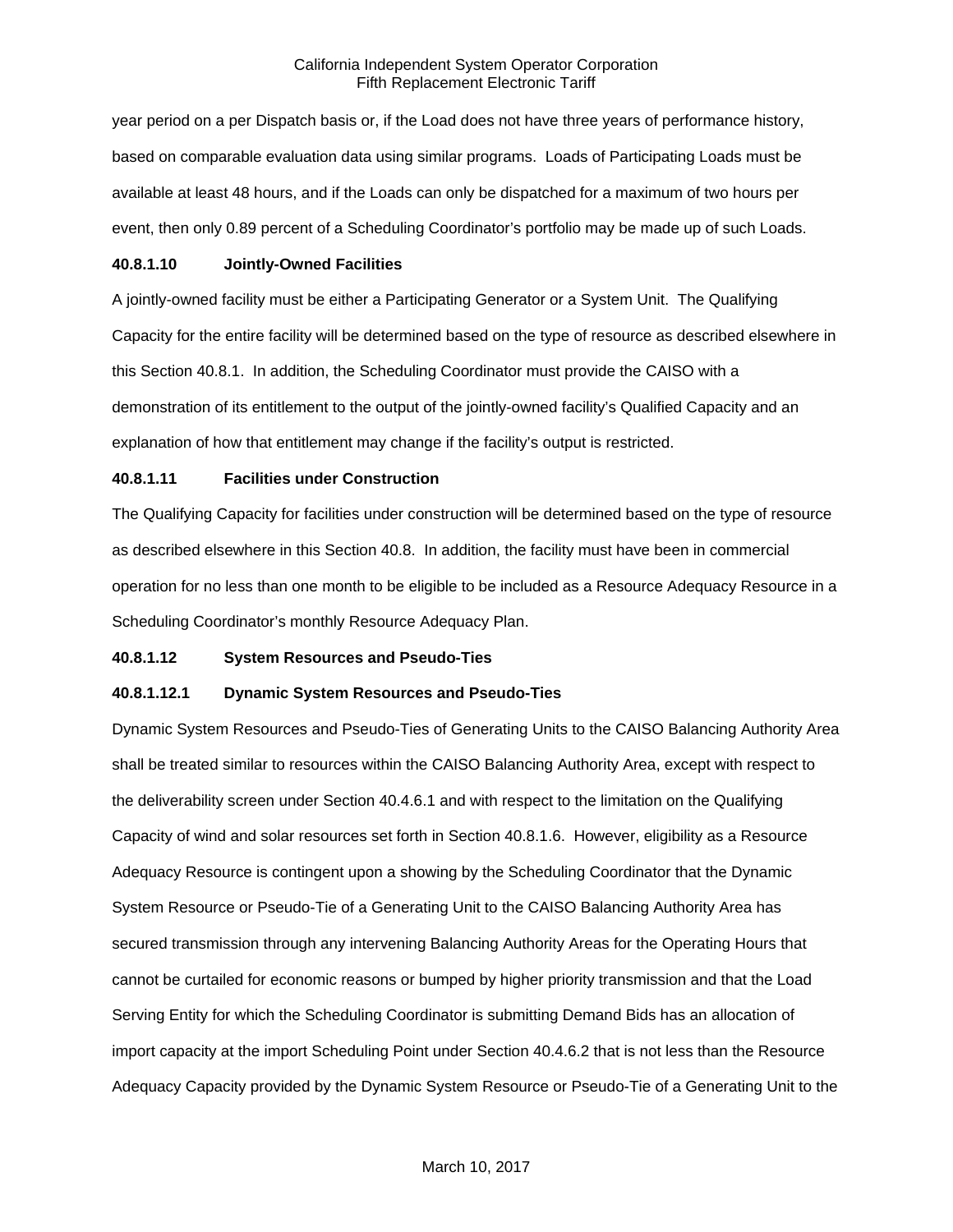year period on a per Dispatch basis or, if the Load does not have three years of performance history, based on comparable evaluation data using similar programs. Loads of Participating Loads must be available at least 48 hours, and if the Loads can only be dispatched for a maximum of two hours per event, then only 0.89 percent of a Scheduling Coordinator's portfolio may be made up of such Loads.

**40.8.1.10 Jointly-Owned Facilities**

A jointly-owned facility must be either a Participating Generator or a System Unit. The Qualifying Capacity for the entire facility will be determined based on the type of resource as described elsewhere in this Section 40.8.1. In addition, the Scheduling Coordinator must provide the CAISO with a demonstration of its entitlement to the output of the jointly-owned facility's Qualified Capacity and an explanation of how that entitlement may change if the facility's output is restricted.

**40.8.1.11 Facilities under Construction**

The Qualifying Capacity for facilities under construction will be determined based on the type of resource as described elsewhere in this Section 40.8. In addition, the facility must have been in commercial operation for no less than one month to be eligible to be included as a Resource Adequacy Resource in a Scheduling Coordinator's monthly Resource Adequacy Plan.

**40.8.1.12 System Resources and Pseudo-Ties**

**40.8.1.12.1 Dynamic System Resources and Pseudo-Ties**

Dynamic System Resources and Pseudo-Ties of Generating Units to the CAISO Balancing Authority Area shall be treated similar to resources within the CAISO Balancing Authority Area, except with respect to the deliverability screen under Section 40.4.6.1 and with respect to the limitation on the Qualifying Capacity of wind and solar resources set forth in Section 40.8.1.6. However, eligibility as a Resource Adequacy Resource is contingent upon a showing by the Scheduling Coordinator that the Dynamic System Resource or Pseudo-Tie of a Generating Unit to the CAISO Balancing Authority Area has secured transmission through any intervening Balancing Authority Areas for the Operating Hours that cannot be curtailed for economic reasons or bumped by higher priority transmission and that the Load Serving Entity for which the Scheduling Coordinator is submitting Demand Bids has an allocation of import capacity at the import Scheduling Point under Section 40.4.6.2 that is not less than the Resource Adequacy Capacity provided by the Dynamic System Resource or Pseudo-Tie of a Generating Unit to the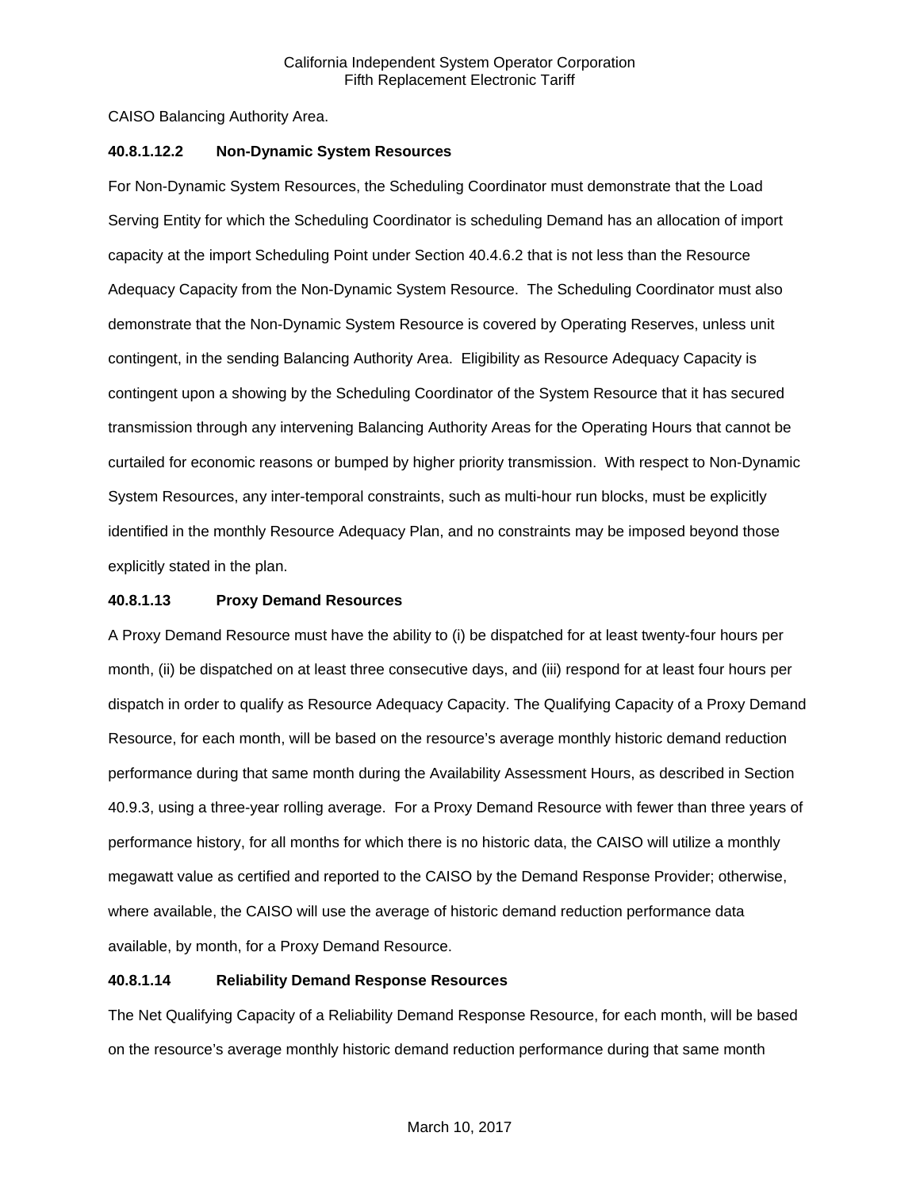CAISO Balancing Authority Area.

**40.8.1.12.2 Non-Dynamic System Resources**

For Non-Dynamic System Resources, the Scheduling Coordinator must demonstrate that the Load Serving Entity for which the Scheduling Coordinator is scheduling Demand has an allocation of import capacity at the import Scheduling Point under Section 40.4.6.2 that is not less than the Resource Adequacy Capacity from the Non-Dynamic System Resource. The Scheduling Coordinator must also demonstrate that the Non-Dynamic System Resource is covered by Operating Reserves, unless unit contingent, in the sending Balancing Authority Area. Eligibility as Resource Adequacy Capacity is contingent upon a showing by the Scheduling Coordinator of the System Resource that it has secured transmission through any intervening Balancing Authority Areas for the Operating Hours that cannot be curtailed for economic reasons or bumped by higher priority transmission. With respect to Non-Dynamic System Resources, any inter-temporal constraints, such as multi-hour run blocks, must be explicitly identified in the monthly Resource Adequacy Plan, and no constraints may be imposed beyond those explicitly stated in the plan.

**40.8.1.13 Proxy Demand Resources**

A Proxy Demand Resource must have the ability to (i) be dispatched for at least twenty-four hours per month, (ii) be dispatched on at least three consecutive days, and (iii) respond for at least four hours per dispatch in order to qualify as Resource Adequacy Capacity. The Qualifying Capacity of a Proxy Demand Resource, for each month, will be based on the resource's average monthly historic demand reduction performance during that same month during the Availability Assessment Hours, as described in Section 40.9.3, using a three-year rolling average. For a Proxy Demand Resource with fewer than three years of performance history, for all months for which there is no historic data, the CAISO will utilize a monthly megawatt value as certified and reported to the CAISO by the Demand Response Provider; otherwise, where available, the CAISO will use the average of historic demand reduction performance data available, by month, for a Proxy Demand Resource.

**40.8.1.14 Reliability Demand Response Resources**

The Net Qualifying Capacity of a Reliability Demand Response Resource, for each month, will be based on the resource's average monthly historic demand reduction performance during that same month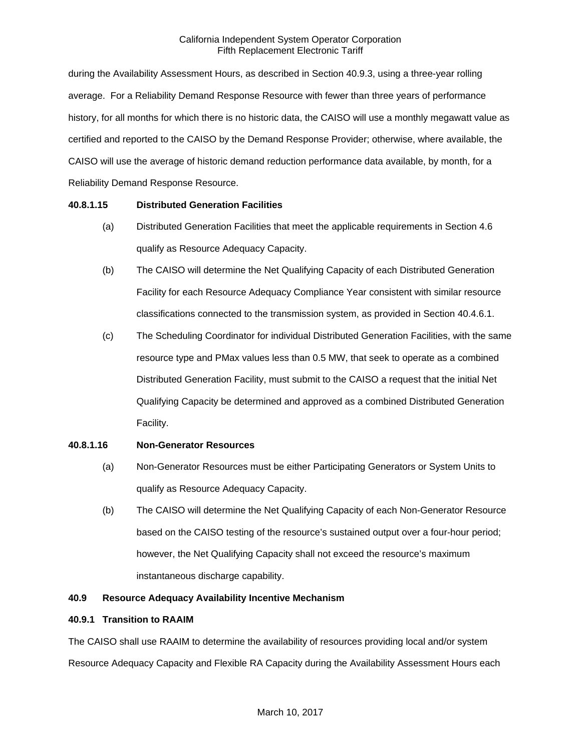during the Availability Assessment Hours, as described in Section 40.9.3, using a three-year rolling average. For a Reliability Demand Response Resource with fewer than three years of performance history, for all months for which there is no historic data, the CAISO will use a monthly megawatt value as certified and reported to the CAISO by the Demand Response Provider; otherwise, where available, the CAISO will use the average of historic demand reduction performance data available, by month, for a Reliability Demand Response Resource.

**40.8.1.15 Distributed Generation Facilities**

(a) Distributed Generation Facilities that meet the applicable requirements in Section 4.6 qualify as Resource Adequacy Capacity.

(b) The CAISO will determine the Net Qualifying Capacity of each Distributed Generation Facility for each Resource Adequacy Compliance Year consistent with similar resource classifications connected to the transmission system, as provided in Section 40.4.6.1.

(c) The Scheduling Coordinator for individual Distributed Generation Facilities, with the same resource type and PMax values less than 0.5 MW, that seek to operate as a combined Distributed Generation Facility, must submit to the CAISO a request that the initial Net Qualifying Capacity be determined and approved as a combined Distributed Generation Facility.

**40.8.1.16 Non-Generator Resources**

(a) Non-Generator Resources must be either Participating Generators or System Units to qualify as Resource Adequacy Capacity.

(b) The CAISO will determine the Net Qualifying Capacity of each Non-Generator Resource based on the CAISO testing of the resource's sustained output over a four-hour period; however, the Net Qualifying Capacity shall not exceed the resource's maximum instantaneous discharge capability.

**40.9 Resource Adequacy Availability Incentive Mechanism**

**40.9.1 Transition to RAAIM**

The CAISO shall use RAAIM to determine the availability of resources providing local and/or system Resource Adequacy Capacity and Flexible RA Capacity during the Availability Assessment Hours each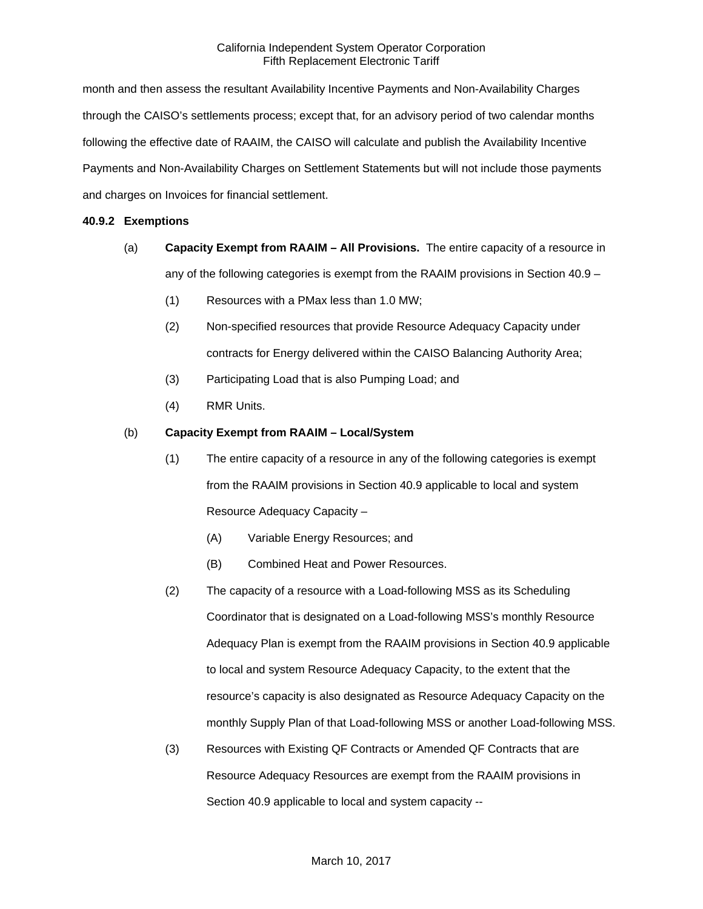month and then assess the resultant Availability Incentive Payments and Non-Availability Charges through the CAISO's settlements process; except that, for an advisory period of two calendar months following the effective date of RAAIM, the CAISO will calculate and publish the Availability Incentive Payments and Non-Availability Charges on Settlement Statements but will not include those payments and charges on Invoices for financial settlement.

**40.9.2 Exemptions**

(a) **Capacity Exempt from RAAIM – All Provisions.** The entire capacity of a resource in any of the following categories is exempt from the RAAIM provisions in Section 40.9 –

(1) Resources with a PMax less than 1.0 MW;

(2) Non-specified resources that provide Resource Adequacy Capacity under contracts for Energy delivered within the CAISO Balancing Authority Area;

(3) Participating Load that is also Pumping Load; and

(4) RMR Units.

(b) **Capacity Exempt from RAAIM – Local/System**

(1) The entire capacity of a resource in any of the following categories is exempt from the RAAIM provisions in Section 40.9 applicable to local and system Resource Adequacy Capacity –

(A) Variable Energy Resources; and

(B) Combined Heat and Power Resources.

(2) The capacity of a resource with a Load-following MSS as its Scheduling Coordinator that is designated on a Load-following MSS's monthly Resource Adequacy Plan is exempt from the RAAIM provisions in Section 40.9 applicable to local and system Resource Adequacy Capacity, to the extent that the resource's capacity is also designated as Resource Adequacy Capacity on the monthly Supply Plan of that Load-following MSS or another Load-following MSS.

(3) Resources with Existing QF Contracts or Amended QF Contracts that are Resource Adequacy Resources are exempt from the RAAIM provisions in Section 40.9 applicable to local and system capacity --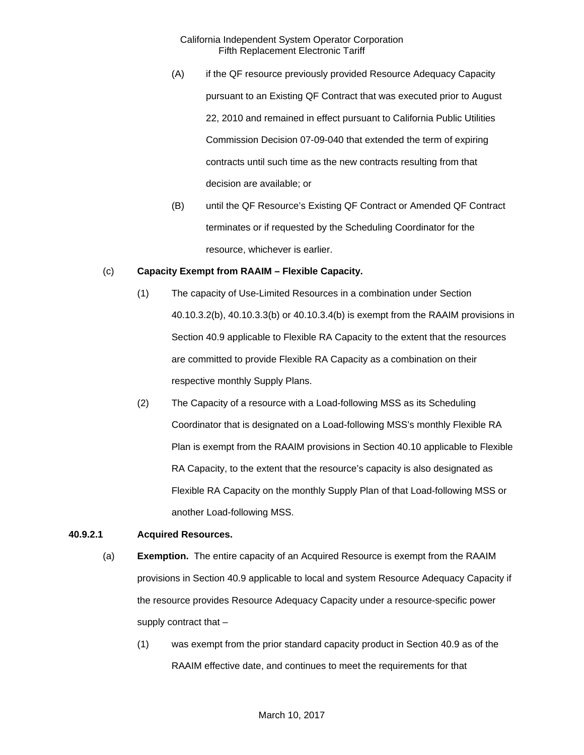(A) if the QF resource previously provided Resource Adequacy Capacity pursuant to an Existing QF Contract that was executed prior to August 22, 2010 and remained in effect pursuant to California Public Utilities Commission Decision 07-09-040 that extended the term of expiring contracts until such time as the new contracts resulting from that decision are available; or

(B) until the QF Resource's Existing QF Contract or Amended QF Contract terminates or if requested by the Scheduling Coordinator for the resource, whichever is earlier.

(c) **Capacity Exempt from RAAIM – Flexible Capacity.**

(1) The capacity of Use-Limited Resources in a combination under Section 40.10.3.2(b), 40.10.3.3(b) or 40.10.3.4(b) is exempt from the RAAIM provisions in Section 40.9 applicable to Flexible RA Capacity to the extent that the resources are committed to provide Flexible RA Capacity as a combination on their respective monthly Supply Plans.

(2) The Capacity of a resource with a Load-following MSS as its Scheduling Coordinator that is designated on a Load-following MSS's monthly Flexible RA Plan is exempt from the RAAIM provisions in Section 40.10 applicable to Flexible RA Capacity, to the extent that the resource's capacity is also designated as Flexible RA Capacity on the monthly Supply Plan of that Load-following MSS or another Load-following MSS.

**40.9.2.1 Acquired Resources.**

(a) **Exemption.** The entire capacity of an Acquired Resource is exempt from the RAAIM provisions in Section 40.9 applicable to local and system Resource Adequacy Capacity if the resource provides Resource Adequacy Capacity under a resource-specific power supply contract that –

(1) was exempt from the prior standard capacity product in Section 40.9 as of the RAAIM effective date, and continues to meet the requirements for that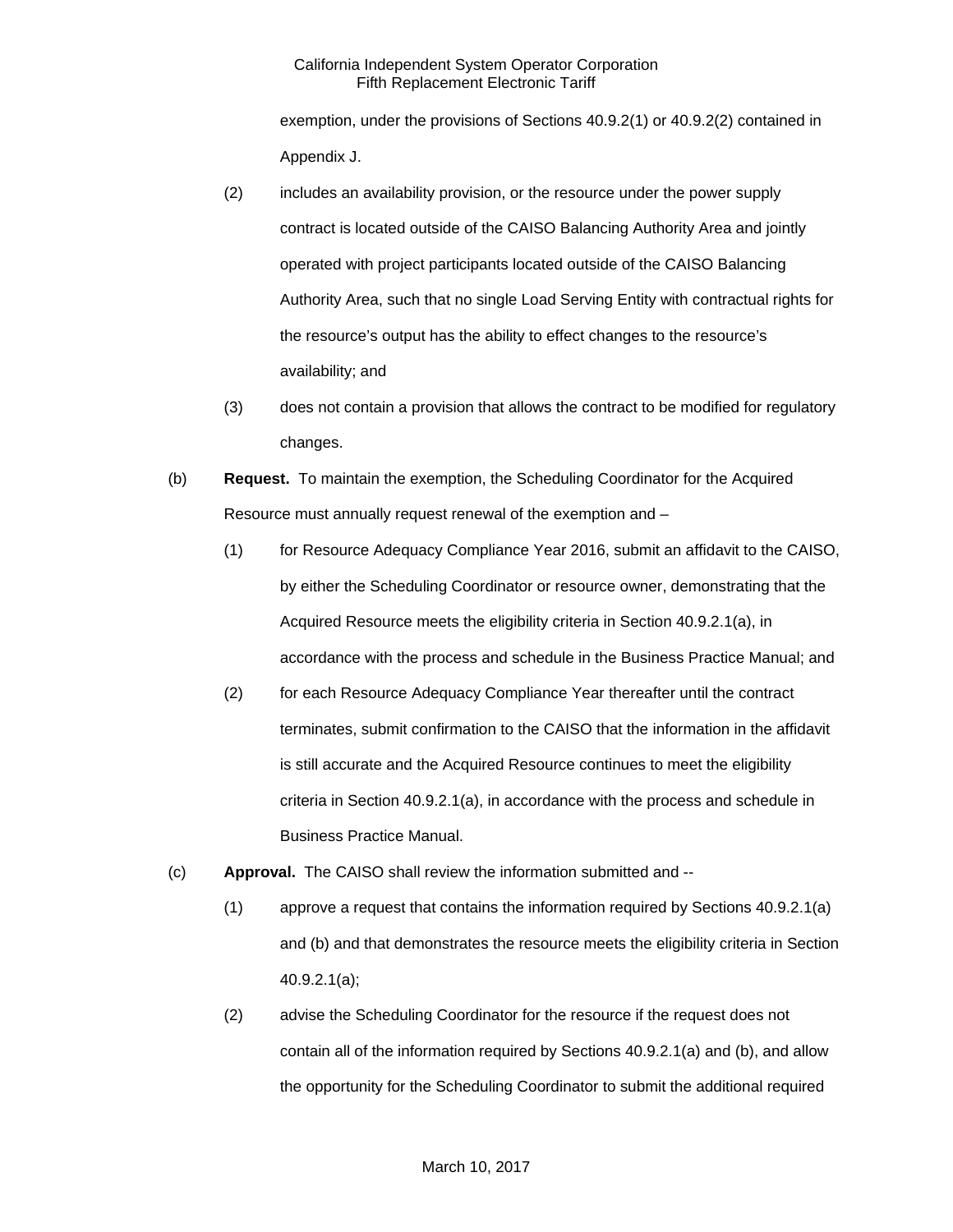exemption, under the provisions of Sections 40.9.2(1) or 40.9.2(2) contained in Appendix J.

(2) includes an availability provision, or the resource under the power supply contract is located outside of the CAISO Balancing Authority Area and jointly operated with project participants located outside of the CAISO Balancing Authority Area, such that no single Load Serving Entity with contractual rights for the resource's output has the ability to effect changes to the resource's availability; and

(3) does not contain a provision that allows the contract to be modified for regulatory changes.

(b) **Request.** To maintain the exemption, the Scheduling Coordinator for the Acquired Resource must annually request renewal of the exemption and –

(1) for Resource Adequacy Compliance Year 2016, submit an affidavit to the CAISO, by either the Scheduling Coordinator or resource owner, demonstrating that the Acquired Resource meets the eligibility criteria in Section 40.9.2.1(a), in accordance with the process and schedule in the Business Practice Manual; and

(2) for each Resource Adequacy Compliance Year thereafter until the contract terminates, submit confirmation to the CAISO that the information in the affidavit is still accurate and the Acquired Resource continues to meet the eligibility criteria in Section 40.9.2.1(a), in accordance with the process and schedule in Business Practice Manual.

(c) **Approval.** The CAISO shall review the information submitted and --

(1) approve a request that contains the information required by Sections 40.9.2.1(a) and (b) and that demonstrates the resource meets the eligibility criteria in Section 40.9.2.1(a);

(2) advise the Scheduling Coordinator for the resource if the request does not contain all of the information required by Sections 40.9.2.1(a) and (b), and allow the opportunity for the Scheduling Coordinator to submit the additional required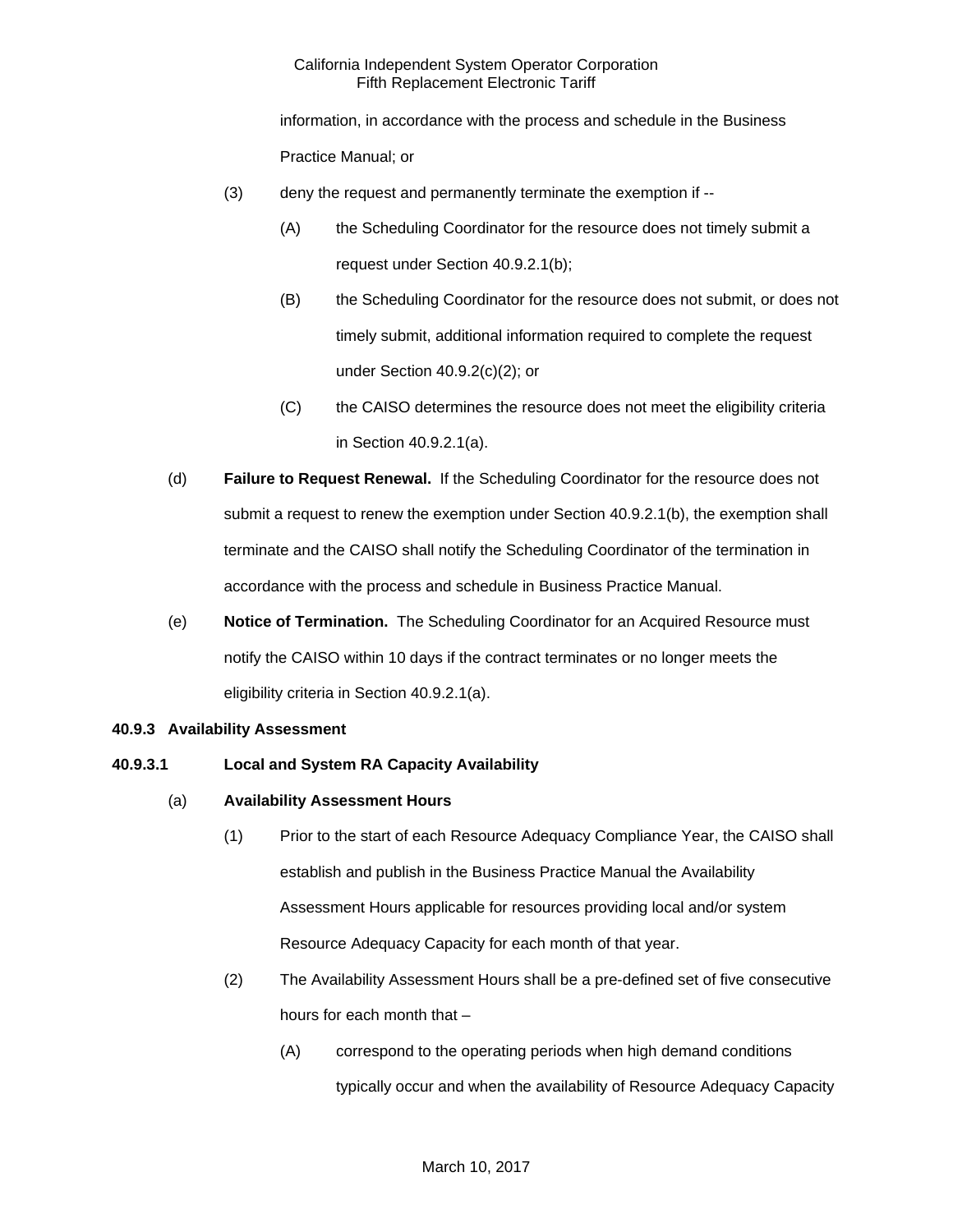information, in accordance with the process and schedule in the Business Practice Manual; or

(3) deny the request and permanently terminate the exemption if --

(A) the Scheduling Coordinator for the resource does not timely submit a request under Section 40.9.2.1(b);

(B) the Scheduling Coordinator for the resource does not submit, or does not timely submit, additional information required to complete the request under Section 40.9.2(c)(2); or

(C) the CAISO determines the resource does not meet the eligibility criteria in Section 40.9.2.1(a).

(d) **Failure to Request Renewal.** If the Scheduling Coordinator for the resource does not submit a request to renew the exemption under Section 40.9.2.1(b), the exemption shall terminate and the CAISO shall notify the Scheduling Coordinator of the termination in accordance with the process and schedule in Business Practice Manual.

(e) **Notice of Termination.** The Scheduling Coordinator for an Acquired Resource must notify the CAISO within 10 days if the contract terminates or no longer meets the eligibility criteria in Section 40.9.2.1(a).

**40.9.3 Availability Assessment**

**40.9.3.1 Local and System RA Capacity Availability**

(a) **Availability Assessment Hours**

(1) Prior to the start of each Resource Adequacy Compliance Year, the CAISO shall establish and publish in the Business Practice Manual the Availability Assessment Hours applicable for resources providing local and/or system Resource Adequacy Capacity for each month of that year.

(2) The Availability Assessment Hours shall be a pre-defined set of five consecutive hours for each month that –

(A) correspond to the operating periods when high demand conditions typically occur and when the availability of Resource Adequacy Capacity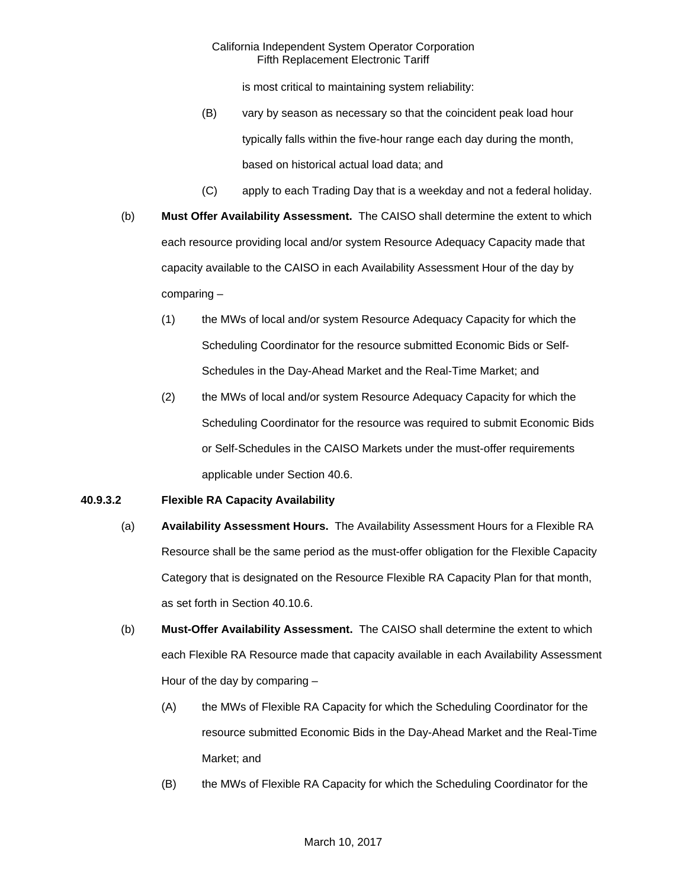is most critical to maintaining system reliability:

(B) vary by season as necessary so that the coincident peak load hour typically falls within the five-hour range each day during the month, based on historical actual load data; and

(C) apply to each Trading Day that is a weekday and not a federal holiday.

(b) **Must Offer Availability Assessment.** The CAISO shall determine the extent to which each resource providing local and/or system Resource Adequacy Capacity made that capacity available to the CAISO in each Availability Assessment Hour of the day by comparing –

(1) the MWs of local and/or system Resource Adequacy Capacity for which the Scheduling Coordinator for the resource submitted Economic Bids or Self-Schedules in the Day-Ahead Market and the Real-Time Market; and

(2) the MWs of local and/or system Resource Adequacy Capacity for which the Scheduling Coordinator for the resource was required to submit Economic Bids or Self-Schedules in the CAISO Markets under the must-offer requirements applicable under Section 40.6.

**40.9.3.2 Flexible RA Capacity Availability**

(a) **Availability Assessment Hours.** The Availability Assessment Hours for a Flexible RA Resource shall be the same period as the must-offer obligation for the Flexible Capacity Category that is designated on the Resource Flexible RA Capacity Plan for that month, as set forth in Section 40.10.6.

(b) **Must-Offer Availability Assessment.** The CAISO shall determine the extent to which each Flexible RA Resource made that capacity available in each Availability Assessment Hour of the day by comparing –

(A) the MWs of Flexible RA Capacity for which the Scheduling Coordinator for the resource submitted Economic Bids in the Day-Ahead Market and the Real-Time Market; and

(B) the MWs of Flexible RA Capacity for which the Scheduling Coordinator for the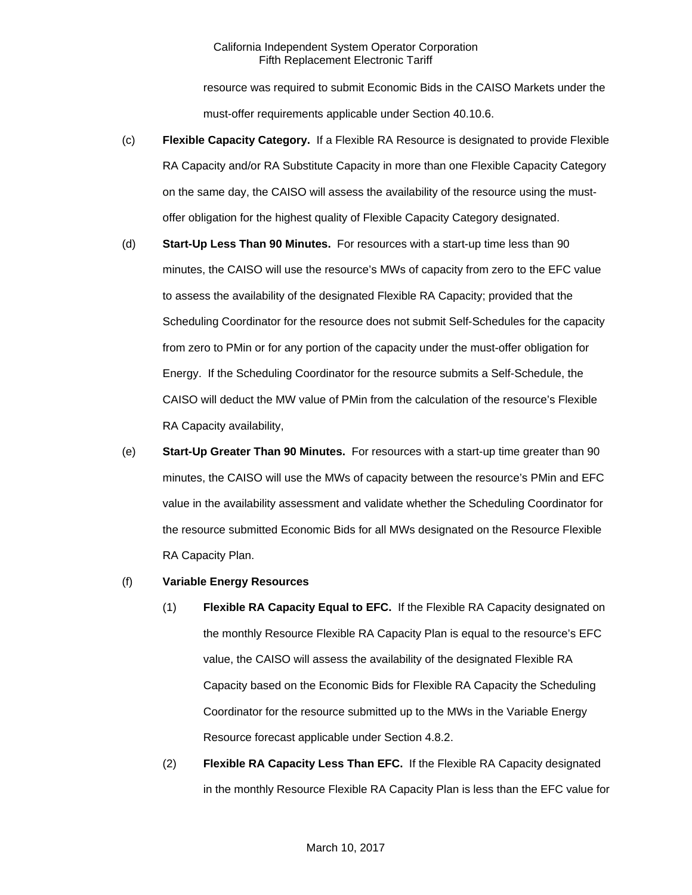resource was required to submit Economic Bids in the CAISO Markets under the must-offer requirements applicable under Section 40.10.6.

(c) **Flexible Capacity Category.** If a Flexible RA Resource is designated to provide Flexible RA Capacity and/or RA Substitute Capacity in more than one Flexible Capacity Category on the same day, the CAISO will assess the availability of the resource using the must-offer obligation for the highest quality of Flexible Capacity Category designated.

(d) **Start-Up Less Than 90 Minutes.** For resources with a start-up time less than 90 minutes, the CAISO will use the resource's MWs of capacity from zero to the EFC value to assess the availability of the designated Flexible RA Capacity; provided that the Scheduling Coordinator for the resource does not submit Self-Schedules for the capacity from zero to PMin or for any portion of the capacity under the must-offer obligation for Energy. If the Scheduling Coordinator for the resource submits a Self-Schedule, the CAISO will deduct the MW value of PMin from the calculation of the resource's Flexible RA Capacity availability,

(e) **Start-Up Greater Than 90 Minutes.** For resources with a start-up time greater than 90 minutes, the CAISO will use the MWs of capacity between the resource's PMin and EFC value in the availability assessment and validate whether the Scheduling Coordinator for the resource submitted Economic Bids for all MWs designated on the Resource Flexible RA Capacity Plan.

(f) **Variable Energy Resources**

(1) **Flexible RA Capacity Equal to EFC.** If the Flexible RA Capacity designated on the monthly Resource Flexible RA Capacity Plan is equal to the resource's EFC value, the CAISO will assess the availability of the designated Flexible RA Capacity based on the Economic Bids for Flexible RA Capacity the Scheduling Coordinator for the resource submitted up to the MWs in the Variable Energy Resource forecast applicable under Section 4.8.2.

(2) **Flexible RA Capacity Less Than EFC.** If the Flexible RA Capacity designated in the monthly Resource Flexible RA Capacity Plan is less than the EFC value for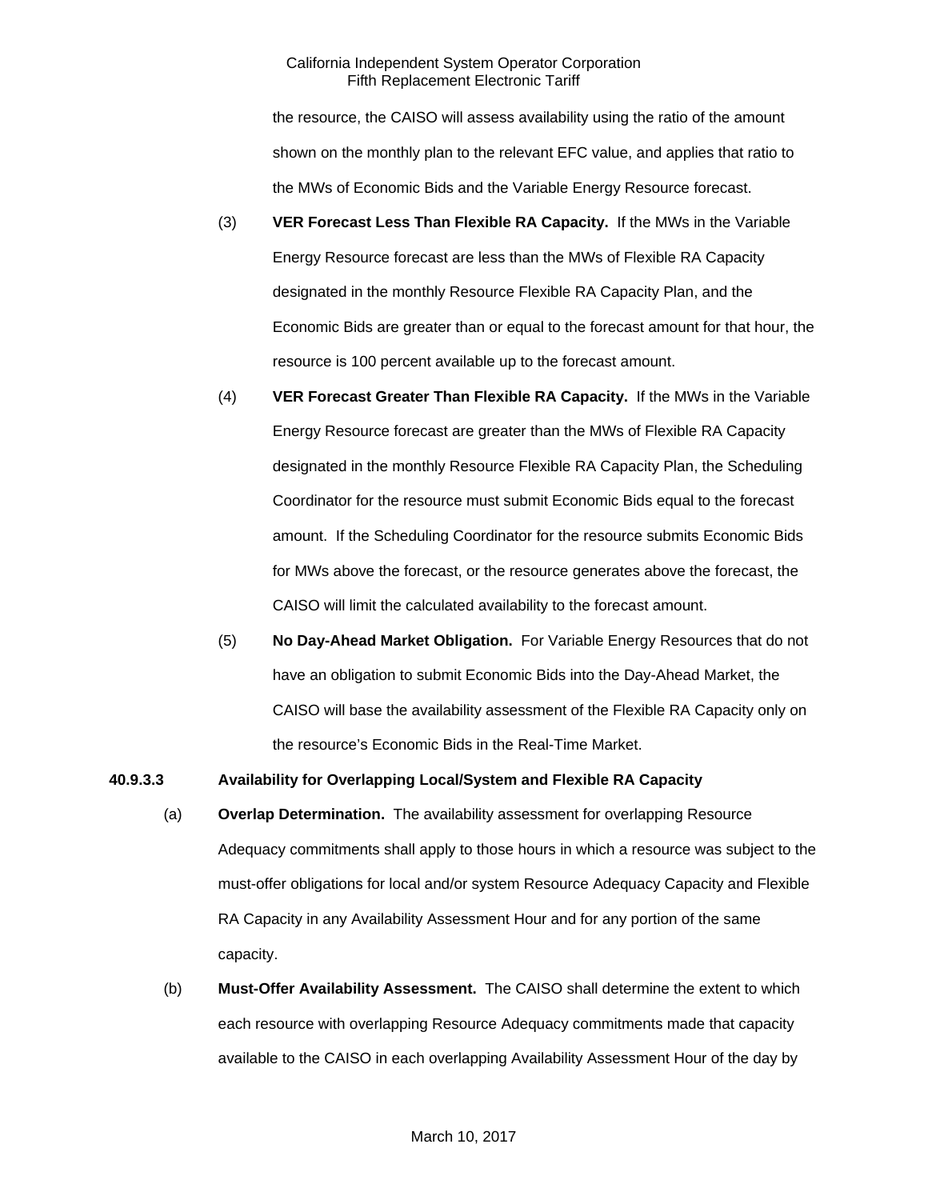the resource, the CAISO will assess availability using the ratio of the amount shown on the monthly plan to the relevant EFC value, and applies that ratio to the MWs of Economic Bids and the Variable Energy Resource forecast.

(3) **VER Forecast Less Than Flexible RA Capacity.** If the MWs in the Variable Energy Resource forecast are less than the MWs of Flexible RA Capacity designated in the monthly Resource Flexible RA Capacity Plan, and the Economic Bids are greater than or equal to the forecast amount for that hour, the resource is 100 percent available up to the forecast amount.

(4) **VER Forecast Greater Than Flexible RA Capacity.** If the MWs in the Variable Energy Resource forecast are greater than the MWs of Flexible RA Capacity designated in the monthly Resource Flexible RA Capacity Plan, the Scheduling Coordinator for the resource must submit Economic Bids equal to the forecast amount. If the Scheduling Coordinator for the resource submits Economic Bids for MWs above the forecast, or the resource generates above the forecast, the CAISO will limit the calculated availability to the forecast amount.

(5) **No Day-Ahead Market Obligation.** For Variable Energy Resources that do not have an obligation to submit Economic Bids into the Day-Ahead Market, the CAISO will base the availability assessment of the Flexible RA Capacity only on the resource's Economic Bids in the Real-Time Market.

**40.9.3.3 Availability for Overlapping Local/System and Flexible RA Capacity**

(a) **Overlap Determination.** The availability assessment for overlapping Resource Adequacy commitments shall apply to those hours in which a resource was subject to the must-offer obligations for local and/or system Resource Adequacy Capacity and Flexible RA Capacity in any Availability Assessment Hour and for any portion of the same capacity.

(b) **Must-Offer Availability Assessment.** The CAISO shall determine the extent to which each resource with overlapping Resource Adequacy commitments made that capacity available to the CAISO in each overlapping Availability Assessment Hour of the day by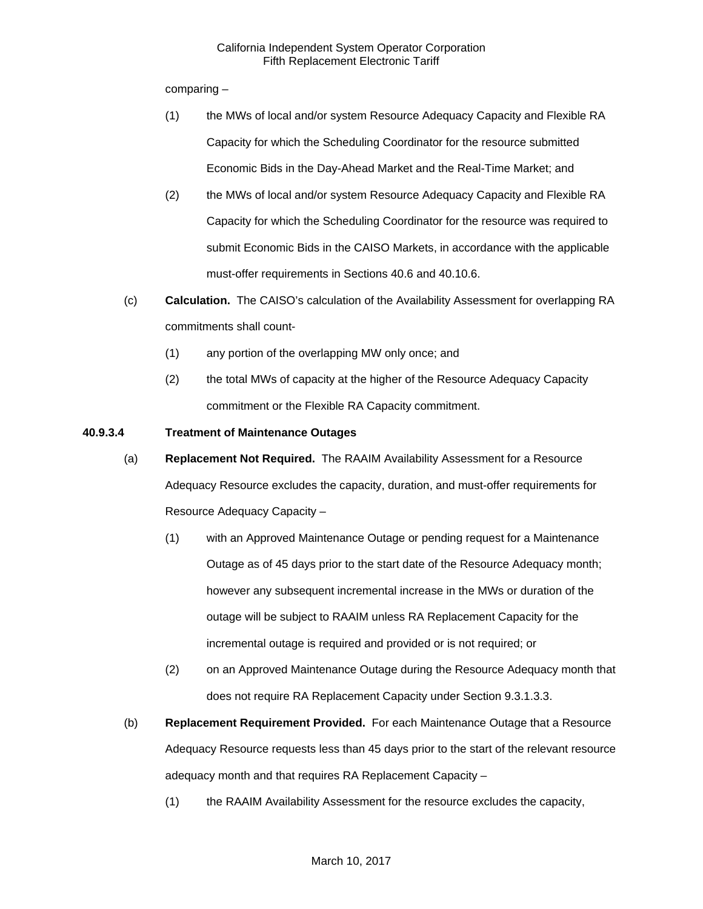comparing –

(1) the MWs of local and/or system Resource Adequacy Capacity and Flexible RA Capacity for which the Scheduling Coordinator for the resource submitted Economic Bids in the Day-Ahead Market and the Real-Time Market; and

(2) the MWs of local and/or system Resource Adequacy Capacity and Flexible RA Capacity for which the Scheduling Coordinator for the resource was required to submit Economic Bids in the CAISO Markets, in accordance with the applicable must-offer requirements in Sections 40.6 and 40.10.6.

(c) **Calculation.** The CAISO's calculation of the Availability Assessment for overlapping RA commitments shall count-

(1) any portion of the overlapping MW only once; and

(2) the total MWs of capacity at the higher of the Resource Adequacy Capacity commitment or the Flexible RA Capacity commitment.

**40.9.3.4 Treatment of Maintenance Outages**

(a) **Replacement Not Required.** The RAAIM Availability Assessment for a Resource Adequacy Resource excludes the capacity, duration, and must-offer requirements for Resource Adequacy Capacity –

(1) with an Approved Maintenance Outage or pending request for a Maintenance Outage as of 45 days prior to the start date of the Resource Adequacy month; however any subsequent incremental increase in the MWs or duration of the outage will be subject to RAAIM unless RA Replacement Capacity for the incremental outage is required and provided or is not required; or

(2) on an Approved Maintenance Outage during the Resource Adequacy month that does not require RA Replacement Capacity under Section 9.3.1.3.3.

(b) **Replacement Requirement Provided.** For each Maintenance Outage that a Resource Adequacy Resource requests less than 45 days prior to the start of the relevant resource adequacy month and that requires RA Replacement Capacity –

(1) the RAAIM Availability Assessment for the resource excludes the capacity,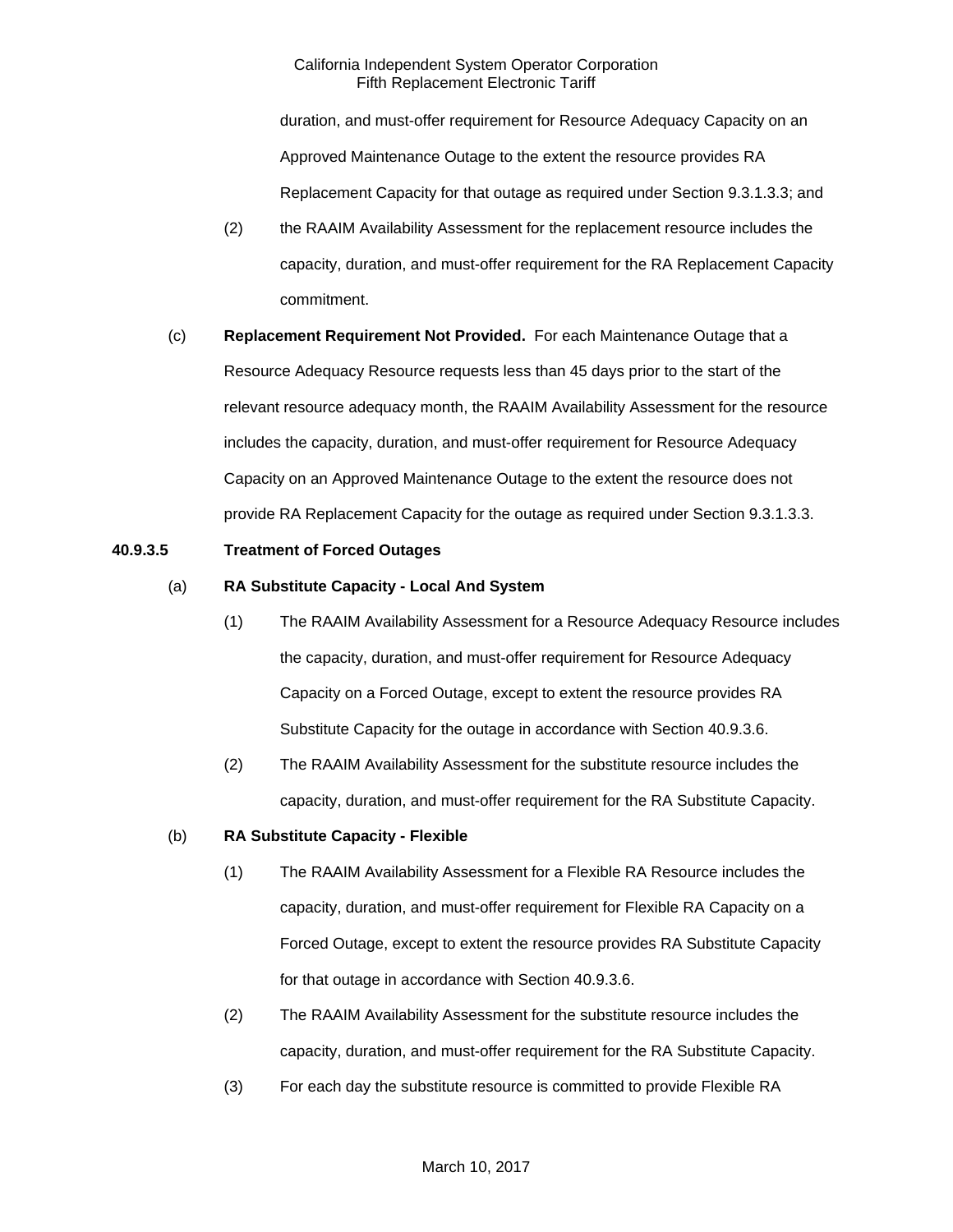duration, and must-offer requirement for Resource Adequacy Capacity on an Approved Maintenance Outage to the extent the resource provides RA Replacement Capacity for that outage as required under Section 9.3.1.3.3; and

(2) the RAAIM Availability Assessment for the replacement resource includes the capacity, duration, and must-offer requirement for the RA Replacement Capacity commitment.

(c) **Replacement Requirement Not Provided.** For each Maintenance Outage that a Resource Adequacy Resource requests less than 45 days prior to the start of the relevant resource adequacy month, the RAAIM Availability Assessment for the resource includes the capacity, duration, and must-offer requirement for Resource Adequacy Capacity on an Approved Maintenance Outage to the extent the resource does not provide RA Replacement Capacity for the outage as required under Section 9.3.1.3.3.

**40.9.3.5 Treatment of Forced Outages**

(a) **RA Substitute Capacity - Local And System**

(1) The RAAIM Availability Assessment for a Resource Adequacy Resource includes the capacity, duration, and must-offer requirement for Resource Adequacy Capacity on a Forced Outage, except to extent the resource provides RA Substitute Capacity for the outage in accordance with Section 40.9.3.6.

(2) The RAAIM Availability Assessment for the substitute resource includes the capacity, duration, and must-offer requirement for the RA Substitute Capacity.

(b) **RA Substitute Capacity - Flexible**

(1) The RAAIM Availability Assessment for a Flexible RA Resource includes the capacity, duration, and must-offer requirement for Flexible RA Capacity on a Forced Outage, except to extent the resource provides RA Substitute Capacity for that outage in accordance with Section 40.9.3.6.

(2) The RAAIM Availability Assessment for the substitute resource includes the capacity, duration, and must-offer requirement for the RA Substitute Capacity.

(3) For each day the substitute resource is committed to provide Flexible RA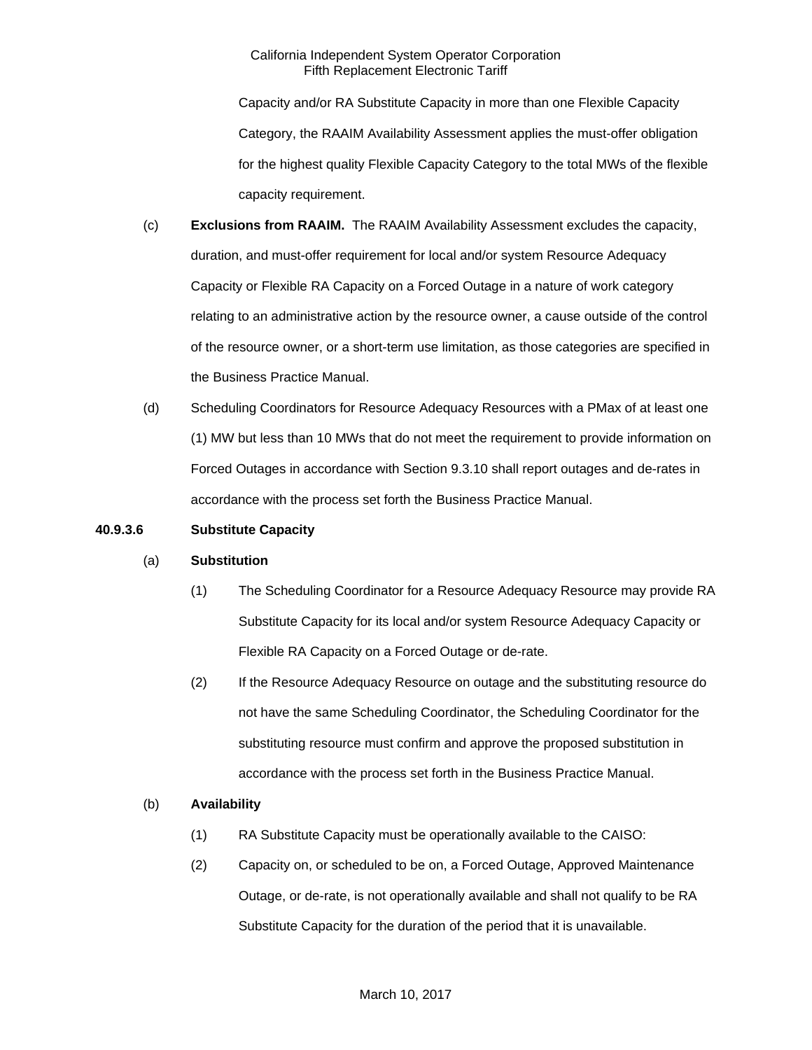Capacity and/or RA Substitute Capacity in more than one Flexible Capacity Category, the RAAIM Availability Assessment applies the must-offer obligation for the highest quality Flexible Capacity Category to the total MWs of the flexible capacity requirement.

(c) **Exclusions from RAAIM.** The RAAIM Availability Assessment excludes the capacity, duration, and must-offer requirement for local and/or system Resource Adequacy Capacity or Flexible RA Capacity on a Forced Outage in a nature of work category relating to an administrative action by the resource owner, a cause outside of the control of the resource owner, or a short-term use limitation, as those categories are specified in the Business Practice Manual.

(d) Scheduling Coordinators for Resource Adequacy Resources with a PMax of at least one (1) MW but less than 10 MWs that do not meet the requirement to provide information on Forced Outages in accordance with Section 9.3.10 shall report outages and de-rates in accordance with the process set forth the Business Practice Manual.

**40.9.3.6 Substitute Capacity**

(a) **Substitution**

(1) The Scheduling Coordinator for a Resource Adequacy Resource may provide RA Substitute Capacity for its local and/or system Resource Adequacy Capacity or Flexible RA Capacity on a Forced Outage or de-rate.

(2) If the Resource Adequacy Resource on outage and the substituting resource do not have the same Scheduling Coordinator, the Scheduling Coordinator for the substituting resource must confirm and approve the proposed substitution in accordance with the process set forth in the Business Practice Manual.

(b) **Availability**

(1) RA Substitute Capacity must be operationally available to the CAISO:

(2) Capacity on, or scheduled to be on, a Forced Outage, Approved Maintenance Outage, or de-rate, is not operationally available and shall not qualify to be RA Substitute Capacity for the duration of the period that it is unavailable.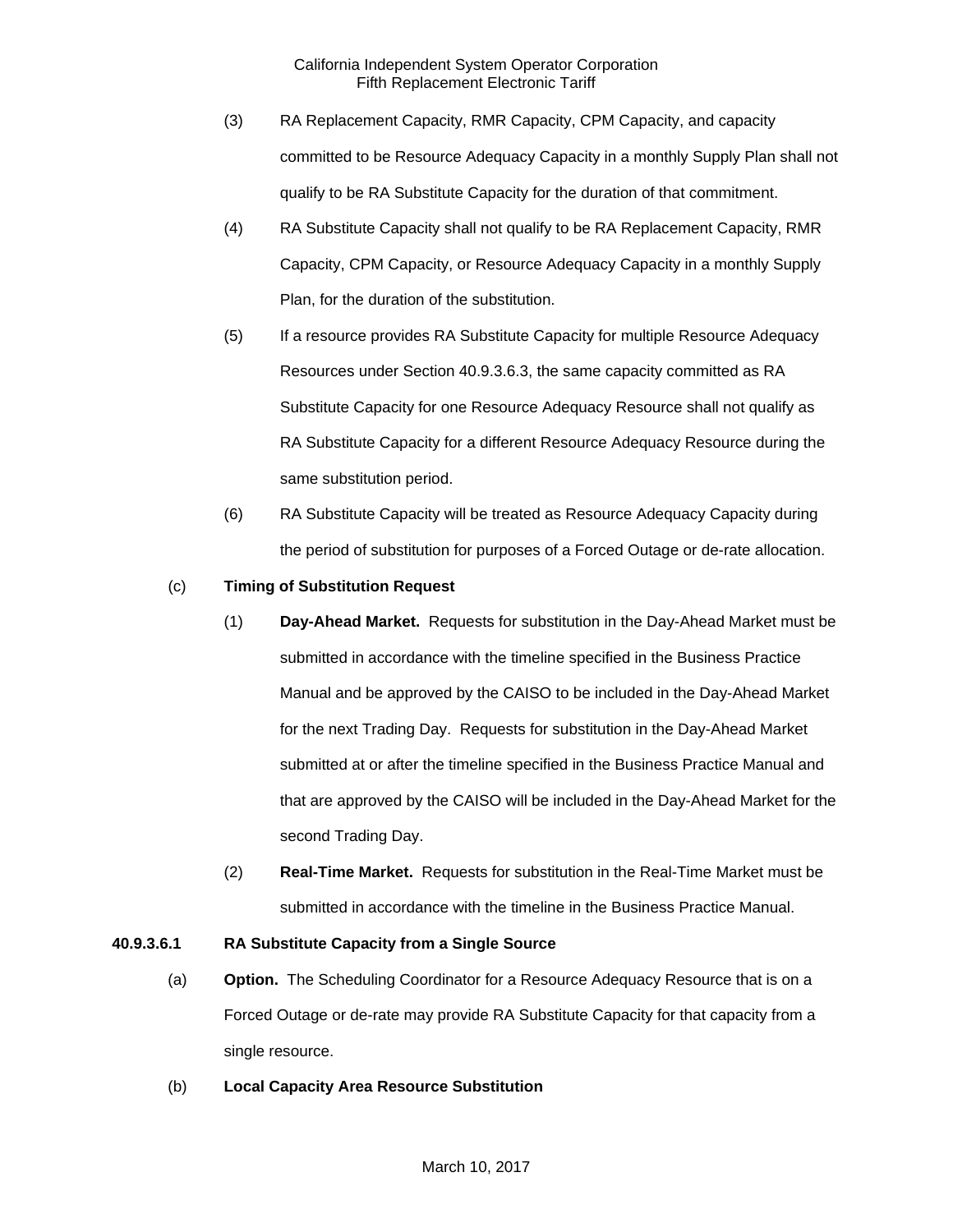(3) RA Replacement Capacity, RMR Capacity, CPM Capacity, and capacity committed to be Resource Adequacy Capacity in a monthly Supply Plan shall not qualify to be RA Substitute Capacity for the duration of that commitment.

(4) RA Substitute Capacity shall not qualify to be RA Replacement Capacity, RMR Capacity, CPM Capacity, or Resource Adequacy Capacity in a monthly Supply Plan, for the duration of the substitution.

(5) If a resource provides RA Substitute Capacity for multiple Resource Adequacy Resources under Section 40.9.3.6.3, the same capacity committed as RA Substitute Capacity for one Resource Adequacy Resource shall not qualify as RA Substitute Capacity for a different Resource Adequacy Resource during the same substitution period.

(6) RA Substitute Capacity will be treated as Resource Adequacy Capacity during the period of substitution for purposes of a Forced Outage or de-rate allocation.

(c) **Timing of Substitution Request**

(1) **Day-Ahead Market.** Requests for substitution in the Day-Ahead Market must be submitted in accordance with the timeline specified in the Business Practice Manual and be approved by the CAISO to be included in the Day-Ahead Market for the next Trading Day. Requests for substitution in the Day-Ahead Market submitted at or after the timeline specified in the Business Practice Manual and that are approved by the CAISO will be included in the Day-Ahead Market for the second Trading Day.

(2) **Real-Time Market.** Requests for substitution in the Real-Time Market must be submitted in accordance with the timeline in the Business Practice Manual.

**40.9.3.6.1 RA Substitute Capacity from a Single Source**

(a) **Option.** The Scheduling Coordinator for a Resource Adequacy Resource that is on a Forced Outage or de-rate may provide RA Substitute Capacity for that capacity from a single resource.

(b) **Local Capacity Area Resource Substitution**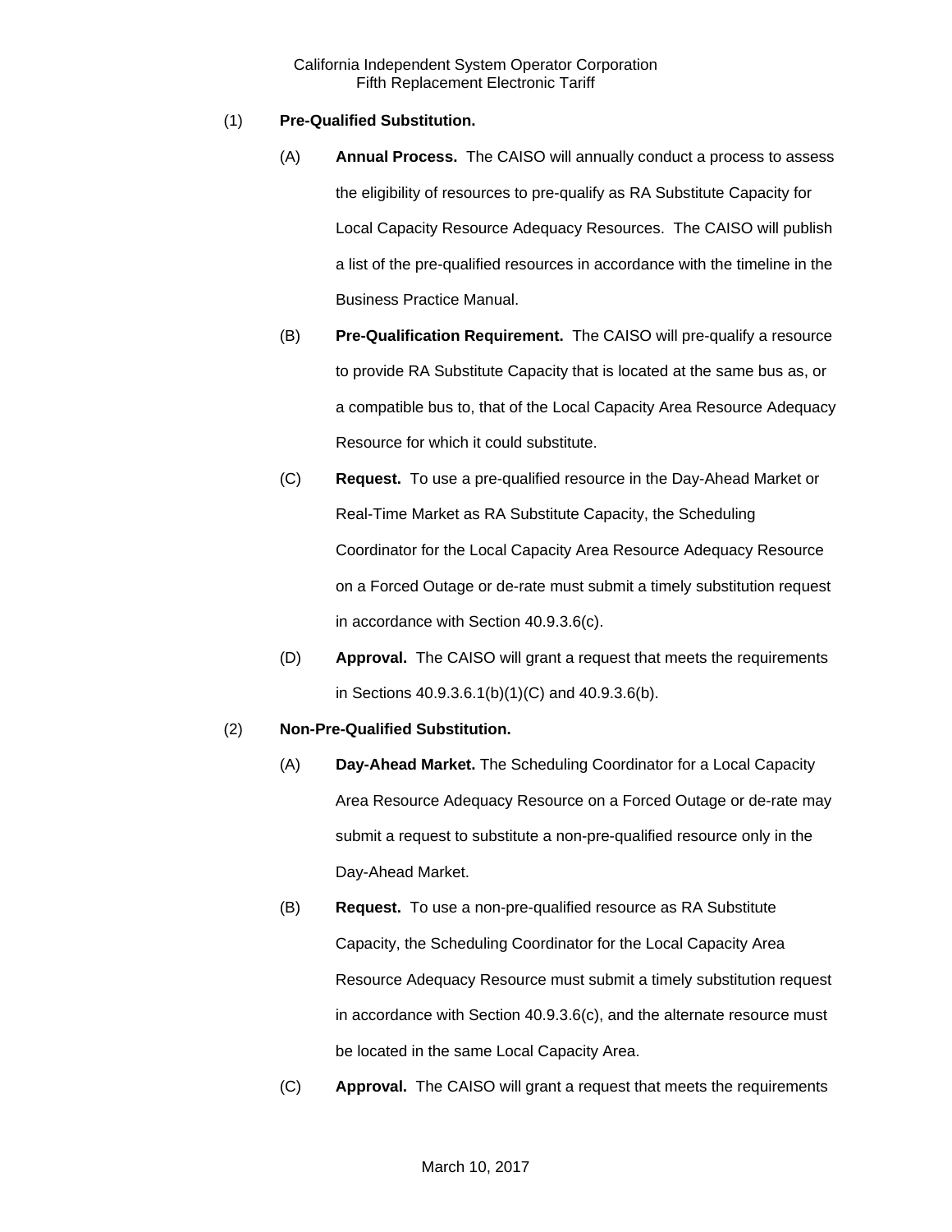(1) **Pre-Qualified Substitution.**

(A) **Annual Process.** The CAISO will annually conduct a process to assess the eligibility of resources to pre-qualify as RA Substitute Capacity for Local Capacity Resource Adequacy Resources. The CAISO will publish a list of the pre-qualified resources in accordance with the timeline in the Business Practice Manual.

(B) **Pre-Qualification Requirement.** The CAISO will pre-qualify a resource to provide RA Substitute Capacity that is located at the same bus as, or a compatible bus to, that of the Local Capacity Area Resource Adequacy Resource for which it could substitute.

(C) **Request.** To use a pre-qualified resource in the Day-Ahead Market or Real-Time Market as RA Substitute Capacity, the Scheduling Coordinator for the Local Capacity Area Resource Adequacy Resource on a Forced Outage or de-rate must submit a timely substitution request in accordance with Section 40.9.3.6(c).

(D) **Approval.** The CAISO will grant a request that meets the requirements in Sections 40.9.3.6.1(b)(1)(C) and 40.9.3.6(b).

(2) **Non-Pre-Qualified Substitution.**

(A) **Day-Ahead Market.** The Scheduling Coordinator for a Local Capacity Area Resource Adequacy Resource on a Forced Outage or de-rate may submit a request to substitute a non-pre-qualified resource only in the Day-Ahead Market.

(B) **Request.** To use a non-pre-qualified resource as RA Substitute Capacity, the Scheduling Coordinator for the Local Capacity Area Resource Adequacy Resource must submit a timely substitution request in accordance with Section 40.9.3.6(c), and the alternate resource must be located in the same Local Capacity Area.

(C) **Approval.** The CAISO will grant a request that meets the requirements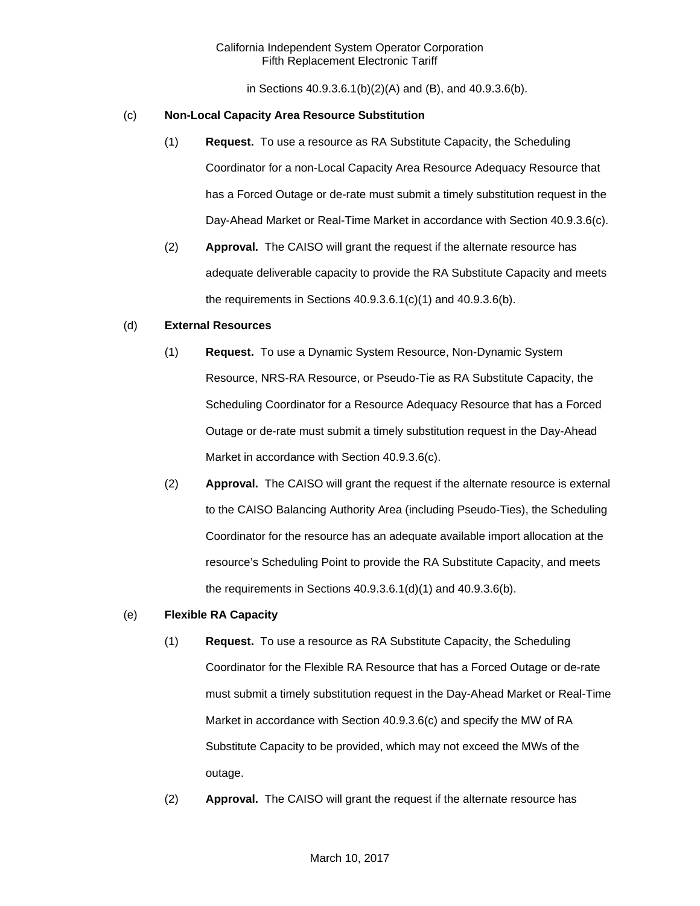in Sections 40.9.3.6.1(b)(2)(A) and (B), and 40.9.3.6(b).

(c) **Non-Local Capacity Area Resource Substitution**

(1) **Request.** To use a resource as RA Substitute Capacity, the Scheduling Coordinator for a non-Local Capacity Area Resource Adequacy Resource that has a Forced Outage or de-rate must submit a timely substitution request in the Day-Ahead Market or Real-Time Market in accordance with Section 40.9.3.6(c).

(2) **Approval.** The CAISO will grant the request if the alternate resource has adequate deliverable capacity to provide the RA Substitute Capacity and meets the requirements in Sections 40.9.3.6.1(c)(1) and 40.9.3.6(b).

(d) **External Resources**

(1) **Request.** To use a Dynamic System Resource, Non-Dynamic System Resource, NRS-RA Resource, or Pseudo-Tie as RA Substitute Capacity, the Scheduling Coordinator for a Resource Adequacy Resource that has a Forced Outage or de-rate must submit a timely substitution request in the Day-Ahead Market in accordance with Section 40.9.3.6(c).

(2) **Approval.** The CAISO will grant the request if the alternate resource is external to the CAISO Balancing Authority Area (including Pseudo-Ties), the Scheduling Coordinator for the resource has an adequate available import allocation at the resource's Scheduling Point to provide the RA Substitute Capacity, and meets the requirements in Sections 40.9.3.6.1(d)(1) and 40.9.3.6(b).

(e) **Flexible RA Capacity**

(1) **Request.** To use a resource as RA Substitute Capacity, the Scheduling Coordinator for the Flexible RA Resource that has a Forced Outage or de-rate must submit a timely substitution request in the Day-Ahead Market or Real-Time Market in accordance with Section 40.9.3.6(c) and specify the MW of RA Substitute Capacity to be provided, which may not exceed the MWs of the outage.

(2) **Approval.** The CAISO will grant the request if the alternate resource has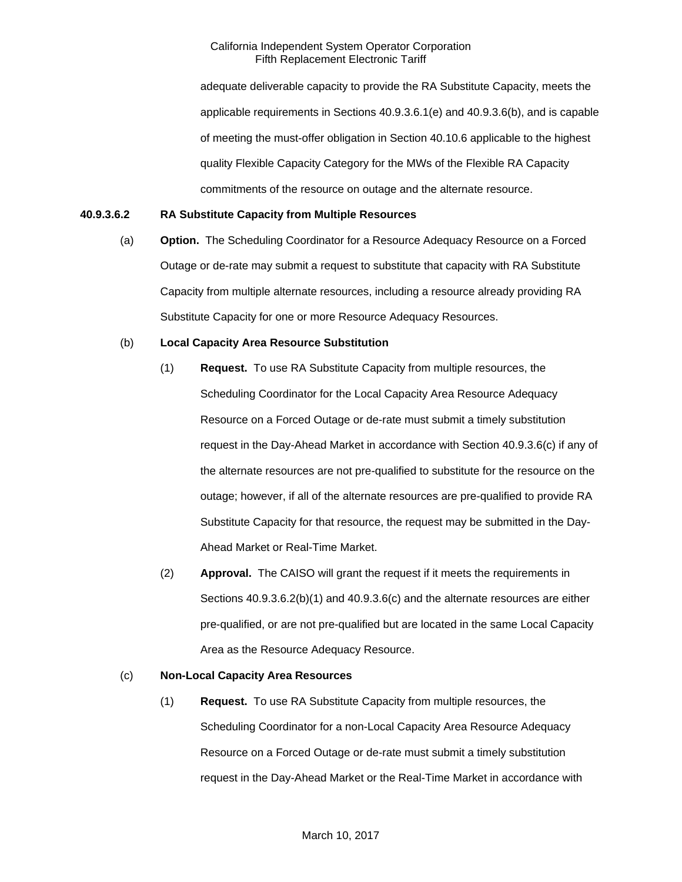adequate deliverable capacity to provide the RA Substitute Capacity, meets the applicable requirements in Sections 40.9.3.6.1(e) and 40.9.3.6(b), and is capable of meeting the must-offer obligation in Section 40.10.6 applicable to the highest quality Flexible Capacity Category for the MWs of the Flexible RA Capacity commitments of the resource on outage and the alternate resource.

**40.9.3.6.2 RA Substitute Capacity from Multiple Resources**

(a) **Option.** The Scheduling Coordinator for a Resource Adequacy Resource on a Forced Outage or de-rate may submit a request to substitute that capacity with RA Substitute Capacity from multiple alternate resources, including a resource already providing RA Substitute Capacity for one or more Resource Adequacy Resources.

(b) **Local Capacity Area Resource Substitution**

(1) **Request.** To use RA Substitute Capacity from multiple resources, the Scheduling Coordinator for the Local Capacity Area Resource Adequacy Resource on a Forced Outage or de-rate must submit a timely substitution request in the Day-Ahead Market in accordance with Section 40.9.3.6(c) if any of the alternate resources are not pre-qualified to substitute for the resource on the outage; however, if all of the alternate resources are pre-qualified to provide RA Substitute Capacity for that resource, the request may be submitted in the Day-Ahead Market or Real-Time Market.

(2) **Approval.** The CAISO will grant the request if it meets the requirements in Sections 40.9.3.6.2(b)(1) and 40.9.3.6(c) and the alternate resources are either pre-qualified, or are not pre-qualified but are located in the same Local Capacity Area as the Resource Adequacy Resource.

(c) **Non-Local Capacity Area Resources**

(1) **Request.** To use RA Substitute Capacity from multiple resources, the Scheduling Coordinator for a non-Local Capacity Area Resource Adequacy Resource on a Forced Outage or de-rate must submit a timely substitution request in the Day-Ahead Market or the Real-Time Market in accordance with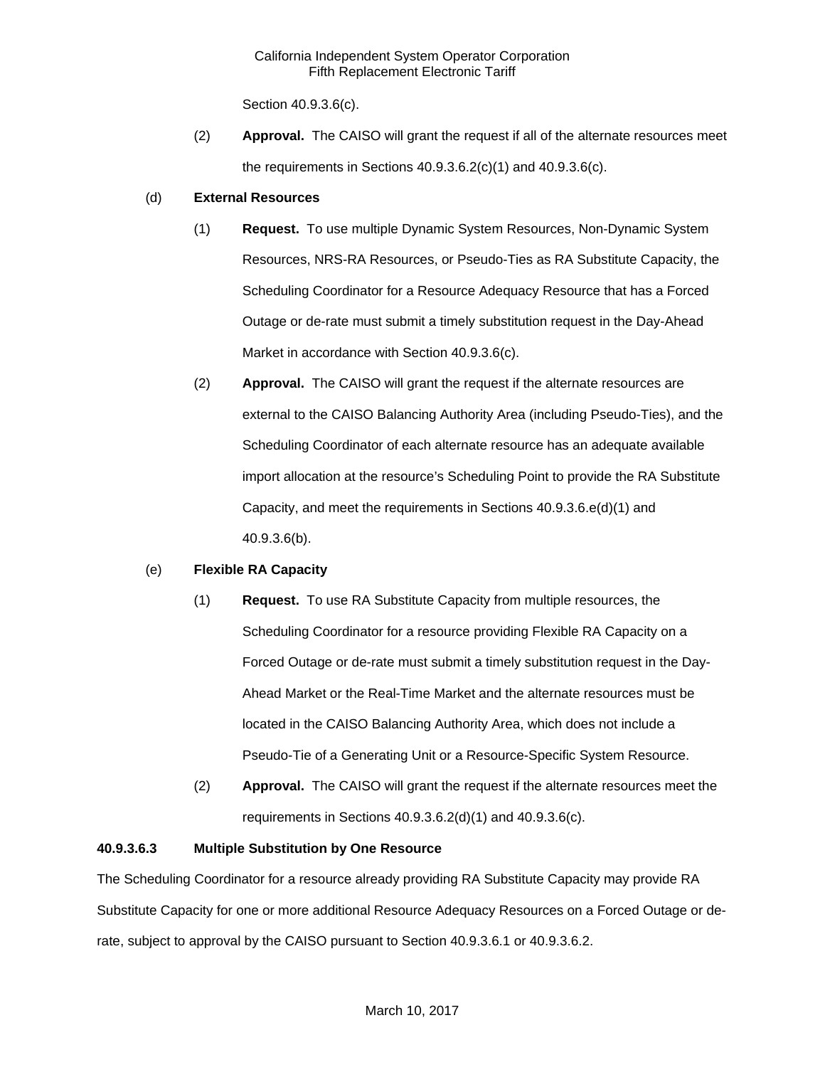Section 40.9.3.6(c).

(2) **Approval.** The CAISO will grant the request if all of the alternate resources meet the requirements in Sections 40.9.3.6.2(c)(1) and 40.9.3.6(c).

(d) **External Resources**

(1) **Request.** To use multiple Dynamic System Resources, Non-Dynamic System Resources, NRS-RA Resources, or Pseudo-Ties as RA Substitute Capacity, the Scheduling Coordinator for a Resource Adequacy Resource that has a Forced Outage or de-rate must submit a timely substitution request in the Day-Ahead Market in accordance with Section 40.9.3.6(c).

(2) **Approval.** The CAISO will grant the request if the alternate resources are external to the CAISO Balancing Authority Area (including Pseudo-Ties), and the Scheduling Coordinator of each alternate resource has an adequate available import allocation at the resource's Scheduling Point to provide the RA Substitute Capacity, and meet the requirements in Sections 40.9.3.6.e(d)(1) and 40.9.3.6(b).

(e) **Flexible RA Capacity**

(1) **Request.** To use RA Substitute Capacity from multiple resources, the Scheduling Coordinator for a resource providing Flexible RA Capacity on a Forced Outage or de-rate must submit a timely substitution request in the Day-Ahead Market or the Real-Time Market and the alternate resources must be located in the CAISO Balancing Authority Area, which does not include a Pseudo-Tie of a Generating Unit or a Resource-Specific System Resource.

(2) **Approval.** The CAISO will grant the request if the alternate resources meet the requirements in Sections 40.9.3.6.2(d)(1) and 40.9.3.6(c).

**40.9.3.6.3 Multiple Substitution by One Resource**

The Scheduling Coordinator for a resource already providing RA Substitute Capacity may provide RA Substitute Capacity for one or more additional Resource Adequacy Resources on a Forced Outage or de-rate, subject to approval by the CAISO pursuant to Section 40.9.3.6.1 or 40.9.3.6.2.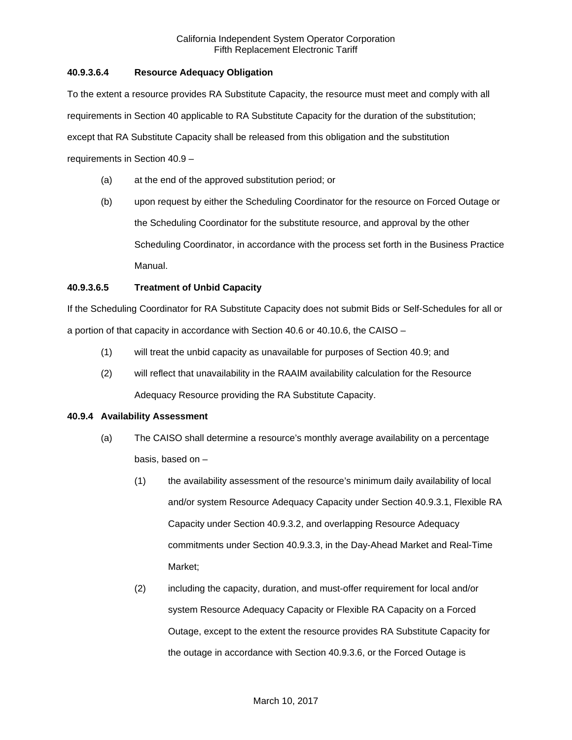#### 40.9.3.6.4 Resource Adequacy Obligation

To the extent a resource provides RA Substitute Capacity, the resource must meet and comply with all requirements in Section 40 applicable to RA Substitute Capacity for the duration of the substitution; except that RA Substitute Capacity shall be released from this obligation and the substitution requirements in Section 40.9 –

(a) at the end of the approved substitution period; or

(b) upon request by either the Scheduling Coordinator for the resource on Forced Outage or the Scheduling Coordinator for the substitute resource, and approval by the other Scheduling Coordinator, in accordance with the process set forth in the Business Practice Manual.

#### 40.9.3.6.5 Treatment of Unbid Capacity

If the Scheduling Coordinator for RA Substitute Capacity does not submit Bids or Self-Schedules for all or a portion of that capacity in accordance with Section 40.6 or 40.10.6, the CAISO –

(1) will treat the unbid capacity as unavailable for purposes of Section 40.9; and

(2) will reflect that unavailability in the RAAIM availability calculation for the Resource Adequacy Resource providing the RA Substitute Capacity.

### 40.9.4 Availability Assessment

(a) The CAISO shall determine a resource's monthly average availability on a percentage basis, based on –

(1) the availability assessment of the resource's minimum daily availability of local and/or system Resource Adequacy Capacity under Section 40.9.3.1, Flexible RA Capacity under Section 40.9.3.2, and overlapping Resource Adequacy commitments under Section 40.9.3.3, in the Day-Ahead Market and Real-Time Market;

(2) including the capacity, duration, and must-offer requirement for local and/or system Resource Adequacy Capacity or Flexible RA Capacity on a Forced Outage, except to the extent the resource provides RA Substitute Capacity for the outage in accordance with Section 40.9.3.6, or the Forced Outage is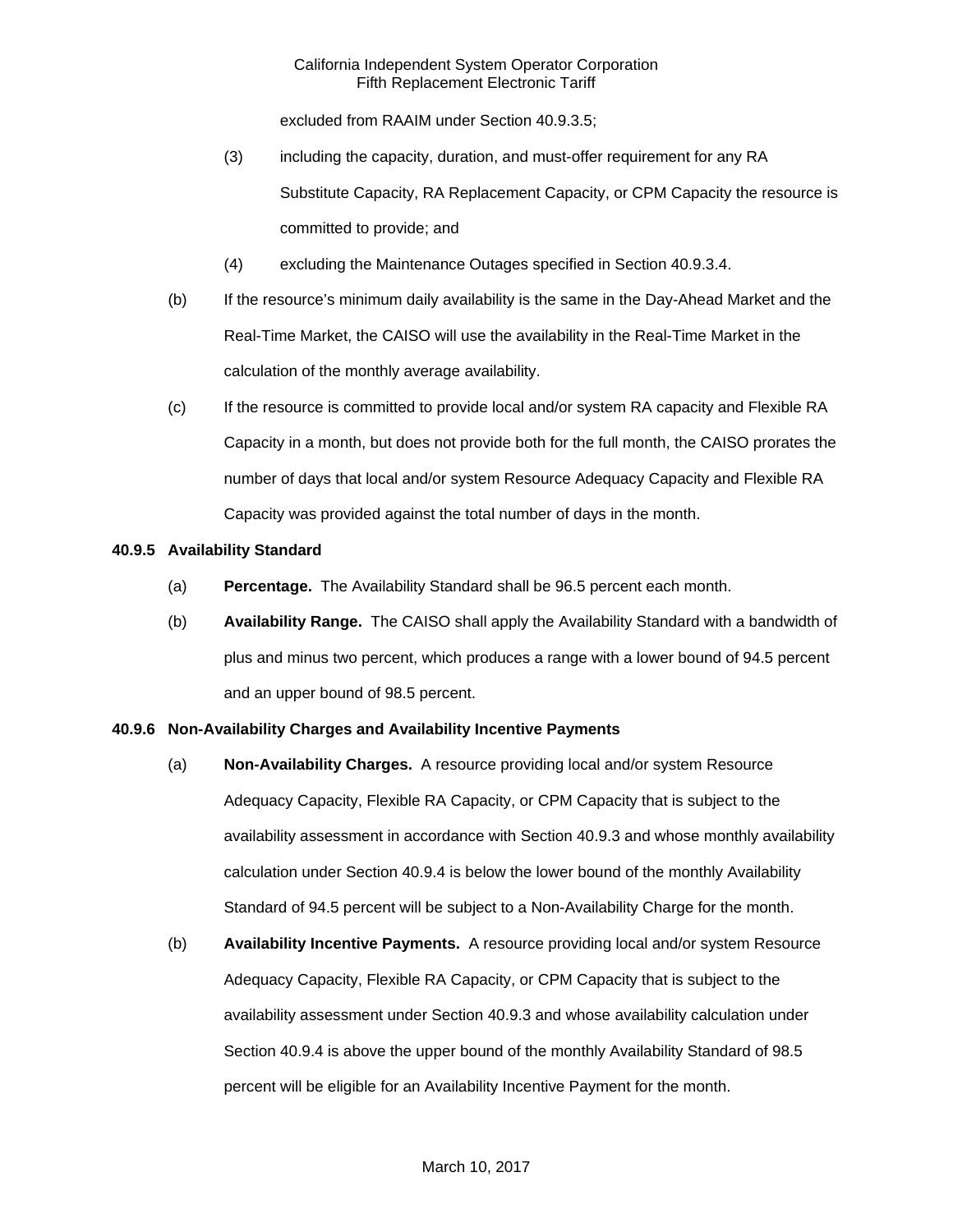excluded from RAAIM under Section 40.9.3.5;

(3) including the capacity, duration, and must-offer requirement for any RA Substitute Capacity, RA Replacement Capacity, or CPM Capacity the resource is committed to provide; and

(4) excluding the Maintenance Outages specified in Section 40.9.3.4.

(b) If the resource's minimum daily availability is the same in the Day-Ahead Market and the Real-Time Market, the CAISO will use the availability in the Real-Time Market in the calculation of the monthly average availability.

(c) If the resource is committed to provide local and/or system RA capacity and Flexible RA Capacity in a month, but does not provide both for the full month, the CAISO prorates the number of days that local and/or system Resource Adequacy Capacity and Flexible RA Capacity was provided against the total number of days in the month.

**40.9.5 Availability Standard**

(a) **Percentage.** The Availability Standard shall be 96.5 percent each month.

(b) **Availability Range.** The CAISO shall apply the Availability Standard with a bandwidth of plus and minus two percent, which produces a range with a lower bound of 94.5 percent and an upper bound of 98.5 percent.

**40.9.6 Non-Availability Charges and Availability Incentive Payments**

(a) **Non-Availability Charges.** A resource providing local and/or system Resource Adequacy Capacity, Flexible RA Capacity, or CPM Capacity that is subject to the availability assessment in accordance with Section 40.9.3 and whose monthly availability calculation under Section 40.9.4 is below the lower bound of the monthly Availability Standard of 94.5 percent will be subject to a Non-Availability Charge for the month.

(b) **Availability Incentive Payments.** A resource providing local and/or system Resource Adequacy Capacity, Flexible RA Capacity, or CPM Capacity that is subject to the availability assessment under Section 40.9.3 and whose availability calculation under Section 40.9.4 is above the upper bound of the monthly Availability Standard of 98.5 percent will be eligible for an Availability Incentive Payment for the month.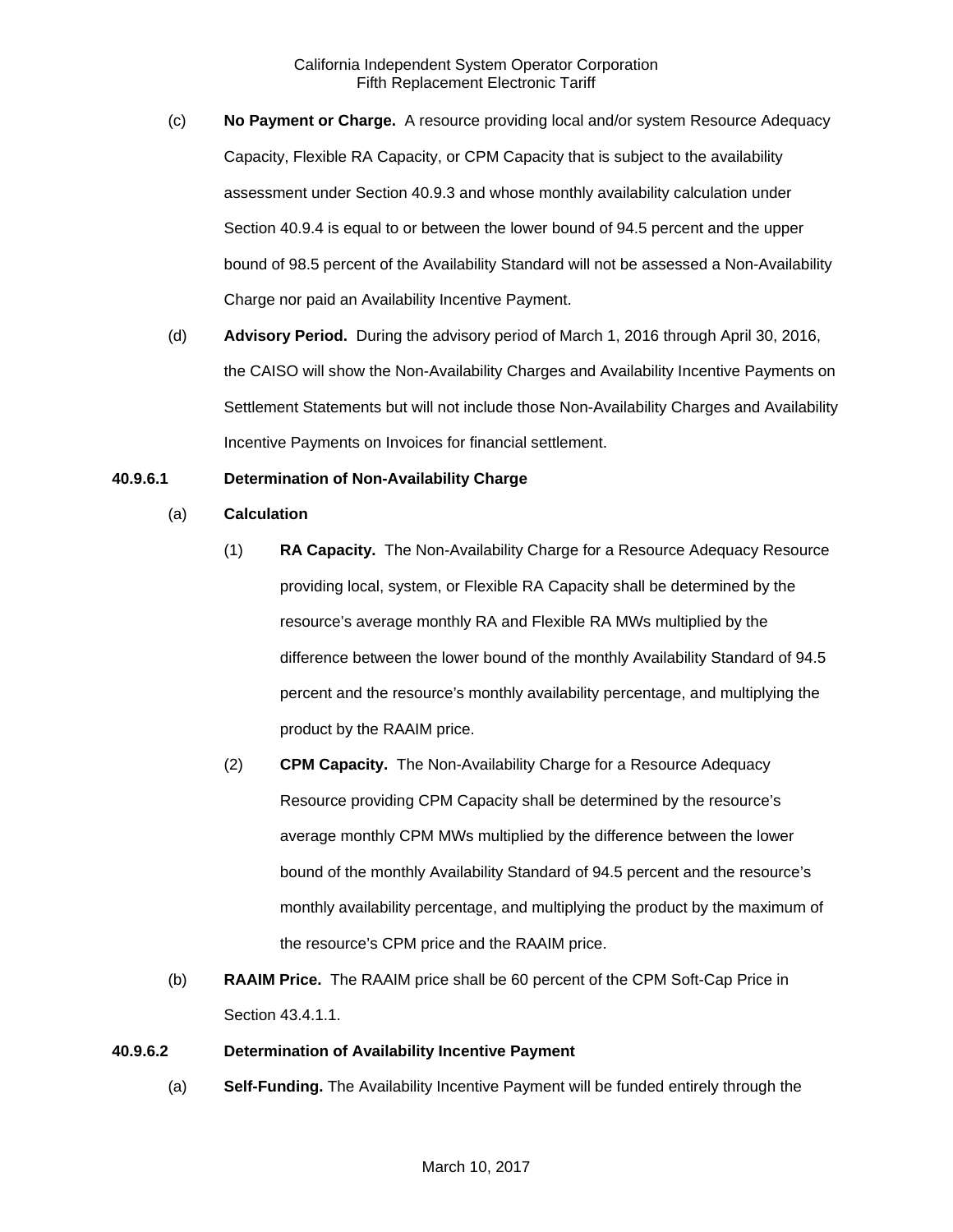(c) **No Payment or Charge.** A resource providing local and/or system Resource Adequacy Capacity, Flexible RA Capacity, or CPM Capacity that is subject to the availability assessment under Section 40.9.3 and whose monthly availability calculation under Section 40.9.4 is equal to or between the lower bound of 94.5 percent and the upper bound of 98.5 percent of the Availability Standard will not be assessed a Non-Availability Charge nor paid an Availability Incentive Payment.

(d) **Advisory Period.** During the advisory period of March 1, 2016 through April 30, 2016, the CAISO will show the Non-Availability Charges and Availability Incentive Payments on Settlement Statements but will not include those Non-Availability Charges and Availability Incentive Payments on Invoices for financial settlement.

**40.9.6.1 Determination of Non-Availability Charge**

(a) **Calculation**

(1) **RA Capacity.** The Non-Availability Charge for a Resource Adequacy Resource providing local, system, or Flexible RA Capacity shall be determined by the resource's average monthly RA and Flexible RA MWs multiplied by the difference between the lower bound of the monthly Availability Standard of 94.5 percent and the resource's monthly availability percentage, and multiplying the product by the RAAIM price.

(2) **CPM Capacity.** The Non-Availability Charge for a Resource Adequacy Resource providing CPM Capacity shall be determined by the resource's average monthly CPM MWs multiplied by the difference between the lower bound of the monthly Availability Standard of 94.5 percent and the resource's monthly availability percentage, and multiplying the product by the maximum of the resource's CPM price and the RAAIM price.

(b) **RAAIM Price.** The RAAIM price shall be 60 percent of the CPM Soft-Cap Price in Section 43.4.1.1.

**40.9.6.2 Determination of Availability Incentive Payment**

(a) **Self-Funding.** The Availability Incentive Payment will be funded entirely through the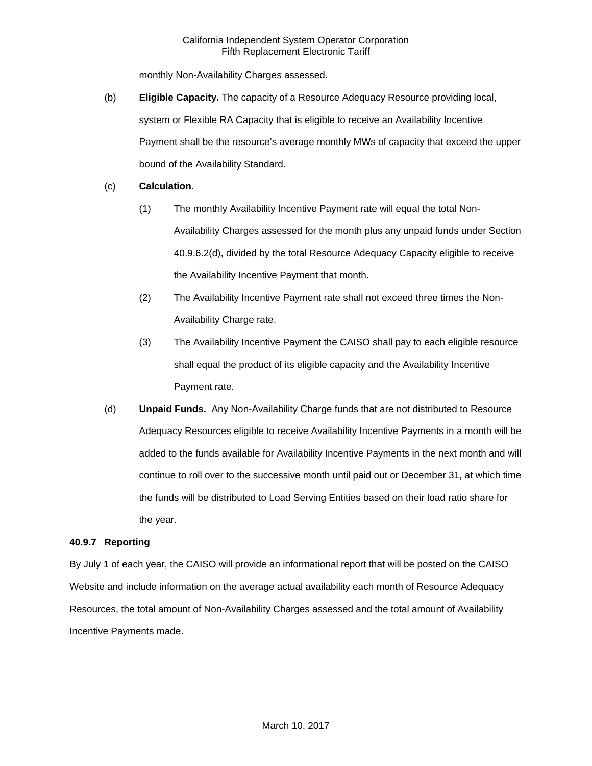monthly Non-Availability Charges assessed.

(b) **Eligible Capacity.** The capacity of a Resource Adequacy Resource providing local, system or Flexible RA Capacity that is eligible to receive an Availability Incentive Payment shall be the resource's average monthly MWs of capacity that exceed the upper bound of the Availability Standard.

(c) **Calculation.**

(1) The monthly Availability Incentive Payment rate will equal the total Non-Availability Charges assessed for the month plus any unpaid funds under Section 40.9.6.2(d), divided by the total Resource Adequacy Capacity eligible to receive the Availability Incentive Payment that month.

(2) The Availability Incentive Payment rate shall not exceed three times the Non-Availability Charge rate.

(3) The Availability Incentive Payment the CAISO shall pay to each eligible resource shall equal the product of its eligible capacity and the Availability Incentive Payment rate.

(d) **Unpaid Funds.** Any Non-Availability Charge funds that are not distributed to Resource Adequacy Resources eligible to receive Availability Incentive Payments in a month will be added to the funds available for Availability Incentive Payments in the next month and will continue to roll over to the successive month until paid out or December 31, at which time the funds will be distributed to Load Serving Entities based on their load ratio share for the year.

### 40.9.7 Reporting

By July 1 of each year, the CAISO will provide an informational report that will be posted on the CAISO Website and include information on the average actual availability each month of Resource Adequacy Resources, the total amount of Non-Availability Charges assessed and the total amount of Availability Incentive Payments made.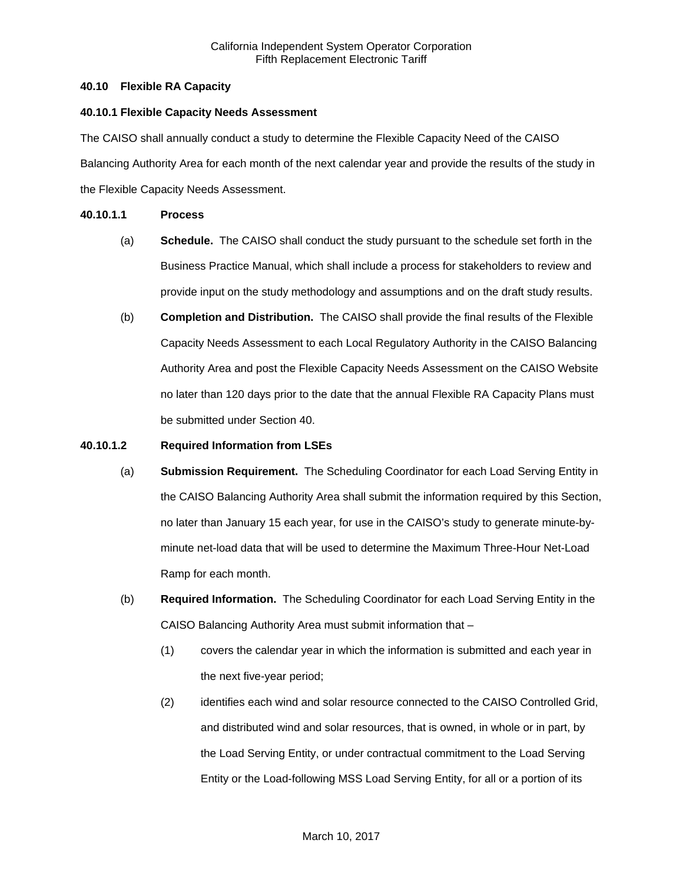### 40.10 Flexible RA Capacity

#### 40.10.1 Flexible Capacity Needs Assessment

The CAISO shall annually conduct a study to determine the Flexible Capacity Need of the CAISO Balancing Authority Area for each month of the next calendar year and provide the results of the study in the Flexible Capacity Needs Assessment.

##### 40.10.1.1 Process

(a) **Schedule.** The CAISO shall conduct the study pursuant to the schedule set forth in the Business Practice Manual, which shall include a process for stakeholders to review and provide input on the study methodology and assumptions and on the draft study results.

(b) **Completion and Distribution.** The CAISO shall provide the final results of the Flexible Capacity Needs Assessment to each Local Regulatory Authority in the CAISO Balancing Authority Area and post the Flexible Capacity Needs Assessment on the CAISO Website no later than 120 days prior to the date that the annual Flexible RA Capacity Plans must be submitted under Section 40.

##### 40.10.1.2 Required Information from LSEs

(a) **Submission Requirement.** The Scheduling Coordinator for each Load Serving Entity in the CAISO Balancing Authority Area shall submit the information required by this Section, no later than January 15 each year, for use in the CAISO's study to generate minute-by-minute net-load data that will be used to determine the Maximum Three-Hour Net-Load Ramp for each month.

(b) **Required Information.** The Scheduling Coordinator for each Load Serving Entity in the CAISO Balancing Authority Area must submit information that –

(1) covers the calendar year in which the information is submitted and each year in the next five-year period;

(2) identifies each wind and solar resource connected to the CAISO Controlled Grid, and distributed wind and solar resources, that is owned, in whole or in part, by the Load Serving Entity, or under contractual commitment to the Load Serving Entity or the Load-following MSS Load Serving Entity, for all or a portion of its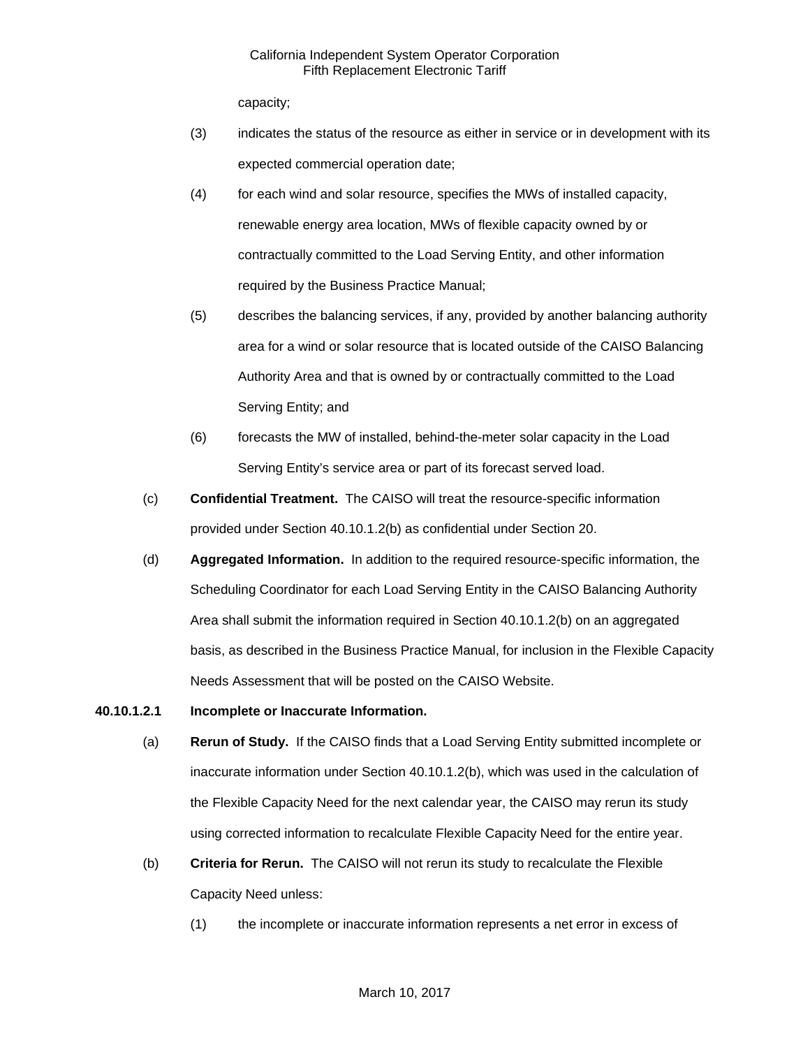capacity;

(3) indicates the status of the resource as either in service or in development with its expected commercial operation date;

(4) for each wind and solar resource, specifies the MWs of installed capacity, renewable energy area location, MWs of flexible capacity owned by or contractually committed to the Load Serving Entity, and other information required by the Business Practice Manual;

(5) describes the balancing services, if any, provided by another balancing authority area for a wind or solar resource that is located outside of the CAISO Balancing Authority Area and that is owned by or contractually committed to the Load Serving Entity; and

(6) forecasts the MW of installed, behind-the-meter solar capacity in the Load Serving Entity's service area or part of its forecast served load.

(c) **Confidential Treatment.** The CAISO will treat the resource-specific information provided under Section 40.10.1.2(b) as confidential under Section 20.

(d) **Aggregated Information.** In addition to the required resource-specific information, the Scheduling Coordinator for each Load Serving Entity in the CAISO Balancing Authority Area shall submit the information required in Section 40.10.1.2(b) on an aggregated basis, as described in the Business Practice Manual, for inclusion in the Flexible Capacity Needs Assessment that will be posted on the CAISO Website.

**40.10.1.2.1 Incomplete or Inaccurate Information.**

(a) **Rerun of Study.** If the CAISO finds that a Load Serving Entity submitted incomplete or inaccurate information under Section 40.10.1.2(b), which was used in the calculation of the Flexible Capacity Need for the next calendar year, the CAISO may rerun its study using corrected information to recalculate Flexible Capacity Need for the entire year.

(b) **Criteria for Rerun.** The CAISO will not rerun its study to recalculate the Flexible Capacity Need unless:

(1) the incomplete or inaccurate information represents a net error in excess of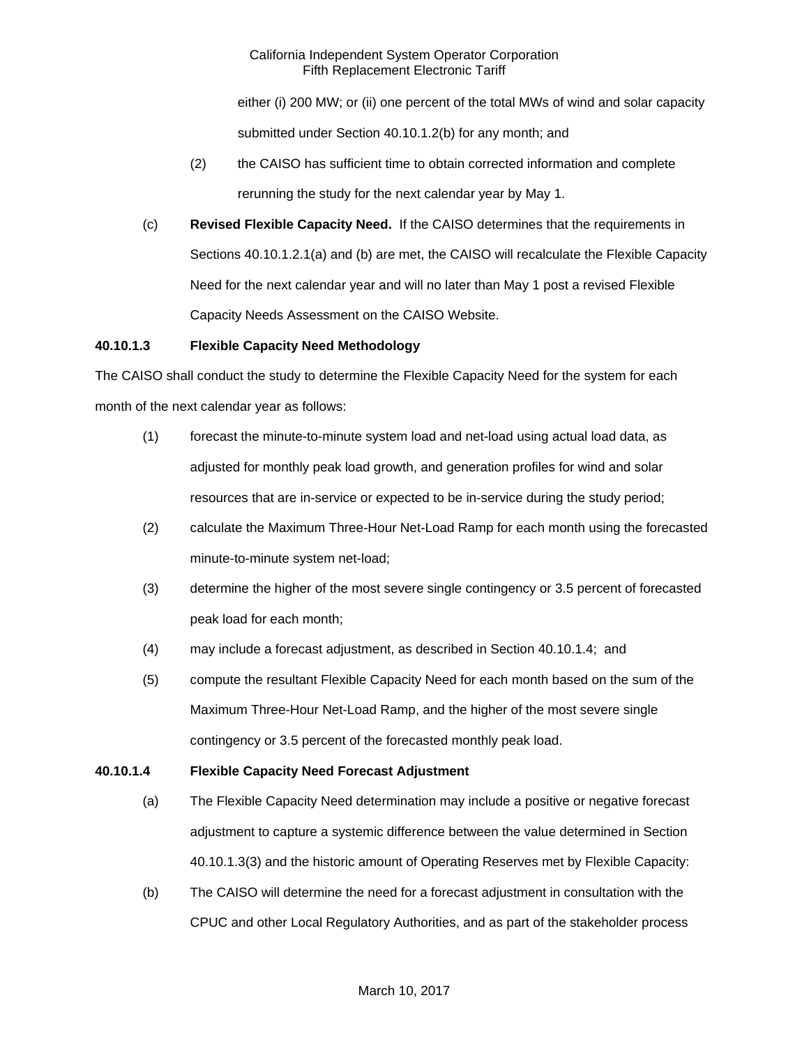either (i) 200 MW; or (ii) one percent of the total MWs of wind and solar capacity submitted under Section 40.10.1.2(b) for any month; and

(2) the CAISO has sufficient time to obtain corrected information and complete rerunning the study for the next calendar year by May 1.

(c) **Revised Flexible Capacity Need.** If the CAISO determines that the requirements in Sections 40.10.1.2.1(a) and (b) are met, the CAISO will recalculate the Flexible Capacity Need for the next calendar year and will no later than May 1 post a revised Flexible Capacity Needs Assessment on the CAISO Website.

**40.10.1.3 Flexible Capacity Need Methodology**

The CAISO shall conduct the study to determine the Flexible Capacity Need for the system for each month of the next calendar year as follows:

(1) forecast the minute-to-minute system load and net-load using actual load data, as adjusted for monthly peak load growth, and generation profiles for wind and solar resources that are in-service or expected to be in-service during the study period;

(2) calculate the Maximum Three-Hour Net-Load Ramp for each month using the forecasted minute-to-minute system net-load;

(3) determine the higher of the most severe single contingency or 3.5 percent of forecasted peak load for each month;

(4) may include a forecast adjustment, as described in Section 40.10.1.4; and

(5) compute the resultant Flexible Capacity Need for each month based on the sum of the Maximum Three-Hour Net-Load Ramp, and the higher of the most severe single contingency or 3.5 percent of the forecasted monthly peak load.

**40.10.1.4 Flexible Capacity Need Forecast Adjustment**

(a) The Flexible Capacity Need determination may include a positive or negative forecast adjustment to capture a systemic difference between the value determined in Section 40.10.1.3(3) and the historic amount of Operating Reserves met by Flexible Capacity:

(b) The CAISO will determine the need for a forecast adjustment in consultation with the CPUC and other Local Regulatory Authorities, and as part of the stakeholder process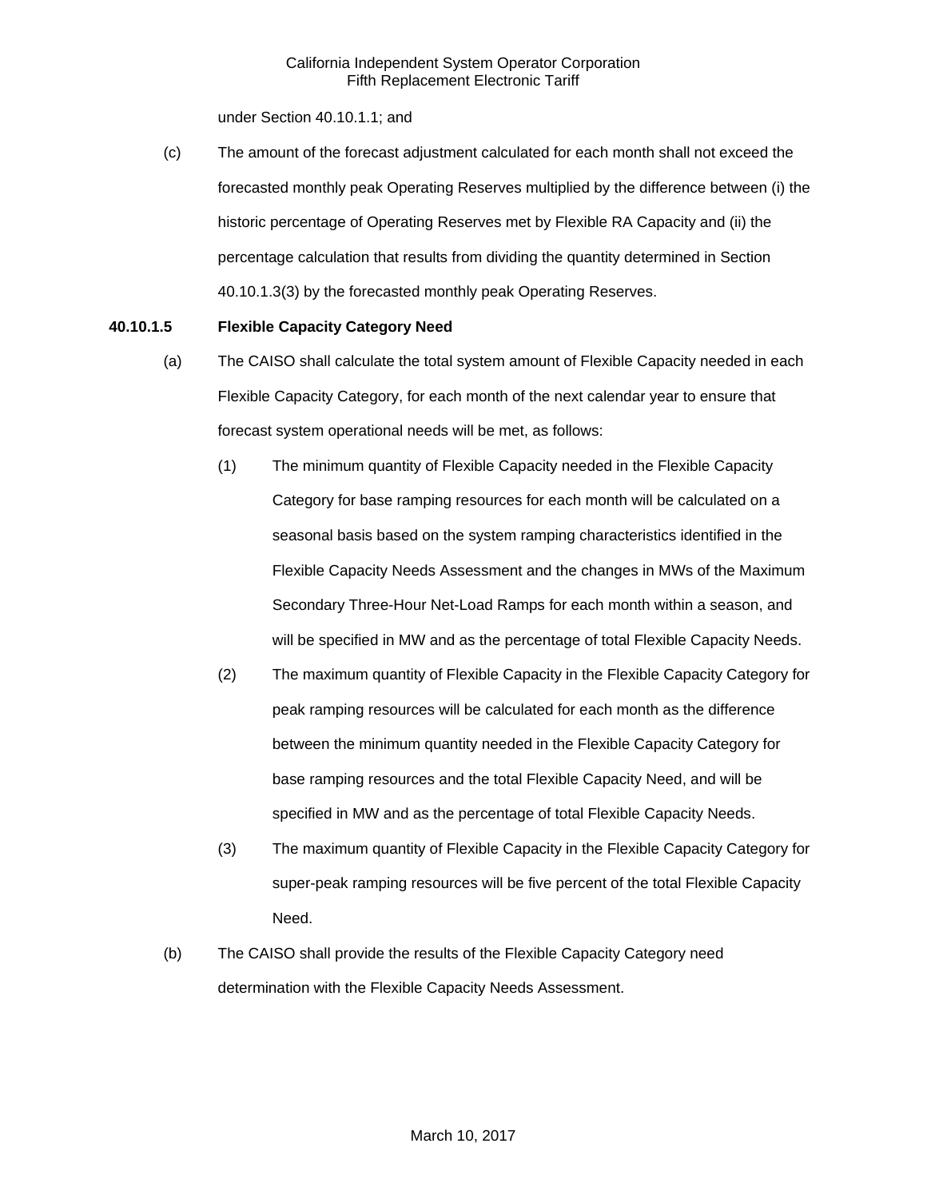under Section 40.10.1.1; and

(c) The amount of the forecast adjustment calculated for each month shall not exceed the forecasted monthly peak Operating Reserves multiplied by the difference between (i) the historic percentage of Operating Reserves met by Flexible RA Capacity and (ii) the percentage calculation that results from dividing the quantity determined in Section 40.10.1.3(3) by the forecasted monthly peak Operating Reserves.

**40.10.1.5 Flexible Capacity Category Need**

(a) The CAISO shall calculate the total system amount of Flexible Capacity needed in each Flexible Capacity Category, for each month of the next calendar year to ensure that forecast system operational needs will be met, as follows:

(1) The minimum quantity of Flexible Capacity needed in the Flexible Capacity Category for base ramping resources for each month will be calculated on a seasonal basis based on the system ramping characteristics identified in the Flexible Capacity Needs Assessment and the changes in MWs of the Maximum Secondary Three-Hour Net-Load Ramps for each month within a season, and will be specified in MW and as the percentage of total Flexible Capacity Needs.

(2) The maximum quantity of Flexible Capacity in the Flexible Capacity Category for peak ramping resources will be calculated for each month as the difference between the minimum quantity needed in the Flexible Capacity Category for base ramping resources and the total Flexible Capacity Need, and will be specified in MW and as the percentage of total Flexible Capacity Needs.

(3) The maximum quantity of Flexible Capacity in the Flexible Capacity Category for super-peak ramping resources will be five percent of the total Flexible Capacity Need.

(b) The CAISO shall provide the results of the Flexible Capacity Category need determination with the Flexible Capacity Needs Assessment.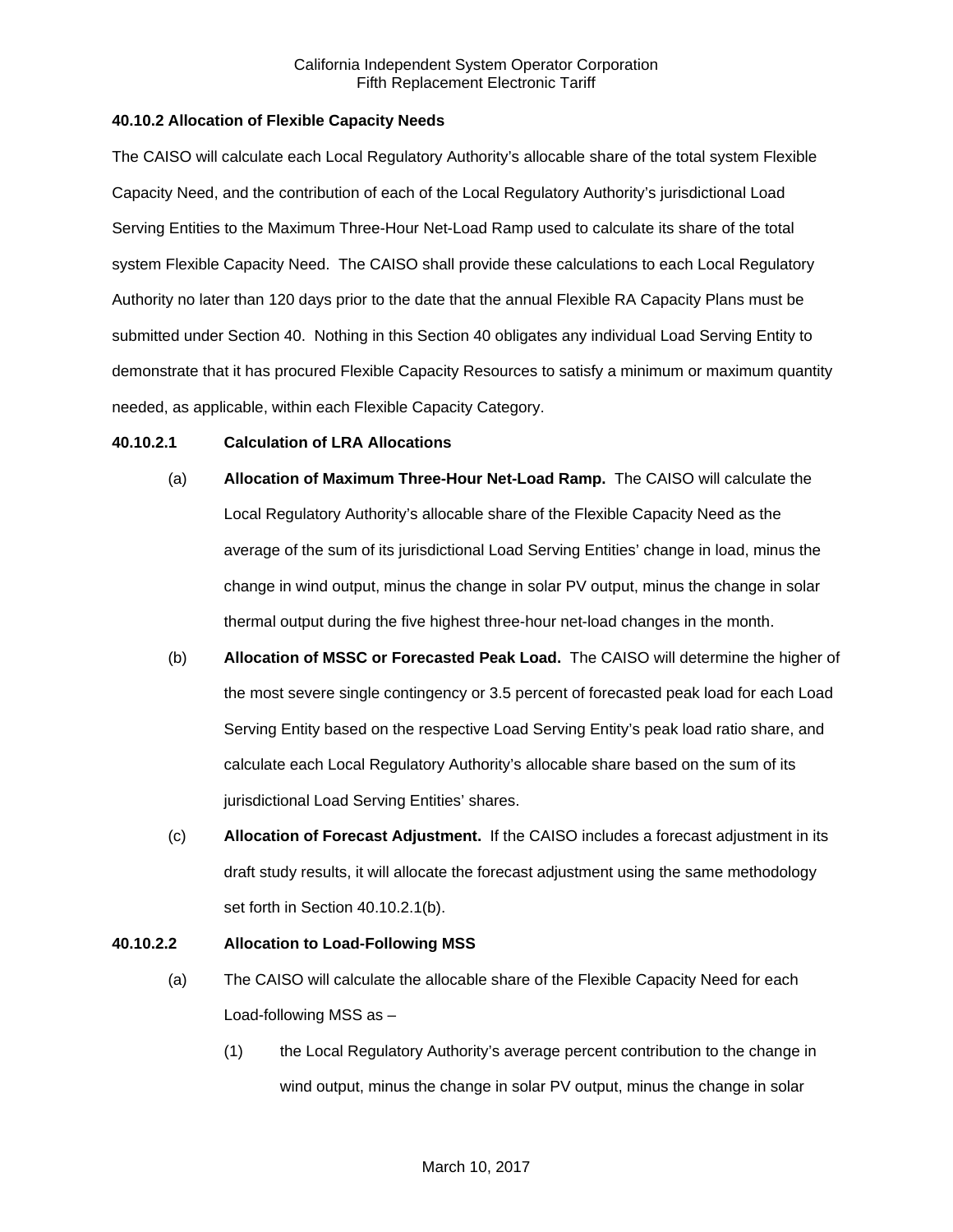**40.10.2 Allocation of Flexible Capacity Needs**

The CAISO will calculate each Local Regulatory Authority's allocable share of the total system Flexible Capacity Need, and the contribution of each of the Local Regulatory Authority's jurisdictional Load Serving Entities to the Maximum Three-Hour Net-Load Ramp used to calculate its share of the total system Flexible Capacity Need. The CAISO shall provide these calculations to each Local Regulatory Authority no later than 120 days prior to the date that the annual Flexible RA Capacity Plans must be submitted under Section 40. Nothing in this Section 40 obligates any individual Load Serving Entity to demonstrate that it has procured Flexible Capacity Resources to satisfy a minimum or maximum quantity needed, as applicable, within each Flexible Capacity Category.

**40.10.2.1 Calculation of LRA Allocations**

(a) **Allocation of Maximum Three-Hour Net-Load Ramp.** The CAISO will calculate the Local Regulatory Authority's allocable share of the Flexible Capacity Need as the average of the sum of its jurisdictional Load Serving Entities' change in load, minus the change in wind output, minus the change in solar PV output, minus the change in solar thermal output during the five highest three-hour net-load changes in the month.

(b) **Allocation of MSSC or Forecasted Peak Load.** The CAISO will determine the higher of the most severe single contingency or 3.5 percent of forecasted peak load for each Load Serving Entity based on the respective Load Serving Entity's peak load ratio share, and calculate each Local Regulatory Authority's allocable share based on the sum of its jurisdictional Load Serving Entities' shares.

(c) **Allocation of Forecast Adjustment.** If the CAISO includes a forecast adjustment in its draft study results, it will allocate the forecast adjustment using the same methodology set forth in Section 40.10.2.1(b).

**40.10.2.2 Allocation to Load-Following MSS**

(a) The CAISO will calculate the allocable share of the Flexible Capacity Need for each Load-following MSS as –

(1) the Local Regulatory Authority's average percent contribution to the change in wind output, minus the change in solar PV output, minus the change in solar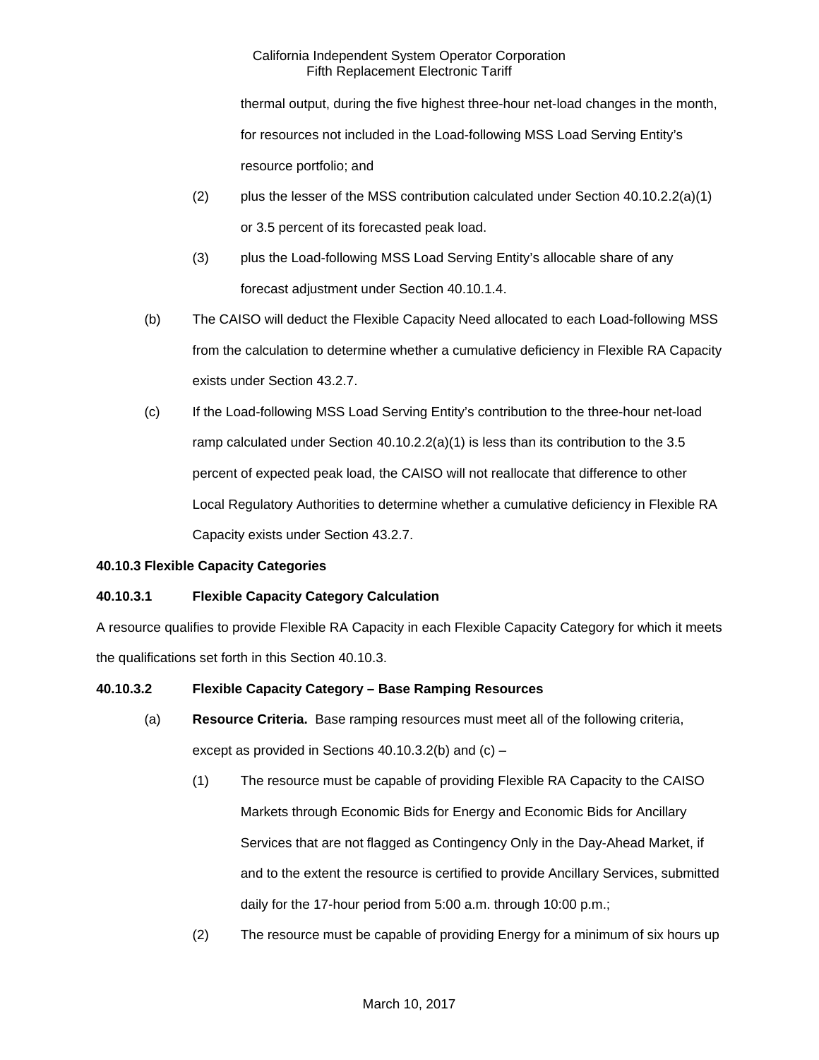thermal output, during the five highest three-hour net-load changes in the month, for resources not included in the Load-following MSS Load Serving Entity's resource portfolio; and

(2) plus the lesser of the MSS contribution calculated under Section 40.10.2.2(a)(1) or 3.5 percent of its forecasted peak load.

(3) plus the Load-following MSS Load Serving Entity's allocable share of any forecast adjustment under Section 40.10.1.4.

(b) The CAISO will deduct the Flexible Capacity Need allocated to each Load-following MSS from the calculation to determine whether a cumulative deficiency in Flexible RA Capacity exists under Section 43.2.7.

(c) If the Load-following MSS Load Serving Entity's contribution to the three-hour net-load ramp calculated under Section 40.10.2.2(a)(1) is less than its contribution to the 3.5 percent of expected peak load, the CAISO will not reallocate that difference to other Local Regulatory Authorities to determine whether a cumulative deficiency in Flexible RA Capacity exists under Section 43.2.7.

**40.10.3 Flexible Capacity Categories**

**40.10.3.1 Flexible Capacity Category Calculation**

A resource qualifies to provide Flexible RA Capacity in each Flexible Capacity Category for which it meets the qualifications set forth in this Section 40.10.3.

**40.10.3.2 Flexible Capacity Category – Base Ramping Resources**

(a) **Resource Criteria.** Base ramping resources must meet all of the following criteria, except as provided in Sections 40.10.3.2(b) and (c) –

(1) The resource must be capable of providing Flexible RA Capacity to the CAISO Markets through Economic Bids for Energy and Economic Bids for Ancillary Services that are not flagged as Contingency Only in the Day-Ahead Market, if and to the extent the resource is certified to provide Ancillary Services, submitted daily for the 17-hour period from 5:00 a.m. through 10:00 p.m.;

(2) The resource must be capable of providing Energy for a minimum of six hours up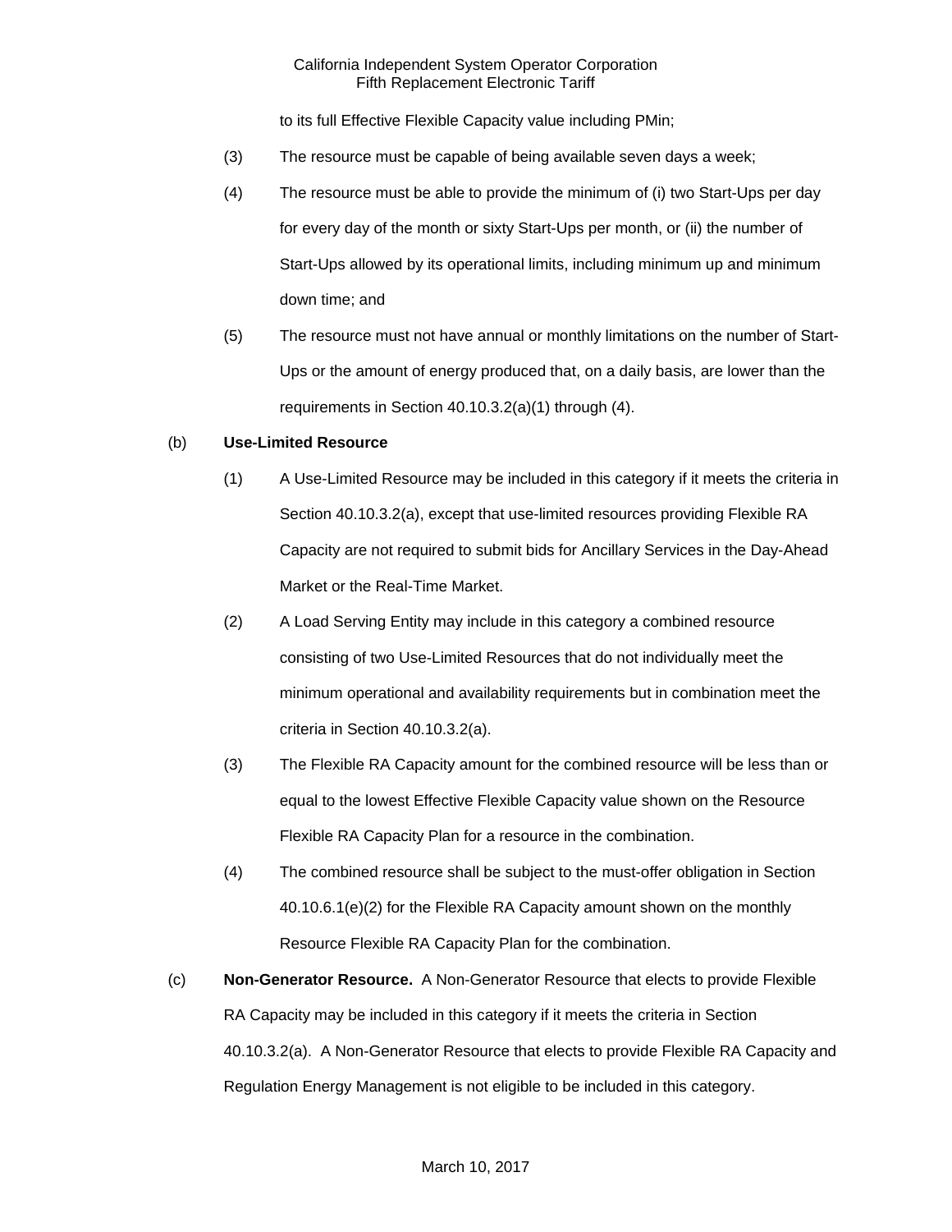to its full Effective Flexible Capacity value including PMin;

(3) The resource must be capable of being available seven days a week;

(4) The resource must be able to provide the minimum of (i) two Start-Ups per day for every day of the month or sixty Start-Ups per month, or (ii) the number of Start-Ups allowed by its operational limits, including minimum up and minimum down time; and

(5) The resource must not have annual or monthly limitations on the number of Start-Ups or the amount of energy produced that, on a daily basis, are lower than the requirements in Section 40.10.3.2(a)(1) through (4).

(b) **Use-Limited Resource**

(1) A Use-Limited Resource may be included in this category if it meets the criteria in Section 40.10.3.2(a), except that use-limited resources providing Flexible RA Capacity are not required to submit bids for Ancillary Services in the Day-Ahead Market or the Real-Time Market.

(2) A Load Serving Entity may include in this category a combined resource consisting of two Use-Limited Resources that do not individually meet the minimum operational and availability requirements but in combination meet the criteria in Section 40.10.3.2(a).

(3) The Flexible RA Capacity amount for the combined resource will be less than or equal to the lowest Effective Flexible Capacity value shown on the Resource Flexible RA Capacity Plan for a resource in the combination.

(4) The combined resource shall be subject to the must-offer obligation in Section 40.10.6.1(e)(2) for the Flexible RA Capacity amount shown on the monthly Resource Flexible RA Capacity Plan for the combination.

(c) **Non-Generator Resource.** A Non-Generator Resource that elects to provide Flexible RA Capacity may be included in this category if it meets the criteria in Section 40.10.3.2(a). A Non-Generator Resource that elects to provide Flexible RA Capacity and Regulation Energy Management is not eligible to be included in this category.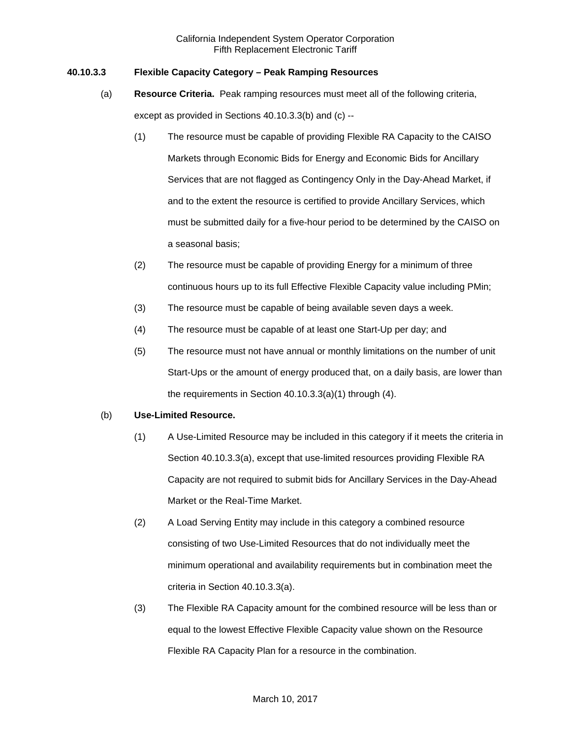**40.10.3.3 Flexible Capacity Category – Peak Ramping Resources**

(a) **Resource Criteria.** Peak ramping resources must meet all of the following criteria, except as provided in Sections 40.10.3.3(b) and (c) --

(1) The resource must be capable of providing Flexible RA Capacity to the CAISO Markets through Economic Bids for Energy and Economic Bids for Ancillary Services that are not flagged as Contingency Only in the Day-Ahead Market, if and to the extent the resource is certified to provide Ancillary Services, which must be submitted daily for a five-hour period to be determined by the CAISO on a seasonal basis;

(2) The resource must be capable of providing Energy for a minimum of three continuous hours up to its full Effective Flexible Capacity value including PMin;

(3) The resource must be capable of being available seven days a week.

(4) The resource must be capable of at least one Start-Up per day; and

(5) The resource must not have annual or monthly limitations on the number of unit Start-Ups or the amount of energy produced that, on a daily basis, are lower than the requirements in Section 40.10.3.3(a)(1) through (4).

(b) **Use-Limited Resource.**

(1) A Use-Limited Resource may be included in this category if it meets the criteria in Section 40.10.3.3(a), except that use-limited resources providing Flexible RA Capacity are not required to submit bids for Ancillary Services in the Day-Ahead Market or the Real-Time Market.

(2) A Load Serving Entity may include in this category a combined resource consisting of two Use-Limited Resources that do not individually meet the minimum operational and availability requirements but in combination meet the criteria in Section 40.10.3.3(a).

(3) The Flexible RA Capacity amount for the combined resource will be less than or equal to the lowest Effective Flexible Capacity value shown on the Resource Flexible RA Capacity Plan for a resource in the combination.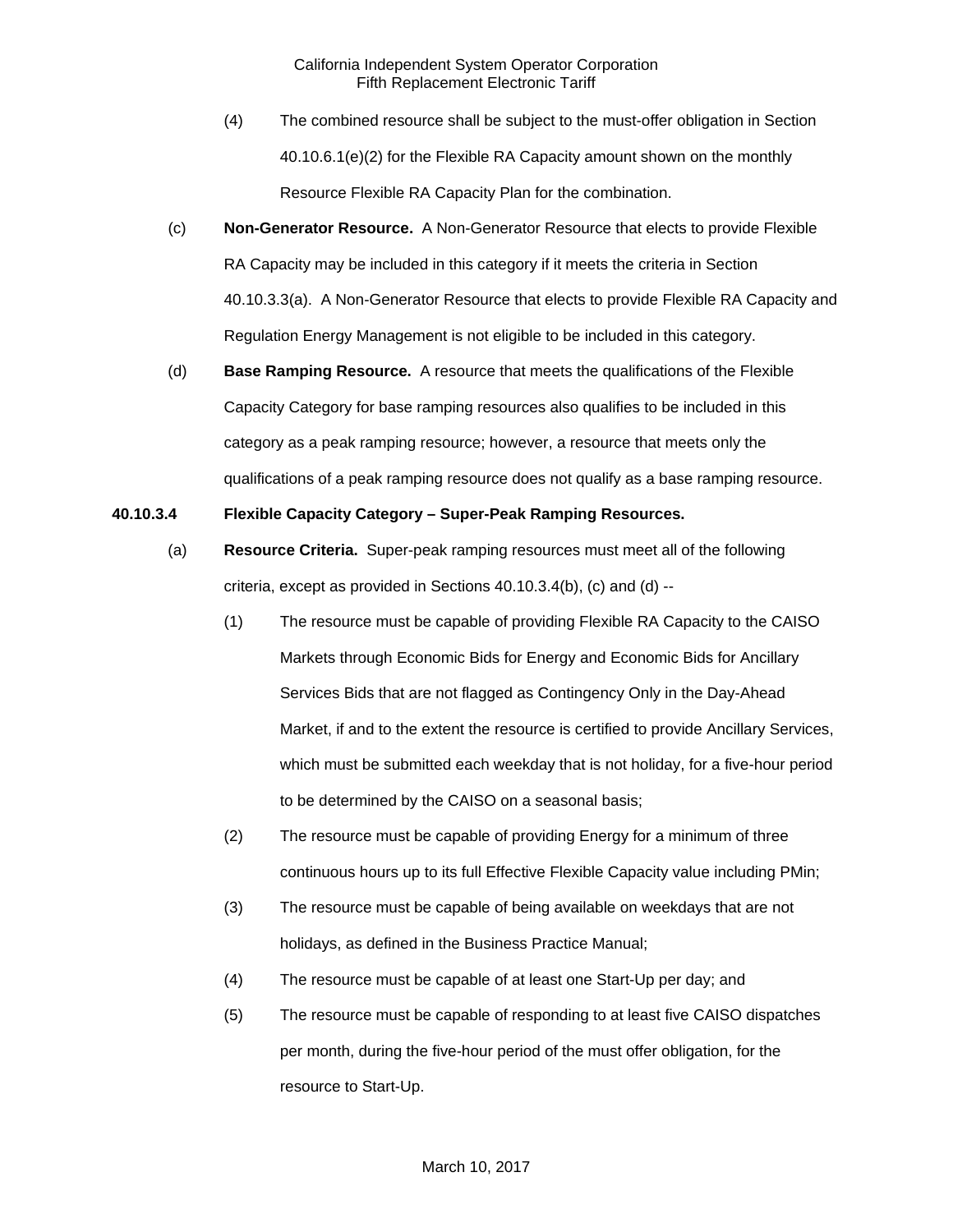(4) The combined resource shall be subject to the must-offer obligation in Section 40.10.6.1(e)(2) for the Flexible RA Capacity amount shown on the monthly Resource Flexible RA Capacity Plan for the combination.

(c) **Non-Generator Resource.** A Non-Generator Resource that elects to provide Flexible RA Capacity may be included in this category if it meets the criteria in Section 40.10.3.3(a). A Non-Generator Resource that elects to provide Flexible RA Capacity and Regulation Energy Management is not eligible to be included in this category.

(d) **Base Ramping Resource.** A resource that meets the qualifications of the Flexible Capacity Category for base ramping resources also qualifies to be included in this category as a peak ramping resource; however, a resource that meets only the qualifications of a peak ramping resource does not qualify as a base ramping resource.

**40.10.3.4 Flexible Capacity Category – Super-Peak Ramping Resources.**

(a) **Resource Criteria.** Super-peak ramping resources must meet all of the following criteria, except as provided in Sections 40.10.3.4(b), (c) and (d) --

(1) The resource must be capable of providing Flexible RA Capacity to the CAISO Markets through Economic Bids for Energy and Economic Bids for Ancillary Services Bids that are not flagged as Contingency Only in the Day-Ahead Market, if and to the extent the resource is certified to provide Ancillary Services, which must be submitted each weekday that is not holiday, for a five-hour period to be determined by the CAISO on a seasonal basis;

(2) The resource must be capable of providing Energy for a minimum of three continuous hours up to its full Effective Flexible Capacity value including PMin;

(3) The resource must be capable of being available on weekdays that are not holidays, as defined in the Business Practice Manual;

(4) The resource must be capable of at least one Start-Up per day; and

(5) The resource must be capable of responding to at least five CAISO dispatches per month, during the five-hour period of the must offer obligation, for the resource to Start-Up.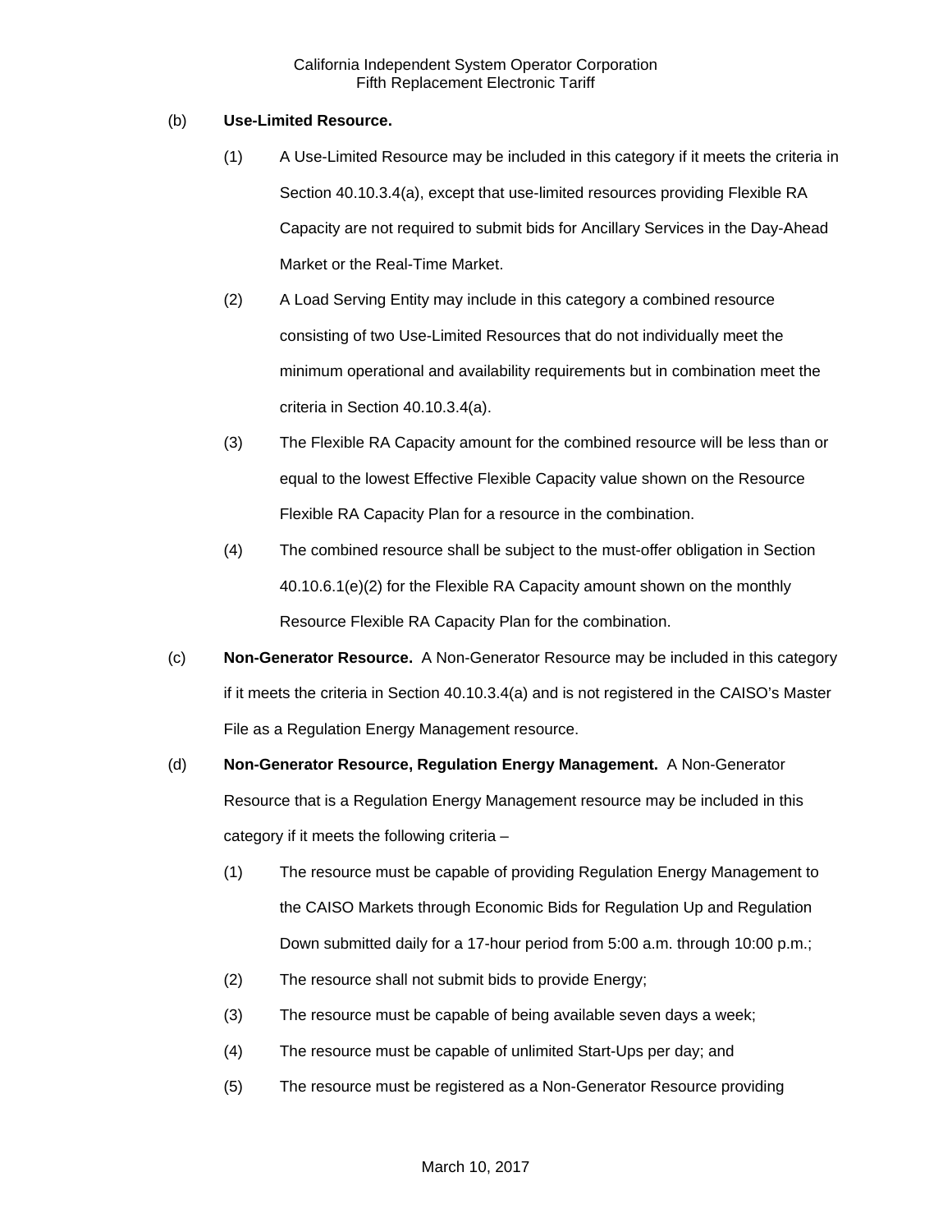(b) **Use-Limited Resource.**

(1) A Use-Limited Resource may be included in this category if it meets the criteria in Section 40.10.3.4(a), except that use-limited resources providing Flexible RA Capacity are not required to submit bids for Ancillary Services in the Day-Ahead Market or the Real-Time Market.

(2) A Load Serving Entity may include in this category a combined resource consisting of two Use-Limited Resources that do not individually meet the minimum operational and availability requirements but in combination meet the criteria in Section 40.10.3.4(a).

(3) The Flexible RA Capacity amount for the combined resource will be less than or equal to the lowest Effective Flexible Capacity value shown on the Resource Flexible RA Capacity Plan for a resource in the combination.

(4) The combined resource shall be subject to the must-offer obligation in Section 40.10.6.1(e)(2) for the Flexible RA Capacity amount shown on the monthly Resource Flexible RA Capacity Plan for the combination.

(c) **Non-Generator Resource.** A Non-Generator Resource may be included in this category if it meets the criteria in Section 40.10.3.4(a) and is not registered in the CAISO's Master File as a Regulation Energy Management resource.

(d) **Non-Generator Resource, Regulation Energy Management.** A Non-Generator Resource that is a Regulation Energy Management resource may be included in this category if it meets the following criteria –

(1) The resource must be capable of providing Regulation Energy Management to the CAISO Markets through Economic Bids for Regulation Up and Regulation Down submitted daily for a 17-hour period from 5:00 a.m. through 10:00 p.m.;

(2) The resource shall not submit bids to provide Energy;

(3) The resource must be capable of being available seven days a week;

(4) The resource must be capable of unlimited Start-Ups per day; and

(5) The resource must be registered as a Non-Generator Resource providing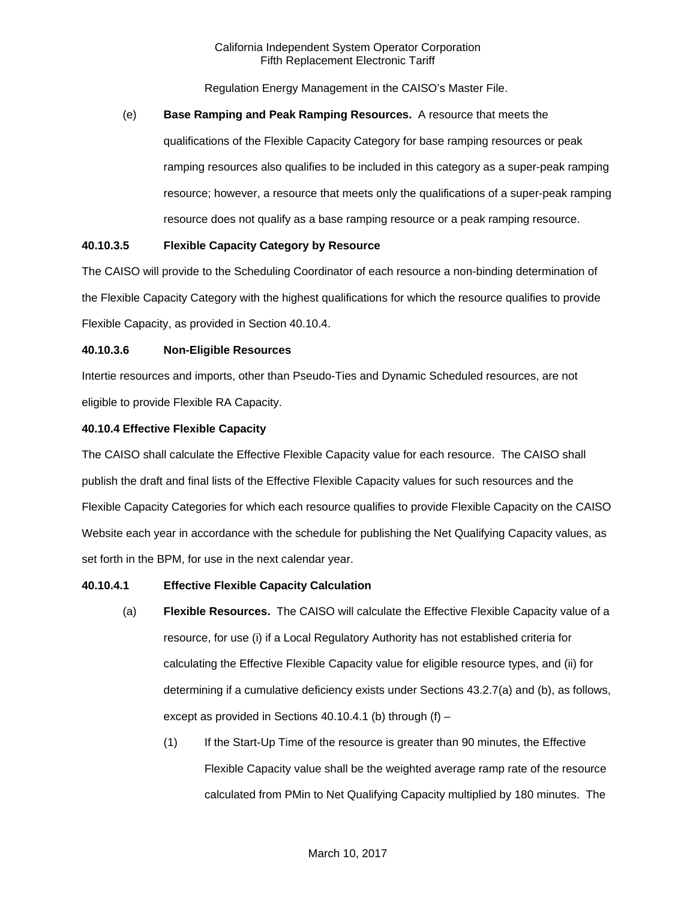Regulation Energy Management in the CAISO's Master File.

(e) **Base Ramping and Peak Ramping Resources.** A resource that meets the qualifications of the Flexible Capacity Category for base ramping resources or peak ramping resources also qualifies to be included in this category as a super-peak ramping resource; however, a resource that meets only the qualifications of a super-peak ramping resource does not qualify as a base ramping resource or a peak ramping resource.

**40.10.3.5 Flexible Capacity Category by Resource**

The CAISO will provide to the Scheduling Coordinator of each resource a non-binding determination of the Flexible Capacity Category with the highest qualifications for which the resource qualifies to provide Flexible Capacity, as provided in Section 40.10.4.

**40.10.3.6 Non-Eligible Resources**

Intertie resources and imports, other than Pseudo-Ties and Dynamic Scheduled resources, are not eligible to provide Flexible RA Capacity.

**40.10.4 Effective Flexible Capacity**

The CAISO shall calculate the Effective Flexible Capacity value for each resource. The CAISO shall publish the draft and final lists of the Effective Flexible Capacity values for such resources and the Flexible Capacity Categories for which each resource qualifies to provide Flexible Capacity on the CAISO Website each year in accordance with the schedule for publishing the Net Qualifying Capacity values, as set forth in the BPM, for use in the next calendar year.

**40.10.4.1 Effective Flexible Capacity Calculation**

(a) **Flexible Resources.** The CAISO will calculate the Effective Flexible Capacity value of a resource, for use (i) if a Local Regulatory Authority has not established criteria for calculating the Effective Flexible Capacity value for eligible resource types, and (ii) for determining if a cumulative deficiency exists under Sections 43.2.7(a) and (b), as follows, except as provided in Sections 40.10.4.1 (b) through (f) –

(1) If the Start-Up Time of the resource is greater than 90 minutes, the Effective Flexible Capacity value shall be the weighted average ramp rate of the resource calculated from PMin to Net Qualifying Capacity multiplied by 180 minutes. The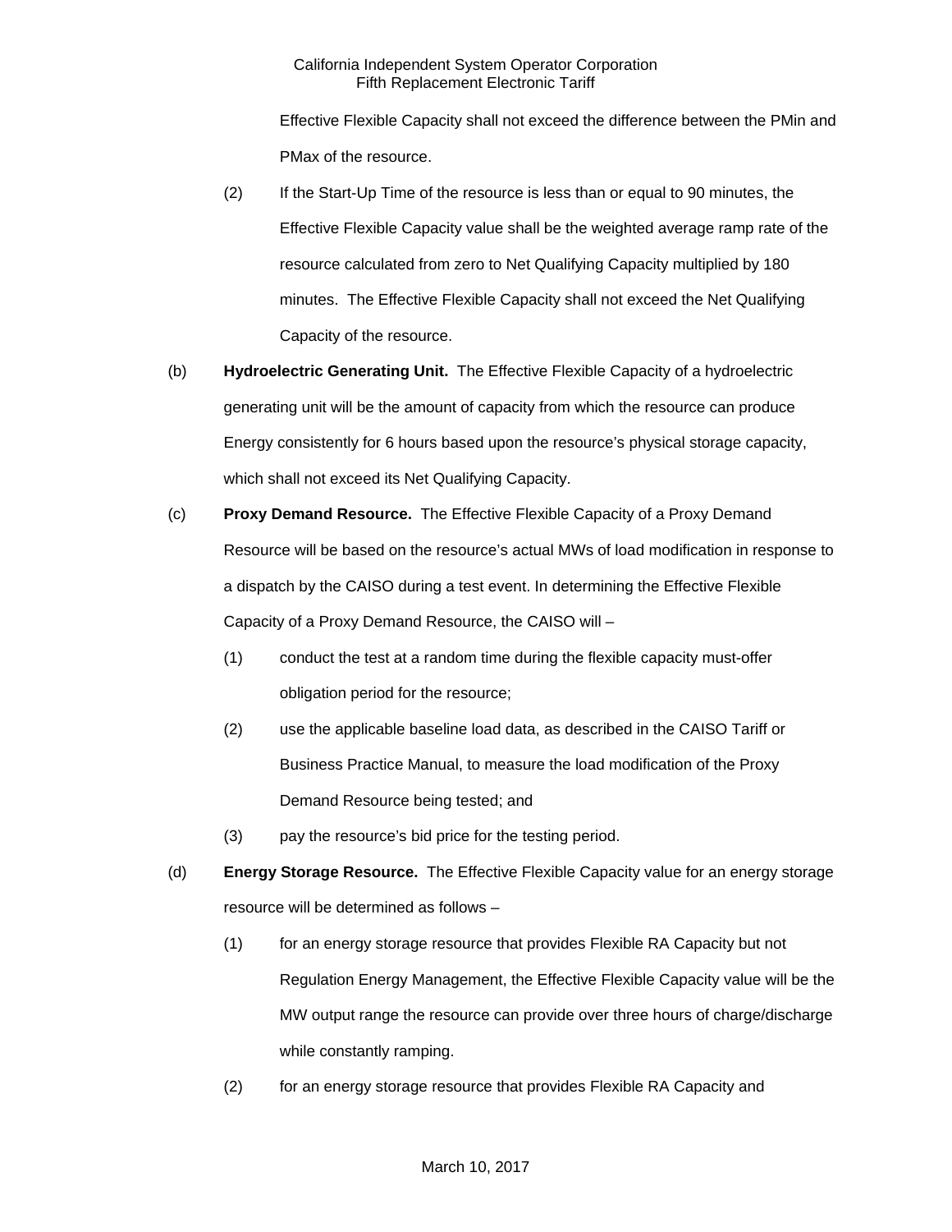Effective Flexible Capacity shall not exceed the difference between the PMin and PMax of the resource.

(2) If the Start-Up Time of the resource is less than or equal to 90 minutes, the Effective Flexible Capacity value shall be the weighted average ramp rate of the resource calculated from zero to Net Qualifying Capacity multiplied by 180 minutes. The Effective Flexible Capacity shall not exceed the Net Qualifying Capacity of the resource.

(b) **Hydroelectric Generating Unit.** The Effective Flexible Capacity of a hydroelectric generating unit will be the amount of capacity from which the resource can produce Energy consistently for 6 hours based upon the resource's physical storage capacity, which shall not exceed its Net Qualifying Capacity.

(c) **Proxy Demand Resource.** The Effective Flexible Capacity of a Proxy Demand Resource will be based on the resource's actual MWs of load modification in response to a dispatch by the CAISO during a test event. In determining the Effective Flexible Capacity of a Proxy Demand Resource, the CAISO will –

(1) conduct the test at a random time during the flexible capacity must-offer obligation period for the resource;

(2) use the applicable baseline load data, as described in the CAISO Tariff or Business Practice Manual, to measure the load modification of the Proxy Demand Resource being tested; and

(3) pay the resource's bid price for the testing period.

(d) **Energy Storage Resource.** The Effective Flexible Capacity value for an energy storage resource will be determined as follows –

(1) for an energy storage resource that provides Flexible RA Capacity but not Regulation Energy Management, the Effective Flexible Capacity value will be the MW output range the resource can provide over three hours of charge/discharge while constantly ramping.

(2) for an energy storage resource that provides Flexible RA Capacity and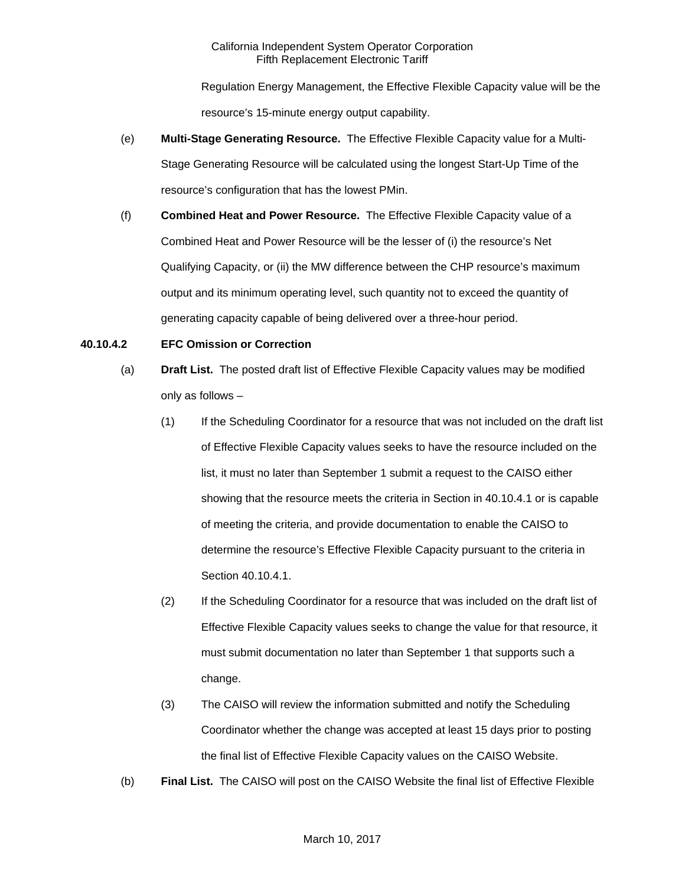Regulation Energy Management, the Effective Flexible Capacity value will be the resource's 15-minute energy output capability.

(e) **Multi-Stage Generating Resource.** The Effective Flexible Capacity value for a Multi-Stage Generating Resource will be calculated using the longest Start-Up Time of the resource's configuration that has the lowest PMin.

(f) **Combined Heat and Power Resource.** The Effective Flexible Capacity value of a Combined Heat and Power Resource will be the lesser of (i) the resource's Net Qualifying Capacity, or (ii) the MW difference between the CHP resource's maximum output and its minimum operating level, such quantity not to exceed the quantity of generating capacity capable of being delivered over a three-hour period.

**40.10.4.2 EFC Omission or Correction**

(a) **Draft List.** The posted draft list of Effective Flexible Capacity values may be modified only as follows –

(1) If the Scheduling Coordinator for a resource that was not included on the draft list of Effective Flexible Capacity values seeks to have the resource included on the list, it must no later than September 1 submit a request to the CAISO either showing that the resource meets the criteria in Section in 40.10.4.1 or is capable of meeting the criteria, and provide documentation to enable the CAISO to determine the resource's Effective Flexible Capacity pursuant to the criteria in Section 40.10.4.1.

(2) If the Scheduling Coordinator for a resource that was included on the draft list of Effective Flexible Capacity values seeks to change the value for that resource, it must submit documentation no later than September 1 that supports such a change.

(3) The CAISO will review the information submitted and notify the Scheduling Coordinator whether the change was accepted at least 15 days prior to posting the final list of Effective Flexible Capacity values on the CAISO Website.

(b) **Final List.** The CAISO will post on the CAISO Website the final list of Effective Flexible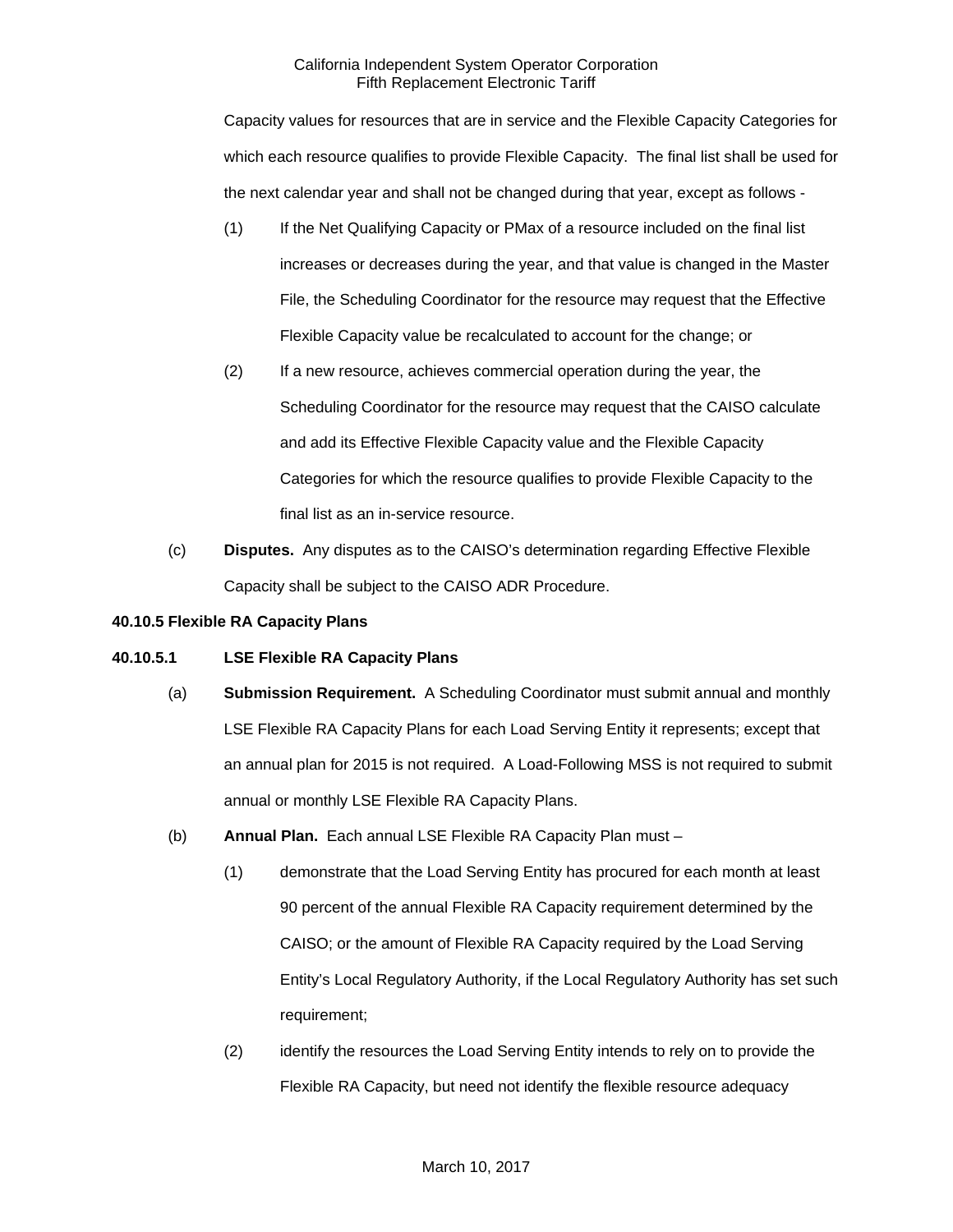Capacity values for resources that are in service and the Flexible Capacity Categories for which each resource qualifies to provide Flexible Capacity. The final list shall be used for the next calendar year and shall not be changed during that year, except as follows -

(1) If the Net Qualifying Capacity or PMax of a resource included on the final list increases or decreases during the year, and that value is changed in the Master File, the Scheduling Coordinator for the resource may request that the Effective Flexible Capacity value be recalculated to account for the change; or

(2) If a new resource, achieves commercial operation during the year, the Scheduling Coordinator for the resource may request that the CAISO calculate and add its Effective Flexible Capacity value and the Flexible Capacity Categories for which the resource qualifies to provide Flexible Capacity to the final list as an in-service resource.

(c) **Disputes.** Any disputes as to the CAISO's determination regarding Effective Flexible Capacity shall be subject to the CAISO ADR Procedure.

**40.10.5 Flexible RA Capacity Plans**

**40.10.5.1 LSE Flexible RA Capacity Plans**

(a) **Submission Requirement.** A Scheduling Coordinator must submit annual and monthly LSE Flexible RA Capacity Plans for each Load Serving Entity it represents; except that an annual plan for 2015 is not required. A Load-Following MSS is not required to submit annual or monthly LSE Flexible RA Capacity Plans.

(b) **Annual Plan.** Each annual LSE Flexible RA Capacity Plan must –

(1) demonstrate that the Load Serving Entity has procured for each month at least 90 percent of the annual Flexible RA Capacity requirement determined by the CAISO; or the amount of Flexible RA Capacity required by the Load Serving Entity's Local Regulatory Authority, if the Local Regulatory Authority has set such requirement;

(2) identify the resources the Load Serving Entity intends to rely on to provide the Flexible RA Capacity, but need not identify the flexible resource adequacy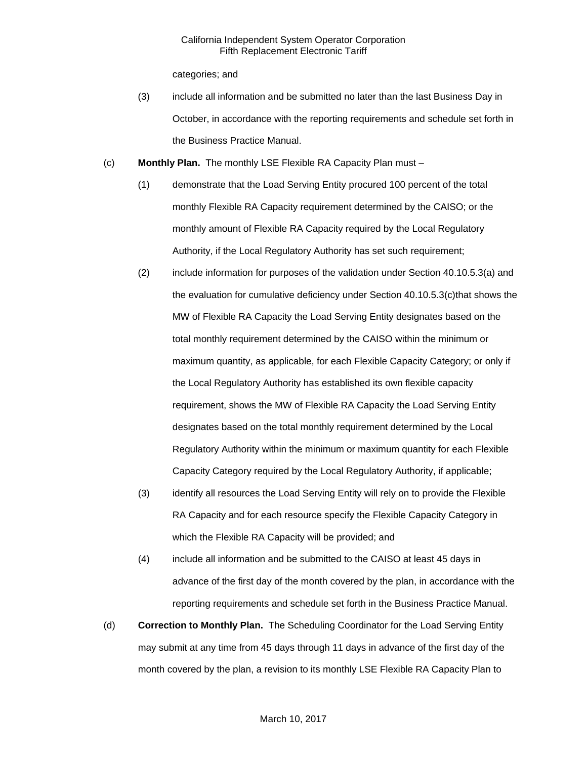categories; and

(3) include all information and be submitted no later than the last Business Day in October, in accordance with the reporting requirements and schedule set forth in the Business Practice Manual.

(c) **Monthly Plan.** The monthly LSE Flexible RA Capacity Plan must –

(1) demonstrate that the Load Serving Entity procured 100 percent of the total monthly Flexible RA Capacity requirement determined by the CAISO; or the monthly amount of Flexible RA Capacity required by the Local Regulatory Authority, if the Local Regulatory Authority has set such requirement;

(2) include information for purposes of the validation under Section 40.10.5.3(a) and the evaluation for cumulative deficiency under Section 40.10.5.3(c)that shows the MW of Flexible RA Capacity the Load Serving Entity designates based on the total monthly requirement determined by the CAISO within the minimum or maximum quantity, as applicable, for each Flexible Capacity Category; or only if the Local Regulatory Authority has established its own flexible capacity requirement, shows the MW of Flexible RA Capacity the Load Serving Entity designates based on the total monthly requirement determined by the Local Regulatory Authority within the minimum or maximum quantity for each Flexible Capacity Category required by the Local Regulatory Authority, if applicable;

(3) identify all resources the Load Serving Entity will rely on to provide the Flexible RA Capacity and for each resource specify the Flexible Capacity Category in which the Flexible RA Capacity will be provided; and

(4) include all information and be submitted to the CAISO at least 45 days in advance of the first day of the month covered by the plan, in accordance with the reporting requirements and schedule set forth in the Business Practice Manual.

(d) **Correction to Monthly Plan.** The Scheduling Coordinator for the Load Serving Entity may submit at any time from 45 days through 11 days in advance of the first day of the month covered by the plan, a revision to its monthly LSE Flexible RA Capacity Plan to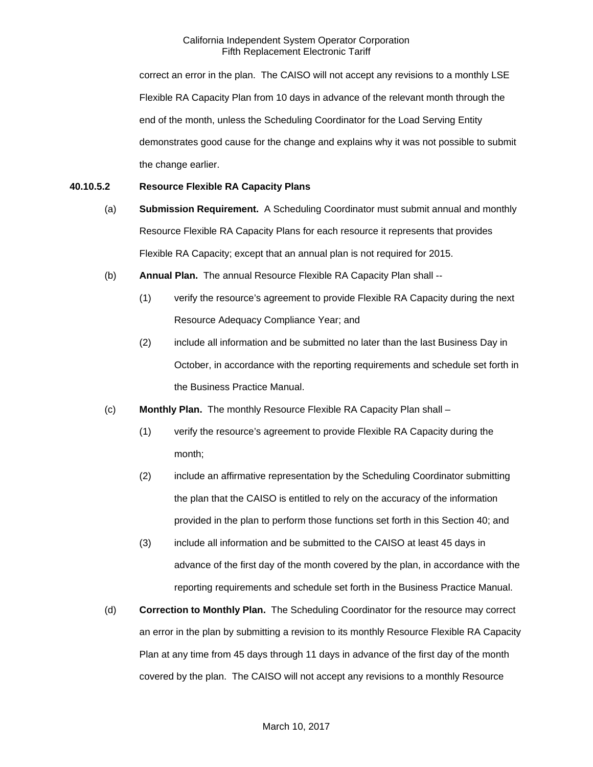correct an error in the plan. The CAISO will not accept any revisions to a monthly LSE Flexible RA Capacity Plan from 10 days in advance of the relevant month through the end of the month, unless the Scheduling Coordinator for the Load Serving Entity demonstrates good cause for the change and explains why it was not possible to submit the change earlier.

**40.10.5.2 Resource Flexible RA Capacity Plans**

(a) **Submission Requirement.** A Scheduling Coordinator must submit annual and monthly Resource Flexible RA Capacity Plans for each resource it represents that provides Flexible RA Capacity; except that an annual plan is not required for 2015.

(b) **Annual Plan.** The annual Resource Flexible RA Capacity Plan shall --

(1) verify the resource's agreement to provide Flexible RA Capacity during the next Resource Adequacy Compliance Year; and

(2) include all information and be submitted no later than the last Business Day in October, in accordance with the reporting requirements and schedule set forth in the Business Practice Manual.

(c) **Monthly Plan.** The monthly Resource Flexible RA Capacity Plan shall –

(1) verify the resource's agreement to provide Flexible RA Capacity during the month;

(2) include an affirmative representation by the Scheduling Coordinator submitting the plan that the CAISO is entitled to rely on the accuracy of the information provided in the plan to perform those functions set forth in this Section 40; and

(3) include all information and be submitted to the CAISO at least 45 days in advance of the first day of the month covered by the plan, in accordance with the reporting requirements and schedule set forth in the Business Practice Manual.

(d) **Correction to Monthly Plan.** The Scheduling Coordinator for the resource may correct an error in the plan by submitting a revision to its monthly Resource Flexible RA Capacity Plan at any time from 45 days through 11 days in advance of the first day of the month covered by the plan. The CAISO will not accept any revisions to a monthly Resource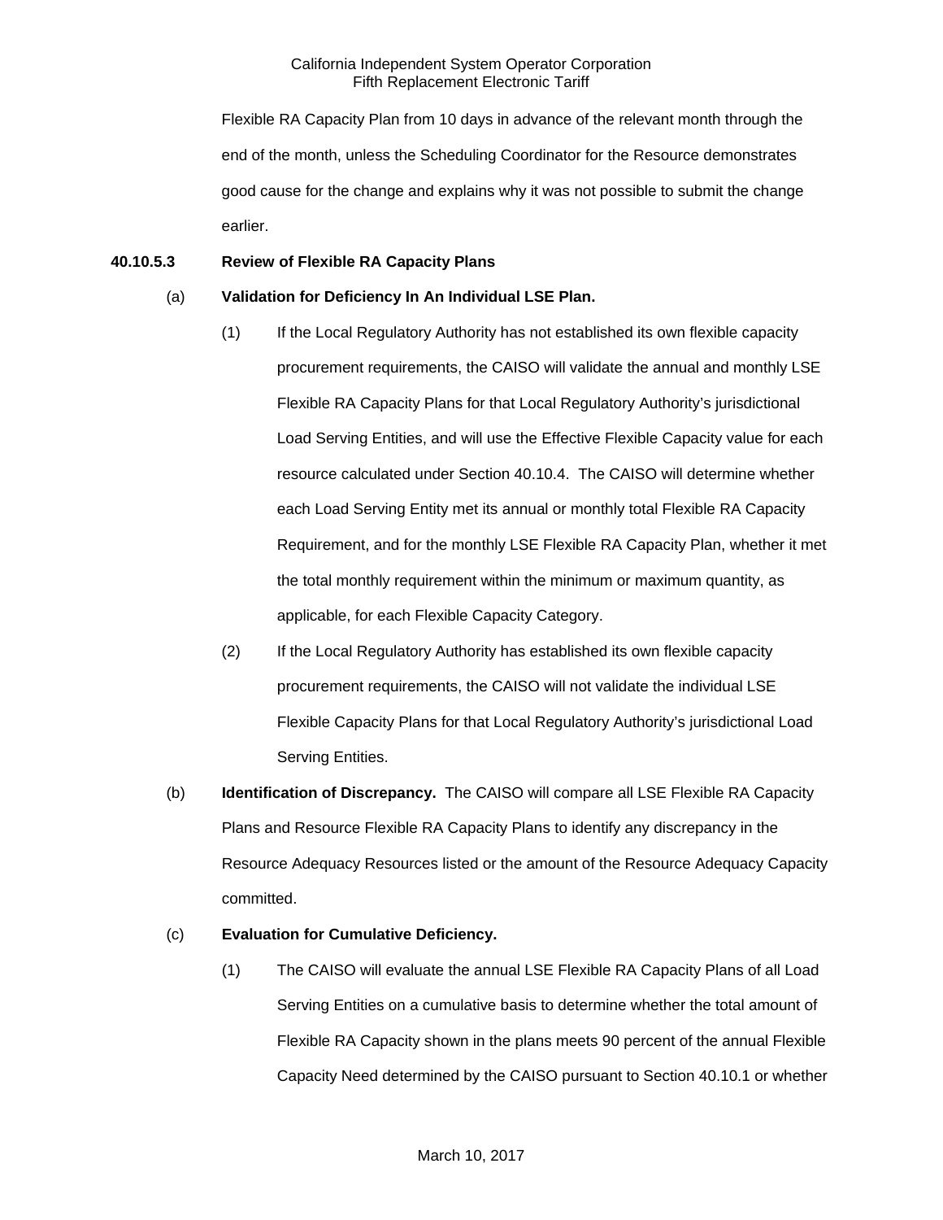Flexible RA Capacity Plan from 10 days in advance of the relevant month through the end of the month, unless the Scheduling Coordinator for the Resource demonstrates good cause for the change and explains why it was not possible to submit the change earlier.

**40.10.5.3 Review of Flexible RA Capacity Plans**

(a) **Validation for Deficiency In An Individual LSE Plan.**

(1) If the Local Regulatory Authority has not established its own flexible capacity procurement requirements, the CAISO will validate the annual and monthly LSE Flexible RA Capacity Plans for that Local Regulatory Authority's jurisdictional Load Serving Entities, and will use the Effective Flexible Capacity value for each resource calculated under Section 40.10.4. The CAISO will determine whether each Load Serving Entity met its annual or monthly total Flexible RA Capacity Requirement, and for the monthly LSE Flexible RA Capacity Plan, whether it met the total monthly requirement within the minimum or maximum quantity, as applicable, for each Flexible Capacity Category.

(2) If the Local Regulatory Authority has established its own flexible capacity procurement requirements, the CAISO will not validate the individual LSE Flexible Capacity Plans for that Local Regulatory Authority's jurisdictional Load Serving Entities.

(b) **Identification of Discrepancy.** The CAISO will compare all LSE Flexible RA Capacity Plans and Resource Flexible RA Capacity Plans to identify any discrepancy in the Resource Adequacy Resources listed or the amount of the Resource Adequacy Capacity committed.

(c) **Evaluation for Cumulative Deficiency.**

(1) The CAISO will evaluate the annual LSE Flexible RA Capacity Plans of all Load Serving Entities on a cumulative basis to determine whether the total amount of Flexible RA Capacity shown in the plans meets 90 percent of the annual Flexible Capacity Need determined by the CAISO pursuant to Section 40.10.1 or whether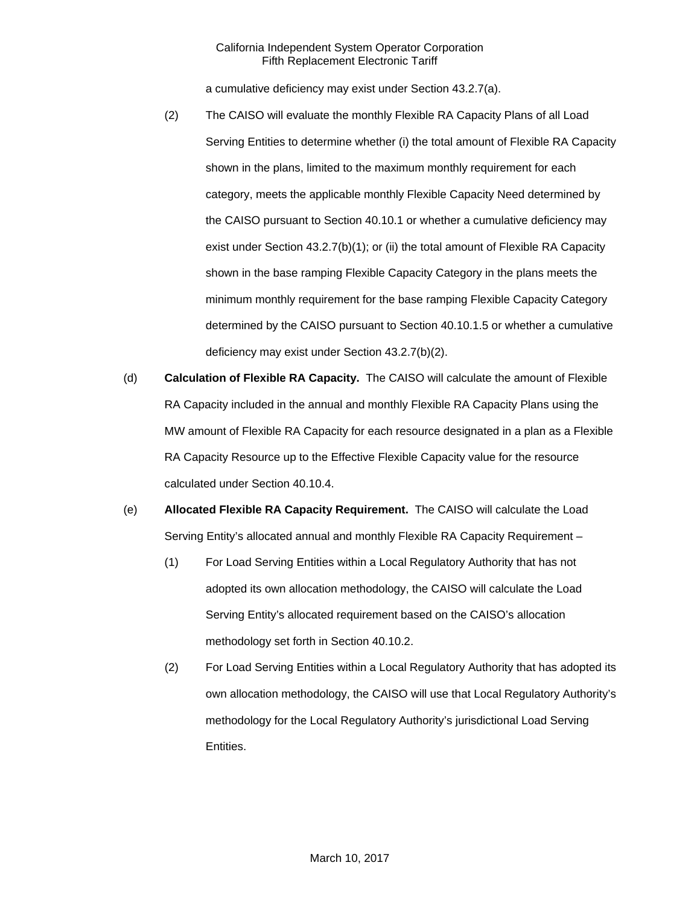a cumulative deficiency may exist under Section 43.2.7(a).

(2) The CAISO will evaluate the monthly Flexible RA Capacity Plans of all Load Serving Entities to determine whether (i) the total amount of Flexible RA Capacity shown in the plans, limited to the maximum monthly requirement for each category, meets the applicable monthly Flexible Capacity Need determined by the CAISO pursuant to Section 40.10.1 or whether a cumulative deficiency may exist under Section 43.2.7(b)(1); or (ii) the total amount of Flexible RA Capacity shown in the base ramping Flexible Capacity Category in the plans meets the minimum monthly requirement for the base ramping Flexible Capacity Category determined by the CAISO pursuant to Section 40.10.1.5 or whether a cumulative deficiency may exist under Section 43.2.7(b)(2).

(d) **Calculation of Flexible RA Capacity.** The CAISO will calculate the amount of Flexible RA Capacity included in the annual and monthly Flexible RA Capacity Plans using the MW amount of Flexible RA Capacity for each resource designated in a plan as a Flexible RA Capacity Resource up to the Effective Flexible Capacity value for the resource calculated under Section 40.10.4.

(e) **Allocated Flexible RA Capacity Requirement.** The CAISO will calculate the Load Serving Entity's allocated annual and monthly Flexible RA Capacity Requirement –

(1) For Load Serving Entities within a Local Regulatory Authority that has not adopted its own allocation methodology, the CAISO will calculate the Load Serving Entity's allocated requirement based on the CAISO's allocation methodology set forth in Section 40.10.2.

(2) For Load Serving Entities within a Local Regulatory Authority that has adopted its own allocation methodology, the CAISO will use that Local Regulatory Authority's methodology for the Local Regulatory Authority's jurisdictional Load Serving Entities.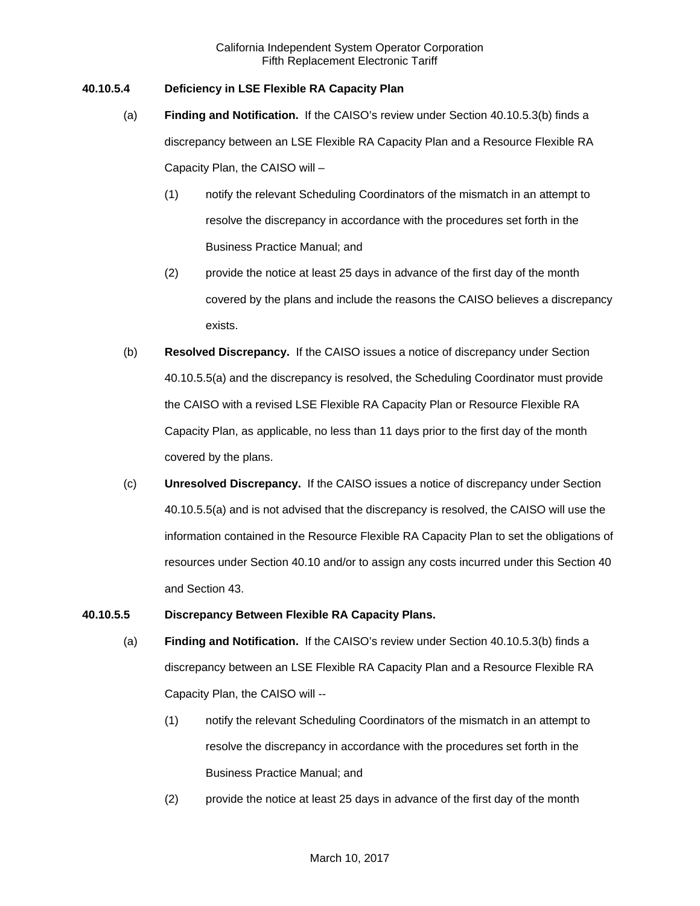**40.10.5.4 Deficiency in LSE Flexible RA Capacity Plan**

(a) **Finding and Notification.** If the CAISO's review under Section 40.10.5.3(b) finds a discrepancy between an LSE Flexible RA Capacity Plan and a Resource Flexible RA Capacity Plan, the CAISO will –

(1) notify the relevant Scheduling Coordinators of the mismatch in an attempt to resolve the discrepancy in accordance with the procedures set forth in the Business Practice Manual; and

(2) provide the notice at least 25 days in advance of the first day of the month covered by the plans and include the reasons the CAISO believes a discrepancy exists.

(b) **Resolved Discrepancy.** If the CAISO issues a notice of discrepancy under Section 40.10.5.5(a) and the discrepancy is resolved, the Scheduling Coordinator must provide the CAISO with a revised LSE Flexible RA Capacity Plan or Resource Flexible RA Capacity Plan, as applicable, no less than 11 days prior to the first day of the month covered by the plans.

(c) **Unresolved Discrepancy.** If the CAISO issues a notice of discrepancy under Section 40.10.5.5(a) and is not advised that the discrepancy is resolved, the CAISO will use the information contained in the Resource Flexible RA Capacity Plan to set the obligations of resources under Section 40.10 and/or to assign any costs incurred under this Section 40 and Section 43.

**40.10.5.5 Discrepancy Between Flexible RA Capacity Plans.**

(a) **Finding and Notification.** If the CAISO's review under Section 40.10.5.3(b) finds a discrepancy between an LSE Flexible RA Capacity Plan and a Resource Flexible RA Capacity Plan, the CAISO will --

(1) notify the relevant Scheduling Coordinators of the mismatch in an attempt to resolve the discrepancy in accordance with the procedures set forth in the Business Practice Manual; and

(2) provide the notice at least 25 days in advance of the first day of the month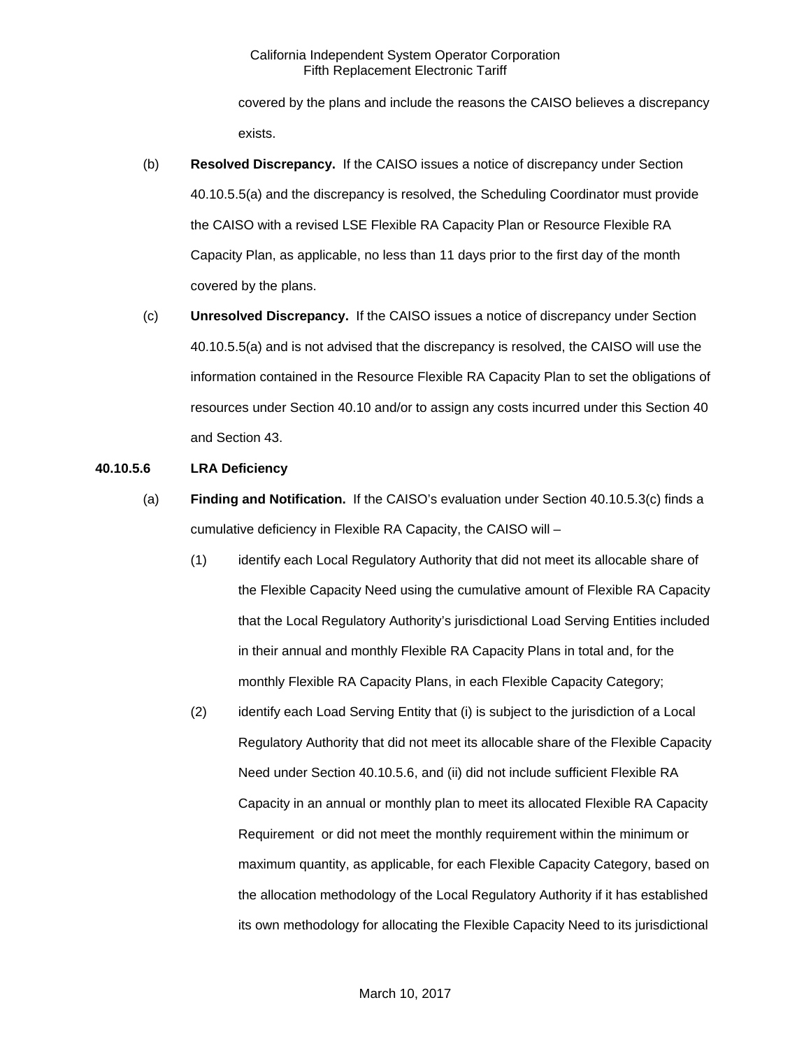covered by the plans and include the reasons the CAISO believes a discrepancy exists.

(b) **Resolved Discrepancy.** If the CAISO issues a notice of discrepancy under Section 40.10.5.5(a) and the discrepancy is resolved, the Scheduling Coordinator must provide the CAISO with a revised LSE Flexible RA Capacity Plan or Resource Flexible RA Capacity Plan, as applicable, no less than 11 days prior to the first day of the month covered by the plans.

(c) **Unresolved Discrepancy.** If the CAISO issues a notice of discrepancy under Section 40.10.5.5(a) and is not advised that the discrepancy is resolved, the CAISO will use the information contained in the Resource Flexible RA Capacity Plan to set the obligations of resources under Section 40.10 and/or to assign any costs incurred under this Section 40 and Section 43.

**40.10.5.6 LRA Deficiency**

(a) **Finding and Notification.** If the CAISO's evaluation under Section 40.10.5.3(c) finds a cumulative deficiency in Flexible RA Capacity, the CAISO will –

(1) identify each Local Regulatory Authority that did not meet its allocable share of the Flexible Capacity Need using the cumulative amount of Flexible RA Capacity that the Local Regulatory Authority's jurisdictional Load Serving Entities included in their annual and monthly Flexible RA Capacity Plans in total and, for the monthly Flexible RA Capacity Plans, in each Flexible Capacity Category;

(2) identify each Load Serving Entity that (i) is subject to the jurisdiction of a Local Regulatory Authority that did not meet its allocable share of the Flexible Capacity Need under Section 40.10.5.6, and (ii) did not include sufficient Flexible RA Capacity in an annual or monthly plan to meet its allocated Flexible RA Capacity Requirement or did not meet the monthly requirement within the minimum or maximum quantity, as applicable, for each Flexible Capacity Category, based on the allocation methodology of the Local Regulatory Authority if it has established its own methodology for allocating the Flexible Capacity Need to its jurisdictional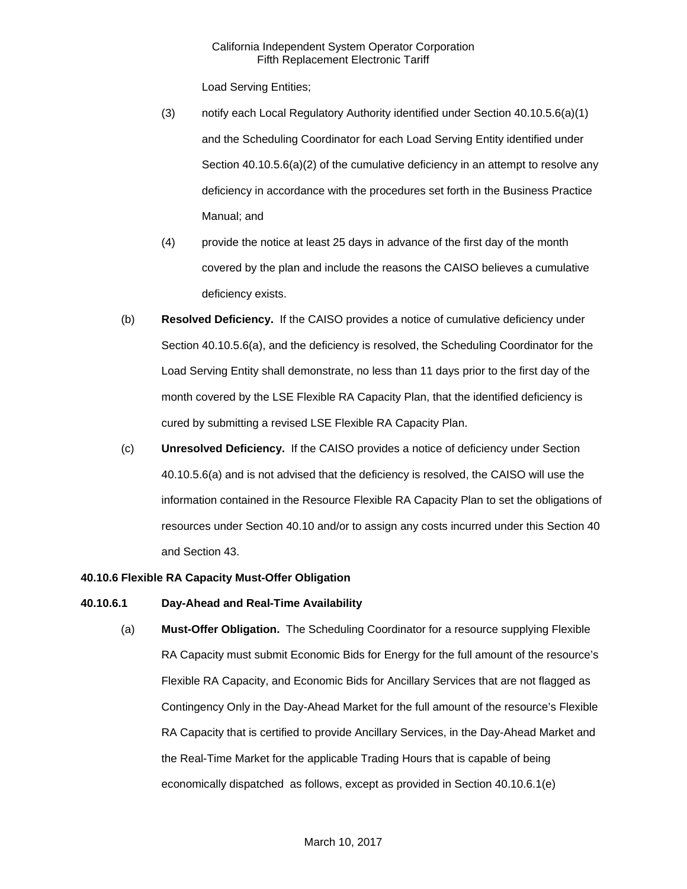Load Serving Entities;

(3) notify each Local Regulatory Authority identified under Section 40.10.5.6(a)(1) and the Scheduling Coordinator for each Load Serving Entity identified under Section 40.10.5.6(a)(2) of the cumulative deficiency in an attempt to resolve any deficiency in accordance with the procedures set forth in the Business Practice Manual; and

(4) provide the notice at least 25 days in advance of the first day of the month covered by the plan and include the reasons the CAISO believes a cumulative deficiency exists.

(b) **Resolved Deficiency.** If the CAISO provides a notice of cumulative deficiency under Section 40.10.5.6(a), and the deficiency is resolved, the Scheduling Coordinator for the Load Serving Entity shall demonstrate, no less than 11 days prior to the first day of the month covered by the LSE Flexible RA Capacity Plan, that the identified deficiency is cured by submitting a revised LSE Flexible RA Capacity Plan.

(c) **Unresolved Deficiency.** If the CAISO provides a notice of deficiency under Section 40.10.5.6(a) and is not advised that the deficiency is resolved, the CAISO will use the information contained in the Resource Flexible RA Capacity Plan to set the obligations of resources under Section 40.10 and/or to assign any costs incurred under this Section 40 and Section 43.

**40.10.6 Flexible RA Capacity Must-Offer Obligation**

**40.10.6.1 Day-Ahead and Real-Time Availability**

(a) **Must-Offer Obligation.** The Scheduling Coordinator for a resource supplying Flexible RA Capacity must submit Economic Bids for Energy for the full amount of the resource's Flexible RA Capacity, and Economic Bids for Ancillary Services that are not flagged as Contingency Only in the Day-Ahead Market for the full amount of the resource's Flexible RA Capacity that is certified to provide Ancillary Services, in the Day-Ahead Market and the Real-Time Market for the applicable Trading Hours that is capable of being economically dispatched as follows, except as provided in Section 40.10.6.1(e)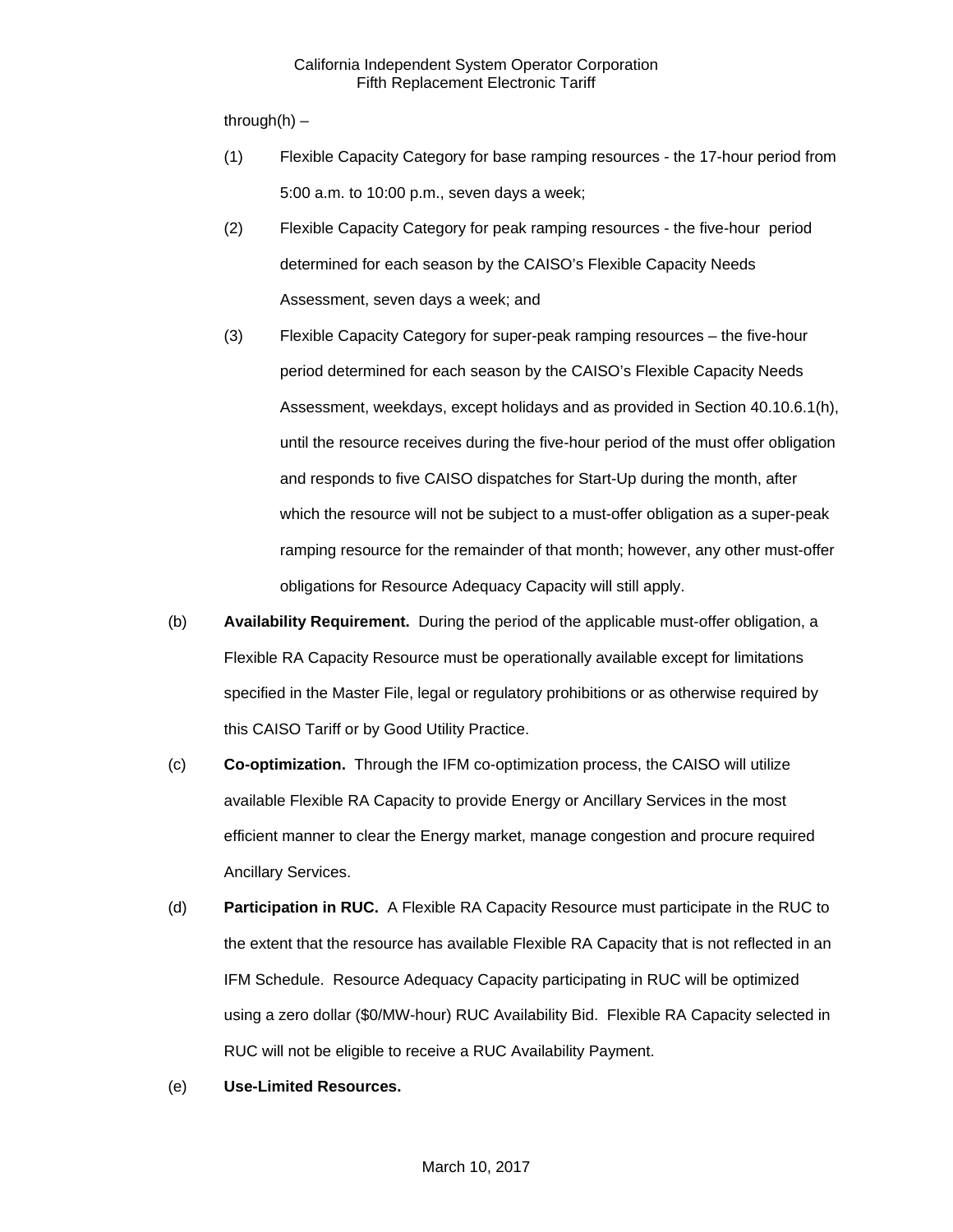through(h) –

(1) Flexible Capacity Category for base ramping resources - the 17-hour period from 5:00 a.m. to 10:00 p.m., seven days a week;

(2) Flexible Capacity Category for peak ramping resources - the five-hour period determined for each season by the CAISO's Flexible Capacity Needs Assessment, seven days a week; and

(3) Flexible Capacity Category for super-peak ramping resources – the five-hour period determined for each season by the CAISO's Flexible Capacity Needs Assessment, weekdays, except holidays and as provided in Section 40.10.6.1(h), until the resource receives during the five-hour period of the must offer obligation and responds to five CAISO dispatches for Start-Up during the month, after which the resource will not be subject to a must-offer obligation as a super-peak ramping resource for the remainder of that month; however, any other must-offer obligations for Resource Adequacy Capacity will still apply.

(b) **Availability Requirement.** During the period of the applicable must-offer obligation, a Flexible RA Capacity Resource must be operationally available except for limitations specified in the Master File, legal or regulatory prohibitions or as otherwise required by this CAISO Tariff or by Good Utility Practice.

(c) **Co-optimization.** Through the IFM co-optimization process, the CAISO will utilize available Flexible RA Capacity to provide Energy or Ancillary Services in the most efficient manner to clear the Energy market, manage congestion and procure required Ancillary Services.

(d) **Participation in RUC.** A Flexible RA Capacity Resource must participate in the RUC to the extent that the resource has available Flexible RA Capacity that is not reflected in an IFM Schedule. Resource Adequacy Capacity participating in RUC will be optimized using a zero dollar ($0/MW-hour) RUC Availability Bid. Flexible RA Capacity selected in RUC will not be eligible to receive a RUC Availability Payment.

(e) **Use-Limited Resources.**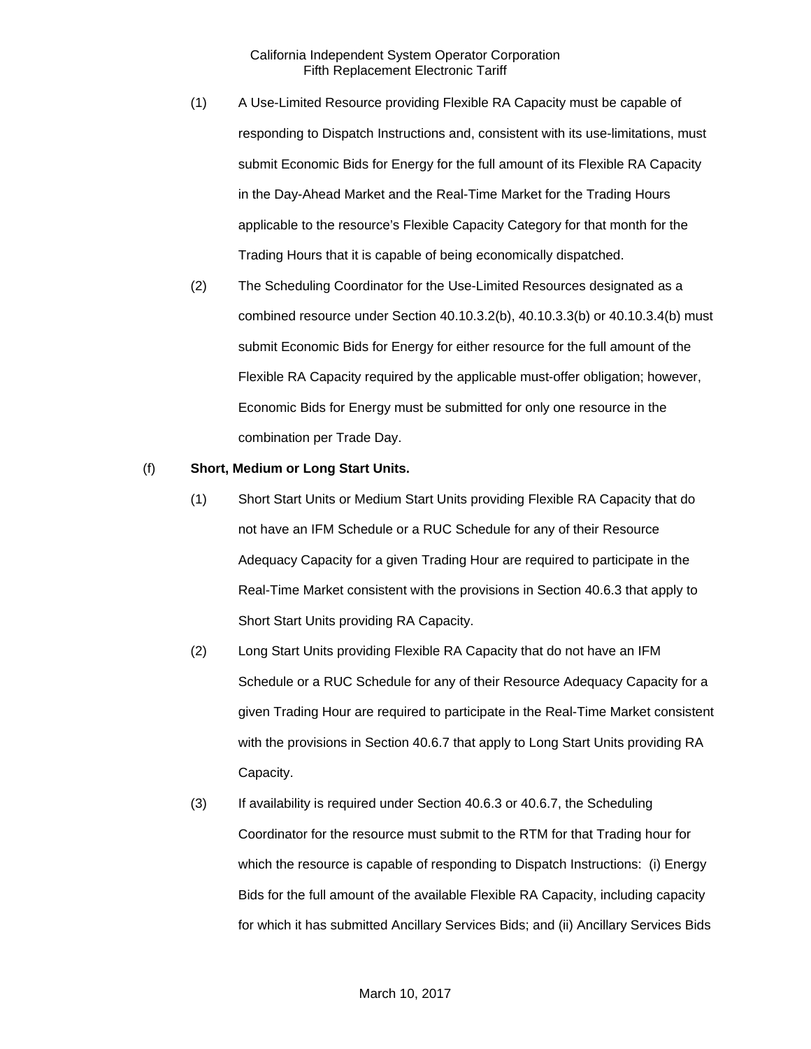(1) A Use-Limited Resource providing Flexible RA Capacity must be capable of responding to Dispatch Instructions and, consistent with its use-limitations, must submit Economic Bids for Energy for the full amount of its Flexible RA Capacity in the Day-Ahead Market and the Real-Time Market for the Trading Hours applicable to the resource's Flexible Capacity Category for that month for the Trading Hours that it is capable of being economically dispatched.

(2) The Scheduling Coordinator for the Use-Limited Resources designated as a combined resource under Section 40.10.3.2(b), 40.10.3.3(b) or 40.10.3.4(b) must submit Economic Bids for Energy for either resource for the full amount of the Flexible RA Capacity required by the applicable must-offer obligation; however, Economic Bids for Energy must be submitted for only one resource in the combination per Trade Day.

(f) **Short, Medium or Long Start Units.**

(1) Short Start Units or Medium Start Units providing Flexible RA Capacity that do not have an IFM Schedule or a RUC Schedule for any of their Resource Adequacy Capacity for a given Trading Hour are required to participate in the Real-Time Market consistent with the provisions in Section 40.6.3 that apply to Short Start Units providing RA Capacity.

(2) Long Start Units providing Flexible RA Capacity that do not have an IFM Schedule or a RUC Schedule for any of their Resource Adequacy Capacity for a given Trading Hour are required to participate in the Real-Time Market consistent with the provisions in Section 40.6.7 that apply to Long Start Units providing RA Capacity.

(3) If availability is required under Section 40.6.3 or 40.6.7, the Scheduling Coordinator for the resource must submit to the RTM for that Trading hour for which the resource is capable of responding to Dispatch Instructions: (i) Energy Bids for the full amount of the available Flexible RA Capacity, including capacity for which it has submitted Ancillary Services Bids; and (ii) Ancillary Services Bids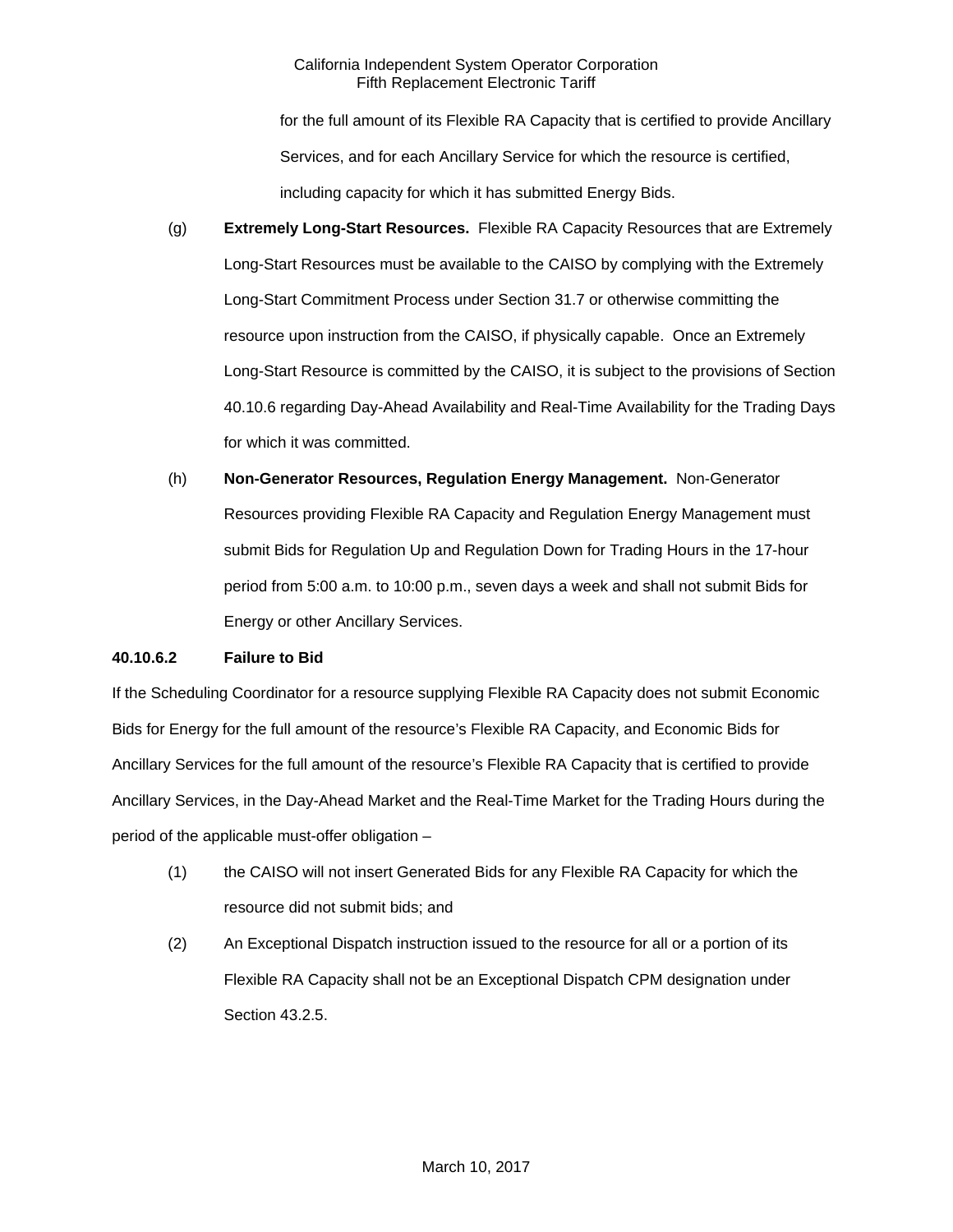for the full amount of its Flexible RA Capacity that is certified to provide Ancillary Services, and for each Ancillary Service for which the resource is certified, including capacity for which it has submitted Energy Bids.

(g) **Extremely Long-Start Resources.** Flexible RA Capacity Resources that are Extremely Long-Start Resources must be available to the CAISO by complying with the Extremely Long-Start Commitment Process under Section 31.7 or otherwise committing the resource upon instruction from the CAISO, if physically capable. Once an Extremely Long-Start Resource is committed by the CAISO, it is subject to the provisions of Section 40.10.6 regarding Day-Ahead Availability and Real-Time Availability for the Trading Days for which it was committed.

(h) **Non-Generator Resources, Regulation Energy Management.** Non-Generator Resources providing Flexible RA Capacity and Regulation Energy Management must submit Bids for Regulation Up and Regulation Down for Trading Hours in the 17-hour period from 5:00 a.m. to 10:00 p.m., seven days a week and shall not submit Bids for Energy or other Ancillary Services.

**40.10.6.2 Failure to Bid**

If the Scheduling Coordinator for a resource supplying Flexible RA Capacity does not submit Economic Bids for Energy for the full amount of the resource's Flexible RA Capacity, and Economic Bids for Ancillary Services for the full amount of the resource's Flexible RA Capacity that is certified to provide Ancillary Services, in the Day-Ahead Market and the Real-Time Market for the Trading Hours during the period of the applicable must-offer obligation –

(1) the CAISO will not insert Generated Bids for any Flexible RA Capacity for which the resource did not submit bids; and

(2) An Exceptional Dispatch instruction issued to the resource for all or a portion of its Flexible RA Capacity shall not be an Exceptional Dispatch CPM designation under Section 43.2.5.